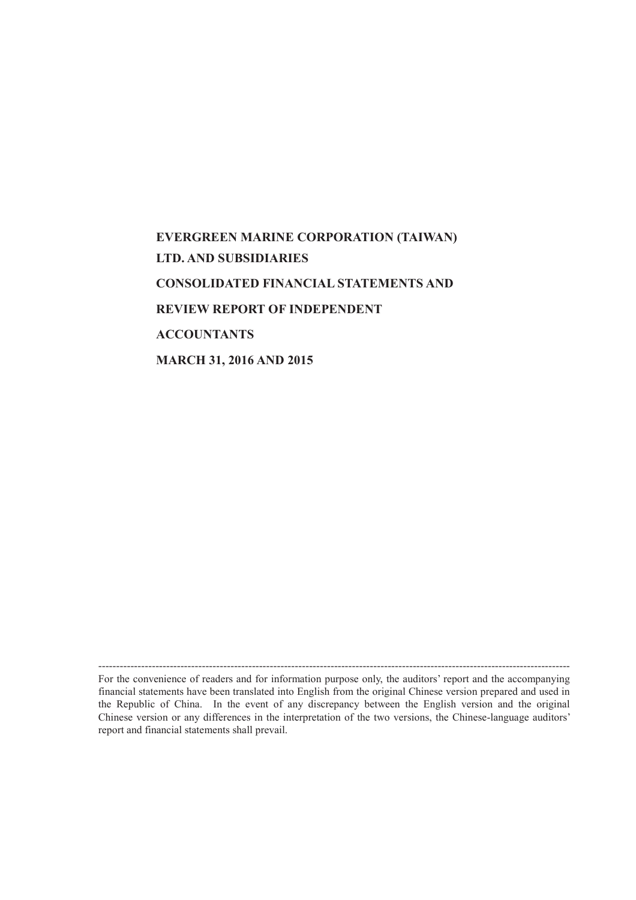# EVERGREEN MARINE CORPORATION (TAIWAN) LTD. AND SUBSIDIARIES

# CONSOLIDATED FINANCIAL STATEMENTS AND REVIEW REPORT OF INDEPENDENT ACCOUNTANTS

# MARCH 31, 2016 AND 2015

---

For the convenience of readers and for information purpose only, the auditors' report and the accompanying financial statements have been translated into English from the original Chinese version prepared and used in the Republic of China. In the event of any discrepancy between the English version and the original Chinese version or any differences in the interpretation of the two versions, the Chinese-language auditors' report and financial statements shall prevail.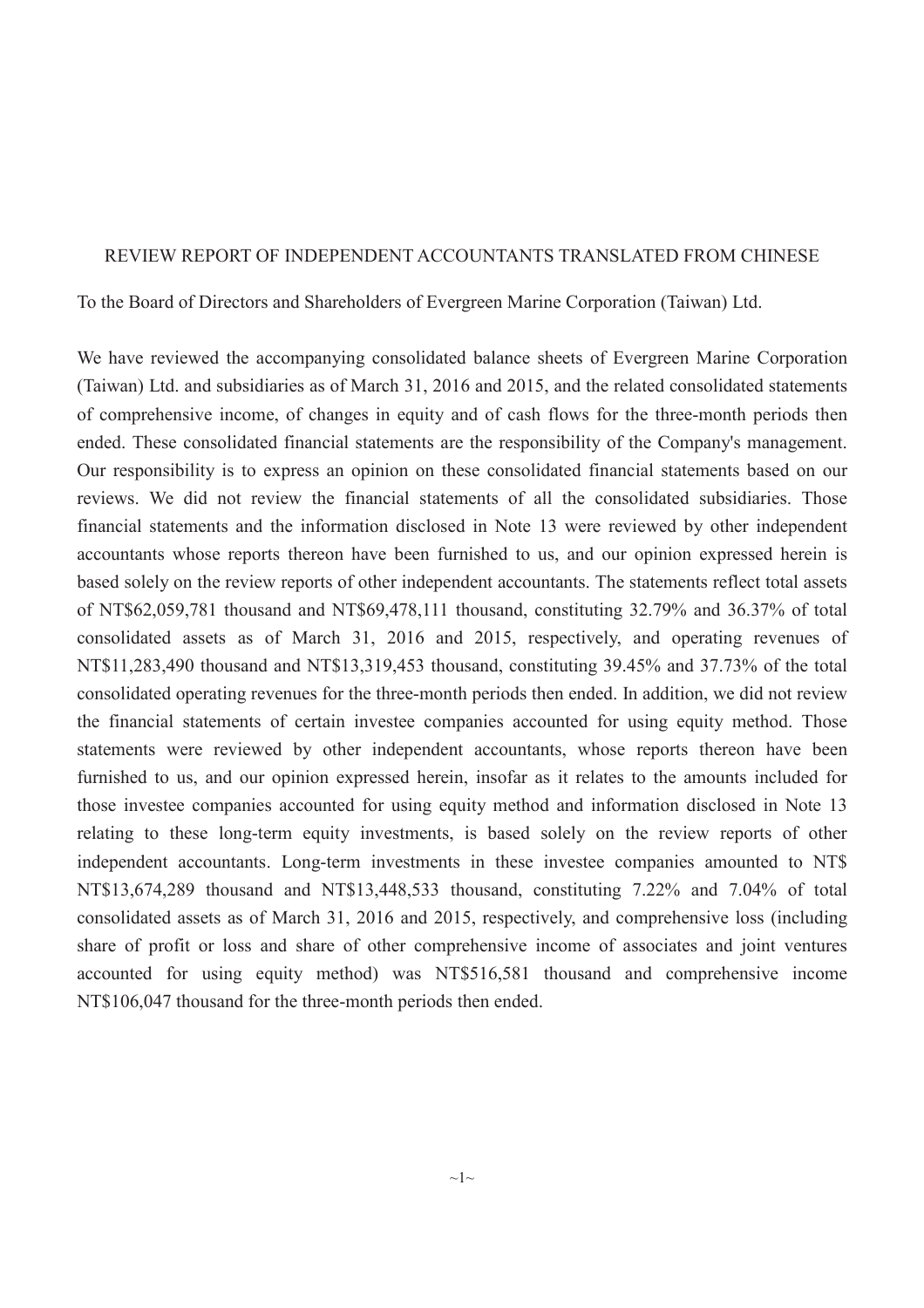REVIEW REPORT OF INDEPENDENT ACCOUNTANTS TRANSLATED FROM CHINESE

To the Board of Directors and Shareholders of Evergreen Marine Corporation (Taiwan) Ltd.

We have reviewed the accompanying consolidated balance sheets of Evergreen Marine Corporation (Taiwan) Ltd. and subsidiaries as of March 31, 2016 and 2015, and the related consolidated statements of comprehensive income, of changes in equity and of cash flows for the three-month periods then ended. These consolidated financial statements are the responsibility of the Company's management. Our responsibility is to express an opinion on these consolidated financial statements based on our reviews. We did not review the financial statements of all the consolidated subsidiaries. Those financial statements and the information disclosed in Note 13 were reviewed by other independent accountants whose reports thereon have been furnished to us, and our opinion expressed herein is based solely on the review reports of other independent accountants. The statements reflect total assets of NT$62,059,781 thousand and NT$69,478,111 thousand, constituting 32.79% and 36.37% of total consolidated assets as of March 31, 2016 and 2015, respectively, and operating revenues of NT$11,283,490 thousand and NT$13,319,453 thousand, constituting 39.45% and 37.73% of the total consolidated operating revenues for the three-month periods then ended. In addition, we did not review the financial statements of certain investee companies accounted for using equity method. Those statements were reviewed by other independent accountants, whose reports thereon have been furnished to us, and our opinion expressed herein, insofar as it relates to the amounts included for those investee companies accounted for using equity method and information disclosed in Note 13 relating to these long-term equity investments, is based solely on the review reports of other independent accountants. Long-term investments in these investee companies amounted to NT$ NT$13,674,289 thousand and NT$13,448,533 thousand, constituting 7.22% and 7.04% of total consolidated assets as of March 31, 2016 and 2015, respectively, and comprehensive loss (including share of profit or loss and share of other comprehensive income of associates and joint ventures accounted for using equity method) was NT$516,581 thousand and comprehensive income NT$106,047 thousand for the three-month periods then ended.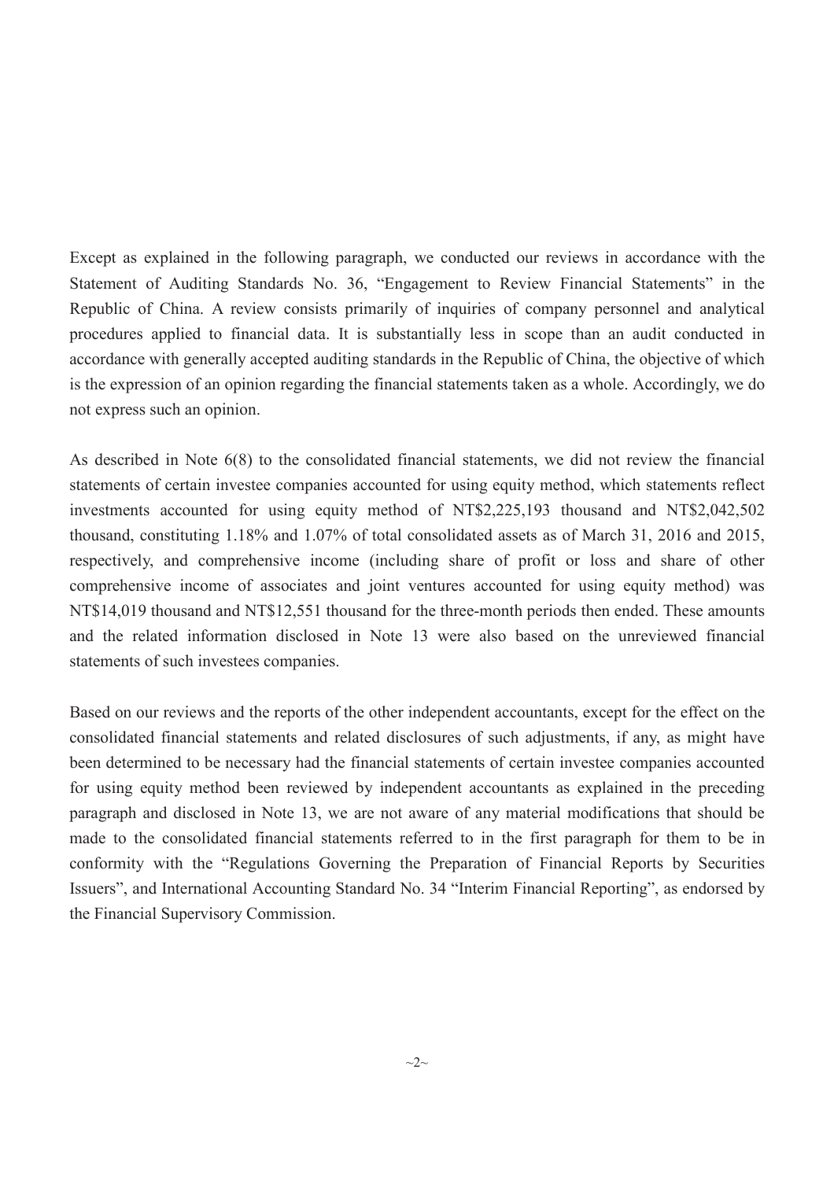Except as explained in the following paragraph, we conducted our reviews in accordance with the Statement of Auditing Standards No. 36, "Engagement to Review Financial Statements" in the Republic of China. A review consists primarily of inquiries of company personnel and analytical procedures applied to financial data. It is substantially less in scope than an audit conducted in accordance with generally accepted auditing standards in the Republic of China, the objective of which is the expression of an opinion regarding the financial statements taken as a whole. Accordingly, we do not express such an opinion.

As described in Note 6(8) to the consolidated financial statements, we did not review the financial statements of certain investee companies accounted for using equity method, which statements reflect investments accounted for using equity method of NT$2,225,193 thousand and NT$2,042,502 thousand, constituting 1.18% and 1.07% of total consolidated assets as of March 31, 2016 and 2015, respectively, and comprehensive income (including share of profit or loss and share of other comprehensive income of associates and joint ventures accounted for using equity method) was NT$14,019 thousand and NT$12,551 thousand for the three-month periods then ended. These amounts and the related information disclosed in Note 13 were also based on the unreviewed financial statements of such investees companies.

Based on our reviews and the reports of the other independent accountants, except for the effect on the consolidated financial statements and related disclosures of such adjustments, if any, as might have been determined to be necessary had the financial statements of certain investee companies accounted for using equity method been reviewed by independent accountants as explained in the preceding paragraph and disclosed in Note 13, we are not aware of any material modifications that should be made to the consolidated financial statements referred to in the first paragraph for them to be in conformity with the "Regulations Governing the Preparation of Financial Reports by Securities Issuers", and International Accounting Standard No. 34 "Interim Financial Reporting", as endorsed by the Financial Supervisory Commission.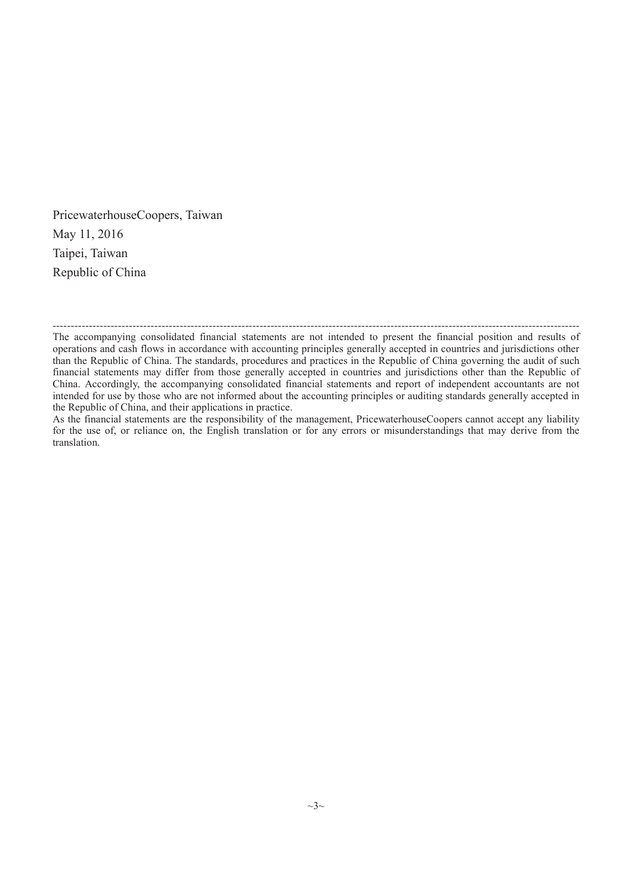PricewaterhouseCoopers, Taiwan

May 11, 2016

Taipei, Taiwan

Republic of China

---

The accompanying consolidated financial statements are not intended to present the financial position and results of operations and cash flows in accordance with accounting principles generally accepted in countries and jurisdictions other than the Republic of China. The standards, procedures and practices in the Republic of China governing the audit of such financial statements may differ from those generally accepted in countries and jurisdictions other than the Republic of China. Accordingly, the accompanying consolidated financial statements and report of independent accountants are not intended for use by those who are not informed about the accounting principles or auditing standards generally accepted in the Republic of China, and their applications in practice.

As the financial statements are the responsibility of the management, PricewaterhouseCoopers cannot accept any liability for the use of, or reliance on, the English translation or for any errors or misunderstandings that may derive from the translation.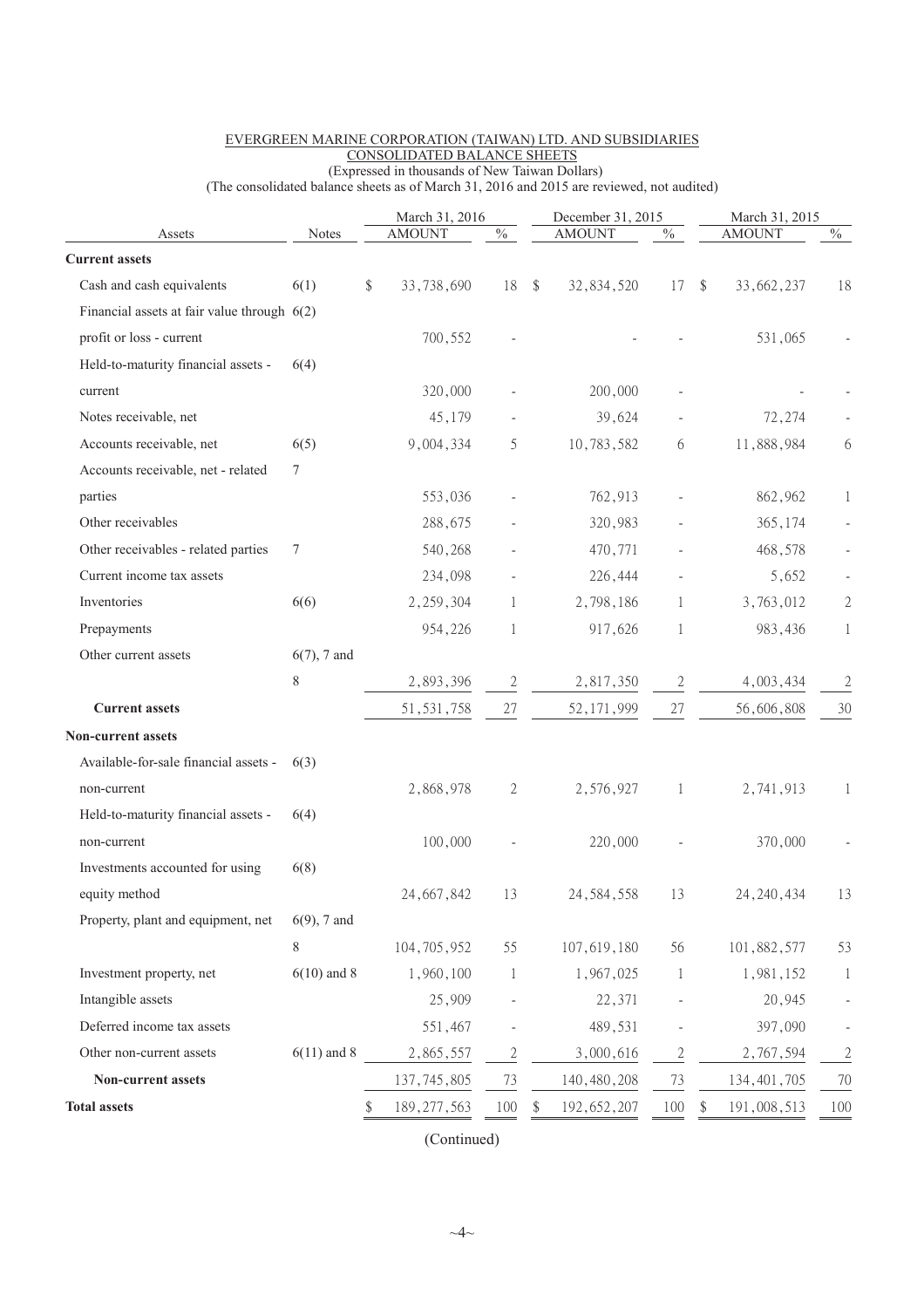EVERGREEN MARINE CORPORATION (TAIWAN) LTD. AND SUBSIDIARIES
CONSOLIDATED BALANCE SHEETS
(Expressed in thousands of New Taiwan Dollars)
(The consolidated balance sheets as of March 31, 2016 and 2015 are reviewed, not audited)

| Assets | Notes | March 31, 2016 AMOUNT | % | December 31, 2015 AMOUNT | % | March 31, 2015 AMOUNT | % |
|---|---|---|---|---|---|---|---|
| **Current assets** | | | | | | | |
| Cash and cash equivalents | 6(1) | $ 33,738,690 | 18 | $ 32,834,520 | 17 | $ 33,662,237 | 18 |
| Financial assets at fair value through profit or loss - current | 6(2) | 700,552 | - | - | - | 531,065 | - |
| Held-to-maturity financial assets - current | 6(4) | 320,000 | - | 200,000 | - | - | - |
| Notes receivable, net | | 45,179 | - | 39,624 | - | 72,274 | - |
| Accounts receivable, net | 6(5) | 9,004,334 | 5 | 10,783,582 | 6 | 11,888,984 | 6 |
| Accounts receivable, net - related parties | 7 | 553,036 | - | 762,913 | - | 862,962 | 1 |
| Other receivables | | 288,675 | - | 320,983 | - | 365,174 | - |
| Other receivables - related parties | 7 | 540,268 | - | 470,771 | - | 468,578 | - |
| Current income tax assets | | 234,098 | - | 226,444 | - | 5,652 | - |
| Inventories | 6(6) | 2,259,304 | 1 | 2,798,186 | 1 | 3,763,012 | 2 |
| Prepayments | | 954,226 | 1 | 917,626 | 1 | 983,436 | 1 |
| Other current assets | 6(7), 7 and 8 | 2,893,396 | 2 | 2,817,350 | 2 | 4,003,434 | 2 |
| **Current assets** | | 51,531,758 | 27 | 52,171,999 | 27 | 56,606,808 | 30 |
| **Non-current assets** | | | | | | | |
| Available-for-sale financial assets - non-current | 6(3) | 2,868,978 | 2 | 2,576,927 | 1 | 2,741,913 | 1 |
| Held-to-maturity financial assets - non-current | 6(4) | 100,000 | - | 220,000 | - | 370,000 | - |
| Investments accounted for using equity method | 6(8) | 24,667,842 | 13 | 24,584,558 | 13 | 24,240,434 | 13 |
| Property, plant and equipment, net | 6(9), 7 and 8 | 104,705,952 | 55 | 107,619,180 | 56 | 101,882,577 | 53 |
| Investment property, net | 6(10) and 8 | 1,960,100 | 1 | 1,967,025 | 1 | 1,981,152 | 1 |
| Intangible assets | | 25,909 | - | 22,371 | - | 20,945 | - |
| Deferred income tax assets | | 551,467 | - | 489,531 | - | 397,090 | - |
| Other non-current assets | 6(11) and 8 | 2,865,557 | 2 | 3,000,616 | 2 | 2,767,594 | 2 |
| **Non-current assets** | | 137,745,805 | 73 | 140,480,208 | 73 | 134,401,705 | 70 |
| **Total assets** | | $ 189,277,563 | 100 | $ 192,652,207 | 100 | $ 191,008,513 | 100 |

(Continued)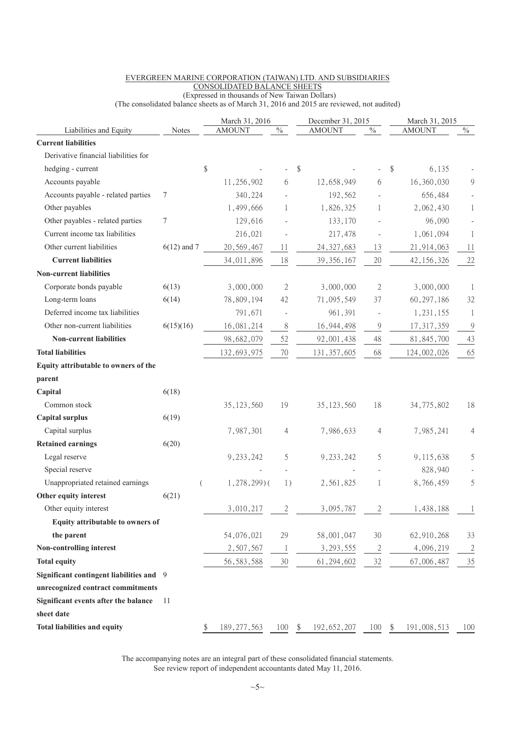EVERGREEN MARINE CORPORATION (TAIWAN) LTD. AND SUBSIDIARIES
CONSOLIDATED BALANCE SHEETS
(Expressed in thousands of New Taiwan Dollars)
(The consolidated balance sheets as of March 31, 2016 and 2015 are reviewed, not audited)

| Liabilities and Equity | Notes | March 31, 2016 AMOUNT | % | December 31, 2015 AMOUNT | % | March 31, 2015 AMOUNT | % |
|---|---|---|---|---|---|---|---|
| **Current liabilities** | | | | | | | |
| Derivative financial liabilities for hedging - current | | $ - | - | $ - | - | $ 6,135 | - |
| Accounts payable | | 11,256,902 | 6 | 12,658,949 | 6 | 16,360,030 | 9 |
| Accounts payable - related parties | 7 | 340,224 | - | 192,562 | - | 656,484 | - |
| Other payables | | 1,499,666 | 1 | 1,826,325 | 1 | 2,062,430 | 1 |
| Other payables - related parties | 7 | 129,616 | - | 133,170 | - | 96,090 | - |
| Current income tax liabilities | | 216,021 | - | 217,478 | - | 1,061,094 | 1 |
| Other current liabilities | 6(12) and 7 | 20,569,467 | 11 | 24,327,683 | 13 | 21,914,063 | 11 |
| **Current liabilities** | | 34,011,896 | 18 | 39,356,167 | 20 | 42,156,326 | 22 |
| **Non-current liabilities** | | | | | | | |
| Corporate bonds payable | 6(13) | 3,000,000 | 2 | 3,000,000 | 2 | 3,000,000 | 1 |
| Long-term loans | 6(14) | 78,809,194 | 42 | 71,095,549 | 37 | 60,297,186 | 32 |
| Deferred income tax liabilities | | 791,671 | - | 961,391 | - | 1,231,155 | 1 |
| Other non-current liabilities | 6(15)(16) | 16,081,214 | 8 | 16,944,498 | 9 | 17,317,359 | 9 |
| **Non-current liabilities** | | 98,682,079 | 52 | 92,001,438 | 48 | 81,845,700 | 43 |
| **Total liabilities** | | 132,693,975 | 70 | 131,357,605 | 68 | 124,002,026 | 65 |
| **Equity attributable to owners of the parent** | | | | | | | |
| **Capital** | 6(18) | | | | | | |
| Common stock | | 35,123,560 | 19 | 35,123,560 | 18 | 34,775,802 | 18 |
| **Capital surplus** | 6(19) | | | | | | |
| Capital surplus | | 7,987,301 | 4 | 7,986,633 | 4 | 7,985,241 | 4 |
| **Retained earnings** | 6(20) | | | | | | |
| Legal reserve | | 9,233,242 | 5 | 9,233,242 | 5 | 9,115,638 | 5 |
| Special reserve | | - | - | - | - | 828,940 | - |
| Unappropriated retained earnings | | ( 1,278,299) | ( 1) | 2,561,825 | 1 | 8,766,459 | 5 |
| **Other equity interest** | 6(21) | | | | | | |
| Other equity interest | | 3,010,217 | 2 | 3,095,787 | 2 | 1,438,188 | 1 |
| **Equity attributable to owners of the parent** | | 54,076,021 | 29 | 58,001,047 | 30 | 62,910,268 | 33 |
| **Non-controlling interest** | | 2,507,567 | 1 | 3,293,555 | 2 | 4,096,219 | 2 |
| **Total equity** | | 56,583,588 | 30 | 61,294,602 | 32 | 67,006,487 | 35 |
| **Significant contingent liabilities and unrecognized contract commitments** | 9 | | | | | | |
| **Significant events after the balance sheet date** | 11 | | | | | | |
| **Total liabilities and equity** | | $ 189,277,563 | 100 | $ 192,652,207 | 100 | $ 191,008,513 | 100 |

The accompanying notes are an integral part of these consolidated financial statements.
See review report of independent accountants dated May 11, 2016.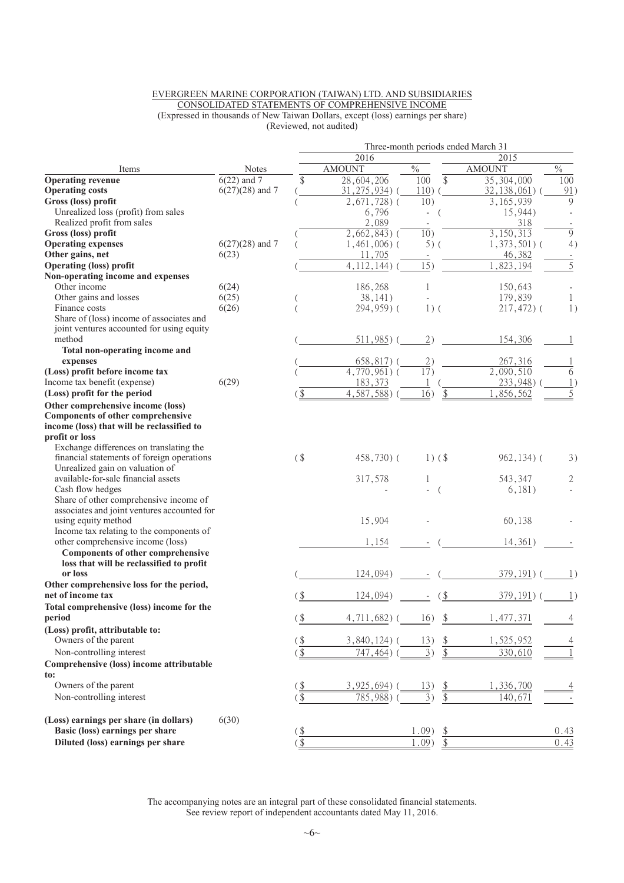EVERGREEN MARINE CORPORATION (TAIWAN) LTD. AND SUBSIDIARIES
CONSOLIDATED STATEMENTS OF COMPREHENSIVE INCOME
(Expressed in thousands of New Taiwan Dollars, except (loss) earnings per share)
(Reviewed, not audited)

| Items | Notes | Three-month periods ended March 31 | | | |
|---|---|---|---|---|---|
| | | 2016 | | 2015 | |
| | | AMOUNT | % | AMOUNT | % |
| **Operating revenue** | 6(22) and 7 | $ 28,604,206 | 100 | $ 35,304,000 | 100 |
| **Operating costs** | 6(27)(28) and 7 | ( 31,275,934) | ( 110) | ( 32,138,061) | ( 91) |
| **Gross (loss) profit** | | ( 2,671,728) | ( 10) | 3,165,939 | 9 |
| Unrealized loss (profit) from sales | | 6,796 | - | ( 15,944) | - |
| Realized profit from sales | | 2,089 | - | 318 | - |
| **Gross (loss) profit** | | ( 2,662,843) | ( 10) | 3,150,313 | 9 |
| **Operating expenses** | 6(27)(28) and 7 | ( 1,461,006) | ( 5) | ( 1,373,501) | ( 4) |
| **Other gains, net** | 6(23) | 11,705 | - | 46,382 | - |
| **Operating (loss) profit** | | ( 4,112,144) | ( 15) | 1,823,194 | 5 |
| **Non-operating income and expenses** | | | | | |
| Other income | 6(24) | 186,268 | 1 | 150,643 | - |
| Other gains and losses | 6(25) | ( 38,141) | - | 179,839 | 1 |
| Finance costs | 6(26) | ( 294,959) | ( 1) | ( 217,472) | ( 1) |
| Share of (loss) income of associates and joint ventures accounted for using equity method | | ( 511,985) | ( 2) | 154,306 | 1 |
| **Total non-operating income and expenses** | | ( 658,817) | ( 2) | 267,316 | 1 |
| **(Loss) profit before income tax** | | ( 4,770,961) | ( 17) | 2,090,510 | 6 |
| Income tax benefit (expense) | 6(29) | 183,373 | 1 | ( 233,948) | ( 1) |
| **(Loss) profit for the period** | | ($ 4,587,588) | ( 16) | $ 1,856,562 | 5 |
| **Other comprehensive income (loss)** | | | | | |
| **Components of other comprehensive income (loss) that will be reclassified to profit or loss** | | | | | |
| Exchange differences on translating the financial statements of foreign operations | | ($ 458,730) | ( 1) | ($ 962,134) | ( 3) |
| Unrealized gain on valuation of available-for-sale financial assets | | 317,578 | 1 | 543,347 | 2 |
| Cash flow hedges | | - | - | ( 6,181) | - |
| Share of other comprehensive income of associates and joint ventures accounted for using equity method | | 15,904 | - | 60,138 | - |
| Income tax relating to the components of other comprehensive income (loss) | | 1,154 | - | ( 14,361) | - |
| **Components of other comprehensive loss that will be reclassified to profit or loss** | | ( 124,094) | - | ( 379,191) | ( 1) |
| **Other comprehensive loss for the period, net of income tax** | | ($ 124,094) | - | ($ 379,191) | ( 1) |
| **Total comprehensive (loss) income for the period** | | ($ 4,711,682) | ( 16) | $ 1,477,371 | 4 |
| **(Loss) profit, attributable to:** | | | | | |
| Owners of the parent | | ($ 3,840,124) | ( 13) | $ 1,525,952 | 4 |
| Non-controlling interest | | ($ 747,464) | ( 3) | $ 330,610 | 1 |
| **Comprehensive (loss) income attributable to:** | | | | | |
| Owners of the parent | | ($ 3,925,694) | ( 13) | $ 1,336,700 | 4 |
| Non-controlling interest | | ($ 785,988) | ( 3) | $ 140,671 | - |
| **(Loss) earnings per share (in dollars)** | 6(30) | | | | |
| **Basic (loss) earnings per share** | | ($ | 1.09) | $ | 0.43 |
| **Diluted (loss) earnings per share** | | ($ | 1.09) | $ | 0.43 |

The accompanying notes are an integral part of these consolidated financial statements.
See review report of independent accountants dated May 11, 2016.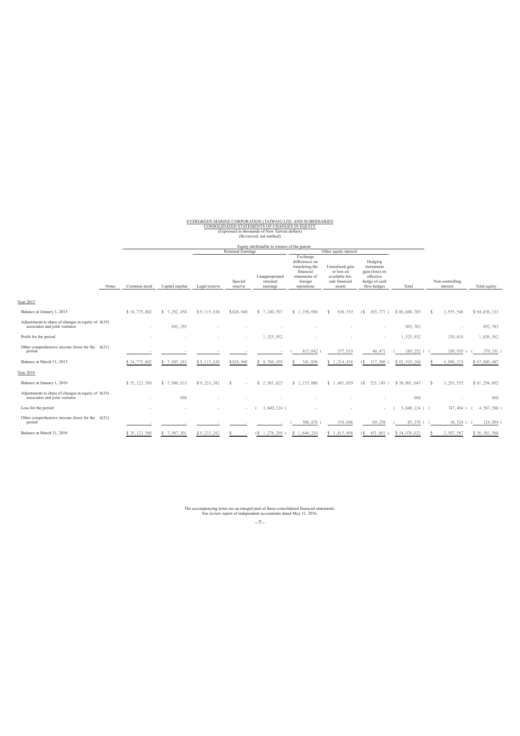EVERGREEN MARINE CORPORATION (TAIWAN) LTD. AND SUBSIDIARIES
CONSOLIDATED STATEMENTS OF CHANGES IN EQUITY
(Expressed in thousands of New Taiwan dollars)
(Reviewed, not audited)

| | | Equity attributable to owners of the parent | | | | | | | | | | | |
|---|---|---|---|---|---|---|---|---|---|---|---|---|---|
| | | | | Retained Earnings | | | Other equity interest | | | | | | |
| | Notes | Common stock | Capital surplus | Legal reserve | Special reserve | Unappropriated retained earnings | Exchange differences on translating the financial statements of foreign operations | Unrealized gain or loss on available-for-sale financial assets | Hedging instrument gain (loss) on effective hedge of cash flow hedges | Total | Non-controlling interest | Total equity |
| Year 2015 | | | | | | | | | | | | |
| Balance at January 1, 2015 | | $ 34,775,802 | $ 7,292,458 | $ 9,115,638 | $ 828,940 | $ 7,240,507 | $ 1,356,698 | $ 636,519 | ($ 365,777 ) | $ 60,880,785 | $ 3,955,548 | $ 64,836,333 |
| Adjustments to share of changes in equity of associates and joint ventures | 6(19) | - | 692,783 | - | - | - | - | - | - | 692,783 | - | 692,783 |
| Profit for the period | | - | - | - | - | 1,525,952 | - | - | - | 1,525,952 | 330,610 | 1,856,562 |
| Other comprehensive income (loss) for the period | 6(21) | - | - | - | - | - | ( 815,642 ) | 577,919 | 48,471 | ( 189,252 ) | ( 189,939 ) | ( 379,191 ) |
| Balance at March 31, 2015 | | $ 34,775,802 | $ 7,985,241 | $ 9,115,638 | $ 828,940 | $ 8,766,459 | $ 541,056 | $ 1,214,438 | ($ 317,306 ) | $ 62,910,268 | $ 4,096,219 | $ 67,006,487 |
| Year 2016 | | | | | | | | | | | | |
| Balance at January 1, 2016 | | $ 35,123,560 | $ 7,986,633 | $ 9,233,242 | $ - | $ 2,561,825 | $ 2,155,086 | $ 1,461,850 | ($ 521,149 ) | $ 58,001,047 | $ 3,293,555 | $ 61,294,602 |
| Adjustments to share of changes in equity of associates and joint ventures | 6(19) | - | 668 | - | - | - | - | - | - | 668 | - | 668 |
| Loss for the period | | - | - | - | - | ( 3,840,124 ) | - | - | - | ( 3,840,124 ) | ( 747,464 ) | ( 4,587,588 ) |
| Other comprehensive income (loss) for the period | 6(21) | - | - | - | - | - | ( 508,876 ) | 354,048 | 69,258 | ( 85,570 ) | ( 38,524 ) | ( 124,094 ) |
| Balance at March 31, 2016 | | $ 35,123,560 | $ 7,987,301 | $ 9,233,242 | $ - | ($ 1,278,299 ) | $ 1,646,210 | $ 1,815,898 | ($ 451,891 ) | $ 54,076,021 | $ 2,507,567 | $ 56,583,588 |

The accompanying notes are an integral part of these consolidated financial statements.
See review report of independent accountants dated May 11, 2016.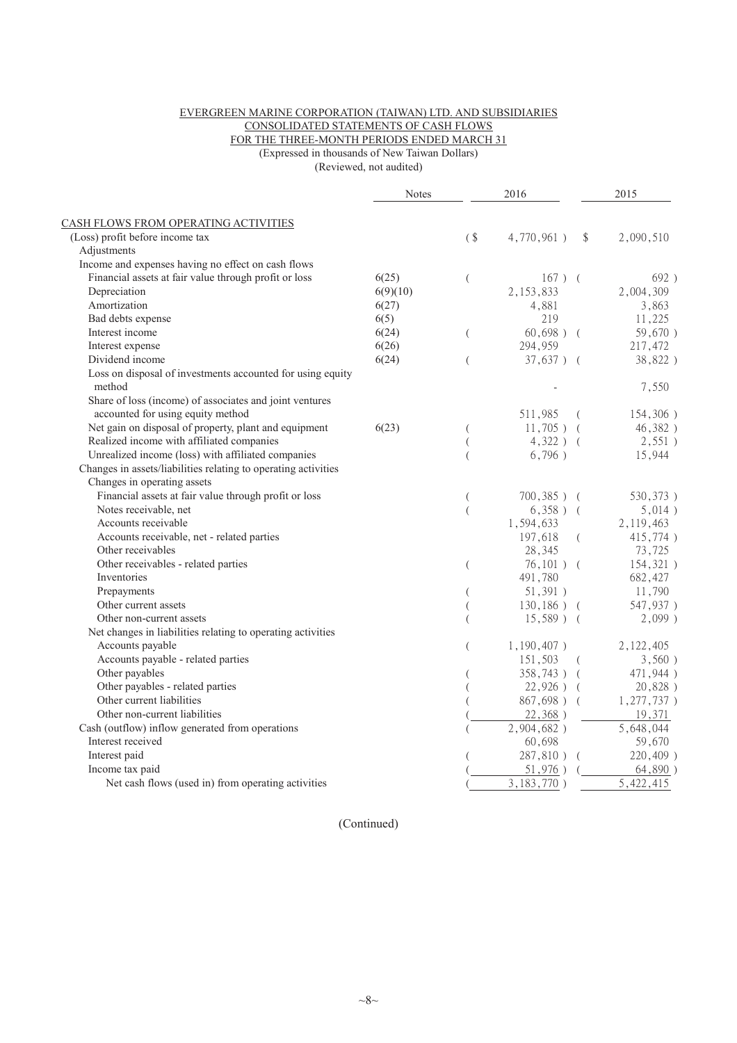EVERGREEN MARINE CORPORATION (TAIWAN) LTD. AND SUBSIDIARIES
CONSOLIDATED STATEMENTS OF CASH FLOWS
FOR THE THREE-MONTH PERIODS ENDED MARCH 31
(Expressed in thousands of New Taiwan Dollars)
(Reviewed, not audited)

| | Notes | 2016 | 2015 |
|---|---|---|---|
| CASH FLOWS FROM OPERATING ACTIVITIES | | | |
| (Loss) profit before income tax | | ($ 4,770,961 ) | $ 2,090,510 |
| Adjustments | | | |
| Income and expenses having no effect on cash flows | | | |
| Financial assets at fair value through profit or loss | 6(25) | ( 167 ) | ( 692 ) |
| Depreciation | 6(9)(10) | 2,153,833 | 2,004,309 |
| Amortization | 6(27) | 4,881 | 3,863 |
| Bad debts expense | 6(5) | 219 | 11,225 |
| Interest income | 6(24) | ( 60,698 ) | ( 59,670 ) |
| Interest expense | 6(26) | 294,959 | 217,472 |
| Dividend income | 6(24) | ( 37,637 ) | ( 38,822 ) |
| Loss on disposal of investments accounted for using equity method | | - | 7,550 |
| Share of loss (income) of associates and joint ventures accounted for using equity method | | 511,985 | ( 154,306 ) |
| Net gain on disposal of property, plant and equipment | 6(23) | ( 11,705 ) | ( 46,382 ) |
| Realized income with affiliated companies | | ( 4,322 ) | ( 2,551 ) |
| Unrealized income (loss) with affiliated companies | | ( 6,796 ) | 15,944 |
| Changes in assets/liabilities relating to operating activities | | | |
| Changes in operating assets | | | |
| Financial assets at fair value through profit or loss | | ( 700,385 ) | ( 530,373 ) |
| Notes receivable, net | | ( 6,358 ) | ( 5,014 ) |
| Accounts receivable | | 1,594,633 | 2,119,463 |
| Accounts receivable, net - related parties | | 197,618 | ( 415,774 ) |
| Other receivables | | 28,345 | 73,725 |
| Other receivables - related parties | | ( 76,101 ) | ( 154,321 ) |
| Inventories | | 491,780 | 682,427 |
| Prepayments | | ( 51,391 ) | 11,790 |
| Other current assets | | ( 130,186 ) | ( 547,937 ) |
| Other non-current assets | | ( 15,589 ) | ( 2,099 ) |
| Net changes in liabilities relating to operating activities | | | |
| Accounts payable | | ( 1,190,407 ) | 2,122,405 |
| Accounts payable - related parties | | 151,503 | ( 3,560 ) |
| Other payables | | ( 358,743 ) | ( 471,944 ) |
| Other payables - related parties | | ( 22,926 ) | ( 20,828 ) |
| Other current liabilities | | ( 867,698 ) | ( 1,277,737 ) |
| Other non-current liabilities | | ( 22,368 ) | 19,371 |
| Cash (outflow) inflow generated from operations | | ( 2,904,682 ) | 5,648,044 |
| Interest received | | 60,698 | 59,670 |
| Interest paid | | ( 287,810 ) | ( 220,409 ) |
| Income tax paid | | ( 51,976 ) | ( 64,890 ) |
| Net cash flows (used in) from operating activities | | ( 3,183,770 ) | 5,422,415 |

(Continued)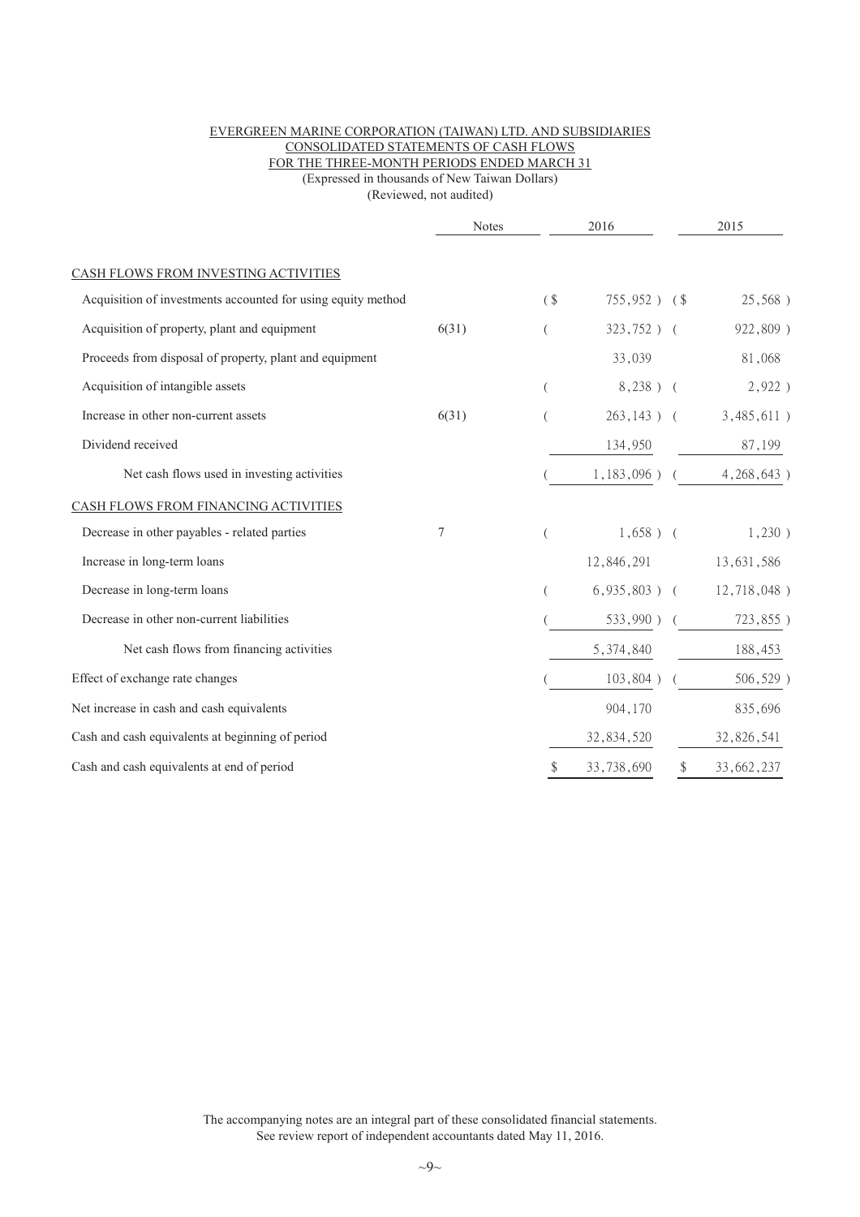EVERGREEN MARINE CORPORATION (TAIWAN) LTD. AND SUBSIDIARIES
CONSOLIDATED STATEMENTS OF CASH FLOWS
FOR THE THREE-MONTH PERIODS ENDED MARCH 31
(Expressed in thousands of New Taiwan Dollars)
(Reviewed, not audited)

| | Notes | 2016 | 2015 |
|---|---|---|---|
| CASH FLOWS FROM INVESTING ACTIVITIES | | | |
| Acquisition of investments accounted for using equity method | | ($ 755,952 ) | ($ 25,568 ) |
| Acquisition of property, plant and equipment | 6(31) | ( 323,752 ) | ( 922,809 ) |
| Proceeds from disposal of property, plant and equipment | | 33,039 | 81,068 |
| Acquisition of intangible assets | | ( 8,238 ) | ( 2,922 ) |
| Increase in other non-current assets | 6(31) | ( 263,143 ) | ( 3,485,611 ) |
| Dividend received | | 134,950 | 87,199 |
| Net cash flows used in investing activities | | ( 1,183,096 ) | ( 4,268,643 ) |
| CASH FLOWS FROM FINANCING ACTIVITIES | | | |
| Decrease in other payables - related parties | 7 | ( 1,658 ) | ( 1,230 ) |
| Increase in long-term loans | | 12,846,291 | 13,631,586 |
| Decrease in long-term loans | | ( 6,935,803 ) | ( 12,718,048 ) |
| Decrease in other non-current liabilities | | ( 533,990 ) | ( 723,855 ) |
| Net cash flows from financing activities | | 5,374,840 | 188,453 |
| Effect of exchange rate changes | | ( 103,804 ) | ( 506,529 ) |
| Net increase in cash and cash equivalents | | 904,170 | 835,696 |
| Cash and cash equivalents at beginning of period | | 32,834,520 | 32,826,541 |
| Cash and cash equivalents at end of period | | $ 33,738,690 | $ 33,662,237 |

The accompanying notes are an integral part of these consolidated financial statements.
See review report of independent accountants dated May 11, 2016.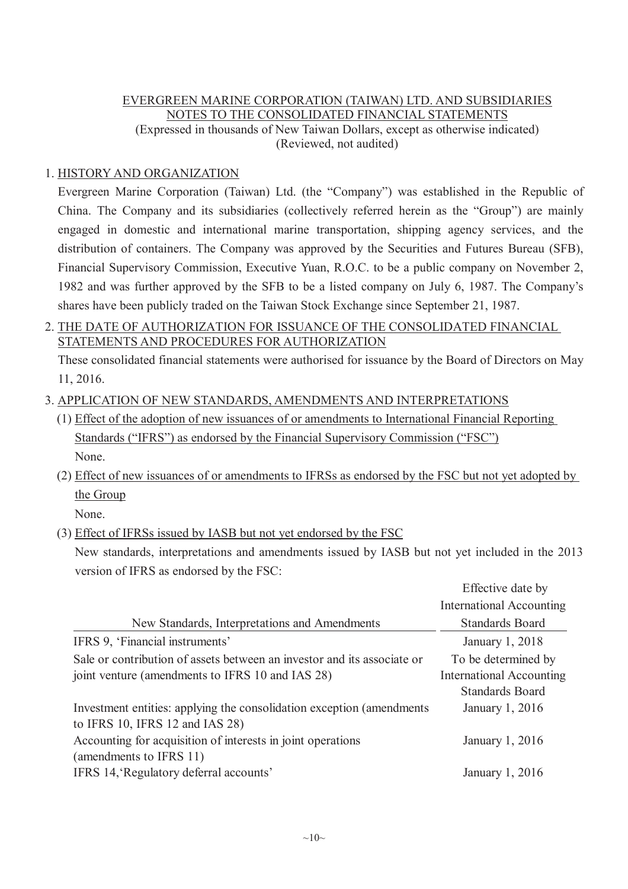EVERGREEN MARINE CORPORATION (TAIWAN) LTD. AND SUBSIDIARIES
NOTES TO THE CONSOLIDATED FINANCIAL STATEMENTS
(Expressed in thousands of New Taiwan Dollars, except as otherwise indicated)
(Reviewed, not audited)

## 1. HISTORY AND ORGANIZATION

Evergreen Marine Corporation (Taiwan) Ltd. (the "Company") was established in the Republic of China. The Company and its subsidiaries (collectively referred herein as the "Group") are mainly engaged in domestic and international marine transportation, shipping agency services, and the distribution of containers. The Company was approved by the Securities and Futures Bureau (SFB), Financial Supervisory Commission, Executive Yuan, R.O.C. to be a public company on November 2, 1982 and was further approved by the SFB to be a listed company on July 6, 1987. The Company's shares have been publicly traded on the Taiwan Stock Exchange since September 21, 1987.

## 2. THE DATE OF AUTHORIZATION FOR ISSUANCE OF THE CONSOLIDATED FINANCIAL STATEMENTS AND PROCEDURES FOR AUTHORIZATION

These consolidated financial statements were authorised for issuance by the Board of Directors on May 11, 2016.

## 3. APPLICATION OF NEW STANDARDS, AMENDMENTS AND INTERPRETATIONS

(1) Effect of the adoption of new issuances of or amendments to International Financial Reporting Standards ("IFRS") as endorsed by the Financial Supervisory Commission ("FSC")

None.

(2) Effect of new issuances of or amendments to IFRSs as endorsed by the FSC but not yet adopted by the Group

None.

(3) Effect of IFRSs issued by IASB but not yet endorsed by the FSC

New standards, interpretations and amendments issued by IASB but not yet included in the 2013 version of IFRS as endorsed by the FSC:

| New Standards, Interpretations and Amendments | Effective date by International Accounting Standards Board |
|---|---|
| IFRS 9, 'Financial instruments' | January 1, 2018 |
| Sale or contribution of assets between an investor and its associate or joint venture (amendments to IFRS 10 and IAS 28) | To be determined by International Accounting Standards Board |
| Investment entities: applying the consolidation exception (amendments to IFRS 10, IFRS 12 and IAS 28) | January 1, 2016 |
| Accounting for acquisition of interests in joint operations (amendments to IFRS 11) | January 1, 2016 |
| IFRS 14,'Regulatory deferral accounts' | January 1, 2016 |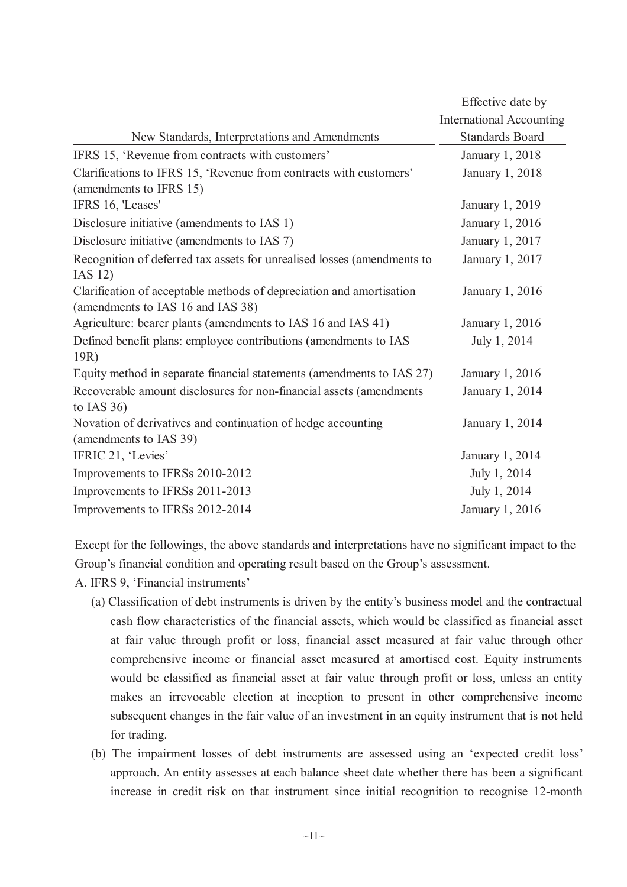| New Standards, Interpretations and Amendments | Effective date by International Accounting Standards Board |
| --- | --- |
| IFRS 15, 'Revenue from contracts with customers' | January 1, 2018 |
| Clarifications to IFRS 15, 'Revenue from contracts with customers' (amendments to IFRS 15) | January 1, 2018 |
| IFRS 16, 'Leases' | January 1, 2019 |
| Disclosure initiative (amendments to IAS 1) | January 1, 2016 |
| Disclosure initiative (amendments to IAS 7) | January 1, 2017 |
| Recognition of deferred tax assets for unrealised losses (amendments to IAS 12) | January 1, 2017 |
| Clarification of acceptable methods of depreciation and amortisation (amendments to IAS 16 and IAS 38) | January 1, 2016 |
| Agriculture: bearer plants (amendments to IAS 16 and IAS 41) | January 1, 2016 |
| Defined benefit plans: employee contributions (amendments to IAS 19R) | July 1, 2014 |
| Equity method in separate financial statements (amendments to IAS 27) | January 1, 2016 |
| Recoverable amount disclosures for non-financial assets (amendments to IAS 36) | January 1, 2014 |
| Novation of derivatives and continuation of hedge accounting (amendments to IAS 39) | January 1, 2014 |
| IFRIC 21, 'Levies' | January 1, 2014 |
| Improvements to IFRSs 2010-2012 | July 1, 2014 |
| Improvements to IFRSs 2011-2013 | July 1, 2014 |
| Improvements to IFRSs 2012-2014 | January 1, 2016 |

Except for the followings, the above standards and interpretations have no significant impact to the Group's financial condition and operating result based on the Group's assessment.

A. IFRS 9, 'Financial instruments'

(a) Classification of debt instruments is driven by the entity's business model and the contractual cash flow characteristics of the financial assets, which would be classified as financial asset at fair value through profit or loss, financial asset measured at fair value through other comprehensive income or financial asset measured at amortised cost. Equity instruments would be classified as financial asset at fair value through profit or loss, unless an entity makes an irrevocable election at inception to present in other comprehensive income subsequent changes in the fair value of an investment in an equity instrument that is not held for trading.

(b) The impairment losses of debt instruments are assessed using an 'expected credit loss' approach. An entity assesses at each balance sheet date whether there has been a significant increase in credit risk on that instrument since initial recognition to recognise 12-month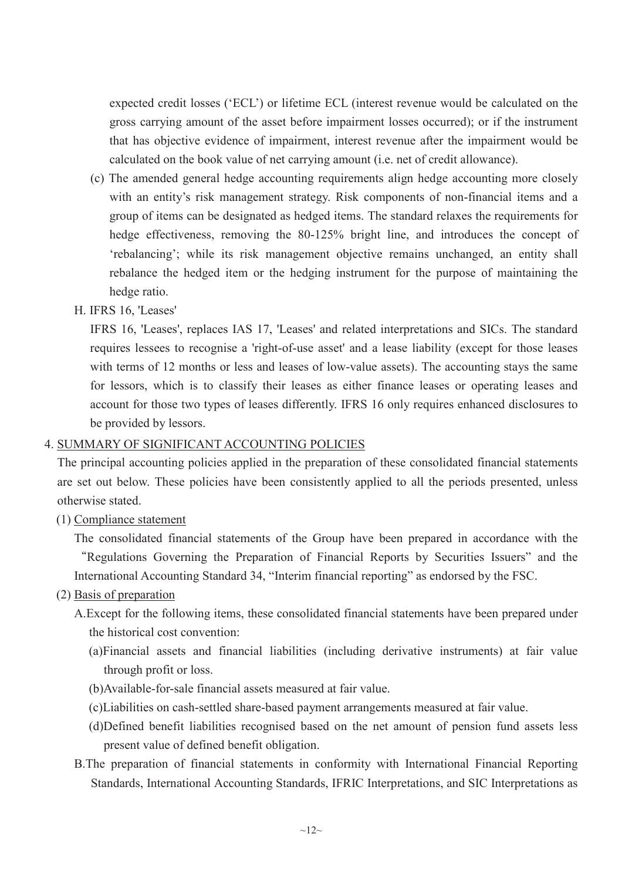expected credit losses ('ECL') or lifetime ECL (interest revenue would be calculated on the gross carrying amount of the asset before impairment losses occurred); or if the instrument that has objective evidence of impairment, interest revenue after the impairment would be calculated on the book value of net carrying amount (i.e. net of credit allowance).

(c) The amended general hedge accounting requirements align hedge accounting more closely with an entity's risk management strategy. Risk components of non-financial items and a group of items can be designated as hedged items. The standard relaxes the requirements for hedge effectiveness, removing the 80-125% bright line, and introduces the concept of 'rebalancing'; while its risk management objective remains unchanged, an entity shall rebalance the hedged item or the hedging instrument for the purpose of maintaining the hedge ratio.

H. IFRS 16, 'Leases'

IFRS 16, 'Leases', replaces IAS 17, 'Leases' and related interpretations and SICs. The standard requires lessees to recognise a 'right-of-use asset' and a lease liability (except for those leases with terms of 12 months or less and leases of low-value assets). The accounting stays the same for lessors, which is to classify their leases as either finance leases or operating leases and account for those two types of leases differently. IFRS 16 only requires enhanced disclosures to be provided by lessors.

## 4. SUMMARY OF SIGNIFICANT ACCOUNTING POLICIES

The principal accounting policies applied in the preparation of these consolidated financial statements are set out below. These policies have been consistently applied to all the periods presented, unless otherwise stated.

### (1) Compliance statement

The consolidated financial statements of the Group have been prepared in accordance with the "Regulations Governing the Preparation of Financial Reports by Securities Issuers" and the International Accounting Standard 34, "Interim financial reporting" as endorsed by the FSC.

### (2) Basis of preparation

A. Except for the following items, these consolidated financial statements have been prepared under the historical cost convention:

(a) Financial assets and financial liabilities (including derivative instruments) at fair value through profit or loss.

(b) Available-for-sale financial assets measured at fair value.

(c) Liabilities on cash-settled share-based payment arrangements measured at fair value.

(d) Defined benefit liabilities recognised based on the net amount of pension fund assets less present value of defined benefit obligation.

B. The preparation of financial statements in conformity with International Financial Reporting Standards, International Accounting Standards, IFRIC Interpretations, and SIC Interpretations as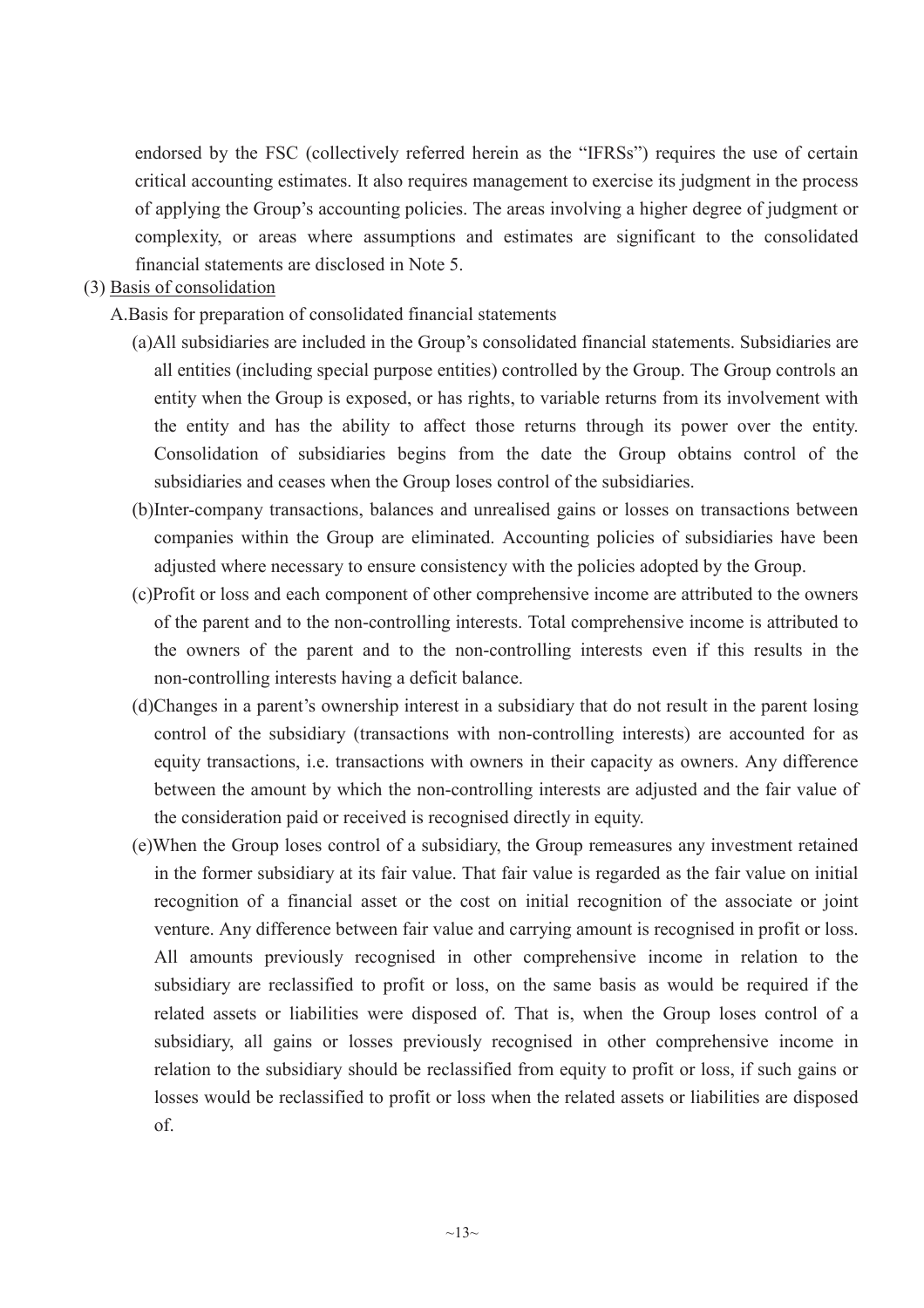endorsed by the FSC (collectively referred herein as the "IFRSs") requires the use of certain critical accounting estimates. It also requires management to exercise its judgment in the process of applying the Group's accounting policies. The areas involving a higher degree of judgment or complexity, or areas where assumptions and estimates are significant to the consolidated financial statements are disclosed in Note 5.

(3) Basis of consolidation

A.Basis for preparation of consolidated financial statements

(a)All subsidiaries are included in the Group's consolidated financial statements. Subsidiaries are all entities (including special purpose entities) controlled by the Group. The Group controls an entity when the Group is exposed, or has rights, to variable returns from its involvement with the entity and has the ability to affect those returns through its power over the entity. Consolidation of subsidiaries begins from the date the Group obtains control of the subsidiaries and ceases when the Group loses control of the subsidiaries.

(b)Inter-company transactions, balances and unrealised gains or losses on transactions between companies within the Group are eliminated. Accounting policies of subsidiaries have been adjusted where necessary to ensure consistency with the policies adopted by the Group.

(c)Profit or loss and each component of other comprehensive income are attributed to the owners of the parent and to the non-controlling interests. Total comprehensive income is attributed to the owners of the parent and to the non-controlling interests even if this results in the non-controlling interests having a deficit balance.

(d)Changes in a parent's ownership interest in a subsidiary that do not result in the parent losing control of the subsidiary (transactions with non-controlling interests) are accounted for as equity transactions, i.e. transactions with owners in their capacity as owners. Any difference between the amount by which the non-controlling interests are adjusted and the fair value of the consideration paid or received is recognised directly in equity.

(e)When the Group loses control of a subsidiary, the Group remeasures any investment retained in the former subsidiary at its fair value. That fair value is regarded as the fair value on initial recognition of a financial asset or the cost on initial recognition of the associate or joint venture. Any difference between fair value and carrying amount is recognised in profit or loss. All amounts previously recognised in other comprehensive income in relation to the subsidiary are reclassified to profit or loss, on the same basis as would be required if the related assets or liabilities were disposed of. That is, when the Group loses control of a subsidiary, all gains or losses previously recognised in other comprehensive income in relation to the subsidiary should be reclassified from equity to profit or loss, if such gains or losses would be reclassified to profit or loss when the related assets or liabilities are disposed of.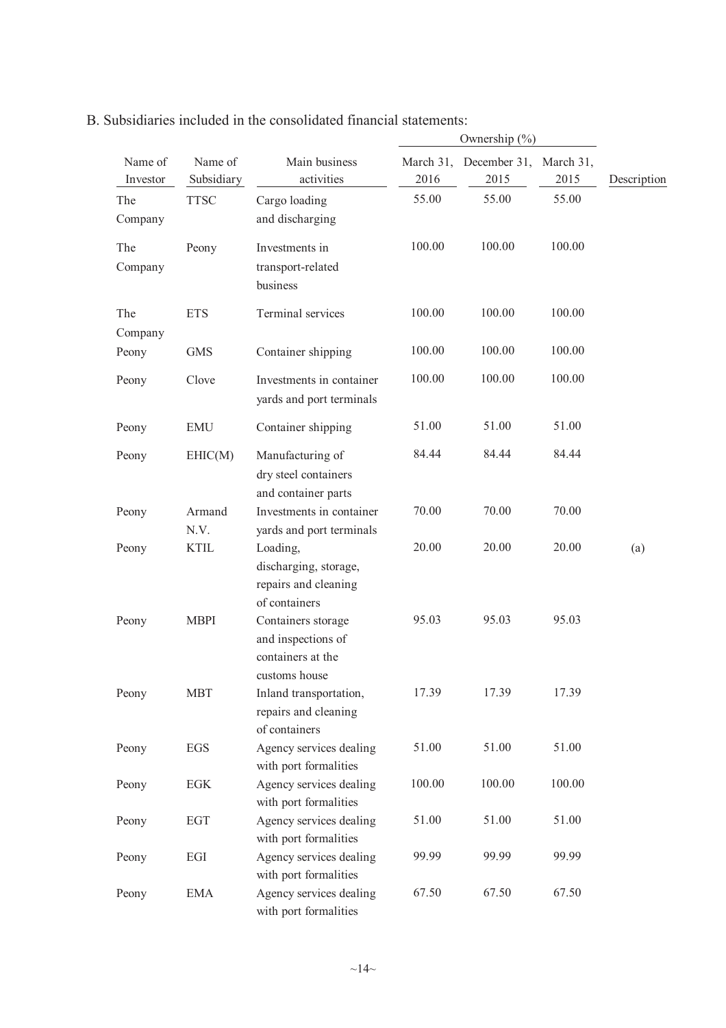B. Subsidiaries included in the consolidated financial statements:

| Name of Investor | Name of Subsidiary | Main business activities | Ownership (%) | | | Description |
|---|---|---|---|---|---|---|
| | | | March 31, 2016 | December 31, 2015 | March 31, 2015 | |
| The Company | TTSC | Cargo loading and discharging | 55.00 | 55.00 | 55.00 | |
| The Company | Peony | Investments in transport-related business | 100.00 | 100.00 | 100.00 | |
| The Company | ETS | Terminal services | 100.00 | 100.00 | 100.00 | |
| Peony | GMS | Container shipping | 100.00 | 100.00 | 100.00 | |
| Peony | Clove | Investments in container yards and port terminals | 100.00 | 100.00 | 100.00 | |
| Peony | EMU | Container shipping | 51.00 | 51.00 | 51.00 | |
| Peony | EHIC(M) | Manufacturing of dry steel containers and container parts | 84.44 | 84.44 | 84.44 | |
| Peony | Armand N.V. | Investments in container yards and port terminals | 70.00 | 70.00 | 70.00 | |
| Peony | KTIL | Loading, discharging, storage, repairs and cleaning of containers | 20.00 | 20.00 | 20.00 | (a) |
| Peony | MBPI | Containers storage and inspections of containers at the customs house | 95.03 | 95.03 | 95.03 | |
| Peony | MBT | Inland transportation, repairs and cleaning of containers | 17.39 | 17.39 | 17.39 | |
| Peony | EGS | Agency services dealing with port formalities | 51.00 | 51.00 | 51.00 | |
| Peony | EGK | Agency services dealing with port formalities | 100.00 | 100.00 | 100.00 | |
| Peony | EGT | Agency services dealing with port formalities | 51.00 | 51.00 | 51.00 | |
| Peony | EGI | Agency services dealing with port formalities | 99.99 | 99.99 | 99.99 | |
| Peony | EMA | Agency services dealing with port formalities | 67.50 | 67.50 | 67.50 | |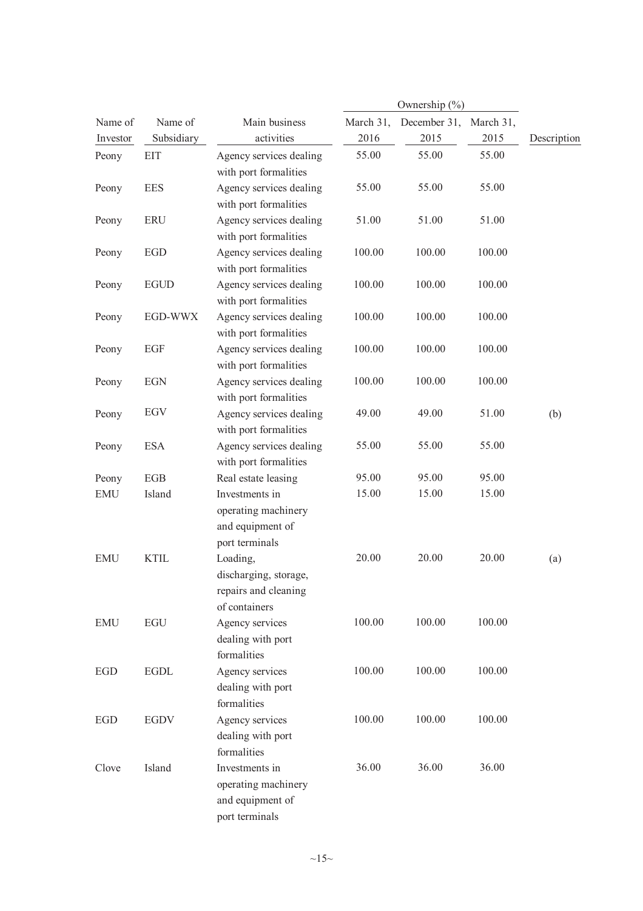| Name of Investor | Name of Subsidiary | Main business activities | Ownership (%) March 31, 2016 | December 31, 2015 | March 31, 2015 | Description |
|---|---|---|---|---|---|---|
| Peony | EIT | Agency services dealing with port formalities | 55.00 | 55.00 | 55.00 | |
| Peony | EES | Agency services dealing with port formalities | 55.00 | 55.00 | 55.00 | |
| Peony | ERU | Agency services dealing with port formalities | 51.00 | 51.00 | 51.00 | |
| Peony | EGD | Agency services dealing with port formalities | 100.00 | 100.00 | 100.00 | |
| Peony | EGUD | Agency services dealing with port formalities | 100.00 | 100.00 | 100.00 | |
| Peony | EGD-WWX | Agency services dealing with port formalities | 100.00 | 100.00 | 100.00 | |
| Peony | EGF | Agency services dealing with port formalities | 100.00 | 100.00 | 100.00 | |
| Peony | EGN | Agency services dealing with port formalities | 100.00 | 100.00 | 100.00 | |
| Peony | EGV | Agency services dealing with port formalities | 49.00 | 49.00 | 51.00 | (b) |
| Peony | ESA | Agency services dealing with port formalities | 55.00 | 55.00 | 55.00 | |
| Peony | EGB | Real estate leasing | 95.00 | 95.00 | 95.00 | |
| EMU | Island | Investments in operating machinery and equipment of port terminals | 15.00 | 15.00 | 15.00 | |
| EMU | KTIL | Loading, discharging, storage, repairs and cleaning of containers | 20.00 | 20.00 | 20.00 | (a) |
| EMU | EGU | Agency services dealing with port formalities | 100.00 | 100.00 | 100.00 | |
| EGD | EGDL | Agency services dealing with port formalities | 100.00 | 100.00 | 100.00 | |
| EGD | EGDV | Agency services dealing with port formalities | 100.00 | 100.00 | 100.00 | |
| Clove | Island | Investments in operating machinery and equipment of port terminals | 36.00 | 36.00 | 36.00 | |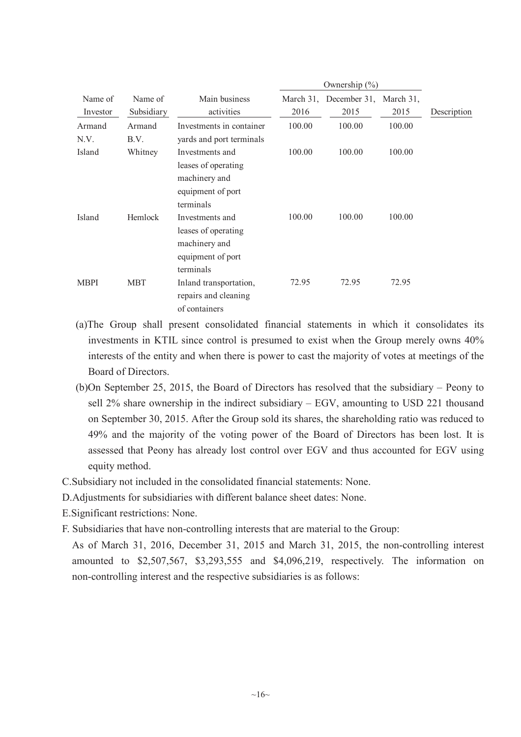| Name of Investor | Name of Subsidiary | Main business activities | Ownership (%) | | | Description |
|---|---|---|---|---|---|---|
| | | | March 31, 2016 | December 31, 2015 | March 31, 2015 | |
| Armand N.V. | Armand B.V. | Investments in container yards and port terminals | 100.00 | 100.00 | 100.00 | |
| Island | Whitney | Investments and leases of operating machinery and equipment of port terminals | 100.00 | 100.00 | 100.00 | |
| Island | Hemlock | Investments and leases of operating machinery and equipment of port terminals | 100.00 | 100.00 | 100.00 | |
| MBPI | MBT | Inland transportation, repairs and cleaning of containers | 72.95 | 72.95 | 72.95 | |

(a)The Group shall present consolidated financial statements in which it consolidates its investments in KTIL since control is presumed to exist when the Group merely owns 40% interests of the entity and when there is power to cast the majority of votes at meetings of the Board of Directors.

(b)On September 25, 2015, the Board of Directors has resolved that the subsidiary – Peony to sell 2% share ownership in the indirect subsidiary – EGV, amounting to USD 221 thousand on September 30, 2015. After the Group sold its shares, the shareholding ratio was reduced to 49% and the majority of the voting power of the Board of Directors has been lost. It is assessed that Peony has already lost control over EGV and thus accounted for EGV using equity method.

C.Subsidiary not included in the consolidated financial statements: None.

D.Adjustments for subsidiaries with different balance sheet dates: None.

E.Significant restrictions: None.

F. Subsidiaries that have non-controlling interests that are material to the Group:

As of March 31, 2016, December 31, 2015 and March 31, 2015, the non-controlling interest amounted to $2,507,567, $3,293,555 and $4,096,219, respectively. The information on non-controlling interest and the respective subsidiaries is as follows: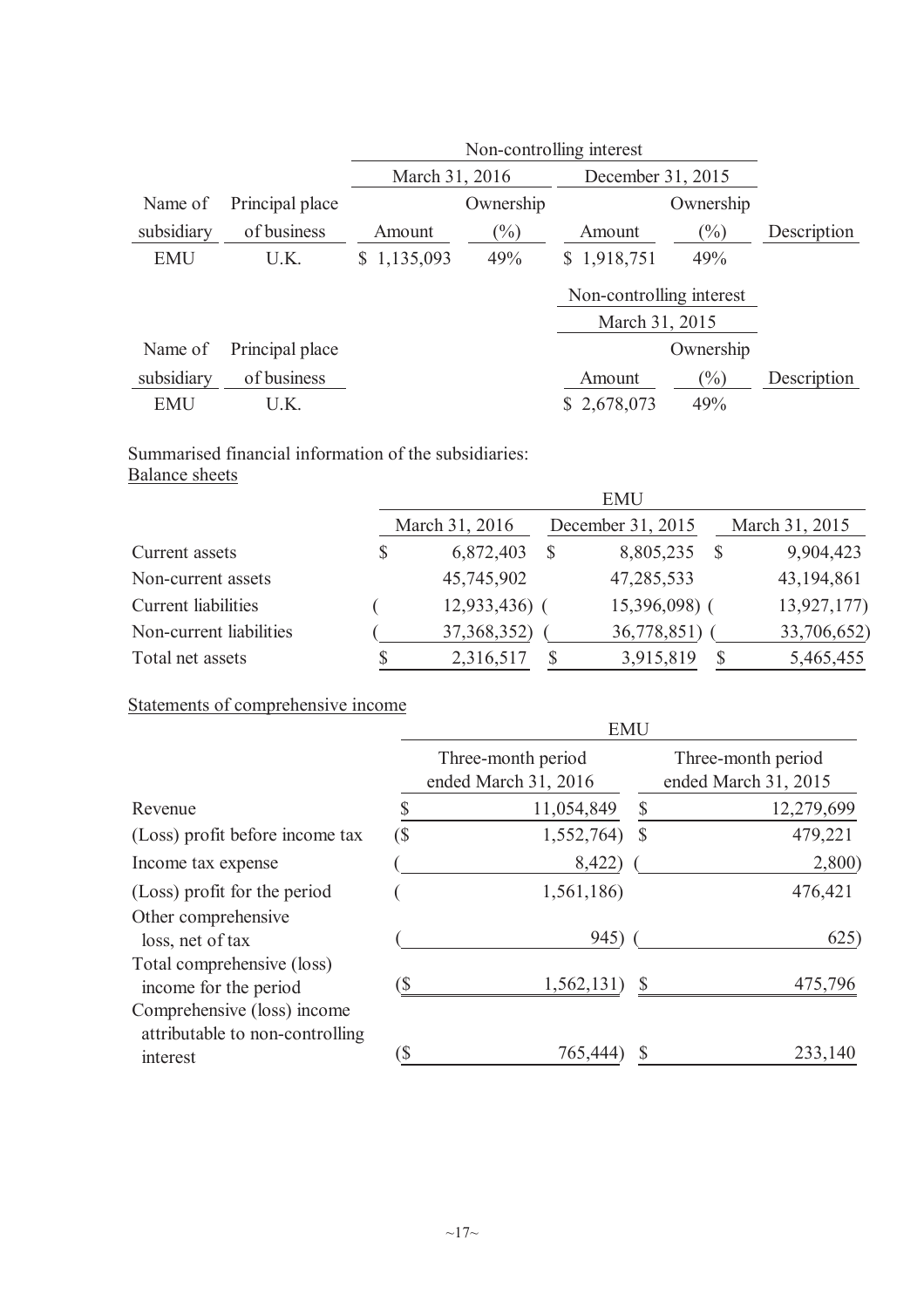| | | Non-controlling interest | | | | |
|---|---|---|---|---|---|---|
| | | March 31, 2016 | | December 31, 2015 | | |
| Name of subsidiary | Principal place of business | Amount | Ownership (%) | Amount | Ownership (%) | Description |
| EMU | U.K. | $ 1,135,093 | 49% | $ 1,918,751 | 49% | |

| | | Non-controlling interest | | |
|---|---|---|---|---|
| | | March 31, 2015 | | |
| Name of subsidiary | Principal place of business | Amount | Ownership (%) | Description |
| EMU | U.K. | $ 2,678,073 | 49% | |

Summarised financial information of the subsidiaries:

Balance sheets

| | EMU | | |
|---|---|---|---|
| | March 31, 2016 | December 31, 2015 | March 31, 2015 |
| Current assets | $ 6,872,403 | $ 8,805,235 | $ 9,904,423 |
| Non-current assets | 45,745,902 | 47,285,533 | 43,194,861 |
| Current liabilities | ( 12,933,436) | ( 15,396,098) | ( 13,927,177) |
| Non-current liabilities | ( 37,368,352) | ( 36,778,851) | ( 33,706,652) |
| Total net assets | $ 2,316,517 | $ 3,915,819 | $ 5,465,455 |

Statements of comprehensive income

| | EMU | |
|---|---|---|
| | Three-month period ended March 31, 2016 | Three-month period ended March 31, 2015 |
| Revenue | $ 11,054,849 | $ 12,279,699 |
| (Loss) profit before income tax | ($ 1,552,764) | $ 479,221 |
| Income tax expense | ( 8,422) | ( 2,800) |
| (Loss) profit for the period | ( 1,561,186) | 476,421 |
| Other comprehensive loss, net of tax | ( 945) | ( 625) |
| Total comprehensive (loss) income for the period | ($ 1,562,131) | $ 475,796 |
| Comprehensive (loss) income attributable to non-controlling interest | ($ 765,444) | $ 233,140 |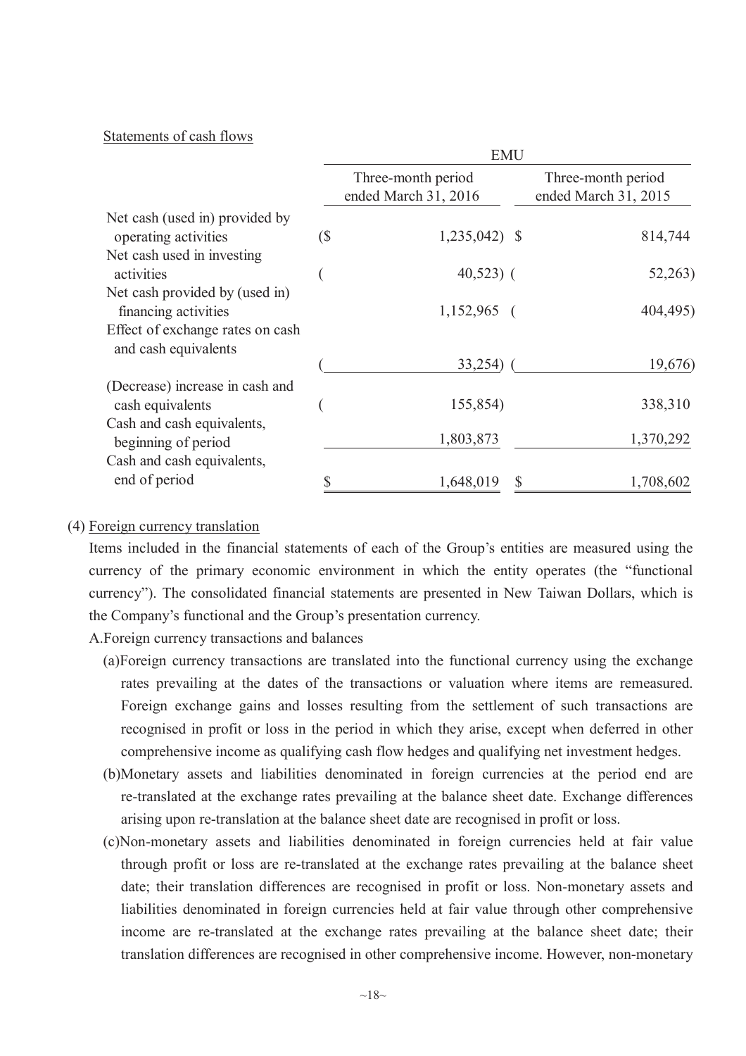Statements of cash flows

| | EMU | |
|---|---|---|
| | Three-month period ended March 31, 2016 | Three-month period ended March 31, 2015 |
| Net cash (used in) provided by operating activities | ($ 1,235,042) | $ 814,744 |
| Net cash used in investing activities | ( 40,523) | ( 52,263) |
| Net cash provided by (used in) financing activities | 1,152,965 | ( 404,495) |
| Effect of exchange rates on cash and cash equivalents | ( 33,254) | ( 19,676) |
| (Decrease) increase in cash and cash equivalents | ( 155,854) | 338,310 |
| Cash and cash equivalents, beginning of period | 1,803,873 | 1,370,292 |
| Cash and cash equivalents, end of period | $ 1,648,019 | $ 1,708,602 |

(4) Foreign currency translation

Items included in the financial statements of each of the Group's entities are measured using the currency of the primary economic environment in which the entity operates (the "functional currency"). The consolidated financial statements are presented in New Taiwan Dollars, which is the Company's functional and the Group's presentation currency.

A.Foreign currency transactions and balances

(a)Foreign currency transactions are translated into the functional currency using the exchange rates prevailing at the dates of the transactions or valuation where items are remeasured. Foreign exchange gains and losses resulting from the settlement of such transactions are recognised in profit or loss in the period in which they arise, except when deferred in other comprehensive income as qualifying cash flow hedges and qualifying net investment hedges.

(b)Monetary assets and liabilities denominated in foreign currencies at the period end are re-translated at the exchange rates prevailing at the balance sheet date. Exchange differences arising upon re-translation at the balance sheet date are recognised in profit or loss.

(c)Non-monetary assets and liabilities denominated in foreign currencies held at fair value through profit or loss are re-translated at the exchange rates prevailing at the balance sheet date; their translation differences are recognised in profit or loss. Non-monetary assets and liabilities denominated in foreign currencies held at fair value through other comprehensive income are re-translated at the exchange rates prevailing at the balance sheet date; their translation differences are recognised in other comprehensive income. However, non-monetary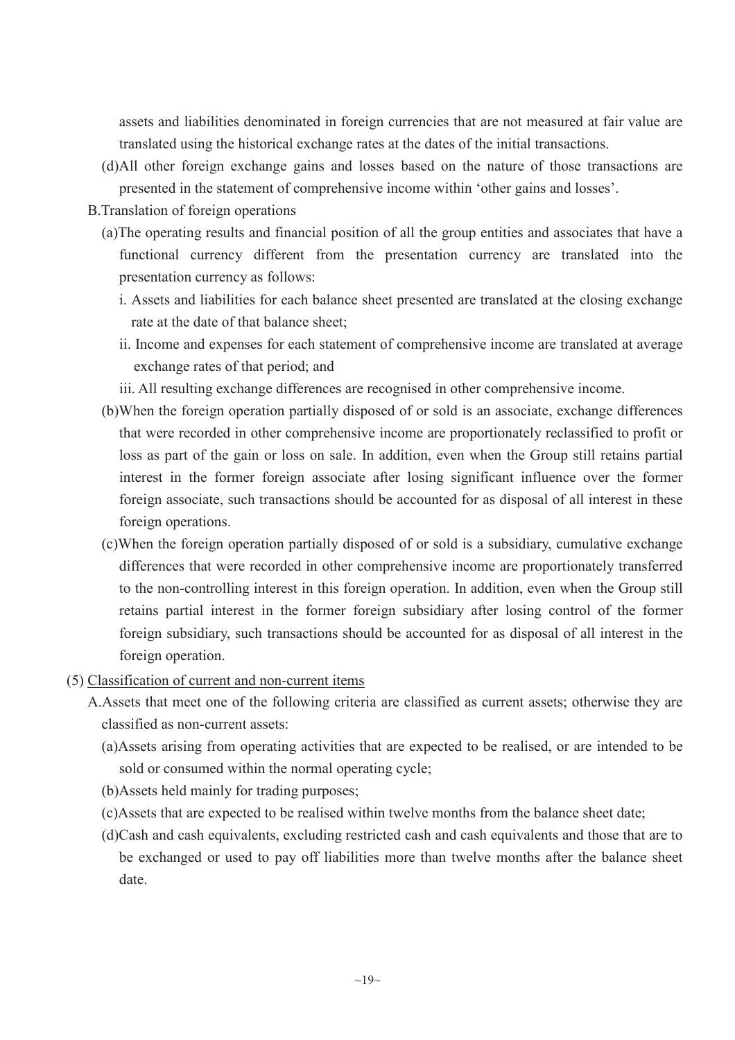assets and liabilities denominated in foreign currencies that are not measured at fair value are translated using the historical exchange rates at the dates of the initial transactions.

(d)All other foreign exchange gains and losses based on the nature of those transactions are presented in the statement of comprehensive income within 'other gains and losses'.

B.Translation of foreign operations

(a)The operating results and financial position of all the group entities and associates that have a functional currency different from the presentation currency are translated into the presentation currency as follows:

i. Assets and liabilities for each balance sheet presented are translated at the closing exchange rate at the date of that balance sheet;

ii. Income and expenses for each statement of comprehensive income are translated at average exchange rates of that period; and

iii. All resulting exchange differences are recognised in other comprehensive income.

(b)When the foreign operation partially disposed of or sold is an associate, exchange differences that were recorded in other comprehensive income are proportionately reclassified to profit or loss as part of the gain or loss on sale. In addition, even when the Group still retains partial interest in the former foreign associate after losing significant influence over the former foreign associate, such transactions should be accounted for as disposal of all interest in these foreign operations.

(c)When the foreign operation partially disposed of or sold is a subsidiary, cumulative exchange differences that were recorded in other comprehensive income are proportionately transferred to the non-controlling interest in this foreign operation. In addition, even when the Group still retains partial interest in the former foreign subsidiary after losing control of the former foreign subsidiary, such transactions should be accounted for as disposal of all interest in the foreign operation.

(5) Classification of current and non-current items

A.Assets that meet one of the following criteria are classified as current assets; otherwise they are classified as non-current assets:

(a)Assets arising from operating activities that are expected to be realised, or are intended to be sold or consumed within the normal operating cycle;

(b)Assets held mainly for trading purposes;

(c)Assets that are expected to be realised within twelve months from the balance sheet date;

(d)Cash and cash equivalents, excluding restricted cash and cash equivalents and those that are to be exchanged or used to pay off liabilities more than twelve months after the balance sheet date.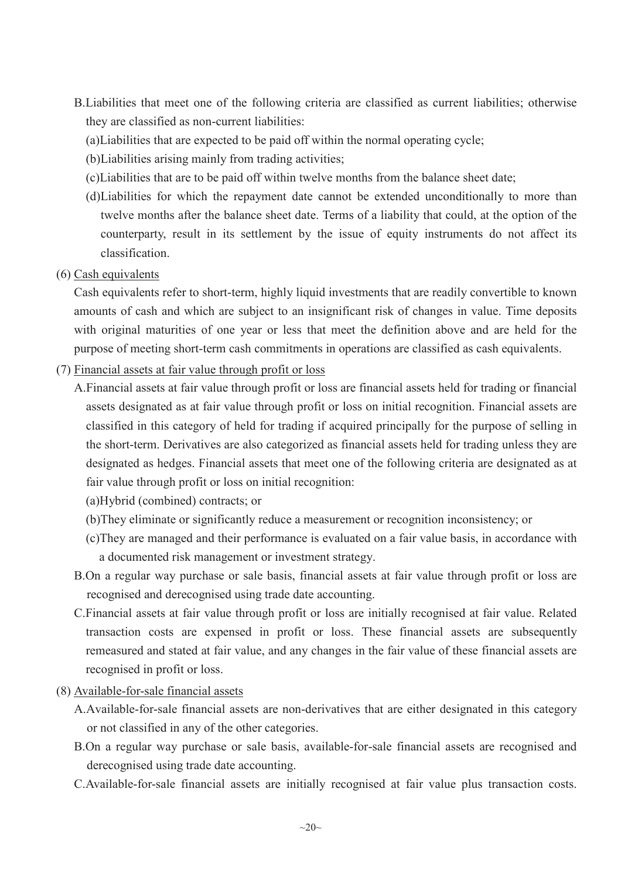B.Liabilities that meet one of the following criteria are classified as current liabilities; otherwise they are classified as non-current liabilities:

(a)Liabilities that are expected to be paid off within the normal operating cycle;

(b)Liabilities arising mainly from trading activities;

(c)Liabilities that are to be paid off within twelve months from the balance sheet date;

(d)Liabilities for which the repayment date cannot be extended unconditionally to more than twelve months after the balance sheet date. Terms of a liability that could, at the option of the counterparty, result in its settlement by the issue of equity instruments do not affect its classification.

(6) Cash equivalents

Cash equivalents refer to short-term, highly liquid investments that are readily convertible to known amounts of cash and which are subject to an insignificant risk of changes in value. Time deposits with original maturities of one year or less that meet the definition above and are held for the purpose of meeting short-term cash commitments in operations are classified as cash equivalents.

(7) Financial assets at fair value through profit or loss

A.Financial assets at fair value through profit or loss are financial assets held for trading or financial assets designated as at fair value through profit or loss on initial recognition. Financial assets are classified in this category of held for trading if acquired principally for the purpose of selling in the short-term. Derivatives are also categorized as financial assets held for trading unless they are designated as hedges. Financial assets that meet one of the following criteria are designated as at fair value through profit or loss on initial recognition:

(a)Hybrid (combined) contracts; or

(b)They eliminate or significantly reduce a measurement or recognition inconsistency; or

(c)They are managed and their performance is evaluated on a fair value basis, in accordance with a documented risk management or investment strategy.

B.On a regular way purchase or sale basis, financial assets at fair value through profit or loss are recognised and derecognised using trade date accounting.

C.Financial assets at fair value through profit or loss are initially recognised at fair value. Related transaction costs are expensed in profit or loss. These financial assets are subsequently remeasured and stated at fair value, and any changes in the fair value of these financial assets are recognised in profit or loss.

(8) Available-for-sale financial assets

A.Available-for-sale financial assets are non-derivatives that are either designated in this category or not classified in any of the other categories.

B.On a regular way purchase or sale basis, available-for-sale financial assets are recognised and derecognised using trade date accounting.

C.Available-for-sale financial assets are initially recognised at fair value plus transaction costs.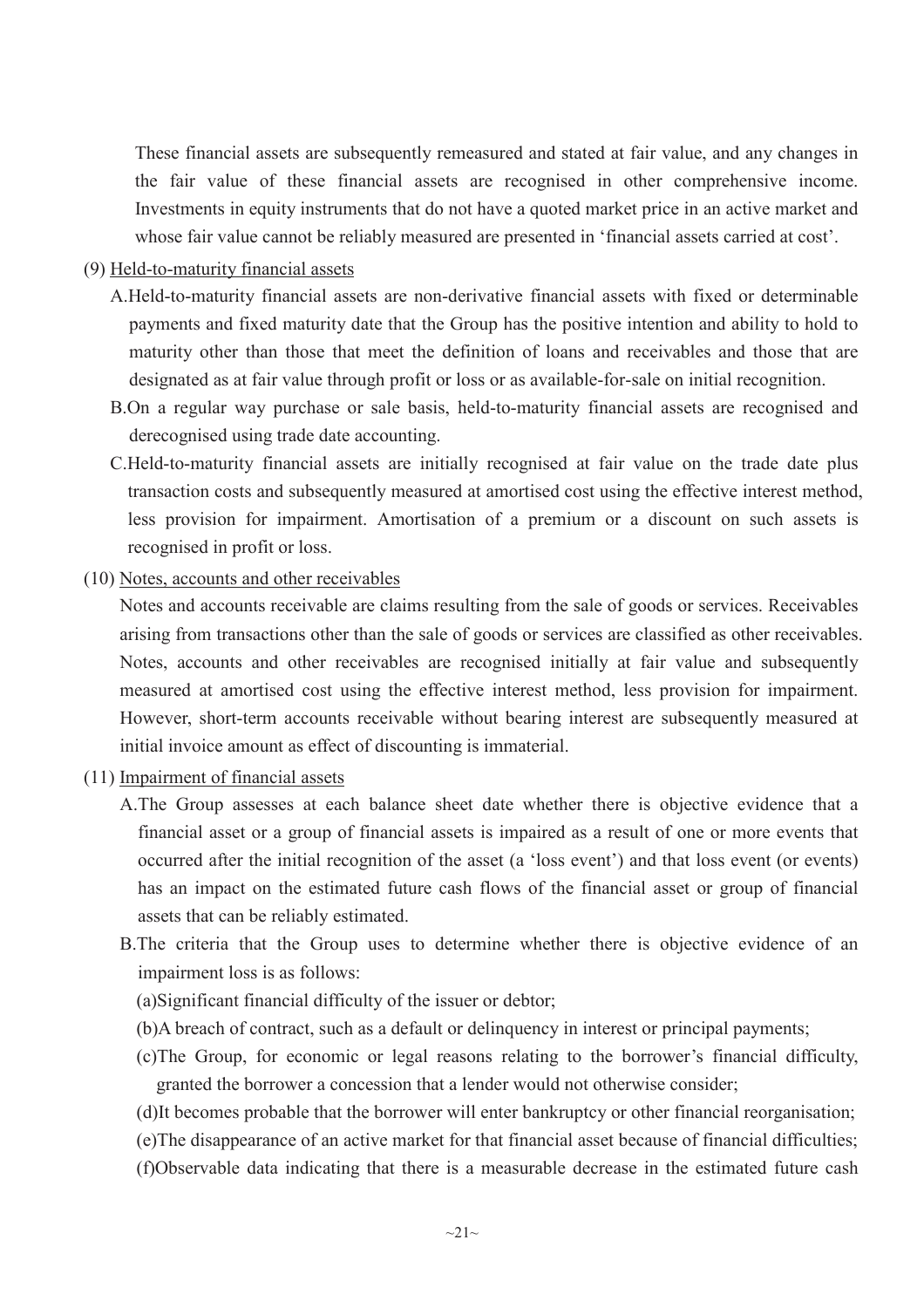These financial assets are subsequently remeasured and stated at fair value, and any changes in the fair value of these financial assets are recognised in other comprehensive income. Investments in equity instruments that do not have a quoted market price in an active market and whose fair value cannot be reliably measured are presented in 'financial assets carried at cost'.

(9) Held-to-maturity financial assets

A.Held-to-maturity financial assets are non-derivative financial assets with fixed or determinable payments and fixed maturity date that the Group has the positive intention and ability to hold to maturity other than those that meet the definition of loans and receivables and those that are designated as at fair value through profit or loss or as available-for-sale on initial recognition.

B.On a regular way purchase or sale basis, held-to-maturity financial assets are recognised and derecognised using trade date accounting.

C.Held-to-maturity financial assets are initially recognised at fair value on the trade date plus transaction costs and subsequently measured at amortised cost using the effective interest method, less provision for impairment. Amortisation of a premium or a discount on such assets is recognised in profit or loss.

(10) Notes, accounts and other receivables

Notes and accounts receivable are claims resulting from the sale of goods or services. Receivables arising from transactions other than the sale of goods or services are classified as other receivables. Notes, accounts and other receivables are recognised initially at fair value and subsequently measured at amortised cost using the effective interest method, less provision for impairment. However, short-term accounts receivable without bearing interest are subsequently measured at initial invoice amount as effect of discounting is immaterial.

(11) Impairment of financial assets

A.The Group assesses at each balance sheet date whether there is objective evidence that a financial asset or a group of financial assets is impaired as a result of one or more events that occurred after the initial recognition of the asset (a 'loss event') and that loss event (or events) has an impact on the estimated future cash flows of the financial asset or group of financial assets that can be reliably estimated.

B.The criteria that the Group uses to determine whether there is objective evidence of an impairment loss is as follows:

(a)Significant financial difficulty of the issuer or debtor;

(b)A breach of contract, such as a default or delinquency in interest or principal payments;

(c)The Group, for economic or legal reasons relating to the borrower's financial difficulty, granted the borrower a concession that a lender would not otherwise consider;

(d)It becomes probable that the borrower will enter bankruptcy or other financial reorganisation;

(e)The disappearance of an active market for that financial asset because of financial difficulties;

(f)Observable data indicating that there is a measurable decrease in the estimated future cash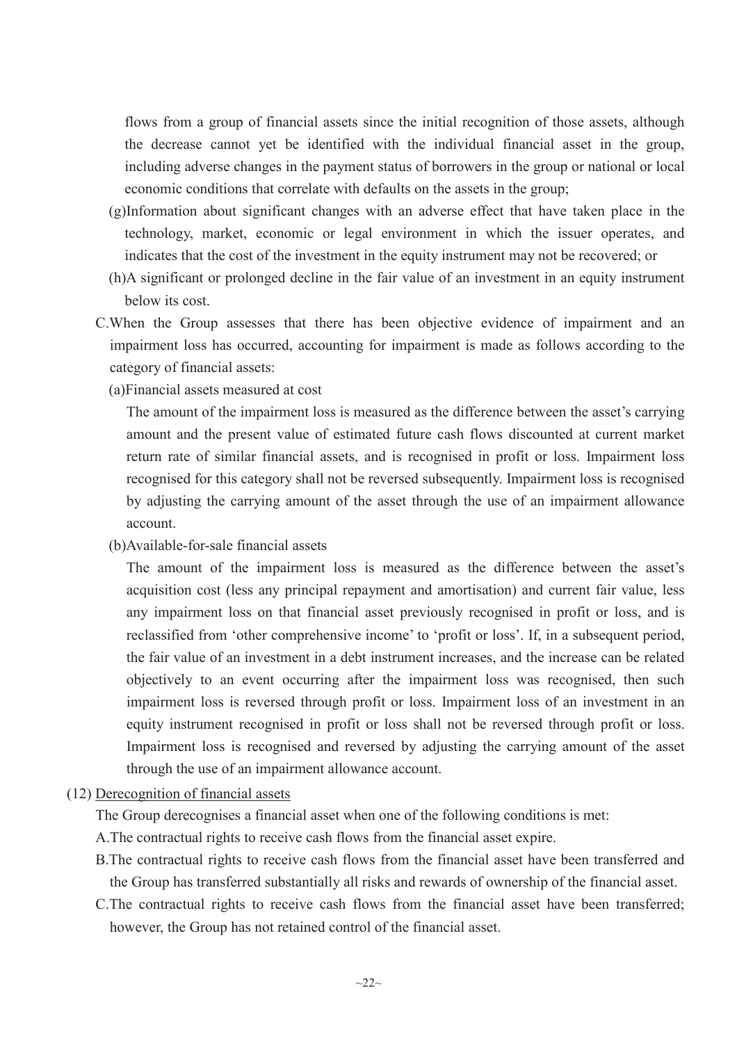flows from a group of financial assets since the initial recognition of those assets, although the decrease cannot yet be identified with the individual financial asset in the group, including adverse changes in the payment status of borrowers in the group or national or local economic conditions that correlate with defaults on the assets in the group;

(g)Information about significant changes with an adverse effect that have taken place in the technology, market, economic or legal environment in which the issuer operates, and indicates that the cost of the investment in the equity instrument may not be recovered; or

(h)A significant or prolonged decline in the fair value of an investment in an equity instrument below its cost.

C.When the Group assesses that there has been objective evidence of impairment and an impairment loss has occurred, accounting for impairment is made as follows according to the category of financial assets:

(a)Financial assets measured at cost

The amount of the impairment loss is measured as the difference between the asset's carrying amount and the present value of estimated future cash flows discounted at current market return rate of similar financial assets, and is recognised in profit or loss. Impairment loss recognised for this category shall not be reversed subsequently. Impairment loss is recognised by adjusting the carrying amount of the asset through the use of an impairment allowance account.

(b)Available-for-sale financial assets

The amount of the impairment loss is measured as the difference between the asset's acquisition cost (less any principal repayment and amortisation) and current fair value, less any impairment loss on that financial asset previously recognised in profit or loss, and is reclassified from 'other comprehensive income' to 'profit or loss'. If, in a subsequent period, the fair value of an investment in a debt instrument increases, and the increase can be related objectively to an event occurring after the impairment loss was recognised, then such impairment loss is reversed through profit or loss. Impairment loss of an investment in an equity instrument recognised in profit or loss shall not be reversed through profit or loss. Impairment loss is recognised and reversed by adjusting the carrying amount of the asset through the use of an impairment allowance account.

(12) Derecognition of financial assets

The Group derecognises a financial asset when one of the following conditions is met:

A.The contractual rights to receive cash flows from the financial asset expire.

B.The contractual rights to receive cash flows from the financial asset have been transferred and the Group has transferred substantially all risks and rewards of ownership of the financial asset.

C.The contractual rights to receive cash flows from the financial asset have been transferred; however, the Group has not retained control of the financial asset.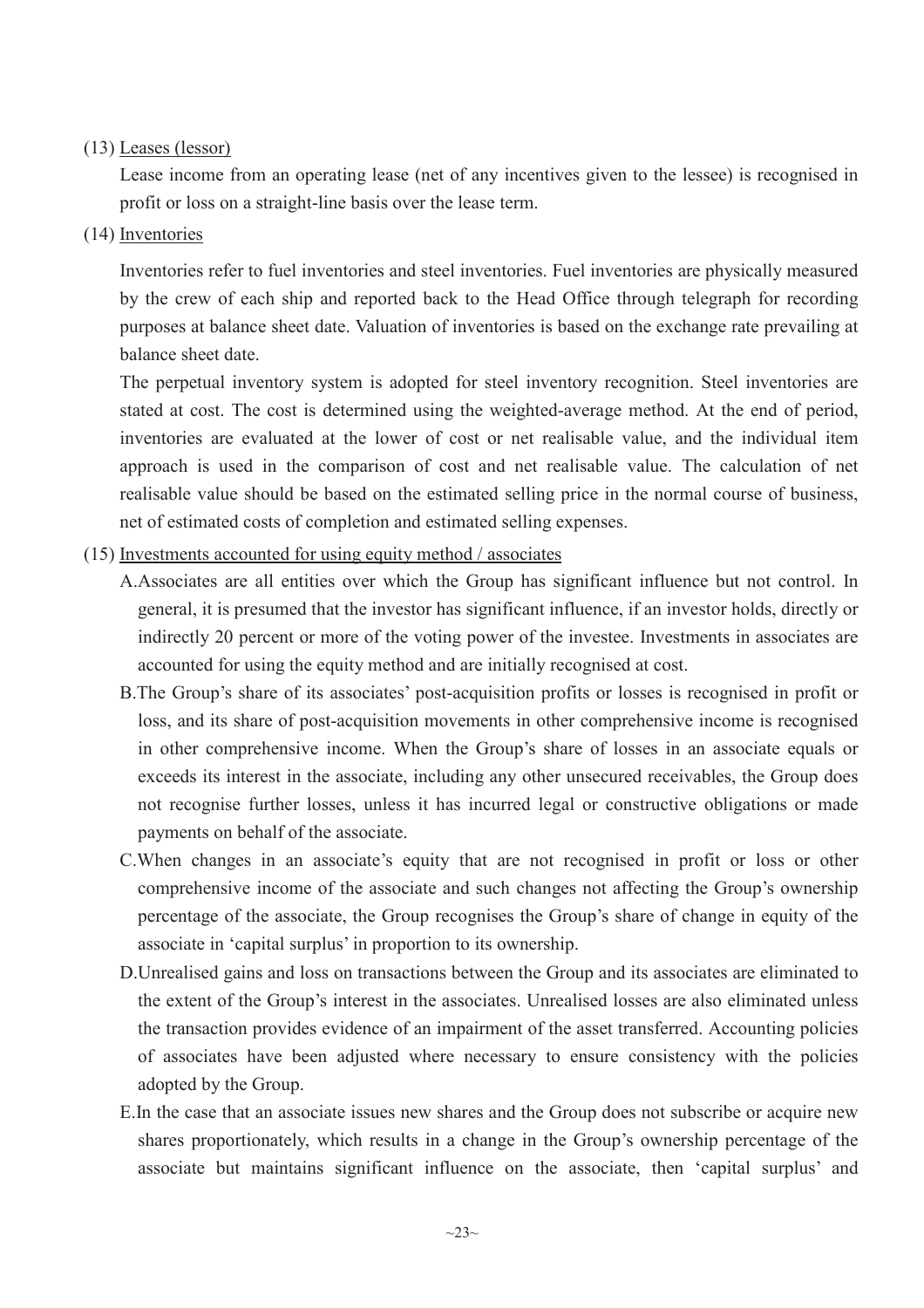(13) Leases (lessor)

Lease income from an operating lease (net of any incentives given to the lessee) is recognised in profit or loss on a straight-line basis over the lease term.

(14) Inventories

Inventories refer to fuel inventories and steel inventories. Fuel inventories are physically measured by the crew of each ship and reported back to the Head Office through telegraph for recording purposes at balance sheet date. Valuation of inventories is based on the exchange rate prevailing at balance sheet date.

The perpetual inventory system is adopted for steel inventory recognition. Steel inventories are stated at cost. The cost is determined using the weighted-average method. At the end of period, inventories are evaluated at the lower of cost or net realisable value, and the individual item approach is used in the comparison of cost and net realisable value. The calculation of net realisable value should be based on the estimated selling price in the normal course of business, net of estimated costs of completion and estimated selling expenses.

(15) Investments accounted for using equity method / associates

A. Associates are all entities over which the Group has significant influence but not control. In general, it is presumed that the investor has significant influence, if an investor holds, directly or indirectly 20 percent or more of the voting power of the investee. Investments in associates are accounted for using the equity method and are initially recognised at cost.

B. The Group's share of its associates' post-acquisition profits or losses is recognised in profit or loss, and its share of post-acquisition movements in other comprehensive income is recognised in other comprehensive income. When the Group's share of losses in an associate equals or exceeds its interest in the associate, including any other unsecured receivables, the Group does not recognise further losses, unless it has incurred legal or constructive obligations or made payments on behalf of the associate.

C. When changes in an associate's equity that are not recognised in profit or loss or other comprehensive income of the associate and such changes not affecting the Group's ownership percentage of the associate, the Group recognises the Group's share of change in equity of the associate in 'capital surplus' in proportion to its ownership.

D. Unrealised gains and loss on transactions between the Group and its associates are eliminated to the extent of the Group's interest in the associates. Unrealised losses are also eliminated unless the transaction provides evidence of an impairment of the asset transferred. Accounting policies of associates have been adjusted where necessary to ensure consistency with the policies adopted by the Group.

E. In the case that an associate issues new shares and the Group does not subscribe or acquire new shares proportionately, which results in a change in the Group's ownership percentage of the associate but maintains significant influence on the associate, then 'capital surplus' and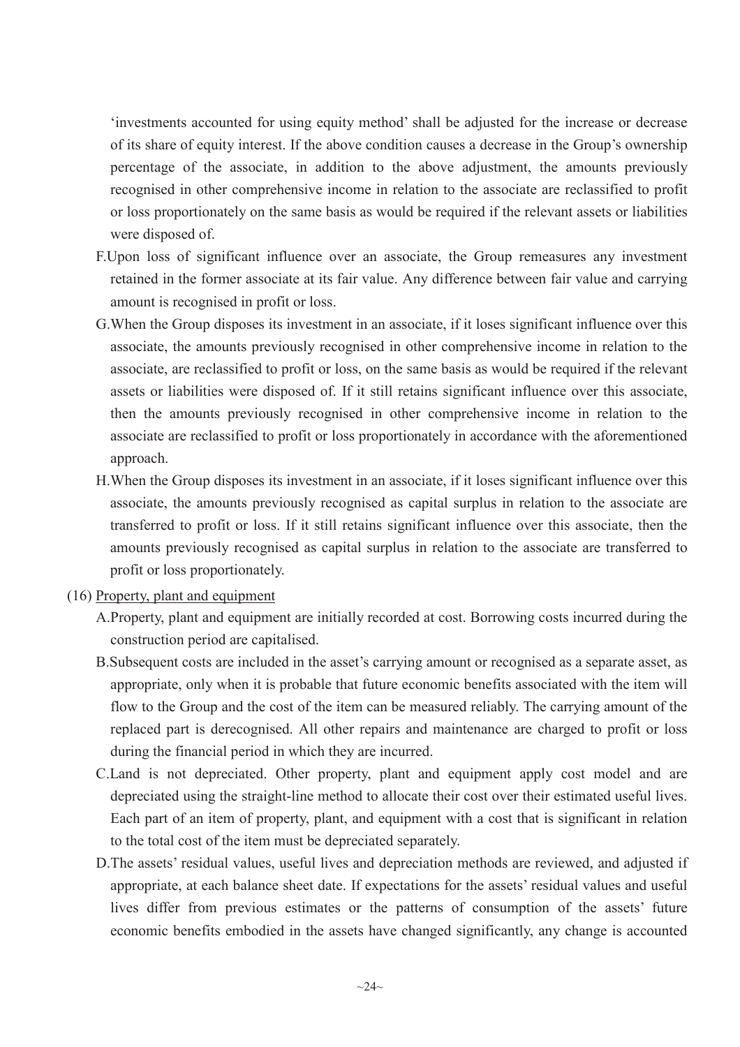'investments accounted for using equity method' shall be adjusted for the increase or decrease of its share of equity interest. If the above condition causes a decrease in the Group's ownership percentage of the associate, in addition to the above adjustment, the amounts previously recognised in other comprehensive income in relation to the associate are reclassified to profit or loss proportionately on the same basis as would be required if the relevant assets or liabilities were disposed of.

F. Upon loss of significant influence over an associate, the Group remeasures any investment retained in the former associate at its fair value. Any difference between fair value and carrying amount is recognised in profit or loss.

G. When the Group disposes its investment in an associate, if it loses significant influence over this associate, the amounts previously recognised in other comprehensive income in relation to the associate, are reclassified to profit or loss, on the same basis as would be required if the relevant assets or liabilities were disposed of. If it still retains significant influence over this associate, then the amounts previously recognised in other comprehensive income in relation to the associate are reclassified to profit or loss proportionately in accordance with the aforementioned approach.

H. When the Group disposes its investment in an associate, if it loses significant influence over this associate, the amounts previously recognised as capital surplus in relation to the associate are transferred to profit or loss. If it still retains significant influence over this associate, then the amounts previously recognised as capital surplus in relation to the associate are transferred to profit or loss proportionately.

(16) Property, plant and equipment

A. Property, plant and equipment are initially recorded at cost. Borrowing costs incurred during the construction period are capitalised.

B. Subsequent costs are included in the asset's carrying amount or recognised as a separate asset, as appropriate, only when it is probable that future economic benefits associated with the item will flow to the Group and the cost of the item can be measured reliably. The carrying amount of the replaced part is derecognised. All other repairs and maintenance are charged to profit or loss during the financial period in which they are incurred.

C. Land is not depreciated. Other property, plant and equipment apply cost model and are depreciated using the straight-line method to allocate their cost over their estimated useful lives. Each part of an item of property, plant, and equipment with a cost that is significant in relation to the total cost of the item must be depreciated separately.

D. The assets' residual values, useful lives and depreciation methods are reviewed, and adjusted if appropriate, at each balance sheet date. If expectations for the assets' residual values and useful lives differ from previous estimates or the patterns of consumption of the assets' future economic benefits embodied in the assets have changed significantly, any change is accounted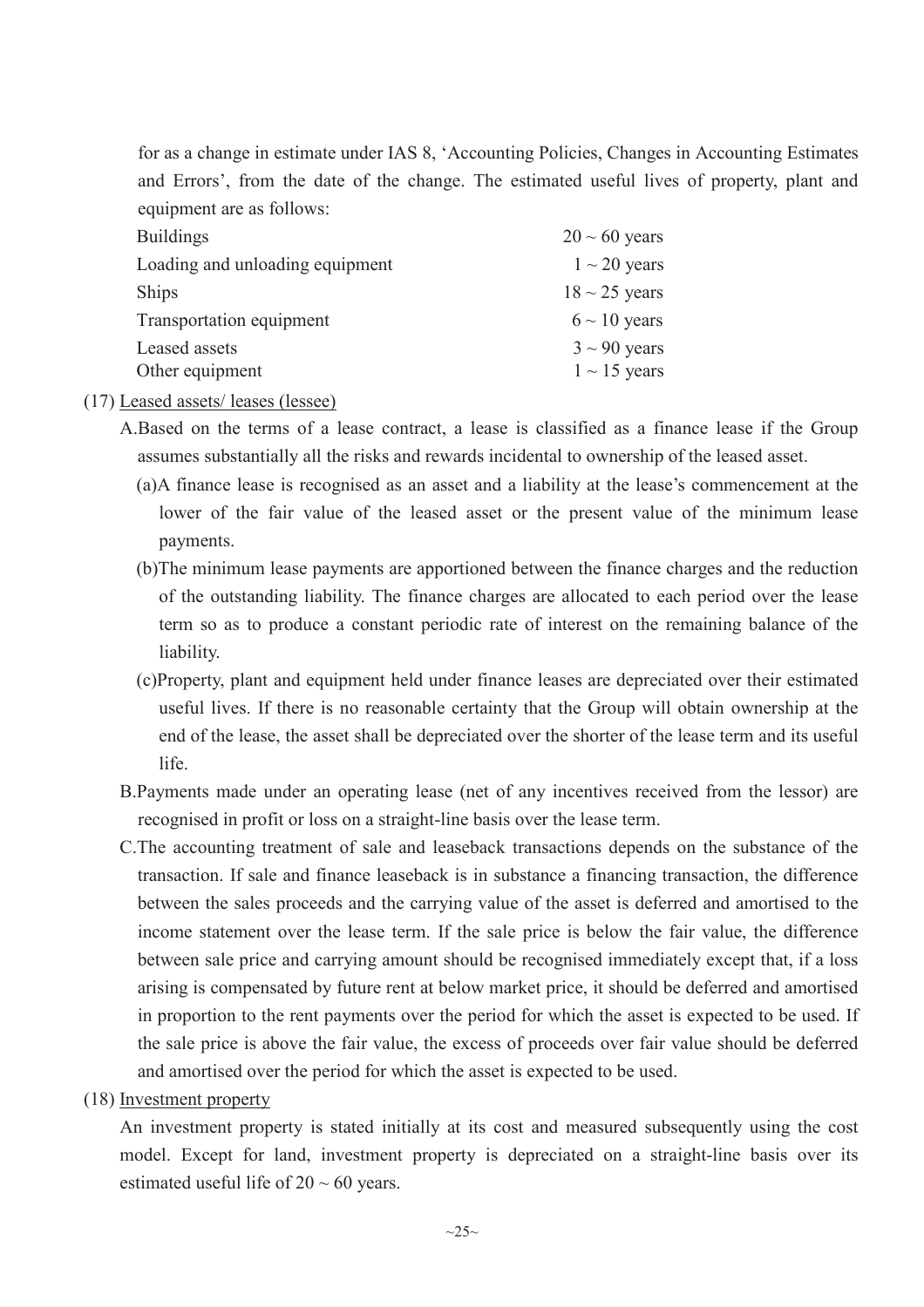for as a change in estimate under IAS 8, 'Accounting Policies, Changes in Accounting Estimates and Errors', from the date of the change. The estimated useful lives of property, plant and equipment are as follows:

| | |
|---|---|
| Buildings | 20 ~ 60 years |
| Loading and unloading equipment | 1 ~ 20 years |
| Ships | 18 ~ 25 years |
| Transportation equipment | 6 ~ 10 years |
| Leased assets | 3 ~ 90 years |
| Other equipment | 1 ~ 15 years |

(17) Leased assets/ leases (lessee)

A.Based on the terms of a lease contract, a lease is classified as a finance lease if the Group assumes substantially all the risks and rewards incidental to ownership of the leased asset.

(a)A finance lease is recognised as an asset and a liability at the lease's commencement at the lower of the fair value of the leased asset or the present value of the minimum lease payments.

(b)The minimum lease payments are apportioned between the finance charges and the reduction of the outstanding liability. The finance charges are allocated to each period over the lease term so as to produce a constant periodic rate of interest on the remaining balance of the liability.

(c)Property, plant and equipment held under finance leases are depreciated over their estimated useful lives. If there is no reasonable certainty that the Group will obtain ownership at the end of the lease, the asset shall be depreciated over the shorter of the lease term and its useful life.

B.Payments made under an operating lease (net of any incentives received from the lessor) are recognised in profit or loss on a straight-line basis over the lease term.

C.The accounting treatment of sale and leaseback transactions depends on the substance of the transaction. If sale and finance leaseback is in substance a financing transaction, the difference between the sales proceeds and the carrying value of the asset is deferred and amortised to the income statement over the lease term. If the sale price is below the fair value, the difference between sale price and carrying amount should be recognised immediately except that, if a loss arising is compensated by future rent at below market price, it should be deferred and amortised in proportion to the rent payments over the period for which the asset is expected to be used. If the sale price is above the fair value, the excess of proceeds over fair value should be deferred and amortised over the period for which the asset is expected to be used.

(18) Investment property

An investment property is stated initially at its cost and measured subsequently using the cost model. Except for land, investment property is depreciated on a straight-line basis over its estimated useful life of 20 ~ 60 years.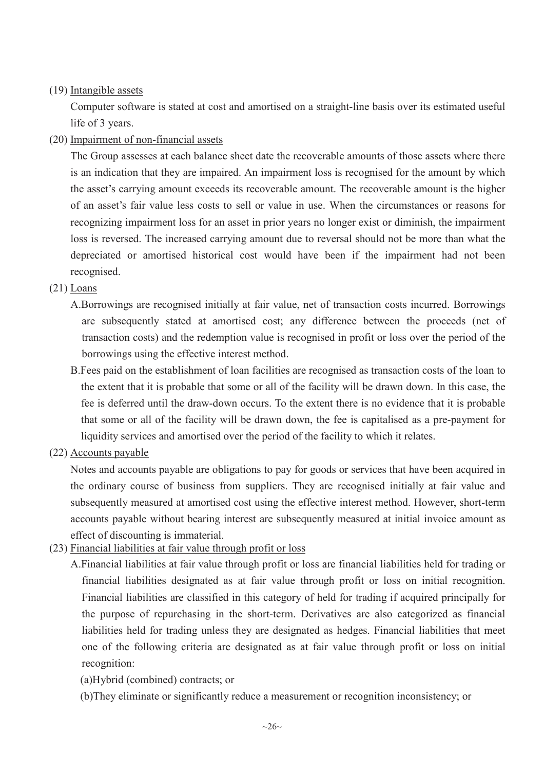(19) Intangible assets

Computer software is stated at cost and amortised on a straight-line basis over its estimated useful life of 3 years.

(20) Impairment of non-financial assets

The Group assesses at each balance sheet date the recoverable amounts of those assets where there is an indication that they are impaired. An impairment loss is recognised for the amount by which the asset's carrying amount exceeds its recoverable amount. The recoverable amount is the higher of an asset's fair value less costs to sell or value in use. When the circumstances or reasons for recognizing impairment loss for an asset in prior years no longer exist or diminish, the impairment loss is reversed. The increased carrying amount due to reversal should not be more than what the depreciated or amortised historical cost would have been if the impairment had not been recognised.

(21) Loans

A. Borrowings are recognised initially at fair value, net of transaction costs incurred. Borrowings are subsequently stated at amortised cost; any difference between the proceeds (net of transaction costs) and the redemption value is recognised in profit or loss over the period of the borrowings using the effective interest method.

B. Fees paid on the establishment of loan facilities are recognised as transaction costs of the loan to the extent that it is probable that some or all of the facility will be drawn down. In this case, the fee is deferred until the draw-down occurs. To the extent there is no evidence that it is probable that some or all of the facility will be drawn down, the fee is capitalised as a pre-payment for liquidity services and amortised over the period of the facility to which it relates.

(22) Accounts payable

Notes and accounts payable are obligations to pay for goods or services that have been acquired in the ordinary course of business from suppliers. They are recognised initially at fair value and subsequently measured at amortised cost using the effective interest method. However, short-term accounts payable without bearing interest are subsequently measured at initial invoice amount as effect of discounting is immaterial.

(23) Financial liabilities at fair value through profit or loss

A. Financial liabilities at fair value through profit or loss are financial liabilities held for trading or financial liabilities designated as at fair value through profit or loss on initial recognition. Financial liabilities are classified in this category of held for trading if acquired principally for the purpose of repurchasing in the short-term. Derivatives are also categorized as financial liabilities held for trading unless they are designated as hedges. Financial liabilities that meet one of the following criteria are designated as at fair value through profit or loss on initial recognition:

(a) Hybrid (combined) contracts; or

(b) They eliminate or significantly reduce a measurement or recognition inconsistency; or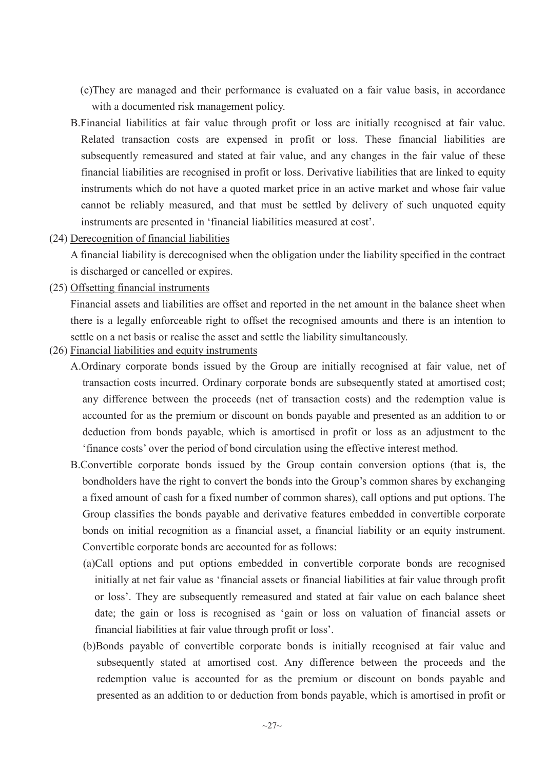(c)They are managed and their performance is evaluated on a fair value basis, in accordance with a documented risk management policy.

B.Financial liabilities at fair value through profit or loss are initially recognised at fair value. Related transaction costs are expensed in profit or loss. These financial liabilities are subsequently remeasured and stated at fair value, and any changes in the fair value of these financial liabilities are recognised in profit or loss. Derivative liabilities that are linked to equity instruments which do not have a quoted market price in an active market and whose fair value cannot be reliably measured, and that must be settled by delivery of such unquoted equity instruments are presented in 'financial liabilities measured at cost'.

(24) Derecognition of financial liabilities

A financial liability is derecognised when the obligation under the liability specified in the contract is discharged or cancelled or expires.

(25) Offsetting financial instruments

Financial assets and liabilities are offset and reported in the net amount in the balance sheet when there is a legally enforceable right to offset the recognised amounts and there is an intention to settle on a net basis or realise the asset and settle the liability simultaneously.

(26) Financial liabilities and equity instruments

A.Ordinary corporate bonds issued by the Group are initially recognised at fair value, net of transaction costs incurred. Ordinary corporate bonds are subsequently stated at amortised cost; any difference between the proceeds (net of transaction costs) and the redemption value is accounted for as the premium or discount on bonds payable and presented as an addition to or deduction from bonds payable, which is amortised in profit or loss as an adjustment to the 'finance costs' over the period of bond circulation using the effective interest method.

B.Convertible corporate bonds issued by the Group contain conversion options (that is, the bondholders have the right to convert the bonds into the Group's common shares by exchanging a fixed amount of cash for a fixed number of common shares), call options and put options. The Group classifies the bonds payable and derivative features embedded in convertible corporate bonds on initial recognition as a financial asset, a financial liability or an equity instrument. Convertible corporate bonds are accounted for as follows:

(a)Call options and put options embedded in convertible corporate bonds are recognised initially at net fair value as 'financial assets or financial liabilities at fair value through profit or loss'. They are subsequently remeasured and stated at fair value on each balance sheet date; the gain or loss is recognised as 'gain or loss on valuation of financial assets or financial liabilities at fair value through profit or loss'.

(b)Bonds payable of convertible corporate bonds is initially recognised at fair value and subsequently stated at amortised cost. Any difference between the proceeds and the redemption value is accounted for as the premium or discount on bonds payable and presented as an addition to or deduction from bonds payable, which is amortised in profit or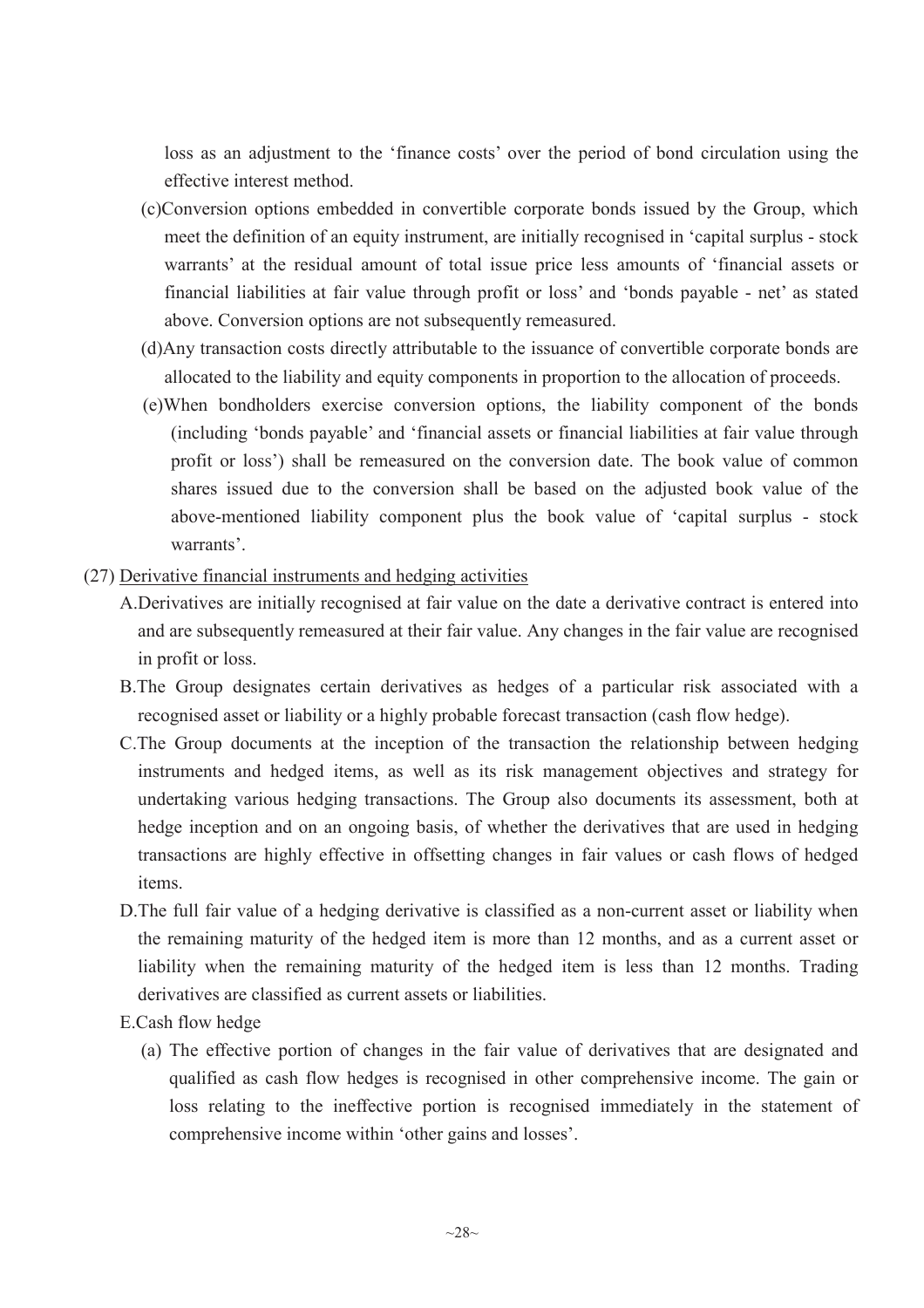loss as an adjustment to the 'finance costs' over the period of bond circulation using the effective interest method.

(c)Conversion options embedded in convertible corporate bonds issued by the Group, which meet the definition of an equity instrument, are initially recognised in 'capital surplus - stock warrants' at the residual amount of total issue price less amounts of 'financial assets or financial liabilities at fair value through profit or loss' and 'bonds payable - net' as stated above. Conversion options are not subsequently remeasured.

(d)Any transaction costs directly attributable to the issuance of convertible corporate bonds are allocated to the liability and equity components in proportion to the allocation of proceeds.

(e)When bondholders exercise conversion options, the liability component of the bonds (including 'bonds payable' and 'financial assets or financial liabilities at fair value through profit or loss') shall be remeasured on the conversion date. The book value of common shares issued due to the conversion shall be based on the adjusted book value of the above-mentioned liability component plus the book value of 'capital surplus - stock warrants'.

(27) Derivative financial instruments and hedging activities

A.Derivatives are initially recognised at fair value on the date a derivative contract is entered into and are subsequently remeasured at their fair value. Any changes in the fair value are recognised in profit or loss.

B.The Group designates certain derivatives as hedges of a particular risk associated with a recognised asset or liability or a highly probable forecast transaction (cash flow hedge).

C.The Group documents at the inception of the transaction the relationship between hedging instruments and hedged items, as well as its risk management objectives and strategy for undertaking various hedging transactions. The Group also documents its assessment, both at hedge inception and on an ongoing basis, of whether the derivatives that are used in hedging transactions are highly effective in offsetting changes in fair values or cash flows of hedged items.

D.The full fair value of a hedging derivative is classified as a non-current asset or liability when the remaining maturity of the hedged item is more than 12 months, and as a current asset or liability when the remaining maturity of the hedged item is less than 12 months. Trading derivatives are classified as current assets or liabilities.

E.Cash flow hedge

(a) The effective portion of changes in the fair value of derivatives that are designated and qualified as cash flow hedges is recognised in other comprehensive income. The gain or loss relating to the ineffective portion is recognised immediately in the statement of comprehensive income within 'other gains and losses'.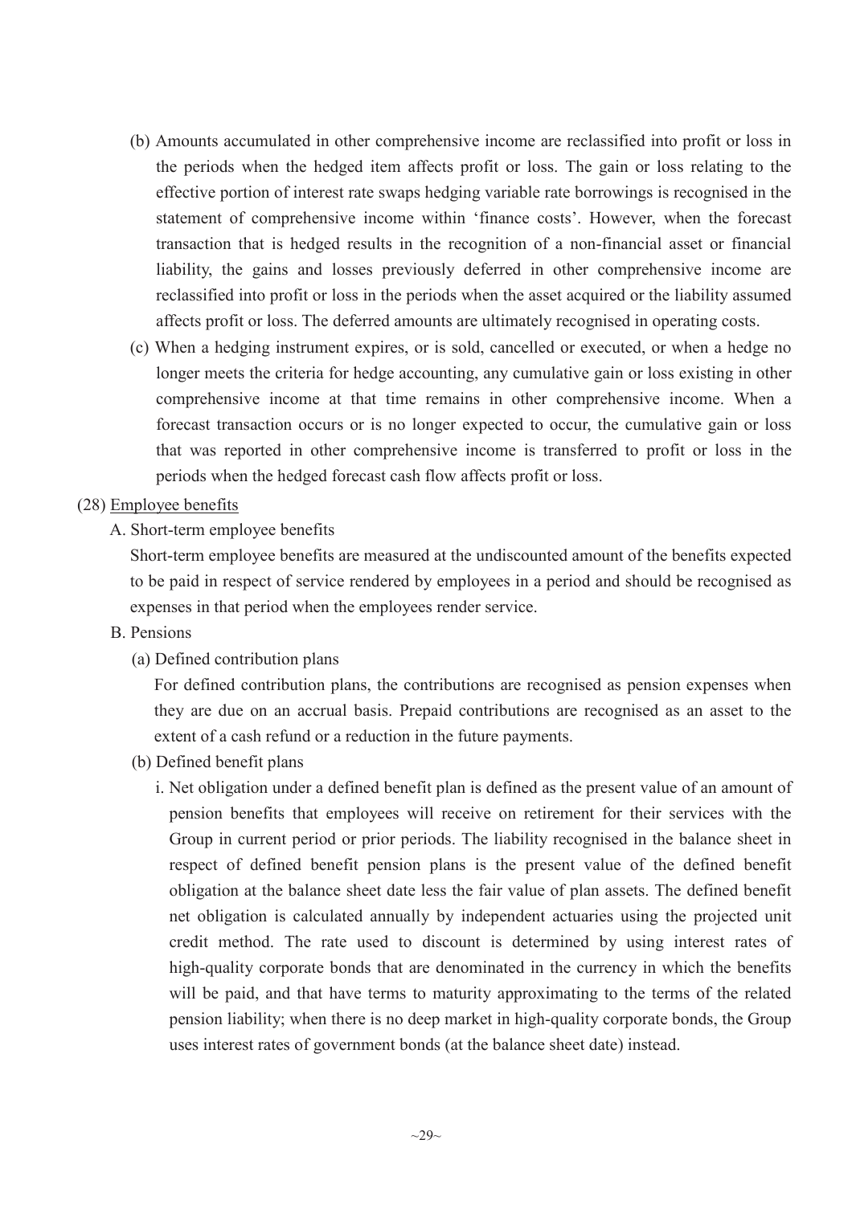(b) Amounts accumulated in other comprehensive income are reclassified into profit or loss in the periods when the hedged item affects profit or loss. The gain or loss relating to the effective portion of interest rate swaps hedging variable rate borrowings is recognised in the statement of comprehensive income within 'finance costs'. However, when the forecast transaction that is hedged results in the recognition of a non-financial asset or financial liability, the gains and losses previously deferred in other comprehensive income are reclassified into profit or loss in the periods when the asset acquired or the liability assumed affects profit or loss. The deferred amounts are ultimately recognised in operating costs.

(c) When a hedging instrument expires, or is sold, cancelled or executed, or when a hedge no longer meets the criteria for hedge accounting, any cumulative gain or loss existing in other comprehensive income at that time remains in other comprehensive income. When a forecast transaction occurs or is no longer expected to occur, the cumulative gain or loss that was reported in other comprehensive income is transferred to profit or loss in the periods when the hedged forecast cash flow affects profit or loss.

(28) Employee benefits

A. Short-term employee benefits

Short-term employee benefits are measured at the undiscounted amount of the benefits expected to be paid in respect of service rendered by employees in a period and should be recognised as expenses in that period when the employees render service.

B. Pensions

(a) Defined contribution plans

For defined contribution plans, the contributions are recognised as pension expenses when they are due on an accrual basis. Prepaid contributions are recognised as an asset to the extent of a cash refund or a reduction in the future payments.

(b) Defined benefit plans

i. Net obligation under a defined benefit plan is defined as the present value of an amount of pension benefits that employees will receive on retirement for their services with the Group in current period or prior periods. The liability recognised in the balance sheet in respect of defined benefit pension plans is the present value of the defined benefit obligation at the balance sheet date less the fair value of plan assets. The defined benefit net obligation is calculated annually by independent actuaries using the projected unit credit method. The rate used to discount is determined by using interest rates of high-quality corporate bonds that are denominated in the currency in which the benefits will be paid, and that have terms to maturity approximating to the terms of the related pension liability; when there is no deep market in high-quality corporate bonds, the Group uses interest rates of government bonds (at the balance sheet date) instead.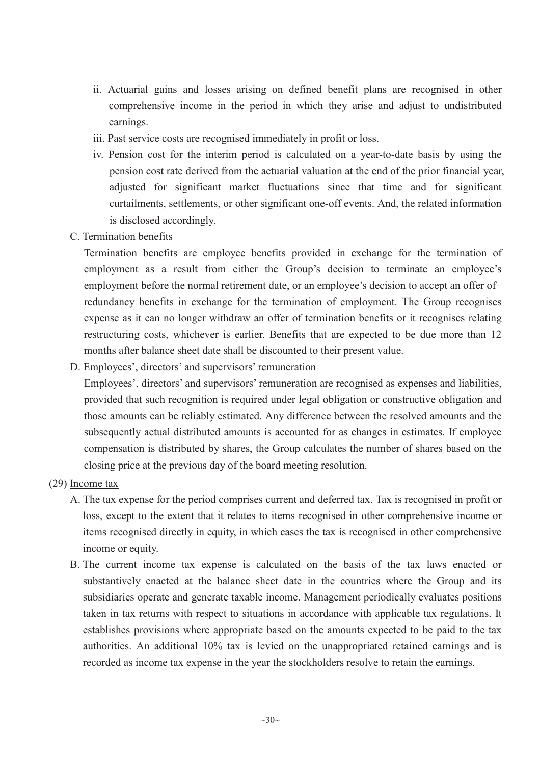ii. Actuarial gains and losses arising on defined benefit plans are recognised in other comprehensive income in the period in which they arise and adjust to undistributed earnings.

iii. Past service costs are recognised immediately in profit or loss.

iv. Pension cost for the interim period is calculated on a year-to-date basis by using the pension cost rate derived from the actuarial valuation at the end of the prior financial year, adjusted for significant market fluctuations since that time and for significant curtailments, settlements, or other significant one-off events. And, the related information is disclosed accordingly.

C. Termination benefits

Termination benefits are employee benefits provided in exchange for the termination of employment as a result from either the Group's decision to terminate an employee's employment before the normal retirement date, or an employee's decision to accept an offer of redundancy benefits in exchange for the termination of employment. The Group recognises expense as it can no longer withdraw an offer of termination benefits or it recognises relating restructuring costs, whichever is earlier. Benefits that are expected to be due more than 12 months after balance sheet date shall be discounted to their present value.

D. Employees', directors' and supervisors' remuneration

Employees', directors' and supervisors' remuneration are recognised as expenses and liabilities, provided that such recognition is required under legal obligation or constructive obligation and those amounts can be reliably estimated. Any difference between the resolved amounts and the subsequently actual distributed amounts is accounted for as changes in estimates. If employee compensation is distributed by shares, the Group calculates the number of shares based on the closing price at the previous day of the board meeting resolution.

(29) Income tax

A. The tax expense for the period comprises current and deferred tax. Tax is recognised in profit or loss, except to the extent that it relates to items recognised in other comprehensive income or items recognised directly in equity, in which cases the tax is recognised in other comprehensive income or equity.

B. The current income tax expense is calculated on the basis of the tax laws enacted or substantively enacted at the balance sheet date in the countries where the Group and its subsidiaries operate and generate taxable income. Management periodically evaluates positions taken in tax returns with respect to situations in accordance with applicable tax regulations. It establishes provisions where appropriate based on the amounts expected to be paid to the tax authorities. An additional 10% tax is levied on the unappropriated retained earnings and is recorded as income tax expense in the year the stockholders resolve to retain the earnings.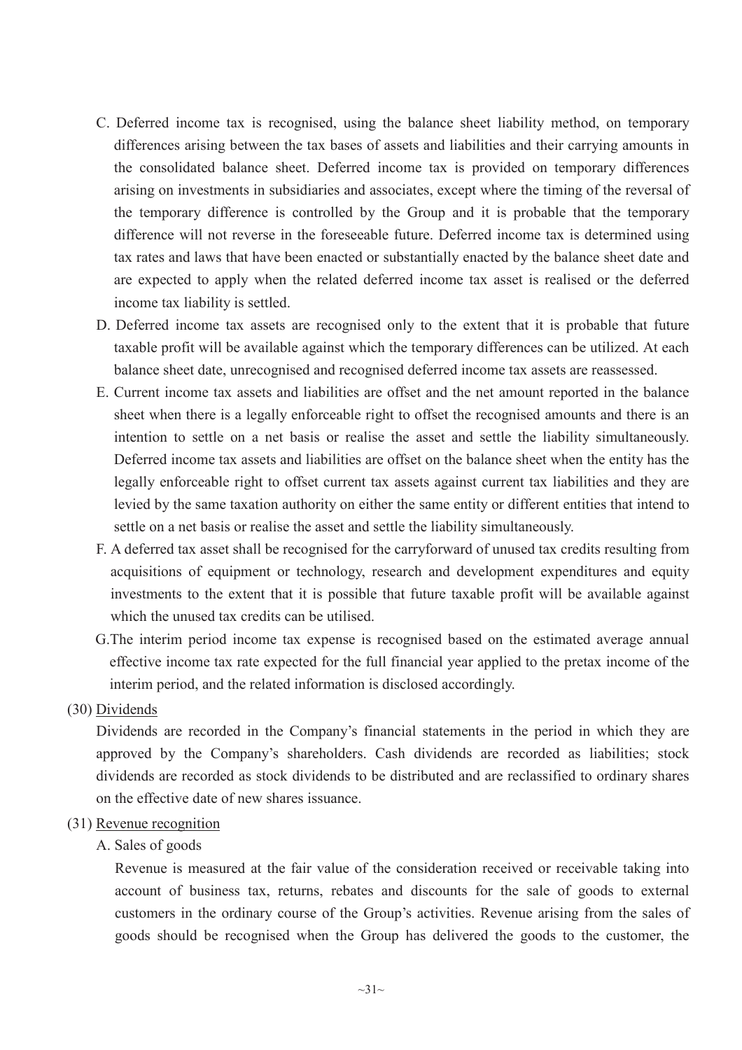C. Deferred income tax is recognised, using the balance sheet liability method, on temporary differences arising between the tax bases of assets and liabilities and their carrying amounts in the consolidated balance sheet. Deferred income tax is provided on temporary differences arising on investments in subsidiaries and associates, except where the timing of the reversal of the temporary difference is controlled by the Group and it is probable that the temporary difference will not reverse in the foreseeable future. Deferred income tax is determined using tax rates and laws that have been enacted or substantially enacted by the balance sheet date and are expected to apply when the related deferred income tax asset is realised or the deferred income tax liability is settled.

D. Deferred income tax assets are recognised only to the extent that it is probable that future taxable profit will be available against which the temporary differences can be utilized. At each balance sheet date, unrecognised and recognised deferred income tax assets are reassessed.

E. Current income tax assets and liabilities are offset and the net amount reported in the balance sheet when there is a legally enforceable right to offset the recognised amounts and there is an intention to settle on a net basis or realise the asset and settle the liability simultaneously. Deferred income tax assets and liabilities are offset on the balance sheet when the entity has the legally enforceable right to offset current tax assets against current tax liabilities and they are levied by the same taxation authority on either the same entity or different entities that intend to settle on a net basis or realise the asset and settle the liability simultaneously.

F. A deferred tax asset shall be recognised for the carryforward of unused tax credits resulting from acquisitions of equipment or technology, research and development expenditures and equity investments to the extent that it is possible that future taxable profit will be available against which the unused tax credits can be utilised.

G. The interim period income tax expense is recognised based on the estimated average annual effective income tax rate expected for the full financial year applied to the pretax income of the interim period, and the related information is disclosed accordingly.

(30) Dividends

Dividends are recorded in the Company's financial statements in the period in which they are approved by the Company's shareholders. Cash dividends are recorded as liabilities; stock dividends are recorded as stock dividends to be distributed and are reclassified to ordinary shares on the effective date of new shares issuance.

(31) Revenue recognition

A. Sales of goods

Revenue is measured at the fair value of the consideration received or receivable taking into account of business tax, returns, rebates and discounts for the sale of goods to external customers in the ordinary course of the Group's activities. Revenue arising from the sales of goods should be recognised when the Group has delivered the goods to the customer, the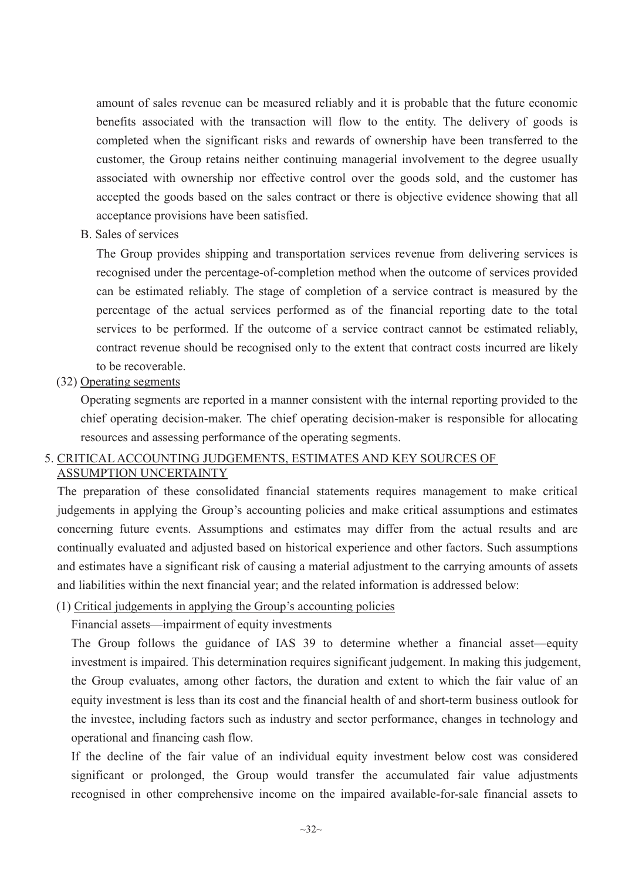amount of sales revenue can be measured reliably and it is probable that the future economic benefits associated with the transaction will flow to the entity. The delivery of goods is completed when the significant risks and rewards of ownership have been transferred to the customer, the Group retains neither continuing managerial involvement to the degree usually associated with ownership nor effective control over the goods sold, and the customer has accepted the goods based on the sales contract or there is objective evidence showing that all acceptance provisions have been satisfied.

B. Sales of services

The Group provides shipping and transportation services revenue from delivering services is recognised under the percentage-of-completion method when the outcome of services provided can be estimated reliably. The stage of completion of a service contract is measured by the percentage of the actual services performed as of the financial reporting date to the total services to be performed. If the outcome of a service contract cannot be estimated reliably, contract revenue should be recognised only to the extent that contract costs incurred are likely to be recoverable.

(32) Operating segments

Operating segments are reported in a manner consistent with the internal reporting provided to the chief operating decision-maker. The chief operating decision-maker is responsible for allocating resources and assessing performance of the operating segments.

## 5. CRITICAL ACCOUNTING JUDGEMENTS, ESTIMATES AND KEY SOURCES OF ASSUMPTION UNCERTAINTY

The preparation of these consolidated financial statements requires management to make critical judgements in applying the Group's accounting policies and make critical assumptions and estimates concerning future events. Assumptions and estimates may differ from the actual results and are continually evaluated and adjusted based on historical experience and other factors. Such assumptions and estimates have a significant risk of causing a material adjustment to the carrying amounts of assets and liabilities within the next financial year; and the related information is addressed below:

(1) Critical judgements in applying the Group's accounting policies

Financial assets—impairment of equity investments

The Group follows the guidance of IAS 39 to determine whether a financial asset—equity investment is impaired. This determination requires significant judgement. In making this judgement, the Group evaluates, among other factors, the duration and extent to which the fair value of an equity investment is less than its cost and the financial health of and short-term business outlook for the investee, including factors such as industry and sector performance, changes in technology and operational and financing cash flow.

If the decline of the fair value of an individual equity investment below cost was considered significant or prolonged, the Group would transfer the accumulated fair value adjustments recognised in other comprehensive income on the impaired available-for-sale financial assets to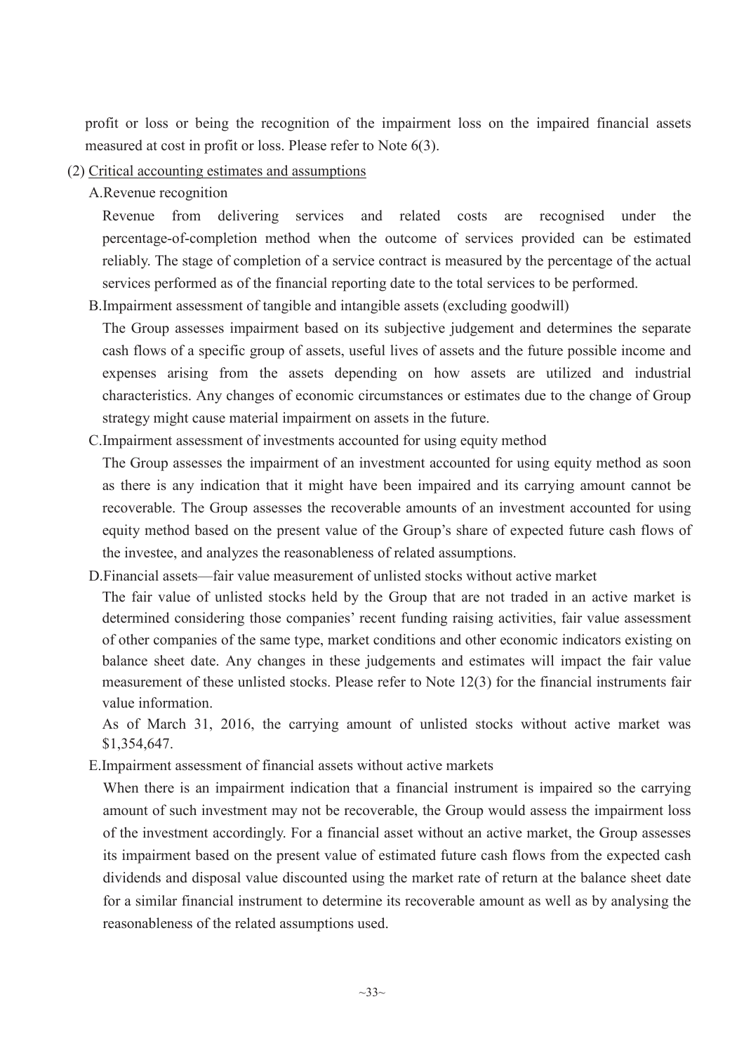profit or loss or being the recognition of the impairment loss on the impaired financial assets measured at cost in profit or loss. Please refer to Note 6(3).

(2) Critical accounting estimates and assumptions

A.Revenue recognition

Revenue from delivering services and related costs are recognised under the percentage-of-completion method when the outcome of services provided can be estimated reliably. The stage of completion of a service contract is measured by the percentage of the actual services performed as of the financial reporting date to the total services to be performed.

B.Impairment assessment of tangible and intangible assets (excluding goodwill)

The Group assesses impairment based on its subjective judgement and determines the separate cash flows of a specific group of assets, useful lives of assets and the future possible income and expenses arising from the assets depending on how assets are utilized and industrial characteristics. Any changes of economic circumstances or estimates due to the change of Group strategy might cause material impairment on assets in the future.

C.Impairment assessment of investments accounted for using equity method

The Group assesses the impairment of an investment accounted for using equity method as soon as there is any indication that it might have been impaired and its carrying amount cannot be recoverable. The Group assesses the recoverable amounts of an investment accounted for using equity method based on the present value of the Group's share of expected future cash flows of the investee, and analyzes the reasonableness of related assumptions.

D.Financial assets—fair value measurement of unlisted stocks without active market

The fair value of unlisted stocks held by the Group that are not traded in an active market is determined considering those companies' recent funding raising activities, fair value assessment of other companies of the same type, market conditions and other economic indicators existing on balance sheet date. Any changes in these judgements and estimates will impact the fair value measurement of these unlisted stocks. Please refer to Note 12(3) for the financial instruments fair value information.

As of March 31, 2016, the carrying amount of unlisted stocks without active market was $1,354,647.

E.Impairment assessment of financial assets without active markets

When there is an impairment indication that a financial instrument is impaired so the carrying amount of such investment may not be recoverable, the Group would assess the impairment loss of the investment accordingly. For a financial asset without an active market, the Group assesses its impairment based on the present value of estimated future cash flows from the expected cash dividends and disposal value discounted using the market rate of return at the balance sheet date for a similar financial instrument to determine its recoverable amount as well as by analysing the reasonableness of the related assumptions used.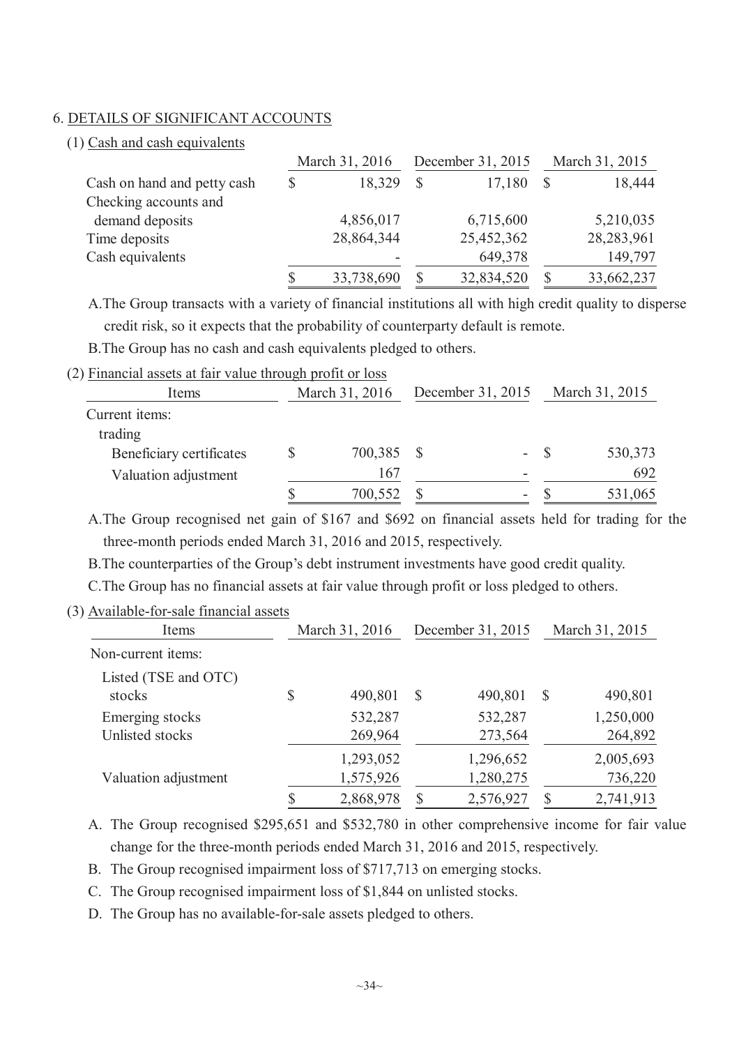## 6. DETAILS OF SIGNIFICANT ACCOUNTS

### (1) Cash and cash equivalents

| | March 31, 2016 | December 31, 2015 | March 31, 2015 |
|---|---|---|---|
| Cash on hand and petty cash | $ 18,329 | $ 17,180 | $ 18,444 |
| Checking accounts and demand deposits | 4,856,017 | 6,715,600 | 5,210,035 |
| Time deposits | 28,864,344 | 25,452,362 | 28,283,961 |
| Cash equivalents | - | 649,378 | 149,797 |
| | $ 33,738,690 | $ 32,834,520 | $ 33,662,237 |

A. The Group transacts with a variety of financial institutions all with high credit quality to disperse credit risk, so it expects that the probability of counterparty default is remote.

B. The Group has no cash and cash equivalents pledged to others.

### (2) Financial assets at fair value through profit or loss

| Items | March 31, 2016 | December 31, 2015 | March 31, 2015 |
|---|---|---|---|
| Current items: | | | |
| trading | | | |
| Beneficiary certificates | $ 700,385 | $ - | $ 530,373 |
| Valuation adjustment | 167 | - | 692 |
| | $ 700,552 | $ - | $ 531,065 |

A. The Group recognised net gain of $167 and $692 on financial assets held for trading for the three-month periods ended March 31, 2016 and 2015, respectively.

B. The counterparties of the Group's debt instrument investments have good credit quality.

C. The Group has no financial assets at fair value through profit or loss pledged to others.

### (3) Available-for-sale financial assets

| Items | March 31, 2016 | December 31, 2015 | March 31, 2015 |
|---|---|---|---|
| Non-current items: | | | |
| Listed (TSE and OTC) stocks | $ 490,801 | $ 490,801 | $ 490,801 |
| Emerging stocks | 532,287 | 532,287 | 1,250,000 |
| Unlisted stocks | 269,964 | 273,564 | 264,892 |
| | 1,293,052 | 1,296,652 | 2,005,693 |
| Valuation adjustment | 1,575,926 | 1,280,275 | 736,220 |
| | $ 2,868,978 | $ 2,576,927 | $ 2,741,913 |

A. The Group recognised $295,651 and $532,780 in other comprehensive income for fair value change for the three-month periods ended March 31, 2016 and 2015, respectively.

B. The Group recognised impairment loss of $717,713 on emerging stocks.

C. The Group recognised impairment loss of $1,844 on unlisted stocks.

D. The Group has no available-for-sale assets pledged to others.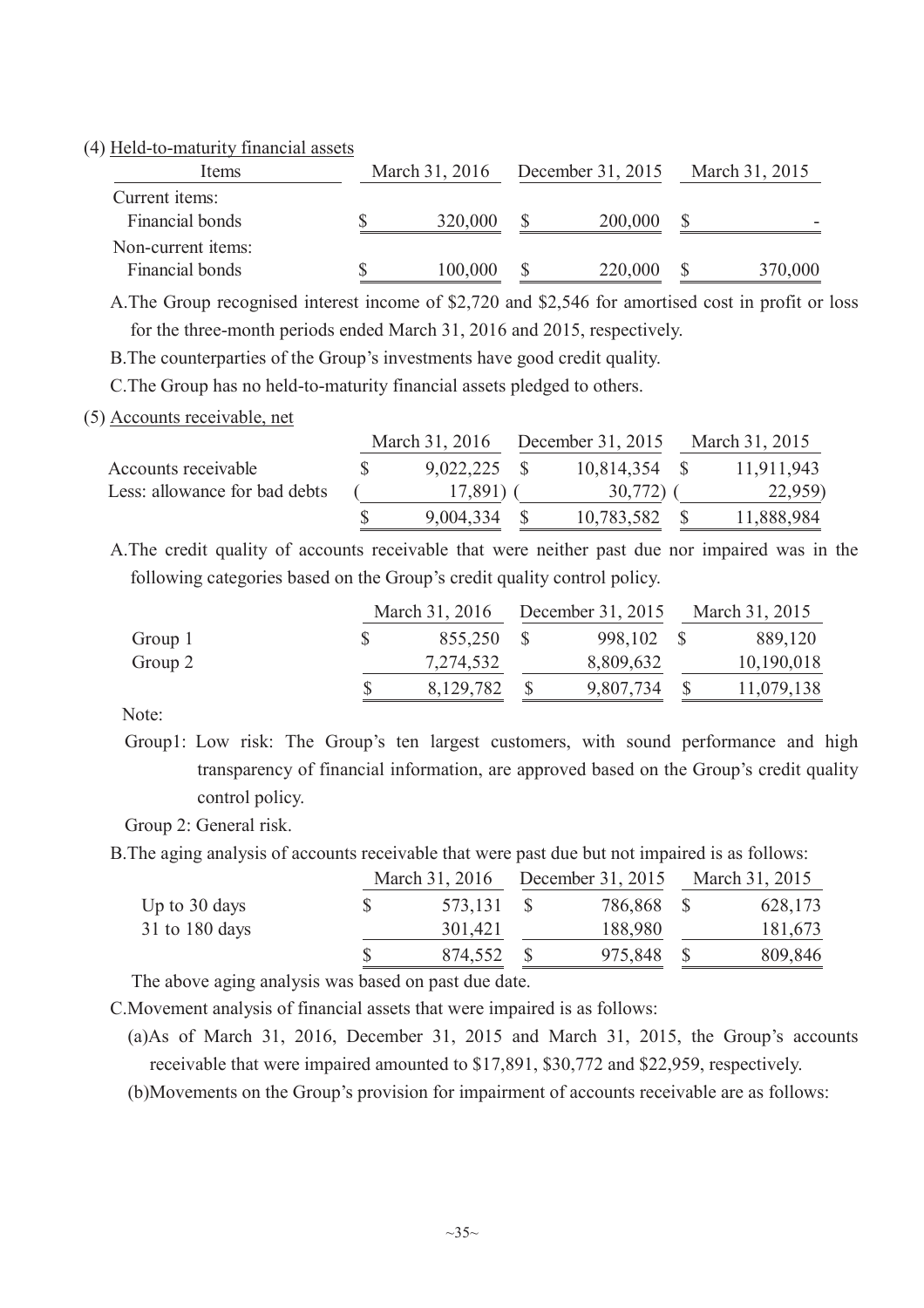(4) Held-to-maturity financial assets

| Items | March 31, 2016 | December 31, 2015 | March 31, 2015 |
|---|---|---|---|
| Current items: | | | |
| Financial bonds | $ 320,000 | $ 200,000 | $ - |
| Non-current items: | | | |
| Financial bonds | $ 100,000 | $ 220,000 | $ 370,000 |

A.The Group recognised interest income of $2,720 and $2,546 for amortised cost in profit or loss for the three-month periods ended March 31, 2016 and 2015, respectively.

B.The counterparties of the Group's investments have good credit quality.

C.The Group has no held-to-maturity financial assets pledged to others.

(5) Accounts receivable, net

| | March 31, 2016 | December 31, 2015 | March 31, 2015 |
|---|---|---|---|
| Accounts receivable | $ 9,022,225 | $ 10,814,354 | $ 11,911,943 |
| Less: allowance for bad debts | ( 17,891) | ( 30,772) | ( 22,959) |
| | $ 9,004,334 | $ 10,783,582 | $ 11,888,984 |

A.The credit quality of accounts receivable that were neither past due nor impaired was in the following categories based on the Group's credit quality control policy.

| | March 31, 2016 | December 31, 2015 | March 31, 2015 |
|---|---|---|---|
| Group 1 | $ 855,250 | $ 998,102 | $ 889,120 |
| Group 2 | 7,274,532 | 8,809,632 | 10,190,018 |
| | $ 8,129,782 | $ 9,807,734 | $ 11,079,138 |

Note:

Group1: Low risk: The Group's ten largest customers, with sound performance and high transparency of financial information, are approved based on the Group's credit quality control policy.

Group 2: General risk.

B.The aging analysis of accounts receivable that were past due but not impaired is as follows:

| | March 31, 2016 | December 31, 2015 | March 31, 2015 |
|---|---|---|---|
| Up to 30 days | $ 573,131 | $ 786,868 | $ 628,173 |
| 31 to 180 days | 301,421 | 188,980 | 181,673 |
| | $ 874,552 | $ 975,848 | $ 809,846 |

The above aging analysis was based on past due date.

C.Movement analysis of financial assets that were impaired is as follows:

(a)As of March 31, 2016, December 31, 2015 and March 31, 2015, the Group's accounts receivable that were impaired amounted to $17,891, $30,772 and $22,959, respectively.

(b)Movements on the Group's provision for impairment of accounts receivable are as follows: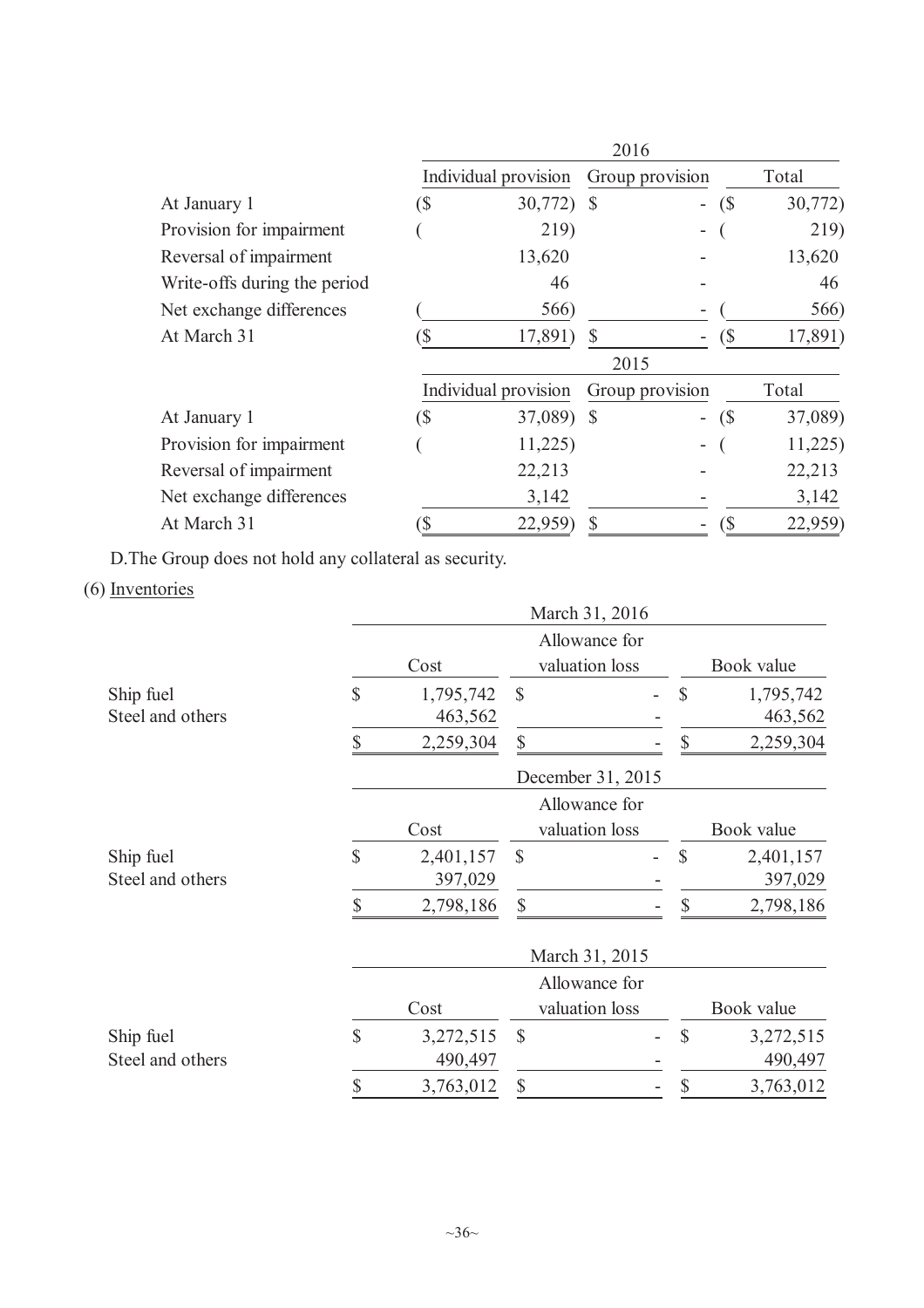| | 2016 | | |
|---|---|---|---|
| | Individual provision | Group provision | Total |
| At January 1 | ($ 30,772) | $ - | ($ 30,772) |
| Provision for impairment | ( 219) | - | ( 219) |
| Reversal of impairment | 13,620 | - | 13,620 |
| Write-offs during the period | 46 | - | 46 |
| Net exchange differences | ( 566) | - | ( 566) |
| At March 31 | ($ 17,891) | $ - | ($ 17,891) |

| | 2015 | | |
|---|---|---|---|
| | Individual provision | Group provision | Total |
| At January 1 | ($ 37,089) | $ - | ($ 37,089) |
| Provision for impairment | ( 11,225) | - | ( 11,225) |
| Reversal of impairment | 22,213 | - | 22,213 |
| Net exchange differences | 3,142 | - | 3,142 |
| At March 31 | ($ 22,959) | $ - | ($ 22,959) |

D.The Group does not hold any collateral as security.

(6) Inventories

| | March 31, 2016 | | |
|---|---|---|---|
| | Cost | Allowance for valuation loss | Book value |
| Ship fuel | $ 1,795,742 | $ - | $ 1,795,742 |
| Steel and others | 463,562 | - | 463,562 |
| | $ 2,259,304 | $ - | $ 2,259,304 |

| | December 31, 2015 | | |
|---|---|---|---|
| | Cost | Allowance for valuation loss | Book value |
| Ship fuel | $ 2,401,157 | $ - | $ 2,401,157 |
| Steel and others | 397,029 | - | 397,029 |
| | $ 2,798,186 | $ - | $ 2,798,186 |

| | March 31, 2015 | | |
|---|---|---|---|
| | Cost | Allowance for valuation loss | Book value |
| Ship fuel | $ 3,272,515 | $ - | $ 3,272,515 |
| Steel and others | 490,497 | - | 490,497 |
| | $ 3,763,012 | $ - | $ 3,763,012 |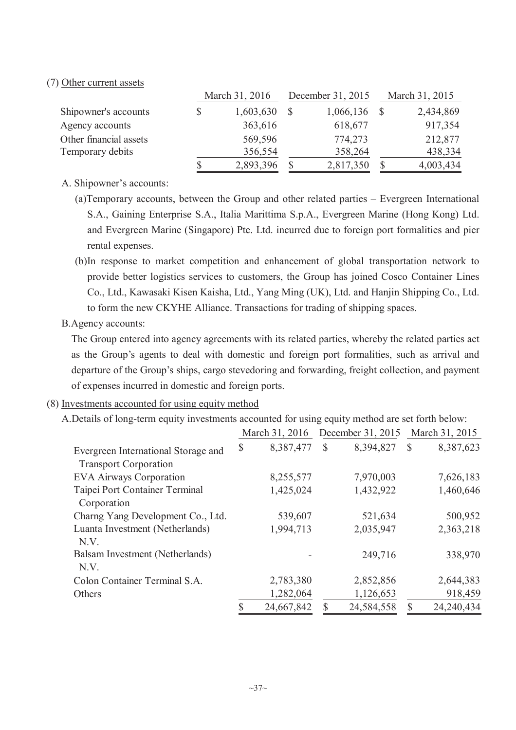(7) Other current assets

| | March 31, 2016 | December 31, 2015 | March 31, 2015 |
|---|---|---|---|
| Shipowner's accounts | $ 1,603,630 | $ 1,066,136 | $ 2,434,869 |
| Agency accounts | 363,616 | 618,677 | 917,354 |
| Other financial assets | 569,596 | 774,273 | 212,877 |
| Temporary debits | 356,554 | 358,264 | 438,334 |
| | $ 2,893,396 | $ 2,817,350 | $ 4,003,434 |

A. Shipowner's accounts:

(a)Temporary accounts, between the Group and other related parties – Evergreen International S.A., Gaining Enterprise S.A., Italia Marittima S.p.A., Evergreen Marine (Hong Kong) Ltd. and Evergreen Marine (Singapore) Pte. Ltd. incurred due to foreign port formalities and pier rental expenses.

(b)In response to market competition and enhancement of global transportation network to provide better logistics services to customers, the Group has joined Cosco Container Lines Co., Ltd., Kawasaki Kisen Kaisha, Ltd., Yang Ming (UK), Ltd. and Hanjin Shipping Co., Ltd. to form the new CKYHE Alliance. Transactions for trading of shipping spaces.

B.Agency accounts:

The Group entered into agency agreements with its related parties, whereby the related parties act as the Group's agents to deal with domestic and foreign port formalities, such as arrival and departure of the Group's ships, cargo stevedoring and forwarding, freight collection, and payment of expenses incurred in domestic and foreign ports.

(8) Investments accounted for using equity method

A.Details of long-term equity investments accounted for using equity method are set forth below:

| | March 31, 2016 | December 31, 2015 | March 31, 2015 |
|---|---|---|---|
| Evergreen International Storage and Transport Corporation | $ 8,387,477 | $ 8,394,827 | $ 8,387,623 |
| EVA Airways Corporation | 8,255,577 | 7,970,003 | 7,626,183 |
| Taipei Port Container Terminal Corporation | 1,425,024 | 1,432,922 | 1,460,646 |
| Charng Yang Development Co., Ltd. | 539,607 | 521,634 | 500,952 |
| Luanta Investment (Netherlands) N.V. | 1,994,713 | 2,035,947 | 2,363,218 |
| Balsam Investment (Netherlands) N.V. | - | 249,716 | 338,970 |
| Colon Container Terminal S.A. | 2,783,380 | 2,852,856 | 2,644,383 |
| Others | 1,282,064 | 1,126,653 | 918,459 |
| | $ 24,667,842 | $ 24,584,558 | $ 24,240,434 |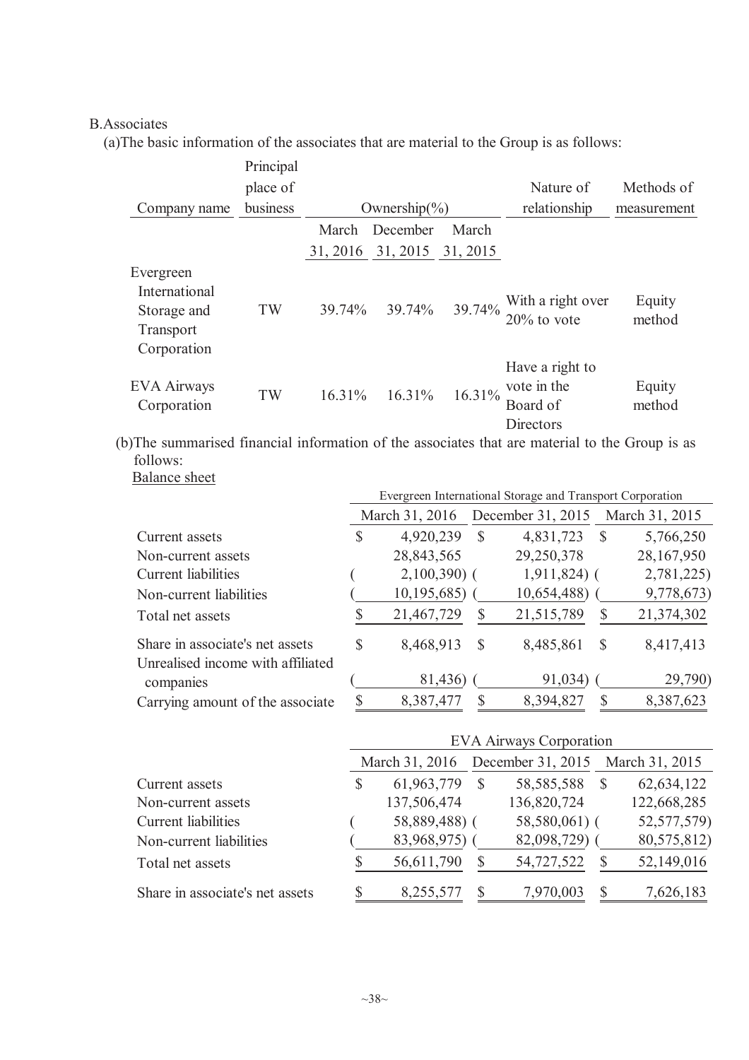B.Associates

(a)The basic information of the associates that are material to the Group is as follows:

| Company name | Principal place of business | Ownership(%) | | | Nature of relationship | Methods of measurement |
|---|---|---|---|---|---|---|
| | | March 31, 2016 | December 31, 2015 | March 31, 2015 | | |
| Evergreen International Storage and Transport Corporation | TW | 39.74% | 39.74% | 39.74% | With a right over 20% to vote | Equity method |
| EVA Airways Corporation | TW | 16.31% | 16.31% | 16.31% | Have a right to vote in the Board of Directors | Equity method |

(b)The summarised financial information of the associates that are material to the Group is as follows:

Balance sheet

| | Evergreen International Storage and Transport Corporation | | |
|---|---|---|---|
| | March 31, 2016 | December 31, 2015 | March 31, 2015 |
| Current assets | $ 4,920,239 | $ 4,831,723 | $ 5,766,250 |
| Non-current assets | 28,843,565 | 29,250,378 | 28,167,950 |
| Current liabilities | ( 2,100,390) | ( 1,911,824) | ( 2,781,225) |
| Non-current liabilities | ( 10,195,685) | ( 10,654,488) | ( 9,778,673) |
| Total net assets | $ 21,467,729 | $ 21,515,789 | $ 21,374,302 |
| Share in associate's net assets | $ 8,468,913 | $ 8,485,861 | $ 8,417,413 |
| Unrealised income with affiliated companies | ( 81,436) | ( 91,034) | ( 29,790) |
| Carrying amount of the associate | $ 8,387,477 | $ 8,394,827 | $ 8,387,623 |

| | EVA Airways Corporation | | |
|---|---|---|---|
| | March 31, 2016 | December 31, 2015 | March 31, 2015 |
| Current assets | $ 61,963,779 | $ 58,585,588 | $ 62,634,122 |
| Non-current assets | 137,506,474 | 136,820,724 | 122,668,285 |
| Current liabilities | ( 58,889,488) | ( 58,580,061) | ( 52,577,579) |
| Non-current liabilities | ( 83,968,975) | ( 82,098,729) | ( 80,575,812) |
| Total net assets | $ 56,611,790 | $ 54,727,522 | $ 52,149,016 |
| Share in associate's net assets | $ 8,255,577 | $ 7,970,003 | $ 7,626,183 |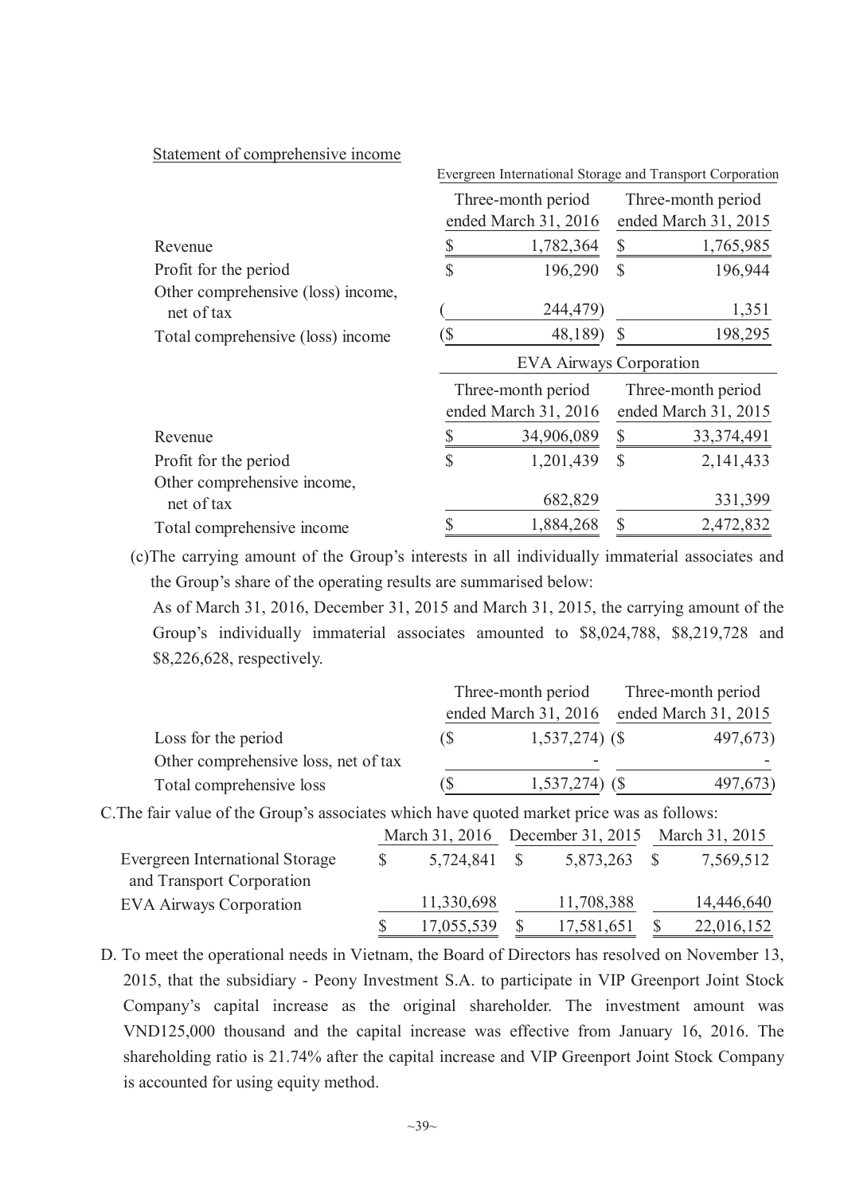Statement of comprehensive income

| | Evergreen International Storage and Transport Corporation | |
|---|---|---|
| | Three-month period ended March 31, 2016 | Three-month period ended March 31, 2015 |
| Revenue | $ 1,782,364 | $ 1,765,985 |
| Profit for the period | $ 196,290 | $ 196,944 |
| Other comprehensive (loss) income, net of tax | ( 244,479) | 1,351 |
| Total comprehensive (loss) income | ($ 48,189) | $ 198,295 |

| | EVA Airways Corporation | |
|---|---|---|
| | Three-month period ended March 31, 2016 | Three-month period ended March 31, 2015 |
| Revenue | $ 34,906,089 | $ 33,374,491 |
| Profit for the period | $ 1,201,439 | $ 2,141,433 |
| Other comprehensive income, net of tax | 682,829 | 331,399 |
| Total comprehensive income | $ 1,884,268 | $ 2,472,832 |

(c)The carrying amount of the Group's interests in all individually immaterial associates and the Group's share of the operating results are summarised below:

As of March 31, 2016, December 31, 2015 and March 31, 2015, the carrying amount of the Group's individually immaterial associates amounted to $8,024,788, $8,219,728 and $8,226,628, respectively.

| | Three-month period ended March 31, 2016 | Three-month period ended March 31, 2015 |
|---|---|---|
| Loss for the period | ($ 1,537,274) | ($ 497,673) |
| Other comprehensive loss, net of tax | - | - |
| Total comprehensive loss | ($ 1,537,274) | ($ 497,673) |

C.The fair value of the Group's associates which have quoted market price was as follows:

| | March 31, 2016 | December 31, 2015 | March 31, 2015 |
|---|---|---|---|
| Evergreen International Storage and Transport Corporation | $ 5,724,841 | $ 5,873,263 | $ 7,569,512 |
| EVA Airways Corporation | 11,330,698 | 11,708,388 | 14,446,640 |
| | $ 17,055,539 | $ 17,581,651 | $ 22,016,152 |

D. To meet the operational needs in Vietnam, the Board of Directors has resolved on November 13, 2015, that the subsidiary - Peony Investment S.A. to participate in VIP Greenport Joint Stock Company's capital increase as the original shareholder. The investment amount was VND125,000 thousand and the capital increase was effective from January 16, 2016. The shareholding ratio is 21.74% after the capital increase and VIP Greenport Joint Stock Company is accounted for using equity method.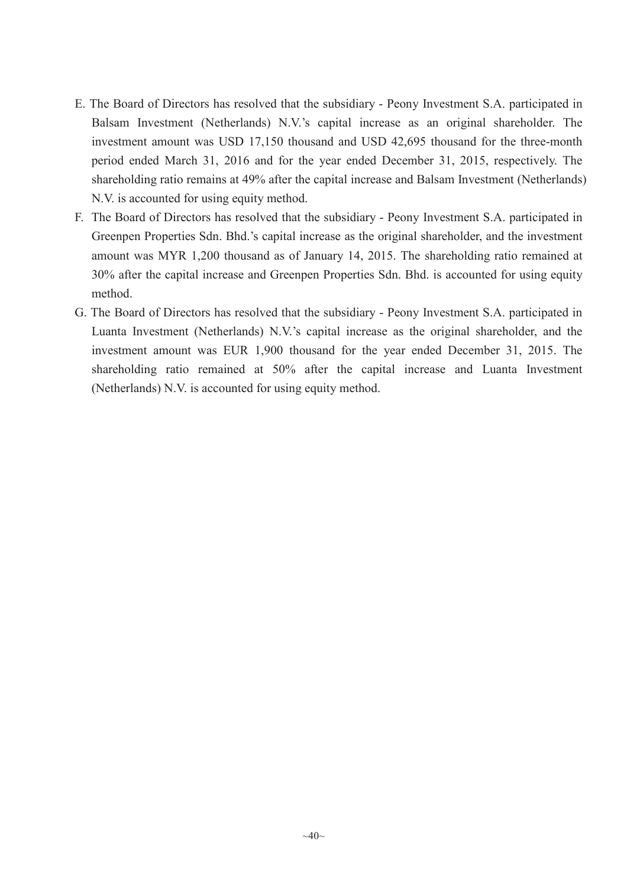E. The Board of Directors has resolved that the subsidiary - Peony Investment S.A. participated in Balsam Investment (Netherlands) N.V.'s capital increase as an original shareholder. The investment amount was USD 17,150 thousand and USD 42,695 thousand for the three-month period ended March 31, 2016 and for the year ended December 31, 2015, respectively. The shareholding ratio remains at 49% after the capital increase and Balsam Investment (Netherlands) N.V. is accounted for using equity method.

F. The Board of Directors has resolved that the subsidiary - Peony Investment S.A. participated in Greenpen Properties Sdn. Bhd.'s capital increase as the original shareholder, and the investment amount was MYR 1,200 thousand as of January 14, 2015. The shareholding ratio remained at 30% after the capital increase and Greenpen Properties Sdn. Bhd. is accounted for using equity method.

G. The Board of Directors has resolved that the subsidiary - Peony Investment S.A. participated in Luanta Investment (Netherlands) N.V.'s capital increase as the original shareholder, and the investment amount was EUR 1,900 thousand for the year ended December 31, 2015. The shareholding ratio remained at 50% after the capital increase and Luanta Investment (Netherlands) N.V. is accounted for using equity method.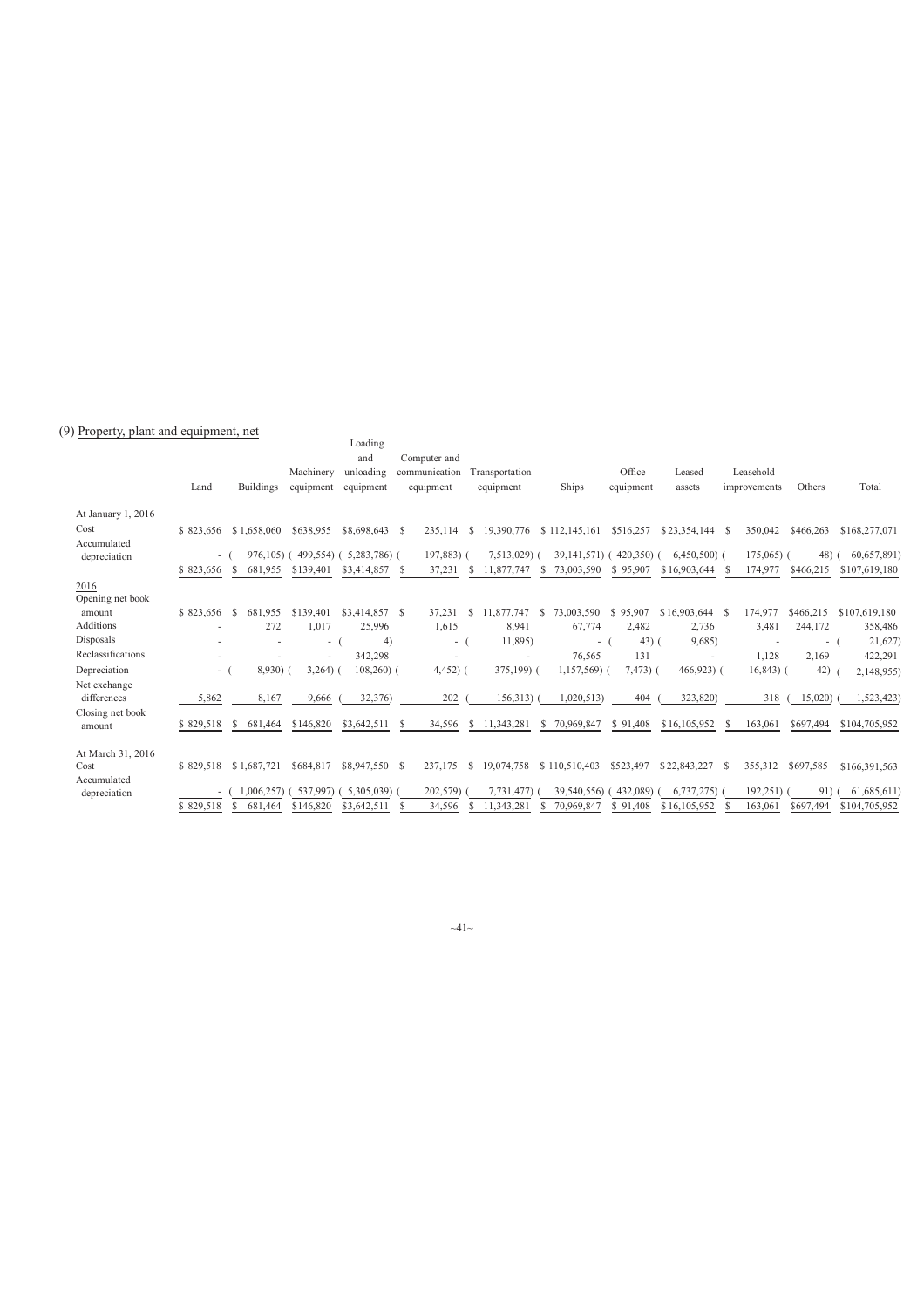(9) Property, plant and equipment, net

| | Land | Buildings | Machinery equipment | Loading and unloading equipment | Computer and communication equipment | Transportation equipment | Ships | Office equipment | Leased assets | Leasehold improvements | Others | Total |
|---|---|---|---|---|---|---|---|---|---|---|---|---|
| At January 1, 2016 | | | | | | | | | | | | |
| Cost | $ 823,656 | $ 1,658,060 | $638,955 | $8,698,643 | $ 235,114 | $ 19,390,776 | $ 112,145,161 | $516,257 | $ 23,354,144 | $ 350,042 | $466,263 | $168,277,071 |
| Accumulated depreciation | - | ( 976,105) | ( 499,554) | ( 5,283,786) | ( 197,883) | ( 7,513,029) | ( 39,141,571) | ( 420,350) | ( 6,450,500) | ( 175,065) | ( 48) | ( 60,657,891) |
| | $ 823,656 | $ 681,955 | $139,401 | $3,414,857 | $ 37,231 | $ 11,877,747 | $ 73,003,590 | $ 95,907 | $ 16,903,644 | $ 174,977 | $466,215 | $107,619,180 |
| 2016 | | | | | | | | | | | | |
| Opening net book amount | $ 823,656 | $ 681,955 | $139,401 | $3,414,857 | $ 37,231 | $ 11,877,747 | $ 73,003,590 | $ 95,907 | $ 16,903,644 | $ 174,977 | $466,215 | $107,619,180 |
| Additions | - | 272 | 1,017 | 25,996 | 1,615 | 8,941 | 67,774 | 2,482 | 2,736 | 3,481 | 244,172 | 358,486 |
| Disposals | - | - | - | ( 4) | - | ( 11,895) | - | ( 43) | ( 9,685) | - | - | ( 21,627) |
| Reclassifications | - | - | - | 342,298 | - | - | 76,565 | 131 | - | 1,128 | 2,169 | 422,291 |
| Depreciation | - | ( 8,930) | ( 3,264) | ( 108,260) | ( 4,452) | ( 375,199) | ( 1,157,569) | ( 7,473) | ( 466,923) | ( 16,843) | ( 42) | ( 2,148,955) |
| Net exchange differences | 5,862 | 8,167 | 9,666 | ( 32,376) | 202 | ( 156,313) | ( 1,020,513) | 404 | ( 323,820) | 318 | ( 15,020) | ( 1,523,423) |
| Closing net book amount | $ 829,518 | $ 681,464 | $146,820 | $3,642,511 | $ 34,596 | $ 11,343,281 | $ 70,969,847 | $ 91,408 | $ 16,105,952 | $ 163,061 | $697,494 | $104,705,952 |
| At March 31, 2016 | | | | | | | | | | | | |
| Cost | $ 829,518 | $ 1,687,721 | $684,817 | $8,947,550 | $ 237,175 | $ 19,074,758 | $ 110,510,403 | $523,497 | $ 22,843,227 | $ 355,312 | $697,585 | $166,391,563 |
| Accumulated depreciation | - | ( 1,006,257) | ( 537,997) | ( 5,305,039) | ( 202,579) | ( 7,731,477) | ( 39,540,556) | ( 432,089) | ( 6,737,275) | ( 192,251) | ( 91) | ( 61,685,611) |
| | $ 829,518 | $ 681,464 | $146,820 | $3,642,511 | $ 34,596 | $ 11,343,281 | $ 70,969,847 | $ 91,408 | $ 16,105,952 | $ 163,061 | $697,494 | $104,705,952 |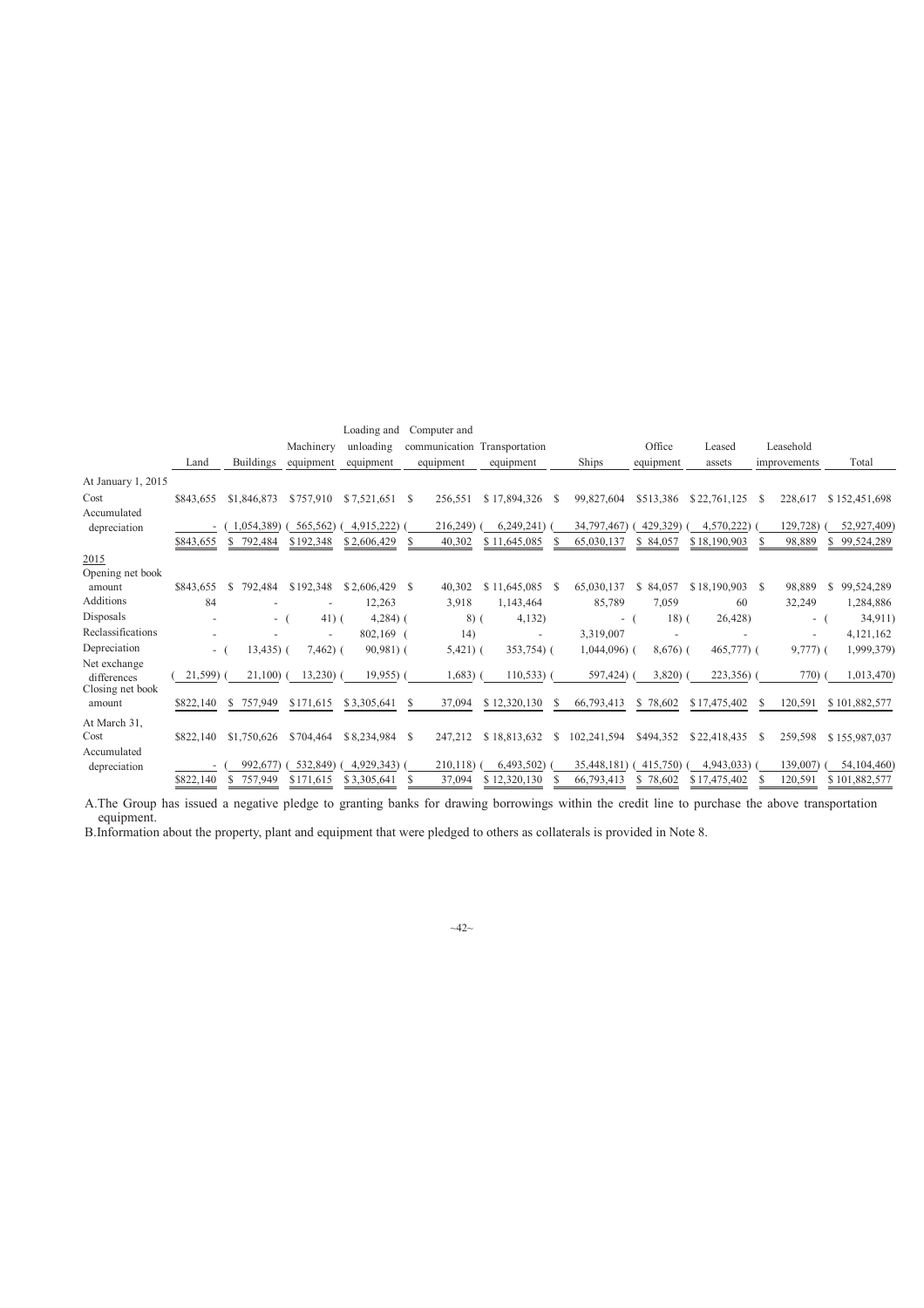| | Land | Buildings | Machinery equipment | Loading and unloading equipment | Computer and communication equipment | Transportation equipment | Ships | Office equipment | Leased assets | Leasehold improvements | Total |
|---|---|---|---|---|---|---|---|---|---|---|---|
| At January 1, 2015 | | | | | | | | | | | |
| Cost | $843,655 | $1,846,873 | $757,910 | $7,521,651 | $ 256,551 | $17,894,326 | $ 99,827,604 | $513,386 | $22,761,125 | $ 228,617 | $152,451,698 |
| Accumulated depreciation | - | (1,054,389) | (565,562) | (4,915,222) | (216,249) | (6,249,241) | (34,797,467) | (429,329) | (4,570,222) | (129,728) | (52,927,409) |
| | $843,655 | $ 792,484 | $192,348 | $2,606,429 | $ 40,302 | $11,645,085 | $ 65,030,137 | $ 84,057 | $18,190,903 | $ 98,889 | $ 99,524,289 |
| 2015 | | | | | | | | | | | |
| Opening net book amount | $843,655 | $ 792,484 | $192,348 | $2,606,429 | $ 40,302 | $11,645,085 | $ 65,030,137 | $ 84,057 | $18,190,903 | $ 98,889 | $ 99,524,289 |
| Additions | 84 | - | - | 12,263 | 3,918 | 1,143,464 | 85,789 | 7,059 | 60 | 32,249 | 1,284,886 |
| Disposals | - | - | (41) | (4,284) | (8) | (4,132) | - | (18) | (26,428) | - | (34,911) |
| Reclassifications | - | - | - | 802,169 | (14) | - | 3,319,007 | - | - | - | 4,121,162 |
| Depreciation | - | (13,435) | (7,462) | (90,981) | (5,421) | (353,754) | (1,044,096) | (8,676) | (465,777) | (9,777) | (1,999,379) |
| Net exchange differences | (21,599) | (21,100) | (13,230) | (19,955) | (1,683) | (110,533) | (597,424) | (3,820) | (223,356) | (770) | (1,013,470) |
| Closing net book amount | $822,140 | $ 757,949 | $171,615 | $3,305,641 | $ 37,094 | $12,320,130 | $ 66,793,413 | $ 78,602 | $17,475,402 | $ 120,591 | $101,882,577 |
| At March 31, | | | | | | | | | | | |
| Cost | $822,140 | $1,750,626 | $704,464 | $8,234,984 | $ 247,212 | $18,813,632 | $ 102,241,594 | $494,352 | $22,418,435 | $ 259,598 | $155,987,037 |
| Accumulated depreciation | - | (992,677) | (532,849) | (4,929,343) | (210,118) | (6,493,502) | (35,448,181) | (415,750) | (4,943,033) | (139,007) | (54,104,460) |
| | $822,140 | $ 757,949 | $171,615 | $3,305,641 | $ 37,094 | $12,320,130 | $ 66,793,413 | $ 78,602 | $17,475,402 | $ 120,591 | $101,882,577 |

A.The Group has issued a negative pledge to granting banks for drawing borrowings within the credit line to purchase the above transportation equipment.

B.Information about the property, plant and equipment that were pledged to others as collaterals is provided in Note 8.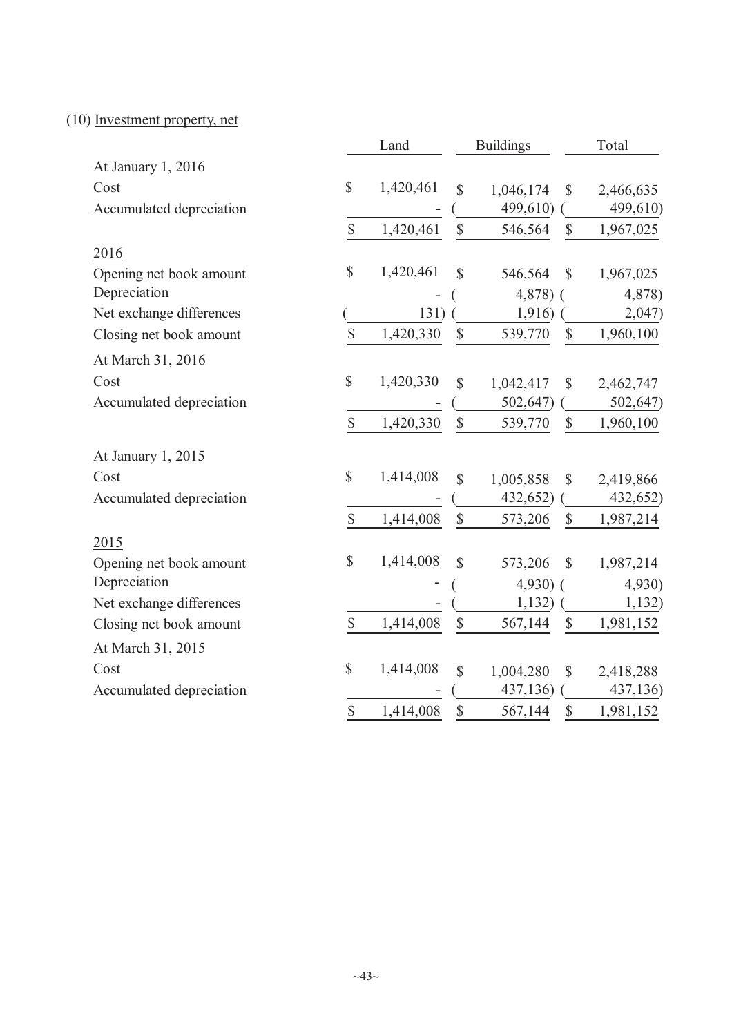(10) Investment property, net

| | Land | Buildings | Total |
|---|---|---|---|
| At January 1, 2016 | | | |
| Cost | $ 1,420,461 | $ 1,046,174 | $ 2,466,635 |
| Accumulated depreciation | - | ( 499,610) | ( 499,610) |
| | $ 1,420,461 | $ 546,564 | $ 1,967,025 |
| 2016 | | | |
| Opening net book amount | $ 1,420,461 | $ 546,564 | $ 1,967,025 |
| Depreciation | - | ( 4,878) | ( 4,878) |
| Net exchange differences | ( 131) | ( 1,916) | ( 2,047) |
| Closing net book amount | $ 1,420,330 | $ 539,770 | $ 1,960,100 |
| At March 31, 2016 | | | |
| Cost | $ 1,420,330 | $ 1,042,417 | $ 2,462,747 |
| Accumulated depreciation | - | ( 502,647) | ( 502,647) |
| | $ 1,420,330 | $ 539,770 | $ 1,960,100 |
| At January 1, 2015 | | | |
| Cost | $ 1,414,008 | $ 1,005,858 | $ 2,419,866 |
| Accumulated depreciation | - | ( 432,652) | ( 432,652) |
| | $ 1,414,008 | $ 573,206 | $ 1,987,214 |
| 2015 | | | |
| Opening net book amount | $ 1,414,008 | $ 573,206 | $ 1,987,214 |
| Depreciation | - | ( 4,930) | ( 4,930) |
| Net exchange differences | - | ( 1,132) | ( 1,132) |
| Closing net book amount | $ 1,414,008 | $ 567,144 | $ 1,981,152 |
| At March 31, 2015 | | | |
| Cost | $ 1,414,008 | $ 1,004,280 | $ 2,418,288 |
| Accumulated depreciation | - | ( 437,136) | ( 437,136) |
| | $ 1,414,008 | $ 567,144 | $ 1,981,152 |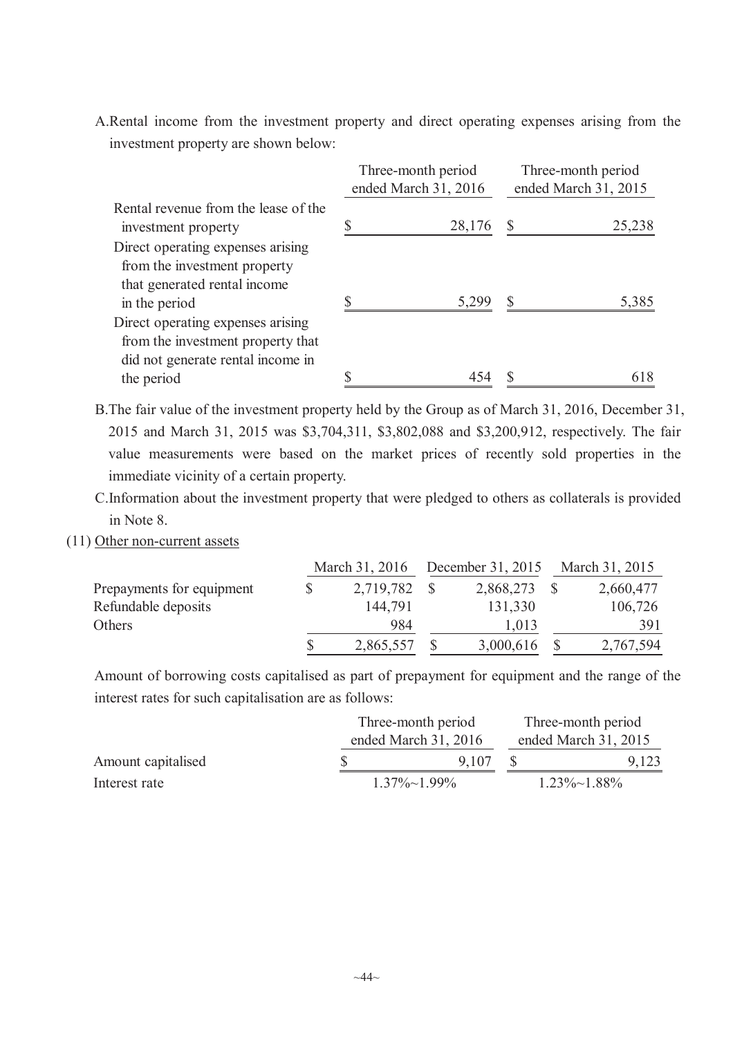A. Rental income from the investment property and direct operating expenses arising from the investment property are shown below:

| | Three-month period ended March 31, 2016 | Three-month period ended March 31, 2015 |
|---|---|---|
| Rental revenue from the lease of the investment property | $ 28,176 | $ 25,238 |
| Direct operating expenses arising from the investment property that generated rental income in the period | $ 5,299 | $ 5,385 |
| Direct operating expenses arising from the investment property that did not generate rental income in the period | $ 454 | $ 618 |

B. The fair value of the investment property held by the Group as of March 31, 2016, December 31, 2015 and March 31, 2015 was $3,704,311, $3,802,088 and $3,200,912, respectively. The fair value measurements were based on the market prices of recently sold properties in the immediate vicinity of a certain property.

C. Information about the investment property that were pledged to others as collaterals is provided in Note 8.

(11) Other non-current assets

| | March 31, 2016 | December 31, 2015 | March 31, 2015 |
|---|---|---|---|
| Prepayments for equipment | $ 2,719,782 | $ 2,868,273 | $ 2,660,477 |
| Refundable deposits | 144,791 | 131,330 | 106,726 |
| Others | 984 | 1,013 | 391 |
| | $ 2,865,557 | $ 3,000,616 | $ 2,767,594 |

Amount of borrowing costs capitalised as part of prepayment for equipment and the range of the interest rates for such capitalisation are as follows:

| | Three-month period ended March 31, 2016 | Three-month period ended March 31, 2015 |
|---|---|---|
| Amount capitalised | $ 9,107 | $ 9,123 |
| Interest rate | 1.37%~1.99% | 1.23%~1.88% |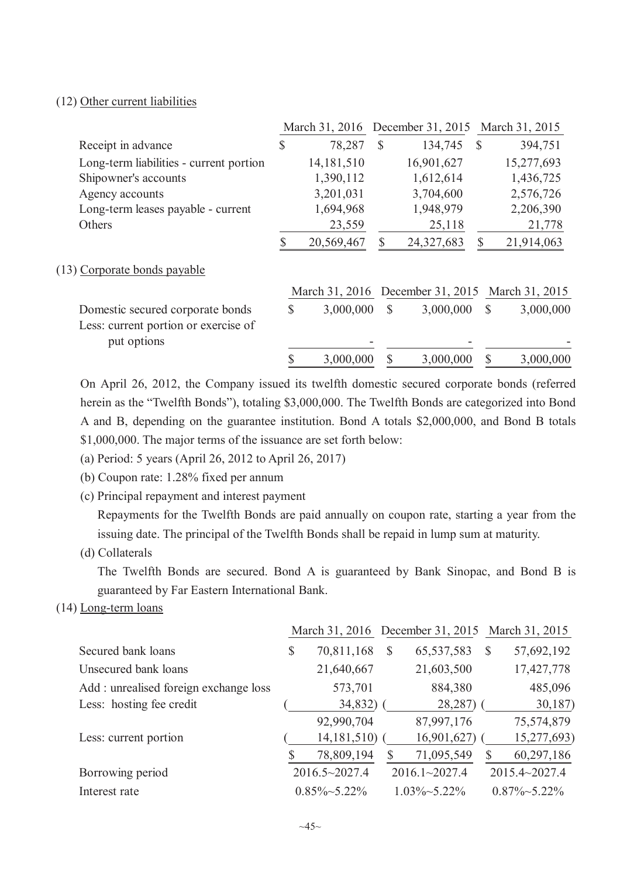(12) Other current liabilities

| | March 31, 2016 | December 31, 2015 | March 31, 2015 |
|---|---|---|---|
| Receipt in advance | $ 78,287 | $ 134,745 | $ 394,751 |
| Long-term liabilities - current portion | 14,181,510 | 16,901,627 | 15,277,693 |
| Shipowner's accounts | 1,390,112 | 1,612,614 | 1,436,725 |
| Agency accounts | 3,201,031 | 3,704,600 | 2,576,726 |
| Long-term leases payable - current | 1,694,968 | 1,948,979 | 2,206,390 |
| Others | 23,559 | 25,118 | 21,778 |
| | $ 20,569,467 | $ 24,327,683 | $ 21,914,063 |

(13) Corporate bonds payable

| | March 31, 2016 | December 31, 2015 | March 31, 2015 |
|---|---|---|---|
| Domestic secured corporate bonds | $ 3,000,000 | $ 3,000,000 | $ 3,000,000 |
| Less: current portion or exercise of put options | - | - | - |
| | $ 3,000,000 | $ 3,000,000 | $ 3,000,000 |

On April 26, 2012, the Company issued its twelfth domestic secured corporate bonds (referred herein as the "Twelfth Bonds"), totaling $3,000,000. The Twelfth Bonds are categorized into Bond A and B, depending on the guarantee institution. Bond A totals $2,000,000, and Bond B totals $1,000,000. The major terms of the issuance are set forth below:

(a) Period: 5 years (April 26, 2012 to April 26, 2017)

(b) Coupon rate: 1.28% fixed per annum

(c) Principal repayment and interest payment

Repayments for the Twelfth Bonds are paid annually on coupon rate, starting a year from the issuing date. The principal of the Twelfth Bonds shall be repaid in lump sum at maturity.

(d) Collaterals

The Twelfth Bonds are secured. Bond A is guaranteed by Bank Sinopac, and Bond B is guaranteed by Far Eastern International Bank.

(14) Long-term loans

| | March 31, 2016 | December 31, 2015 | March 31, 2015 |
|---|---|---|---|
| Secured bank loans | $ 70,811,168 | $ 65,537,583 | $ 57,692,192 |
| Unsecured bank loans | 21,640,667 | 21,603,500 | 17,427,778 |
| Add : unrealised foreign exchange loss | 573,701 | 884,380 | 485,096 |
| Less: hosting fee credit | ( 34,832) | ( 28,287) | ( 30,187) |
| | 92,990,704 | 87,997,176 | 75,574,879 |
| Less: current portion | ( 14,181,510) | ( 16,901,627) | ( 15,277,693) |
| | $ 78,809,194 | $ 71,095,549 | $ 60,297,186 |
| Borrowing period | 2016.5~2027.4 | 2016.1~2027.4 | 2015.4~2027.4 |
| Interest rate | 0.85%~5.22% | 1.03%~5.22% | 0.87%~5.22% |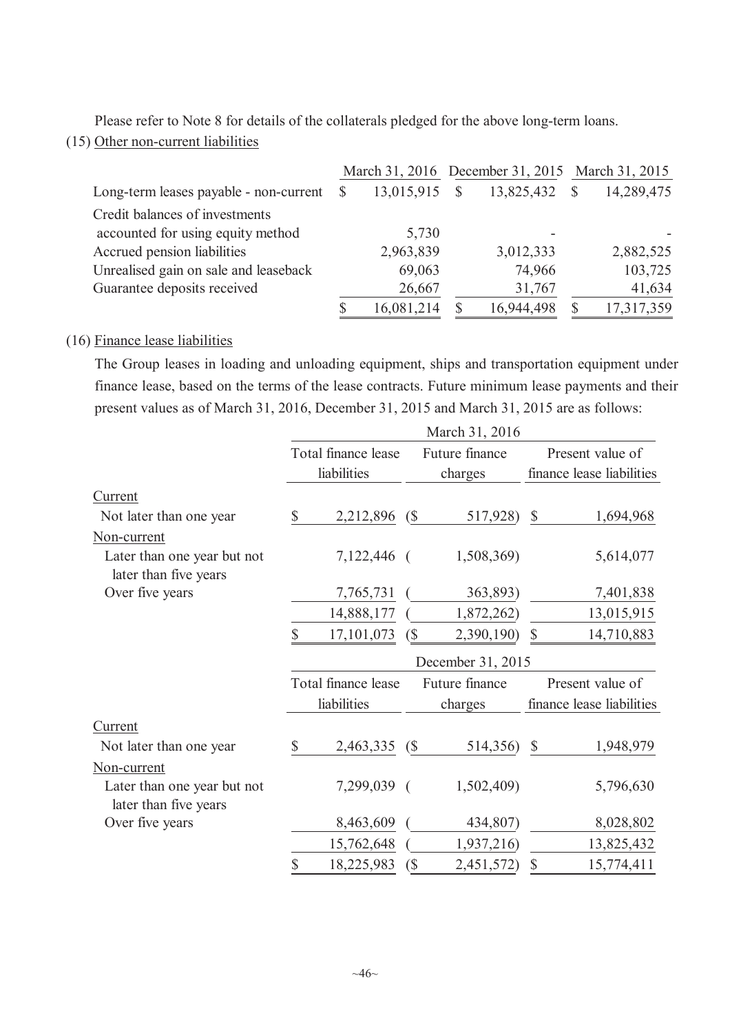Please refer to Note 8 for details of the collaterals pledged for the above long-term loans.

(15) Other non-current liabilities

| | March 31, 2016 | December 31, 2015 | March 31, 2015 |
|---|---|---|---|
| Long-term leases payable - non-current | $ 13,015,915 | $ 13,825,432 | $ 14,289,475 |
| Credit balances of investments accounted for using equity method | 5,730 | - | - |
| Accrued pension liabilities | 2,963,839 | 3,012,333 | 2,882,525 |
| Unrealised gain on sale and leaseback | 69,063 | 74,966 | 103,725 |
| Guarantee deposits received | 26,667 | 31,767 | 41,634 |
| | $ 16,081,214 | $ 16,944,498 | $ 17,317,359 |

(16) Finance lease liabilities

The Group leases in loading and unloading equipment, ships and transportation equipment under finance lease, based on the terms of the lease contracts. Future minimum lease payments and their present values as of March 31, 2016, December 31, 2015 and March 31, 2015 are as follows:

| | March 31, 2016 | | |
|---|---|---|---|
| | Total finance lease liabilities | Future finance charges | Present value of finance lease liabilities |
| Current | | | |
| Not later than one year | $ 2,212,896 | ($ 517,928) | $ 1,694,968 |
| Non-current | | | |
| Later than one year but not later than five years | 7,122,446 | ( 1,508,369) | 5,614,077 |
| Over five years | 7,765,731 | ( 363,893) | 7,401,838 |
| | 14,888,177 | ( 1,872,262) | 13,015,915 |
| | $ 17,101,073 | ($ 2,390,190) | $ 14,710,883 |

| | December 31, 2015 | | |
|---|---|---|---|
| | Total finance lease liabilities | Future finance charges | Present value of finance lease liabilities |
| Current | | | |
| Not later than one year | $ 2,463,335 | ($ 514,356) | $ 1,948,979 |
| Non-current | | | |
| Later than one year but not later than five years | 7,299,039 | ( 1,502,409) | 5,796,630 |
| Over five years | 8,463,609 | ( 434,807) | 8,028,802 |
| | 15,762,648 | ( 1,937,216) | 13,825,432 |
| | $ 18,225,983 | ($ 2,451,572) | $ 15,774,411 |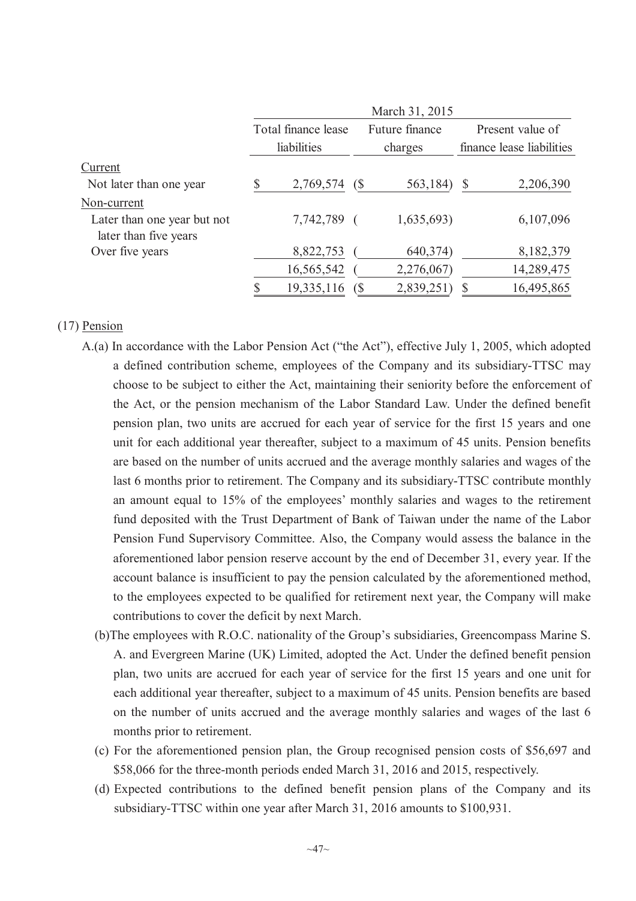| | March 31, 2015 | | |
|---|---|---|---|
| | Total finance lease liabilities | Future finance charges | Present value of finance lease liabilities |
| Current | | | |
| Not later than one year | $ 2,769,574 | ($ 563,184) | $ 2,206,390 |
| Non-current | | | |
| Later than one year but not later than five years | 7,742,789 | ( 1,635,693) | 6,107,096 |
| Over five years | 8,822,753 | ( 640,374) | 8,182,379 |
| | 16,565,542 | ( 2,276,067) | 14,289,475 |
| | $ 19,335,116 | ($ 2,839,251) | $ 16,495,865 |

(17) Pension

A.(a) In accordance with the Labor Pension Act ("the Act"), effective July 1, 2005, which adopted a defined contribution scheme, employees of the Company and its subsidiary-TTSC may choose to be subject to either the Act, maintaining their seniority before the enforcement of the Act, or the pension mechanism of the Labor Standard Law. Under the defined benefit pension plan, two units are accrued for each year of service for the first 15 years and one unit for each additional year thereafter, subject to a maximum of 45 units. Pension benefits are based on the number of units accrued and the average monthly salaries and wages of the last 6 months prior to retirement. The Company and its subsidiary-TTSC contribute monthly an amount equal to 15% of the employees' monthly salaries and wages to the retirement fund deposited with the Trust Department of Bank of Taiwan under the name of the Labor Pension Fund Supervisory Committee. Also, the Company would assess the balance in the aforementioned labor pension reserve account by the end of December 31, every year. If the account balance is insufficient to pay the pension calculated by the aforementioned method, to the employees expected to be qualified for retirement next year, the Company will make contributions to cover the deficit by next March.

(b)The employees with R.O.C. nationality of the Group's subsidiaries, Greencompass Marine S. A. and Evergreen Marine (UK) Limited, adopted the Act. Under the defined benefit pension plan, two units are accrued for each year of service for the first 15 years and one unit for each additional year thereafter, subject to a maximum of 45 units. Pension benefits are based on the number of units accrued and the average monthly salaries and wages of the last 6 months prior to retirement.

(c) For the aforementioned pension plan, the Group recognised pension costs of $56,697 and $58,066 for the three-month periods ended March 31, 2016 and 2015, respectively.

(d) Expected contributions to the defined benefit pension plans of the Company and its subsidiary-TTSC within one year after March 31, 2016 amounts to $100,931.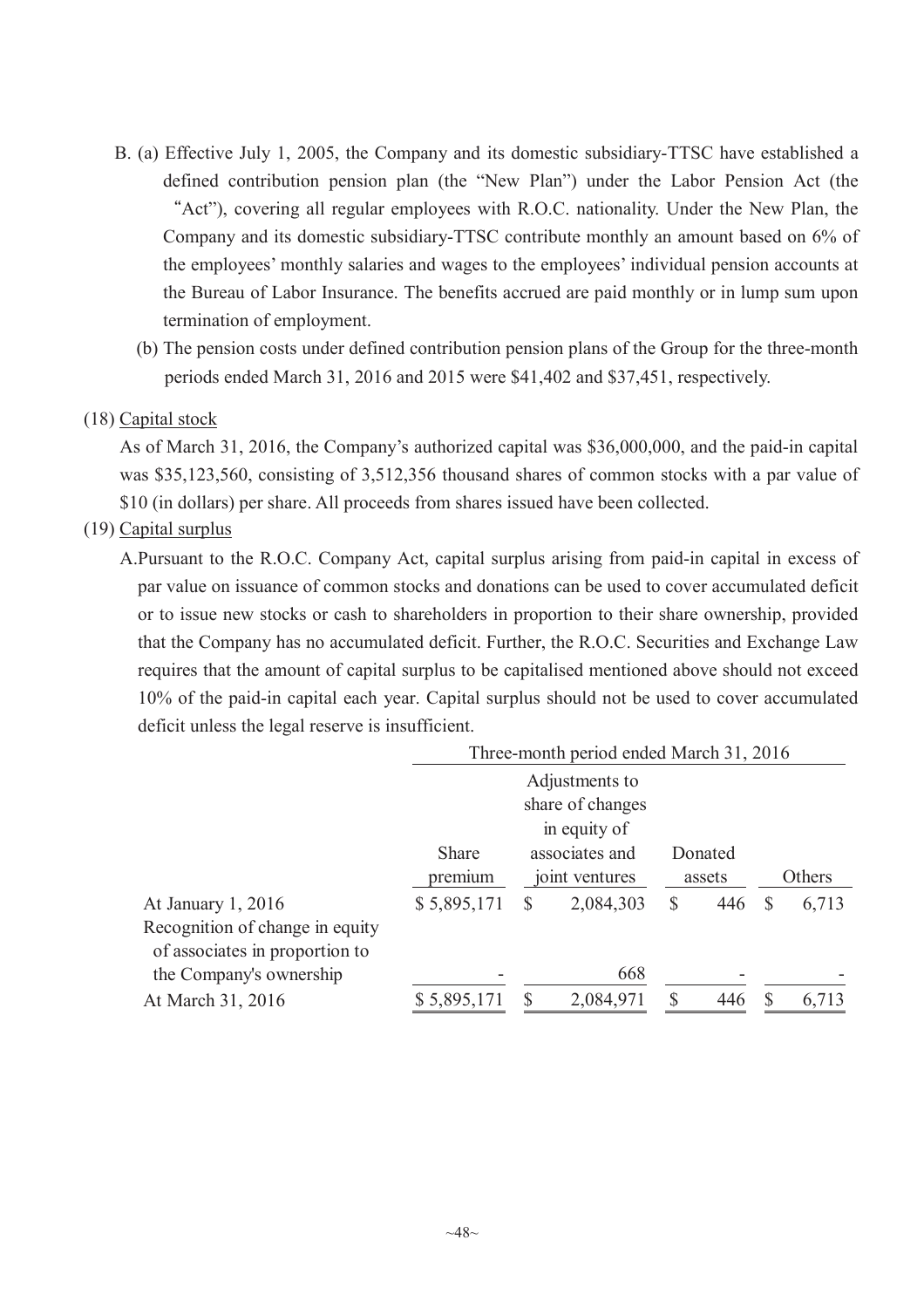B. (a) Effective July 1, 2005, the Company and its domestic subsidiary-TTSC have established a defined contribution pension plan (the "New Plan") under the Labor Pension Act (the "Act"), covering all regular employees with R.O.C. nationality. Under the New Plan, the Company and its domestic subsidiary-TTSC contribute monthly an amount based on 6% of the employees' monthly salaries and wages to the employees' individual pension accounts at the Bureau of Labor Insurance. The benefits accrued are paid monthly or in lump sum upon termination of employment.

(b) The pension costs under defined contribution pension plans of the Group for the three-month periods ended March 31, 2016 and 2015 were $41,402 and $37,451, respectively.

(18) Capital stock

As of March 31, 2016, the Company's authorized capital was $36,000,000, and the paid-in capital was $35,123,560, consisting of 3,512,356 thousand shares of common stocks with a par value of $10 (in dollars) per share. All proceeds from shares issued have been collected.

(19) Capital surplus

A. Pursuant to the R.O.C. Company Act, capital surplus arising from paid-in capital in excess of par value on issuance of common stocks and donations can be used to cover accumulated deficit or to issue new stocks or cash to shareholders in proportion to their share ownership, provided that the Company has no accumulated deficit. Further, the R.O.C. Securities and Exchange Law requires that the amount of capital surplus to be capitalised mentioned above should not exceed 10% of the paid-in capital each year. Capital surplus should not be used to cover accumulated deficit unless the legal reserve is insufficient.

| | Three-month period ended March 31, 2016 | | | |
|---|---|---|---|---|
| | Share premium | Adjustments to share of changes in equity of associates and joint ventures | Donated assets | Others |
| At January 1, 2016 | $ 5,895,171 | $ 2,084,303 | $ 446 | $ 6,713 |
| Recognition of change in equity of associates in proportion to the Company's ownership | - | 668 | - | - |
| At March 31, 2016 | $ 5,895,171 | $ 2,084,971 | $ 446 | $ 6,713 |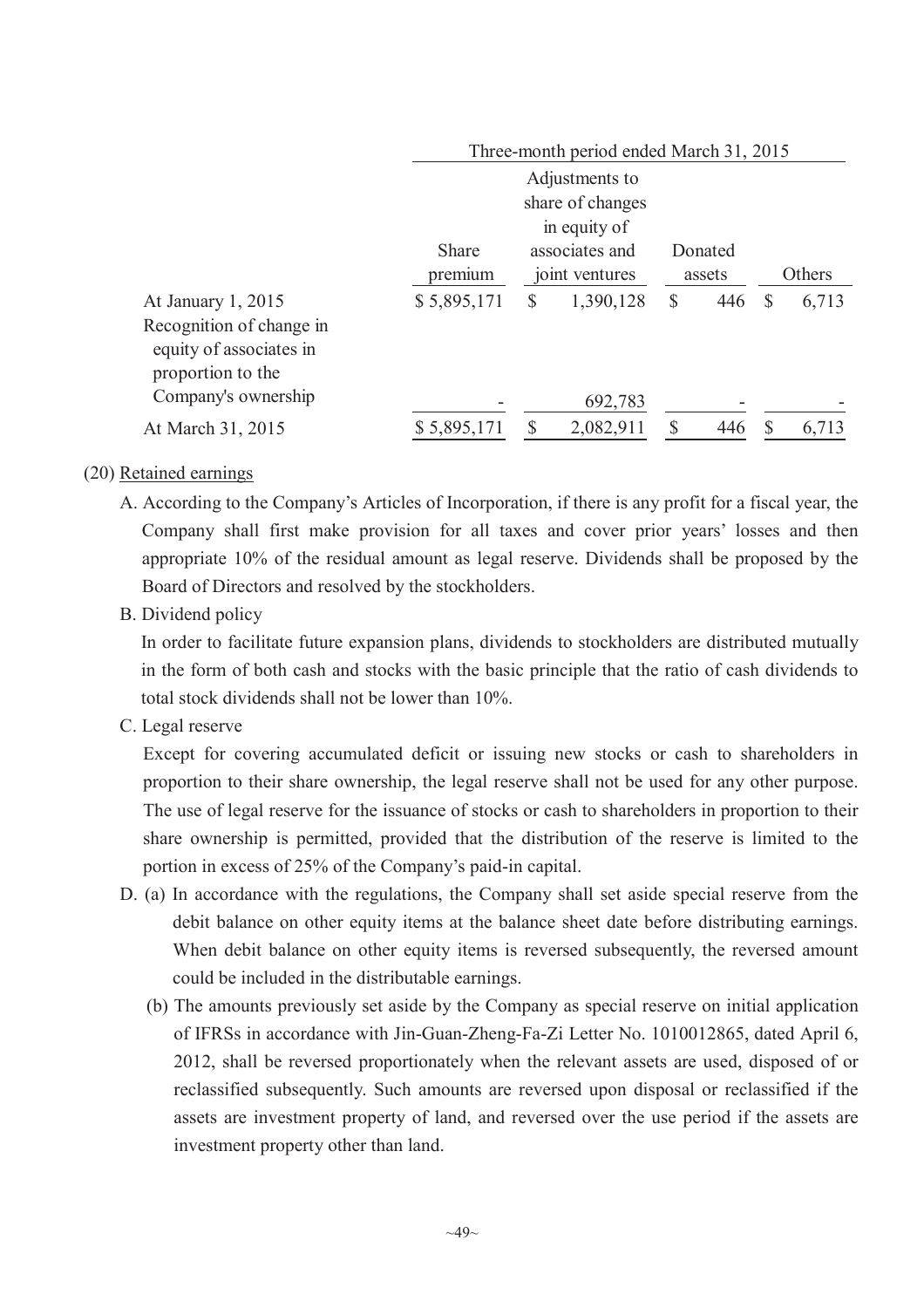| | Three-month period ended March 31, 2015 | | | |
|---|---|---|---|---|
| | Share premium | Adjustments to share of changes in equity of associates and joint ventures | Donated assets | Others |
| At January 1, 2015 | $ 5,895,171 | $ 1,390,128 | $ 446 | $ 6,713 |
| Recognition of change in equity of associates in proportion to the Company's ownership | - | 692,783 | - | - |
| At March 31, 2015 | $ 5,895,171 | $ 2,082,911 | $ 446 | $ 6,713 |

(20) Retained earnings

A. According to the Company's Articles of Incorporation, if there is any profit for a fiscal year, the Company shall first make provision for all taxes and cover prior years' losses and then appropriate 10% of the residual amount as legal reserve. Dividends shall be proposed by the Board of Directors and resolved by the stockholders.

B. Dividend policy

In order to facilitate future expansion plans, dividends to stockholders are distributed mutually in the form of both cash and stocks with the basic principle that the ratio of cash dividends to total stock dividends shall not be lower than 10%.

C. Legal reserve

Except for covering accumulated deficit or issuing new stocks or cash to shareholders in proportion to their share ownership, the legal reserve shall not be used for any other purpose. The use of legal reserve for the issuance of stocks or cash to shareholders in proportion to their share ownership is permitted, provided that the distribution of the reserve is limited to the portion in excess of 25% of the Company's paid-in capital.

D. (a) In accordance with the regulations, the Company shall set aside special reserve from the debit balance on other equity items at the balance sheet date before distributing earnings. When debit balance on other equity items is reversed subsequently, the reversed amount could be included in the distributable earnings.

(b) The amounts previously set aside by the Company as special reserve on initial application of IFRSs in accordance with Jin-Guan-Zheng-Fa-Zi Letter No. 1010012865, dated April 6, 2012, shall be reversed proportionately when the relevant assets are used, disposed of or reclassified subsequently. Such amounts are reversed upon disposal or reclassified if the assets are investment property of land, and reversed over the use period if the assets are investment property other than land.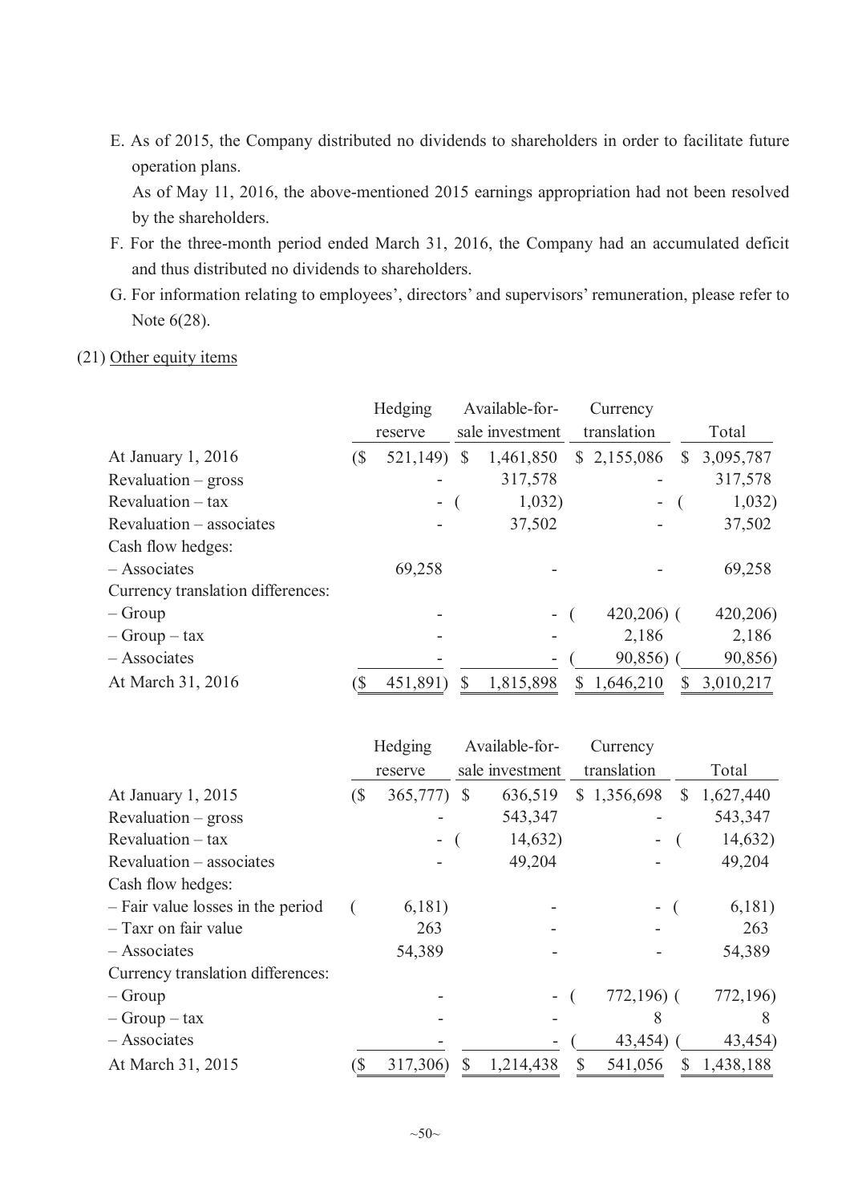E. As of 2015, the Company distributed no dividends to shareholders in order to facilitate future operation plans.
   As of May 11, 2016, the above-mentioned 2015 earnings appropriation had not been resolved by the shareholders.

F. For the three-month period ended March 31, 2016, the Company had an accumulated deficit and thus distributed no dividends to shareholders.

G. For information relating to employees', directors' and supervisors' remuneration, please refer to Note 6(28).

(21) Other equity items

| | Hedging reserve | Available-for-sale investment | Currency translation | Total |
|---|---|---|---|---|
| At January 1, 2016 | ($ 521,149) | $ 1,461,850 | $ 2,155,086 | $ 3,095,787 |
| Revaluation – gross | - | 317,578 | - | 317,578 |
| Revaluation – tax | - | ( 1,032) | - | ( 1,032) |
| Revaluation – associates | - | 37,502 | - | 37,502 |
| Cash flow hedges: | | | | |
| – Associates | 69,258 | - | - | 69,258 |
| Currency translation differences: | | | | |
| – Group | - | - | ( 420,206) | ( 420,206) |
| – Group – tax | - | - | 2,186 | 2,186 |
| – Associates | - | - | ( 90,856) | ( 90,856) |
| At March 31, 2016 | ($ 451,891) | $ 1,815,898 | $ 1,646,210 | $ 3,010,217 |

| | Hedging reserve | Available-for-sale investment | Currency translation | Total |
|---|---|---|---|---|
| At January 1, 2015 | ($ 365,777) | $ 636,519 | $ 1,356,698 | $ 1,627,440 |
| Revaluation – gross | - | 543,347 | - | 543,347 |
| Revaluation – tax | - | ( 14,632) | - | ( 14,632) |
| Revaluation – associates | - | 49,204 | - | 49,204 |
| Cash flow hedges: | | | | |
| – Fair value losses in the period | ( 6,181) | - | - | ( 6,181) |
| – Taxr on fair value | 263 | - | - | 263 |
| – Associates | 54,389 | - | - | 54,389 |
| Currency translation differences: | | | | |
| – Group | - | - | ( 772,196) | ( 772,196) |
| – Group – tax | - | - | 8 | 8 |
| – Associates | - | - | ( 43,454) | ( 43,454) |
| At March 31, 2015 | ($ 317,306) | $ 1,214,438 | $ 541,056 | $ 1,438,188 |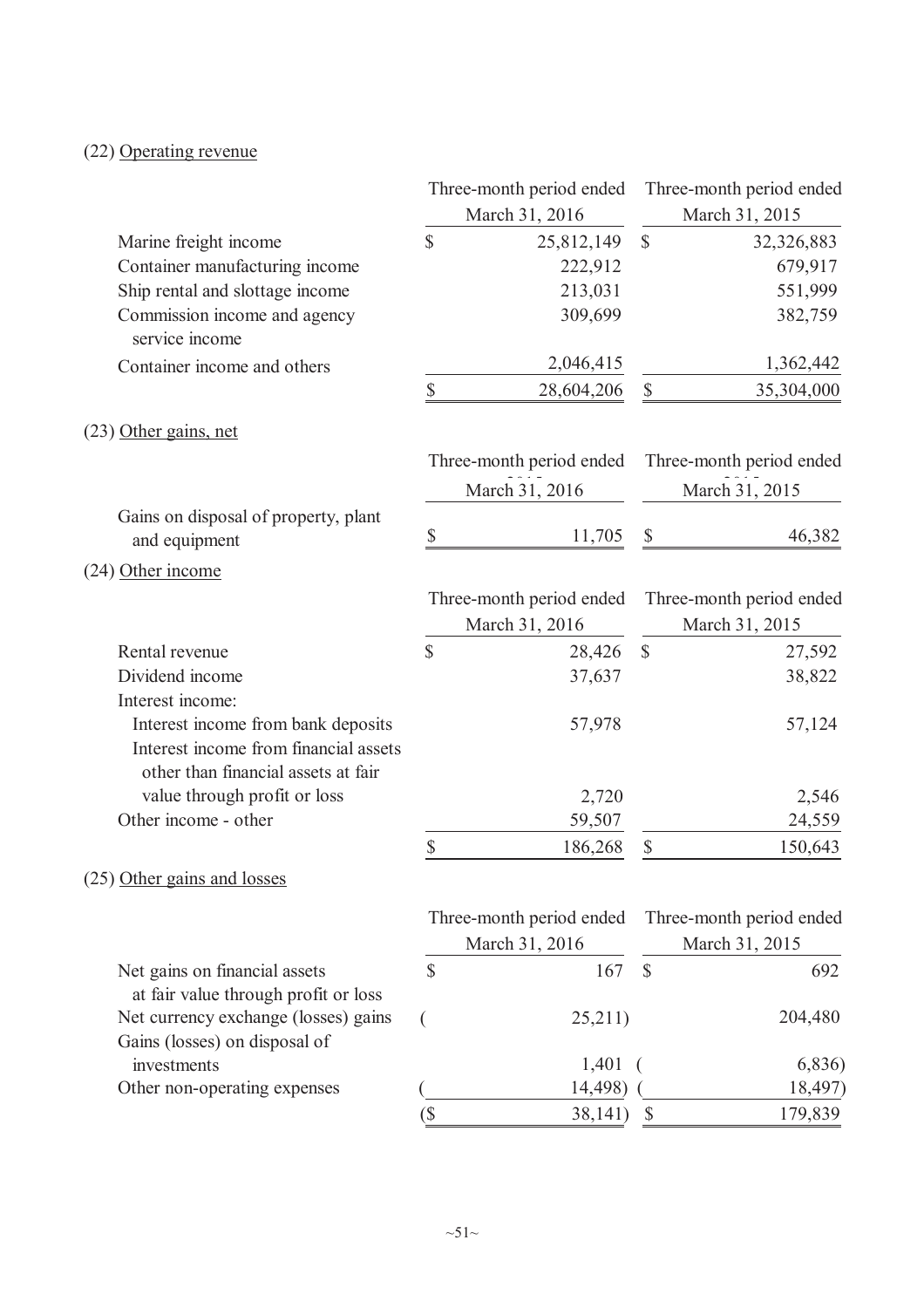(22) Operating revenue

| | Three-month period ended March 31, 2016 | Three-month period ended March 31, 2015 |
|---|---|---|
| Marine freight income | $ 25,812,149 | $ 32,326,883 |
| Container manufacturing income | 222,912 | 679,917 |
| Ship rental and slottage income | 213,031 | 551,999 |
| Commission income and agency service income | 309,699 | 382,759 |
| Container income and others | 2,046,415 | 1,362,442 |
| | $ 28,604,206 | $ 35,304,000 |

(23) Other gains, net

| | Three-month period ended March 31, 2016 | Three-month period ended March 31, 2015 |
|---|---|---|
| Gains on disposal of property, plant and equipment | $ 11,705 | $ 46,382 |

(24) Other income

| | Three-month period ended March 31, 2016 | Three-month period ended March 31, 2015 |
|---|---|---|
| Rental revenue | $ 28,426 | $ 27,592 |
| Dividend income | 37,637 | 38,822 |
| Interest income: | | |
| Interest income from bank deposits | 57,978 | 57,124 |
| Interest income from financial assets other than financial assets at fair value through profit or loss | 2,720 | 2,546 |
| Other income - other | 59,507 | 24,559 |
| | $ 186,268 | $ 150,643 |

(25) Other gains and losses

| | Three-month period ended March 31, 2016 | Three-month period ended March 31, 2015 |
|---|---|---|
| Net gains on financial assets at fair value through profit or loss | $ 167 | $ 692 |
| Net currency exchange (losses) gains | ( 25,211) | 204,480 |
| Gains (losses) on disposal of investments | 1,401 | ( 6,836) |
| Other non-operating expenses | ( 14,498) | ( 18,497) |
| | ($ 38,141) | $ 179,839 |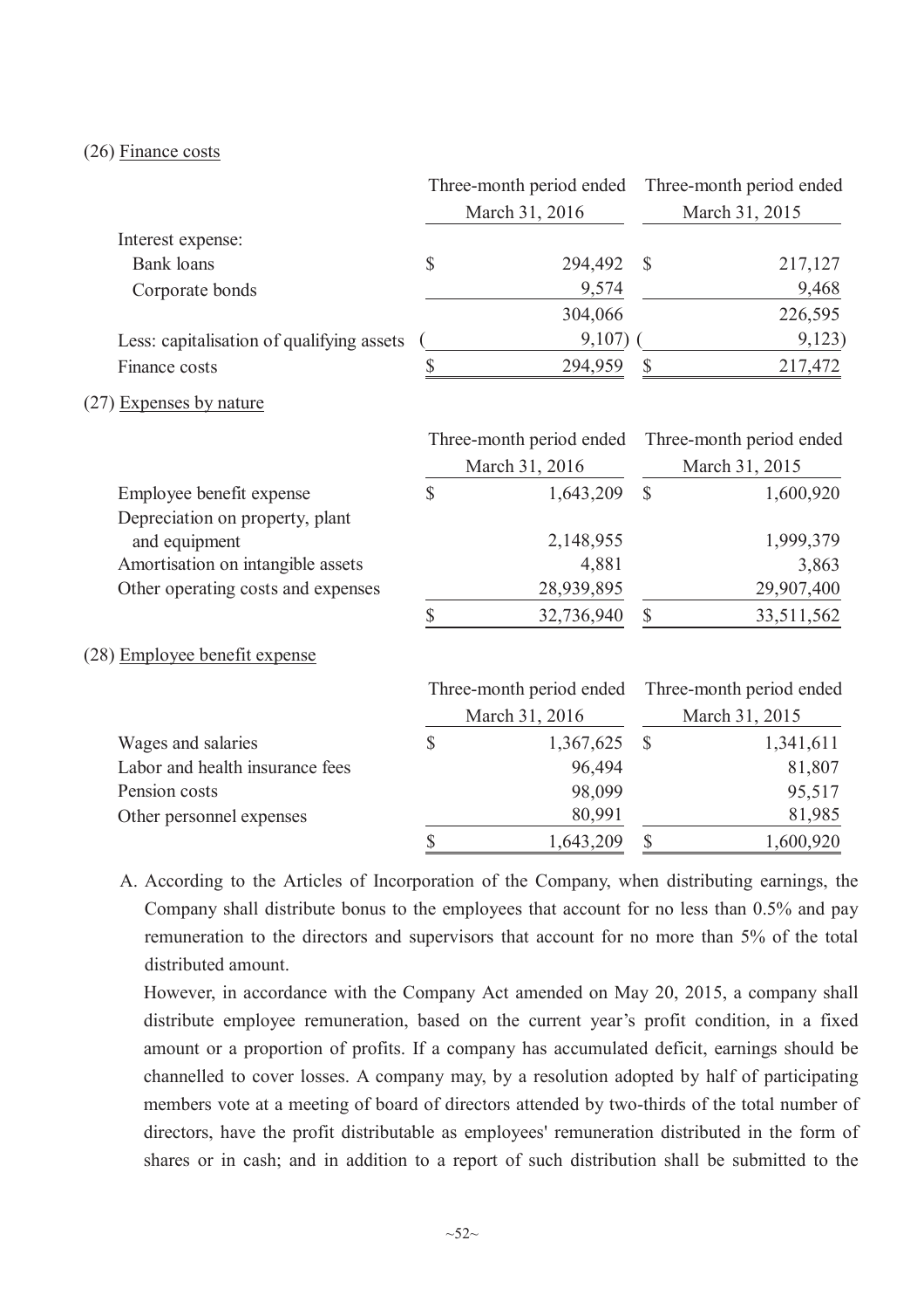(26) Finance costs

| | Three-month period ended March 31, 2016 | Three-month period ended March 31, 2015 |
|---|---|---|
| Interest expense: | | |
| Bank loans | $ 294,492 | $ 217,127 |
| Corporate bonds | 9,574 | 9,468 |
| | 304,066 | 226,595 |
| Less: capitalisation of qualifying assets | ( 9,107) | ( 9,123) |
| Finance costs | $ 294,959 | $ 217,472 |

(27) Expenses by nature

| | Three-month period ended March 31, 2016 | Three-month period ended March 31, 2015 |
|---|---|---|
| Employee benefit expense | $ 1,643,209 | $ 1,600,920 |
| Depreciation on property, plant and equipment | 2,148,955 | 1,999,379 |
| Amortisation on intangible assets | 4,881 | 3,863 |
| Other operating costs and expenses | 28,939,895 | 29,907,400 |
| | $ 32,736,940 | $ 33,511,562 |

(28) Employee benefit expense

| | Three-month period ended March 31, 2016 | Three-month period ended March 31, 2015 |
|---|---|---|
| Wages and salaries | $ 1,367,625 | $ 1,341,611 |
| Labor and health insurance fees | 96,494 | 81,807 |
| Pension costs | 98,099 | 95,517 |
| Other personnel expenses | 80,991 | 81,985 |
| | $ 1,643,209 | $ 1,600,920 |

A. According to the Articles of Incorporation of the Company, when distributing earnings, the Company shall distribute bonus to the employees that account for no less than 0.5% and pay remuneration to the directors and supervisors that account for no more than 5% of the total distributed amount.

However, in accordance with the Company Act amended on May 20, 2015, a company shall distribute employee remuneration, based on the current year's profit condition, in a fixed amount or a proportion of profits. If a company has accumulated deficit, earnings should be channelled to cover losses. A company may, by a resolution adopted by half of participating members vote at a meeting of board of directors attended by two-thirds of the total number of directors, have the profit distributable as employees' remuneration distributed in the form of shares or in cash; and in addition to a report of such distribution shall be submitted to the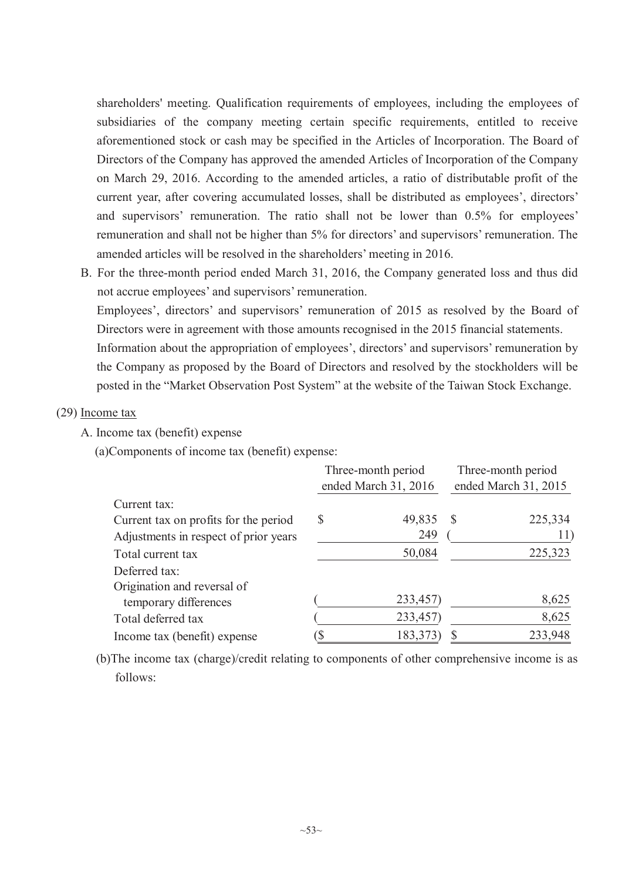shareholders' meeting. Qualification requirements of employees, including the employees of subsidiaries of the company meeting certain specific requirements, entitled to receive aforementioned stock or cash may be specified in the Articles of Incorporation. The Board of Directors of the Company has approved the amended Articles of Incorporation of the Company on March 29, 2016. According to the amended articles, a ratio of distributable profit of the current year, after covering accumulated losses, shall be distributed as employees', directors' and supervisors' remuneration. The ratio shall not be lower than 0.5% for employees' remuneration and shall not be higher than 5% for directors' and supervisors' remuneration. The amended articles will be resolved in the shareholders' meeting in 2016.

B. For the three-month period ended March 31, 2016, the Company generated loss and thus did not accrue employees' and supervisors' remuneration.

Employees', directors' and supervisors' remuneration of 2015 as resolved by the Board of Directors were in agreement with those amounts recognised in the 2015 financial statements.

Information about the appropriation of employees', directors' and supervisors' remuneration by the Company as proposed by the Board of Directors and resolved by the stockholders will be posted in the "Market Observation Post System" at the website of the Taiwan Stock Exchange.

(29) Income tax

A. Income tax (benefit) expense

(a)Components of income tax (benefit) expense:

| | Three-month period ended March 31, 2016 | Three-month period ended March 31, 2015 |
|---|---|---|
| Current tax: | | |
| Current tax on profits for the period | $ 49,835 | $ 225,334 |
| Adjustments in respect of prior years | 249 | ( 11) |
| Total current tax | 50,084 | 225,323 |
| Deferred tax: | | |
| Origination and reversal of temporary differences | ( 233,457) | 8,625 |
| Total deferred tax | ( 233,457) | 8,625 |
| Income tax (benefit) expense | ($ 183,373) | $ 233,948 |

(b)The income tax (charge)/credit relating to components of other comprehensive income is as follows: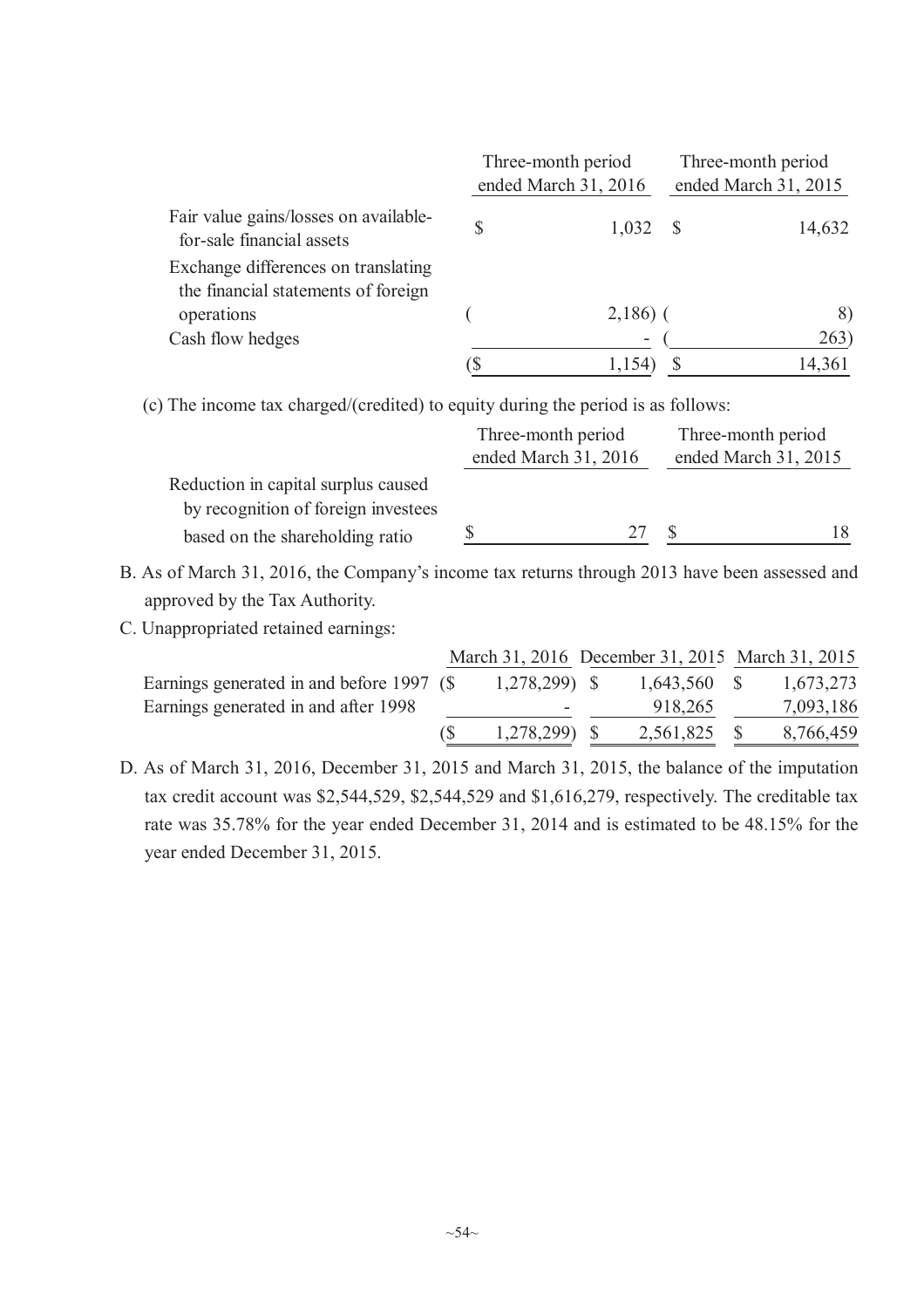| | Three-month period ended March 31, 2016 | Three-month period ended March 31, 2015 |
|---|---|---|
| Fair value gains/losses on available-for-sale financial assets | $ 1,032 | $ 14,632 |
| Exchange differences on translating the financial statements of foreign operations | ( 2,186) | ( 8) |
| Cash flow hedges | - | ( 263) |
| | ($ 1,154) | $ 14,361 |

(c) The income tax charged/(credited) to equity during the period is as follows:

| | Three-month period ended March 31, 2016 | Three-month period ended March 31, 2015 |
|---|---|---|
| Reduction in capital surplus caused by recognition of foreign investees based on the shareholding ratio | $ 27 | $ 18 |

B. As of March 31, 2016, the Company's income tax returns through 2013 have been assessed and approved by the Tax Authority.

C. Unappropriated retained earnings:

| | March 31, 2016 | December 31, 2015 | March 31, 2015 |
|---|---|---|---|
| Earnings generated in and before 1997 | ($ 1,278,299) | $ 1,643,560 | $ 1,673,273 |
| Earnings generated in and after 1998 | - | 918,265 | 7,093,186 |
| | ($ 1,278,299) | $ 2,561,825 | $ 8,766,459 |

D. As of March 31, 2016, December 31, 2015 and March 31, 2015, the balance of the imputation tax credit account was $2,544,529, $2,544,529 and $1,616,279, respectively. The creditable tax rate was 35.78% for the year ended December 31, 2014 and is estimated to be 48.15% for the year ended December 31, 2015.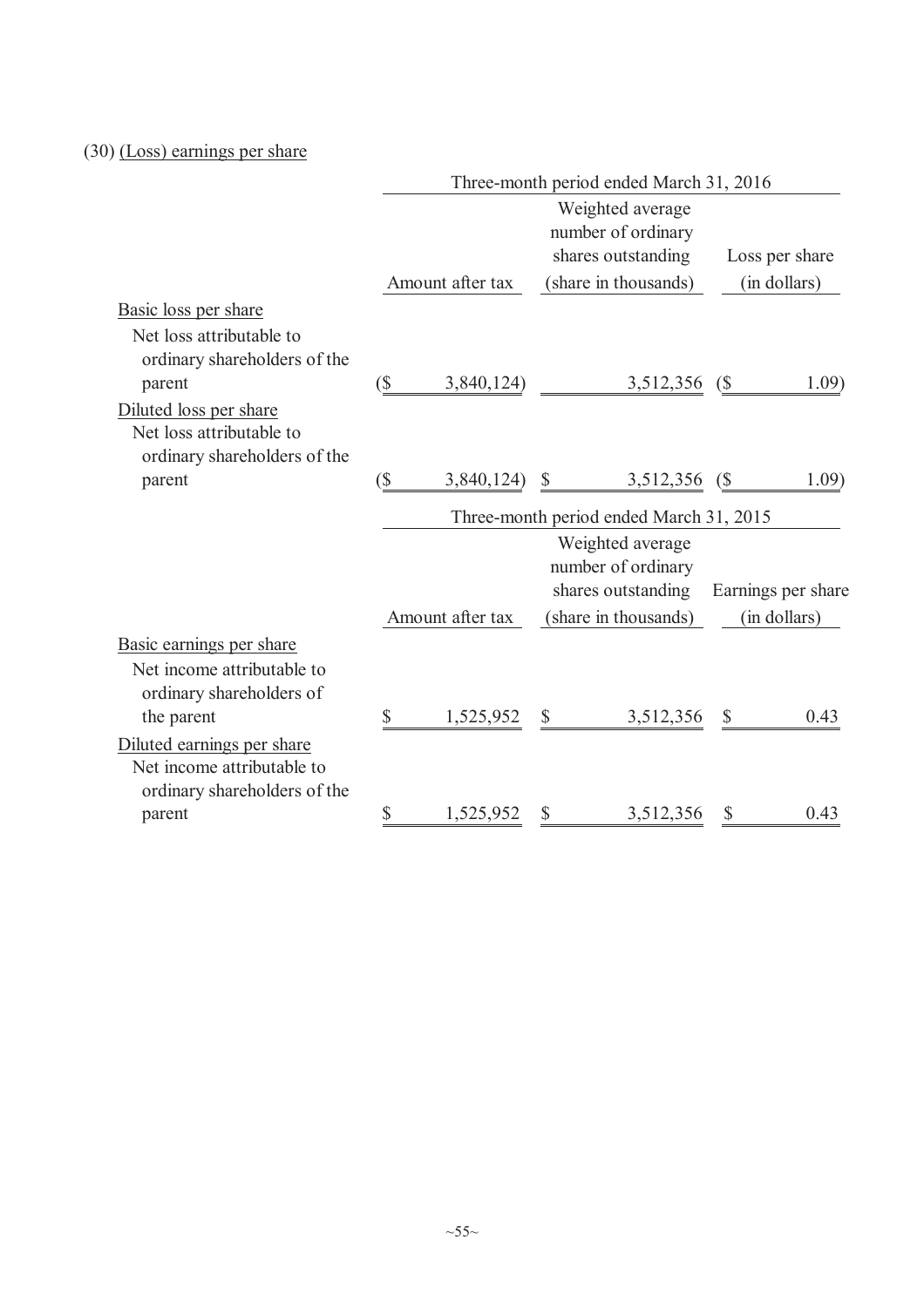(30) (Loss) earnings per share

| | Three-month period ended March 31, 2016 | | |
|---|---|---|---|
| | Amount after tax | Weighted average number of ordinary shares outstanding (share in thousands) | Loss per share (in dollars) |
| Basic loss per share | | | |
| Net loss attributable to ordinary shareholders of the parent | ($ 3,840,124) | 3,512,356 | ($ 1.09) |
| Diluted loss per share | | | |
| Net loss attributable to ordinary shareholders of the parent | ($ 3,840,124) | $ 3,512,356 | ($ 1.09) |

| | Three-month period ended March 31, 2015 | | |
|---|---|---|---|
| | Amount after tax | Weighted average number of ordinary shares outstanding (share in thousands) | Earnings per share (in dollars) |
| Basic earnings per share | | | |
| Net income attributable to ordinary shareholders of the parent | $ 1,525,952 | $ 3,512,356 | $ 0.43 |
| Diluted earnings per share | | | |
| Net income attributable to ordinary shareholders of the parent | $ 1,525,952 | $ 3,512,356 | $ 0.43 |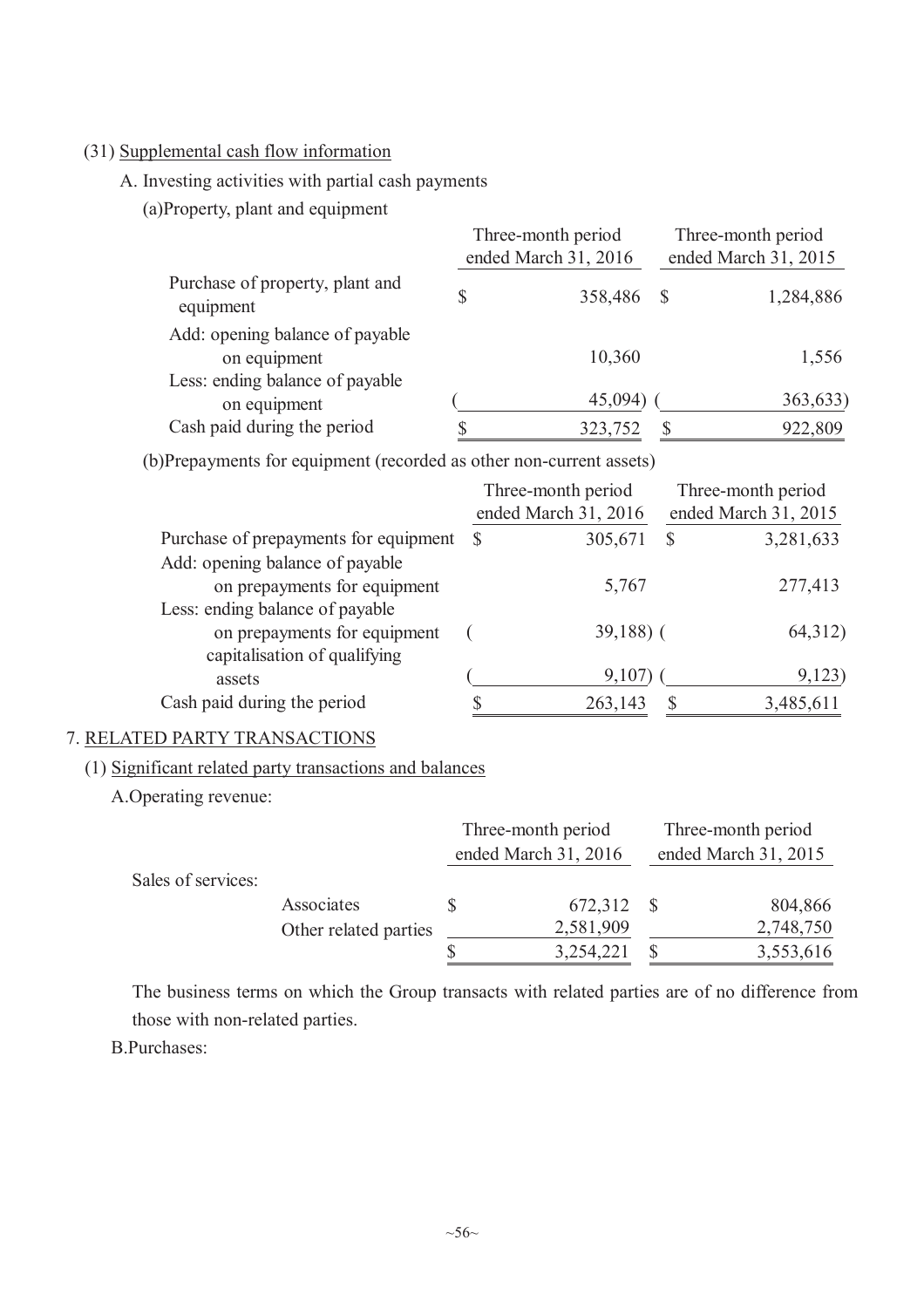(31) Supplemental cash flow information

A. Investing activities with partial cash payments

(a) Property, plant and equipment

| | Three-month period ended March 31, 2016 | Three-month period ended March 31, 2015 |
|---|---|---|
| Purchase of property, plant and equipment | $ 358,486 | $ 1,284,886 |
| Add: opening balance of payable on equipment | 10,360 | 1,556 |
| Less: ending balance of payable on equipment | ( 45,094) | ( 363,633) |
| Cash paid during the period | $ 323,752 | $ 922,809 |

(b) Prepayments for equipment (recorded as other non-current assets)

| | Three-month period ended March 31, 2016 | Three-month period ended March 31, 2015 |
|---|---|---|
| Purchase of prepayments for equipment | $ 305,671 | $ 3,281,633 |
| Add: opening balance of payable on prepayments for equipment | 5,767 | 277,413 |
| Less: ending balance of payable on prepayments for equipment | ( 39,188) | ( 64,312) |
| capitalisation of qualifying assets | ( 9,107) | ( 9,123) |
| Cash paid during the period | $ 263,143 | $ 3,485,611 |

7. RELATED PARTY TRANSACTIONS

(1) Significant related party transactions and balances

A. Operating revenue:

| | | Three-month period ended March 31, 2016 | Three-month period ended March 31, 2015 |
|---|---|---|---|
| Sales of services: | | | |
| | Associates | $ 672,312 | $ 804,866 |
| | Other related parties | 2,581,909 | 2,748,750 |
| | | $ 3,254,221 | $ 3,553,616 |

The business terms on which the Group transacts with related parties are of no difference from those with non-related parties.

B. Purchases: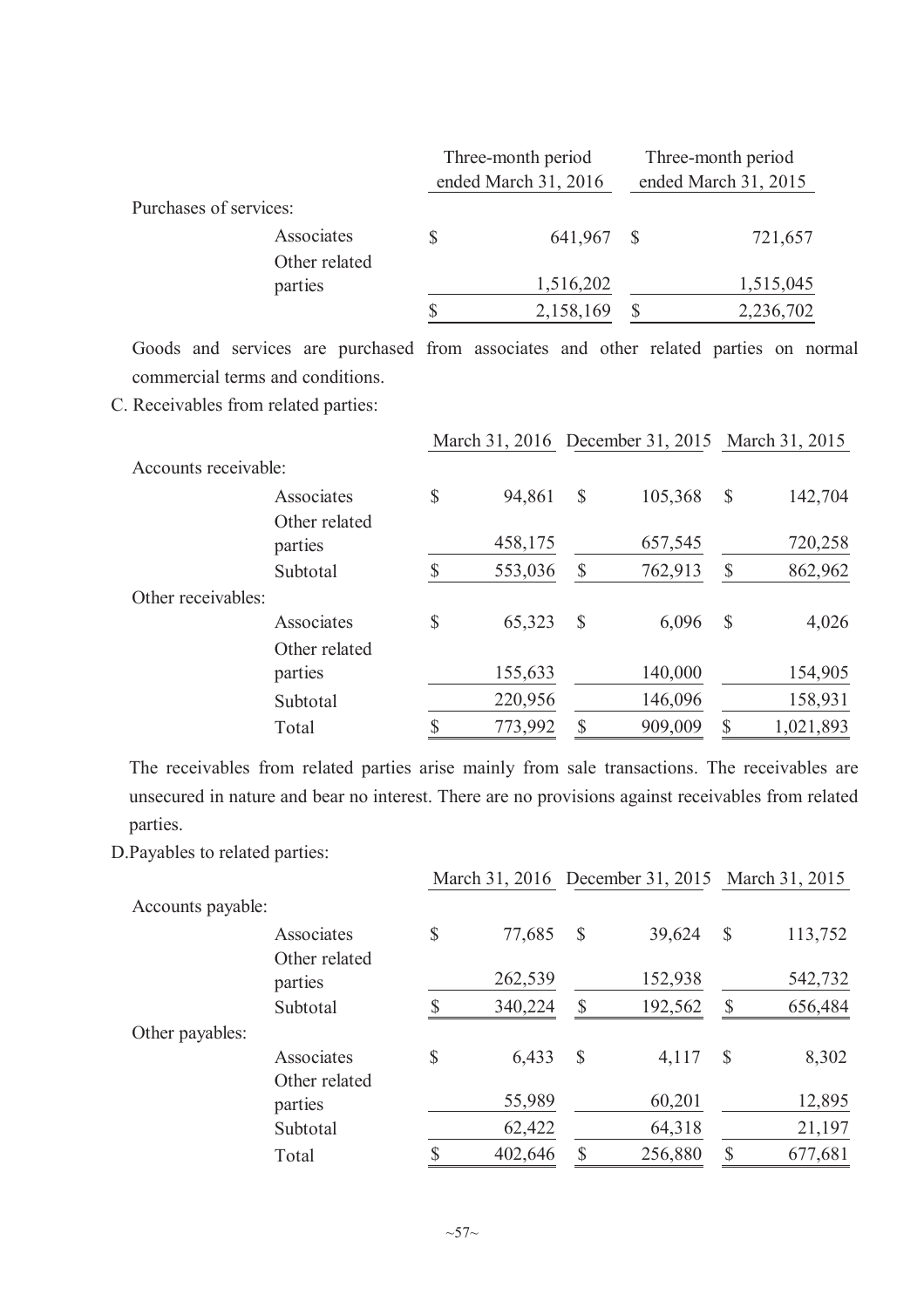| | Three-month period ended March 31, 2016 | Three-month period ended March 31, 2015 |
|---|---|---|
| Purchases of services: | | |
| Associates | $ 641,967 | $ 721,657 |
| Other related parties | 1,516,202 | 1,515,045 |
| | $ 2,158,169 | $ 2,236,702 |

Goods and services are purchased from associates and other related parties on normal commercial terms and conditions.

C. Receivables from related parties:

| | March 31, 2016 | December 31, 2015 | March 31, 2015 |
|---|---|---|---|
| Accounts receivable: | | | |
| Associates | $ 94,861 | $ 105,368 | $ 142,704 |
| Other related parties | 458,175 | 657,545 | 720,258 |
| Subtotal | $ 553,036 | $ 762,913 | $ 862,962 |
| Other receivables: | | | |
| Associates | $ 65,323 | $ 6,096 | $ 4,026 |
| Other related parties | 155,633 | 140,000 | 154,905 |
| Subtotal | 220,956 | 146,096 | 158,931 |
| Total | $ 773,992 | $ 909,009 | $ 1,021,893 |

The receivables from related parties arise mainly from sale transactions. The receivables are unsecured in nature and bear no interest. There are no provisions against receivables from related parties.

D. Payables to related parties:

| | March 31, 2016 | December 31, 2015 | March 31, 2015 |
|---|---|---|---|
| Accounts payable: | | | |
| Associates | $ 77,685 | $ 39,624 | $ 113,752 |
| Other related parties | 262,539 | 152,938 | 542,732 |
| Subtotal | $ 340,224 | $ 192,562 | $ 656,484 |
| Other payables: | | | |
| Associates | $ 6,433 | $ 4,117 | $ 8,302 |
| Other related parties | 55,989 | 60,201 | 12,895 |
| Subtotal | 62,422 | 64,318 | 21,197 |
| Total | $ 402,646 | $ 256,880 | $ 677,681 |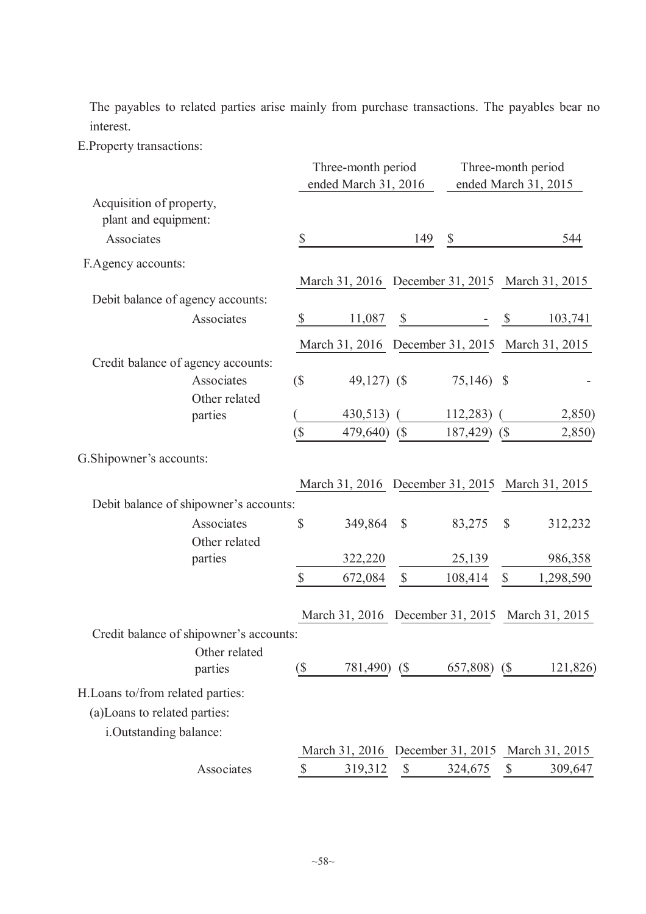The payables to related parties arise mainly from purchase transactions. The payables bear no interest.

E.Property transactions:

| | Three-month period ended March 31, 2016 | Three-month period ended March 31, 2015 |
|---|---|---|
| Acquisition of property, plant and equipment: | | |
| Associates | $ 149 | $ 544 |

F.Agency accounts:

| | March 31, 2016 | December 31, 2015 | March 31, 2015 |
|---|---|---|---|
| Debit balance of agency accounts: | | | |
| Associates | $ 11,087 | $ - | $ 103,741 |

| | March 31, 2016 | December 31, 2015 | March 31, 2015 |
|---|---|---|---|
| Credit balance of agency accounts: | | | |
| Associates | ($ 49,127) | ($ 75,146) | $ - |
| Other related parties | ( 430,513) | ( 112,283) | ( 2,850) |
| | ($ 479,640) | ($ 187,429) | ($ 2,850) |

G.Shipowner's accounts:

| | March 31, 2016 | December 31, 2015 | March 31, 2015 |
|---|---|---|---|
| Debit balance of shipowner's accounts: | | | |
| Associates | $ 349,864 | $ 83,275 | $ 312,232 |
| Other related parties | 322,220 | 25,139 | 986,358 |
| | $ 672,084 | $ 108,414 | $ 1,298,590 |

| | March 31, 2016 | December 31, 2015 | March 31, 2015 |
|---|---|---|---|
| Credit balance of shipowner's accounts: | | | |
| Other related parties | ($ 781,490) | ($ 657,808) | ($ 121,826) |

H.Loans to/from related parties:

(a)Loans to related parties:

i.Outstanding balance:

| | March 31, 2016 | December 31, 2015 | March 31, 2015 |
|---|---|---|---|
| Associates | $ 319,312 | $ 324,675 | $ 309,647 |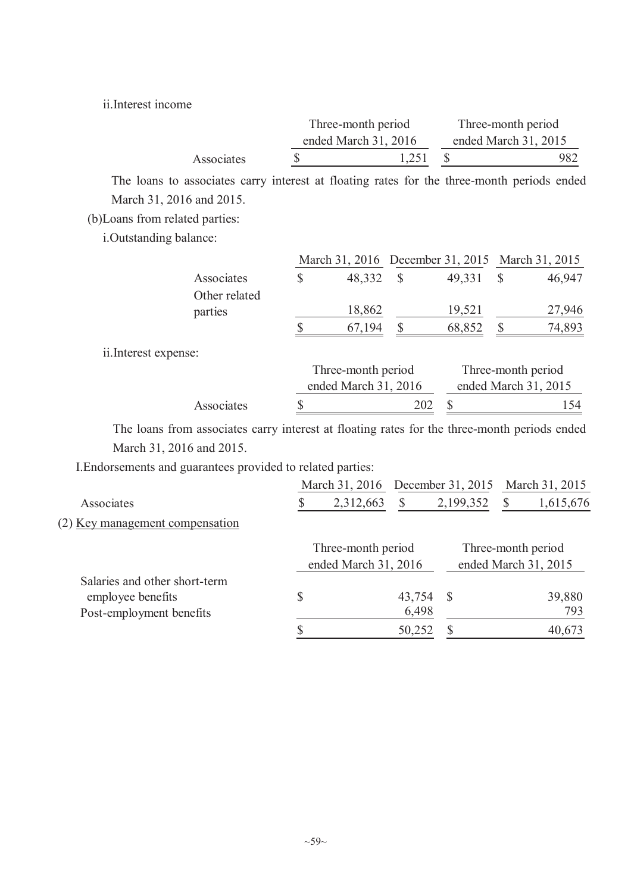ii.Interest income

| | Three-month period ended March 31, 2016 | Three-month period ended March 31, 2015 |
|---|---|---|
| Associates | $ 1,251 | $ 982 |

The loans to associates carry interest at floating rates for the three-month periods ended March 31, 2016 and 2015.

(b)Loans from related parties:

i.Outstanding balance:

| | March 31, 2016 | December 31, 2015 | March 31, 2015 |
|---|---|---|---|
| Associates | $ 48,332 | $ 49,331 | $ 46,947 |
| Other related parties | 18,862 | 19,521 | 27,946 |
| | $ 67,194 | $ 68,852 | $ 74,893 |

ii.Interest expense:

| | Three-month period ended March 31, 2016 | Three-month period ended March 31, 2015 |
|---|---|---|
| Associates | $ 202 | $ 154 |

The loans from associates carry interest at floating rates for the three-month periods ended March 31, 2016 and 2015.

I.Endorsements and guarantees provided to related parties:

| | March 31, 2016 | December 31, 2015 | March 31, 2015 |
|---|---|---|---|
| Associates | $ 2,312,663 | $ 2,199,352 | $ 1,615,676 |

(2) Key management compensation

| | Three-month period ended March 31, 2016 | Three-month period ended March 31, 2015 |
|---|---|---|
| Salaries and other short-term employee benefits | $ 43,754 | $ 39,880 |
| Post-employment benefits | 6,498 | 793 |
| | $ 50,252 | $ 40,673 |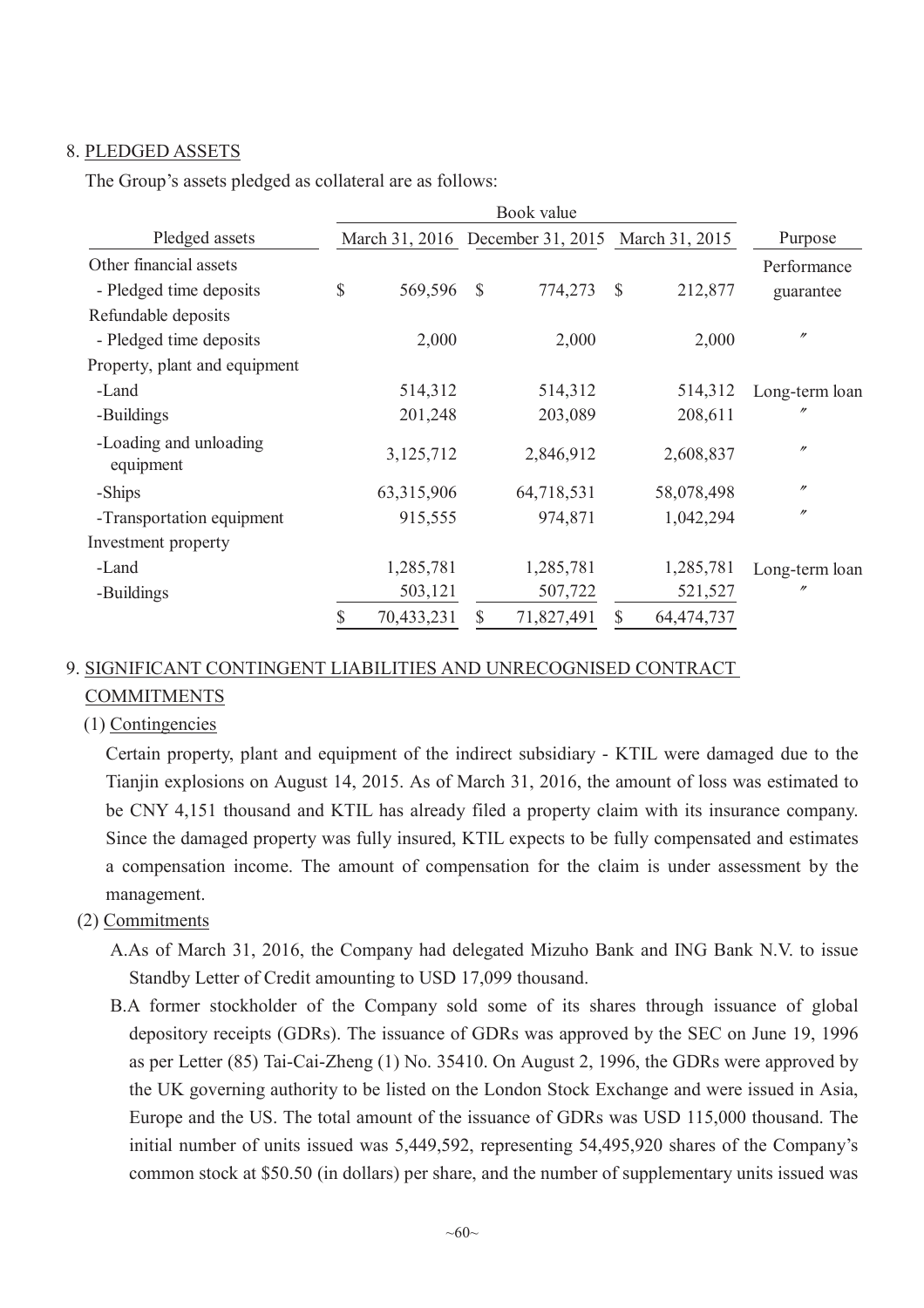## 8. PLEDGED ASSETS

The Group's assets pledged as collateral are as follows:

| Pledged assets | Book value | | | Purpose |
|---|---|---|---|---|
| | March 31, 2016 | December 31, 2015 | March 31, 2015 | |
| Other financial assets | | | | Performance |
| - Pledged time deposits | $ 569,596 | $ 774,273 | $ 212,877 | guarantee |
| Refundable deposits | | | | |
| - Pledged time deposits | 2,000 | 2,000 | 2,000 | 〃 |
| Property, plant and equipment | | | | |
| -Land | 514,312 | 514,312 | 514,312 | Long-term loan |
| -Buildings | 201,248 | 203,089 | 208,611 | 〃 |
| -Loading and unloading equipment | 3,125,712 | 2,846,912 | 2,608,837 | 〃 |
| -Ships | 63,315,906 | 64,718,531 | 58,078,498 | 〃 |
| -Transportation equipment | 915,555 | 974,871 | 1,042,294 | 〃 |
| Investment property | | | | |
| -Land | 1,285,781 | 1,285,781 | 1,285,781 | Long-term loan |
| -Buildings | 503,121 | 507,722 | 521,527 | 〃 |
| | $ 70,433,231 | $ 71,827,491 | $ 64,474,737 | |

## 9. SIGNIFICANT CONTINGENT LIABILITIES AND UNRECOGNISED CONTRACT COMMITMENTS

(1) Contingencies

Certain property, plant and equipment of the indirect subsidiary - KTIL were damaged due to the Tianjin explosions on August 14, 2015. As of March 31, 2016, the amount of loss was estimated to be CNY 4,151 thousand and KTIL has already filed a property claim with its insurance company. Since the damaged property was fully insured, KTIL expects to be fully compensated and estimates a compensation income. The amount of compensation for the claim is under assessment by the management.

(2) Commitments

A. As of March 31, 2016, the Company had delegated Mizuho Bank and ING Bank N.V. to issue Standby Letter of Credit amounting to USD 17,099 thousand.

B. A former stockholder of the Company sold some of its shares through issuance of global depository receipts (GDRs). The issuance of GDRs was approved by the SEC on June 19, 1996 as per Letter (85) Tai-Cai-Zheng (1) No. 35410. On August 2, 1996, the GDRs were approved by the UK governing authority to be listed on the London Stock Exchange and were issued in Asia, Europe and the US. The total amount of the issuance of GDRs was USD 115,000 thousand. The initial number of units issued was 5,449,592, representing 54,495,920 shares of the Company's common stock at $50.50 (in dollars) per share, and the number of supplementary units issued was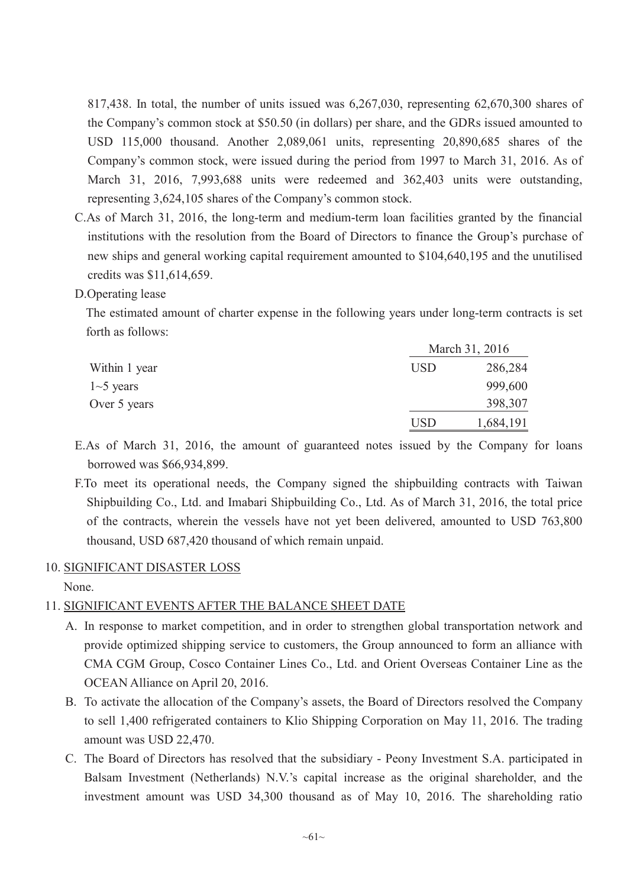817,438. In total, the number of units issued was 6,267,030, representing 62,670,300 shares of the Company's common stock at $50.50 (in dollars) per share, and the GDRs issued amounted to USD 115,000 thousand. Another 2,089,061 units, representing 20,890,685 shares of the Company's common stock, were issued during the period from 1997 to March 31, 2016. As of March 31, 2016, 7,993,688 units were redeemed and 362,403 units were outstanding, representing 3,624,105 shares of the Company's common stock.

C. As of March 31, 2016, the long-term and medium-term loan facilities granted by the financial institutions with the resolution from the Board of Directors to finance the Group's purchase of new ships and general working capital requirement amounted to $104,640,195 and the unutilised credits was $11,614,659.

D. Operating lease

The estimated amount of charter expense in the following years under long-term contracts is set forth as follows:

| | March 31, 2016 | |
|---|---|---|
| Within 1 year | USD | 286,284 |
| 1~5 years | | 999,600 |
| Over 5 years | | 398,307 |
| | USD | 1,684,191 |

E. As of March 31, 2016, the amount of guaranteed notes issued by the Company for loans borrowed was $66,934,899.

F. To meet its operational needs, the Company signed the shipbuilding contracts with Taiwan Shipbuilding Co., Ltd. and Imabari Shipbuilding Co., Ltd. As of March 31, 2016, the total price of the contracts, wherein the vessels have not yet been delivered, amounted to USD 763,800 thousand, USD 687,420 thousand of which remain unpaid.

10. SIGNIFICANT DISASTER LOSS

None.

11. SIGNIFICANT EVENTS AFTER THE BALANCE SHEET DATE

A. In response to market competition, and in order to strengthen global transportation network and provide optimized shipping service to customers, the Group announced to form an alliance with CMA CGM Group, Cosco Container Lines Co., Ltd. and Orient Overseas Container Line as the OCEAN Alliance on April 20, 2016.

B. To activate the allocation of the Company's assets, the Board of Directors resolved the Company to sell 1,400 refrigerated containers to Klio Shipping Corporation on May 11, 2016. The trading amount was USD 22,470.

C. The Board of Directors has resolved that the subsidiary - Peony Investment S.A. participated in Balsam Investment (Netherlands) N.V.'s capital increase as the original shareholder, and the investment amount was USD 34,300 thousand as of May 10, 2016. The shareholding ratio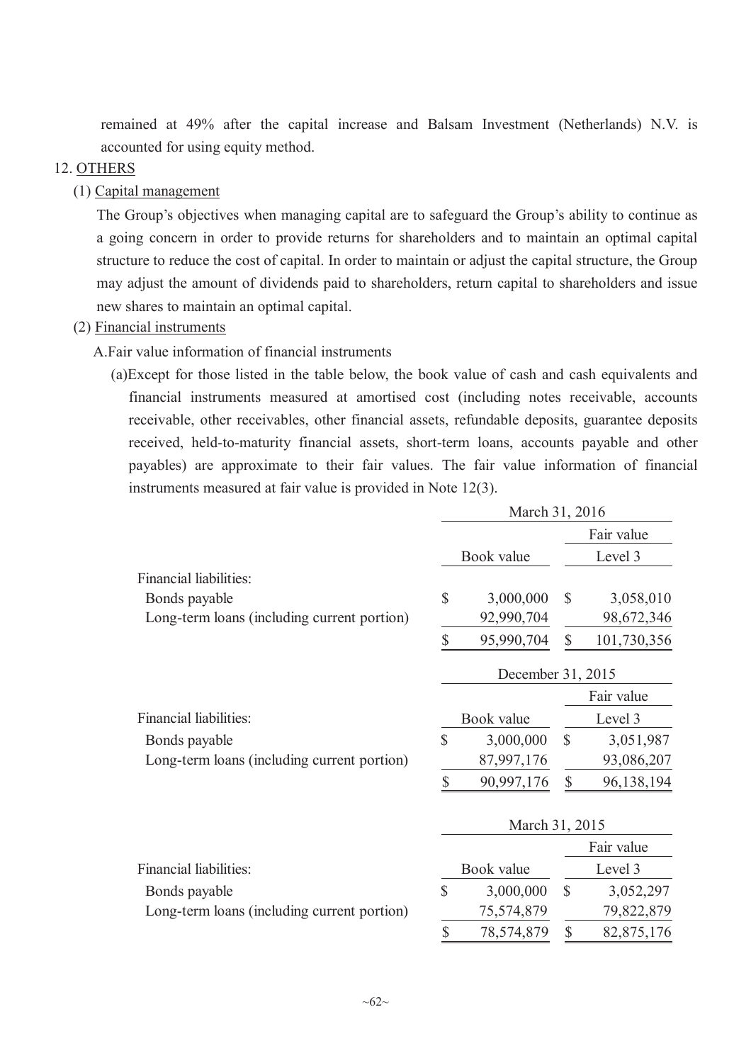remained at 49% after the capital increase and Balsam Investment (Netherlands) N.V. is accounted for using equity method.

12. OTHERS

(1) Capital management

The Group's objectives when managing capital are to safeguard the Group's ability to continue as a going concern in order to provide returns for shareholders and to maintain an optimal capital structure to reduce the cost of capital. In order to maintain or adjust the capital structure, the Group may adjust the amount of dividends paid to shareholders, return capital to shareholders and issue new shares to maintain an optimal capital.

(2) Financial instruments

A.Fair value information of financial instruments

(a)Except for those listed in the table below, the book value of cash and cash equivalents and financial instruments measured at amortised cost (including notes receivable, accounts receivable, other receivables, other financial assets, refundable deposits, guarantee deposits received, held-to-maturity financial assets, short-term loans, accounts payable and other payables) are approximate to their fair values. The fair value information of financial instruments measured at fair value is provided in Note 12(3).

| | March 31, 2016 | |
|---|---|---|
| | | Fair value |
| | Book value | Level 3 |
| Financial liabilities: | | |
| Bonds payable | $ 3,000,000 | $ 3,058,010 |
| Long-term loans (including current portion) | 92,990,704 | 98,672,346 |
| | $ 95,990,704 | $ 101,730,356 |

| | December 31, 2015 | |
|---|---|---|
| | | Fair value |
| Financial liabilities: | Book value | Level 3 |
| Bonds payable | $ 3,000,000 | $ 3,051,987 |
| Long-term loans (including current portion) | 87,997,176 | 93,086,207 |
| | $ 90,997,176 | $ 96,138,194 |

| | March 31, 2015 | |
|---|---|---|
| | | Fair value |
| Financial liabilities: | Book value | Level 3 |
| Bonds payable | $ 3,000,000 | $ 3,052,297 |
| Long-term loans (including current portion) | 75,574,879 | 79,822,879 |
| | $ 78,574,879 | $ 82,875,176 |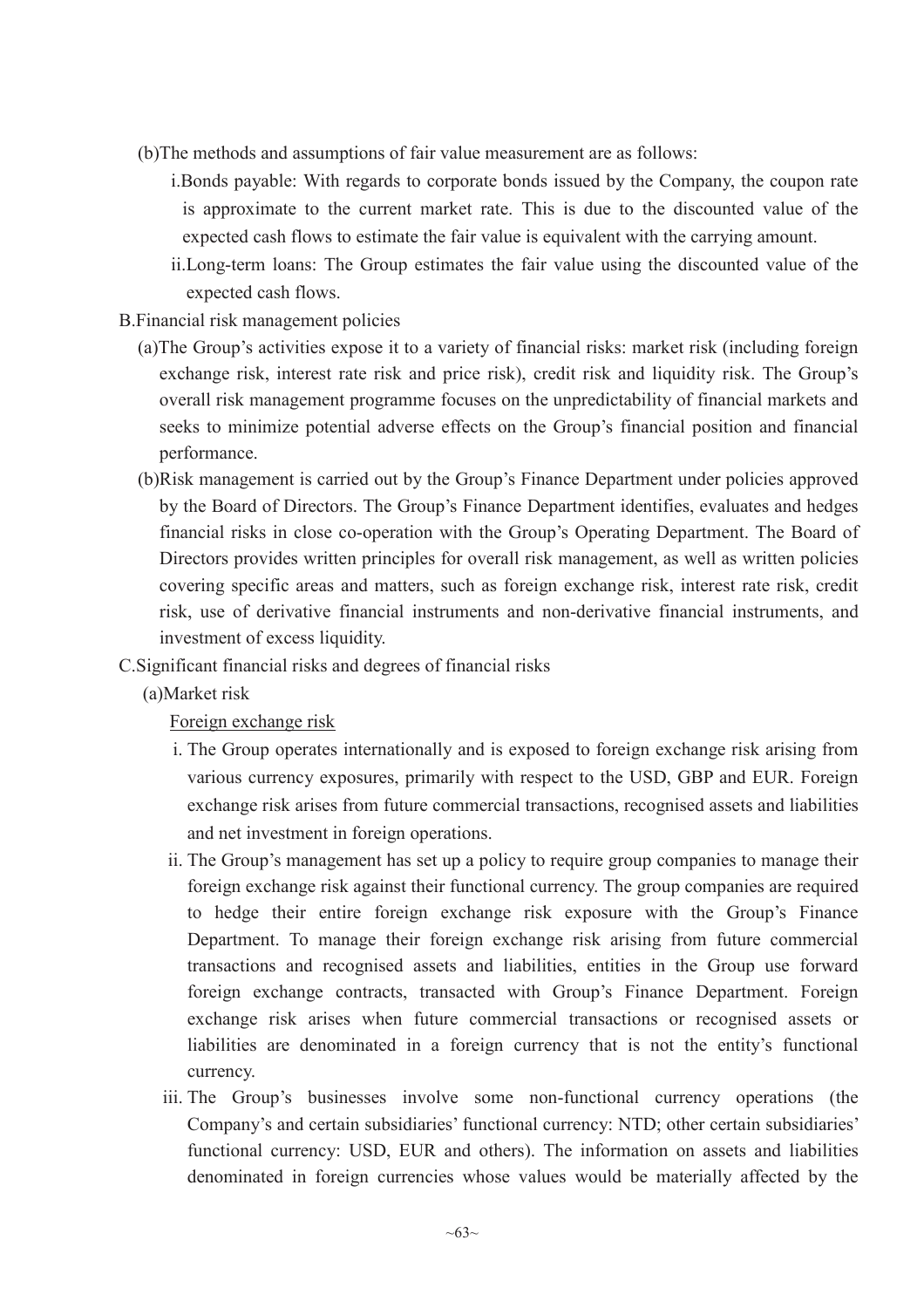(b)The methods and assumptions of fair value measurement are as follows:

i.Bonds payable: With regards to corporate bonds issued by the Company, the coupon rate is approximate to the current market rate. This is due to the discounted value of the expected cash flows to estimate the fair value is equivalent with the carrying amount.

ii.Long-term loans: The Group estimates the fair value using the discounted value of the expected cash flows.

B.Financial risk management policies

(a)The Group's activities expose it to a variety of financial risks: market risk (including foreign exchange risk, interest rate risk and price risk), credit risk and liquidity risk. The Group's overall risk management programme focuses on the unpredictability of financial markets and seeks to minimize potential adverse effects on the Group's financial position and financial performance.

(b)Risk management is carried out by the Group's Finance Department under policies approved by the Board of Directors. The Group's Finance Department identifies, evaluates and hedges financial risks in close co-operation with the Group's Operating Department. The Board of Directors provides written principles for overall risk management, as well as written policies covering specific areas and matters, such as foreign exchange risk, interest rate risk, credit risk, use of derivative financial instruments and non-derivative financial instruments, and investment of excess liquidity.

C.Significant financial risks and degrees of financial risks

(a)Market risk

Foreign exchange risk

i. The Group operates internationally and is exposed to foreign exchange risk arising from various currency exposures, primarily with respect to the USD, GBP and EUR. Foreign exchange risk arises from future commercial transactions, recognised assets and liabilities and net investment in foreign operations.

ii. The Group's management has set up a policy to require group companies to manage their foreign exchange risk against their functional currency. The group companies are required to hedge their entire foreign exchange risk exposure with the Group's Finance Department. To manage their foreign exchange risk arising from future commercial transactions and recognised assets and liabilities, entities in the Group use forward foreign exchange contracts, transacted with Group's Finance Department. Foreign exchange risk arises when future commercial transactions or recognised assets or liabilities are denominated in a foreign currency that is not the entity's functional currency.

iii. The Group's businesses involve some non-functional currency operations (the Company's and certain subsidiaries' functional currency: NTD; other certain subsidiaries' functional currency: USD, EUR and others). The information on assets and liabilities denominated in foreign currencies whose values would be materially affected by the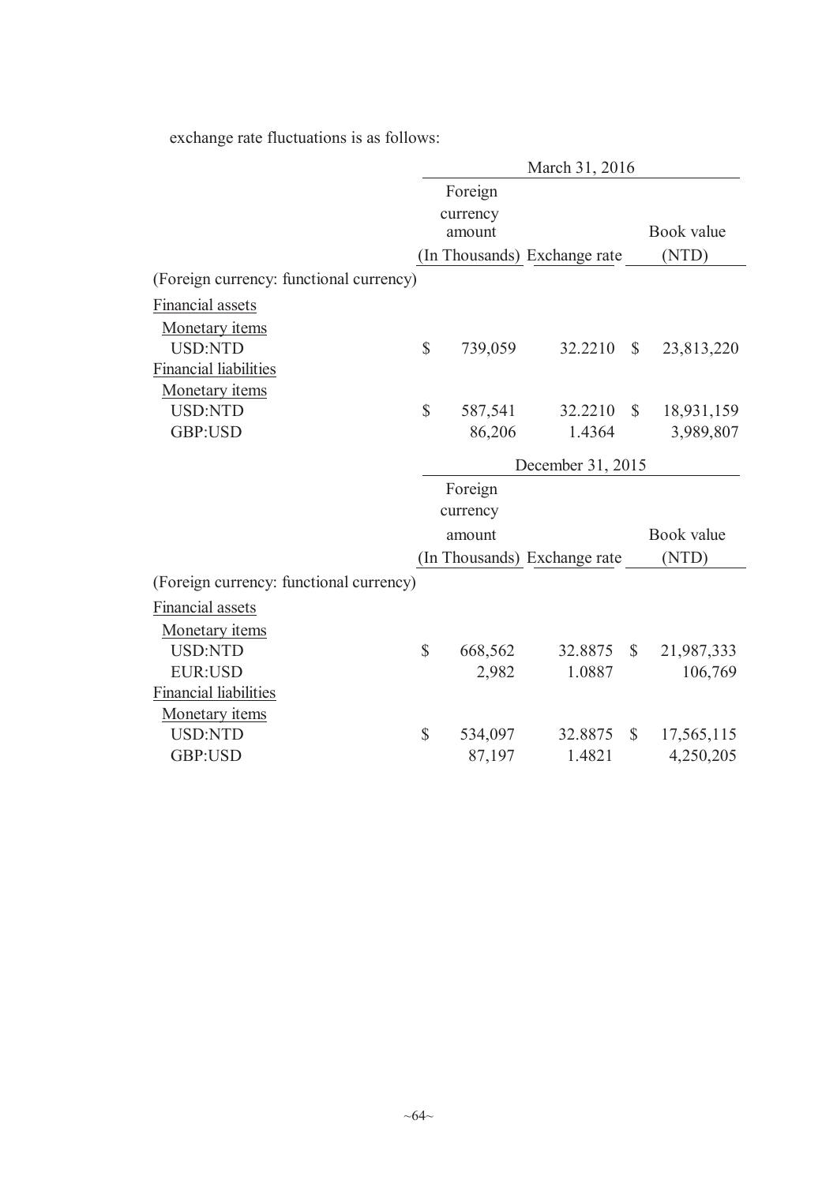exchange rate fluctuations is as follows:

| | March 31, 2016 | | |
|---|---|---|---|
| | Foreign currency amount (In Thousands) | Exchange rate | Book value (NTD) |
| (Foreign currency: functional currency) | | | |
| Financial assets | | | |
| Monetary items | | | |
| USD:NTD | $ 739,059 | 32.2210 | $ 23,813,220 |
| Financial liabilities | | | |
| Monetary items | | | |
| USD:NTD | $ 587,541 | 32.2210 | $ 18,931,159 |
| GBP:USD | 86,206 | 1.4364 | 3,989,807 |

| | December 31, 2015 | | |
|---|---|---|---|
| | Foreign currency amount (In Thousands) | Exchange rate | Book value (NTD) |
| (Foreign currency: functional currency) | | | |
| Financial assets | | | |
| Monetary items | | | |
| USD:NTD | $ 668,562 | 32.8875 | $ 21,987,333 |
| EUR:USD | 2,982 | 1.0887 | 106,769 |
| Financial liabilities | | | |
| Monetary items | | | |
| USD:NTD | $ 534,097 | 32.8875 | $ 17,565,115 |
| GBP:USD | 87,197 | 1.4821 | 4,250,205 |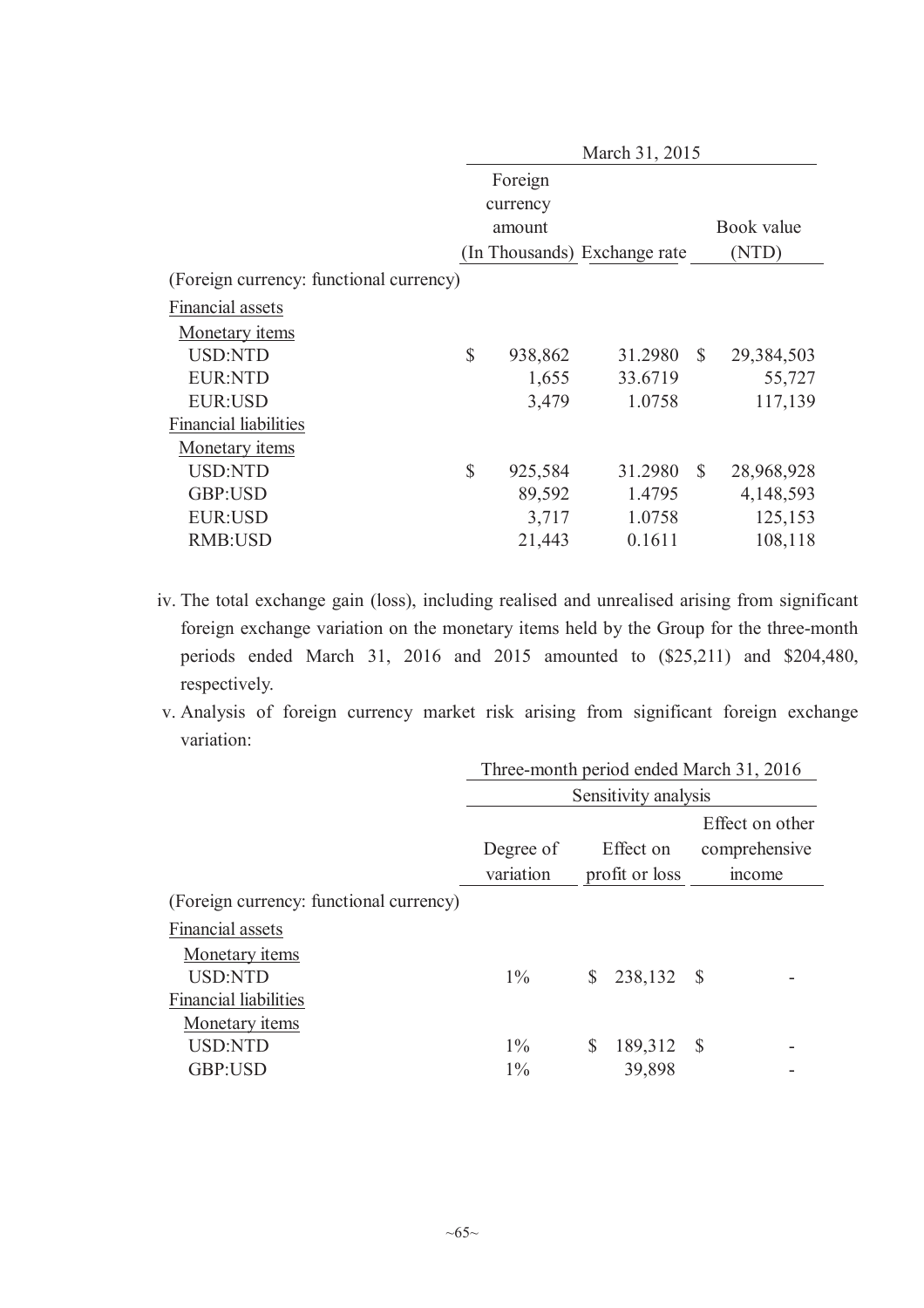| | March 31, 2015 | | |
|---|---|---|---|
| | Foreign currency amount (In Thousands) | Exchange rate | Book value (NTD) |
| (Foreign currency: functional currency) | | | |
| Financial assets | | | |
| Monetary items | | | |
| USD:NTD | $ 938,862 | 31.2980 | $ 29,384,503 |
| EUR:NTD | 1,655 | 33.6719 | 55,727 |
| EUR:USD | 3,479 | 1.0758 | 117,139 |
| Financial liabilities | | | |
| Monetary items | | | |
| USD:NTD | $ 925,584 | 31.2980 | $ 28,968,928 |
| GBP:USD | 89,592 | 1.4795 | 4,148,593 |
| EUR:USD | 3,717 | 1.0758 | 125,153 |
| RMB:USD | 21,443 | 0.1611 | 108,118 |

iv. The total exchange gain (loss), including realised and unrealised arising from significant foreign exchange variation on the monetary items held by the Group for the three-month periods ended March 31, 2016 and 2015 amounted to ($25,211) and $204,480, respectively.

v. Analysis of foreign currency market risk arising from significant foreign exchange variation:

| | Three-month period ended March 31, 2016 | | |
|---|---|---|---|
| | Sensitivity analysis | | |
| | Degree of variation | Effect on profit or loss | Effect on other comprehensive income |
| (Foreign currency: functional currency) | | | |
| Financial assets | | | |
| Monetary items | | | |
| USD:NTD | 1% | $ 238,132 | $ - |
| Financial liabilities | | | |
| Monetary items | | | |
| USD:NTD | 1% | $ 189,312 | $ - |
| GBP:USD | 1% | 39,898 | - |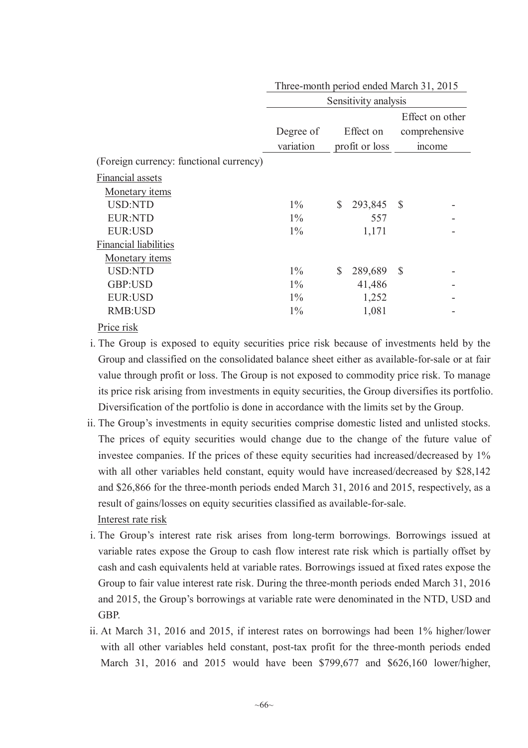| | Three-month period ended March 31, 2015 | | |
|---|---|---|---|
| | Sensitivity analysis | | |
| | Degree of variation | Effect on profit or loss | Effect on other comprehensive income |
| (Foreign currency: functional currency) | | | |
| Financial assets | | | |
| Monetary items | | | |
| USD:NTD | 1% | $ 293,845 | $ - |
| EUR:NTD | 1% | 557 | - |
| EUR:USD | 1% | 1,171 | - |
| Financial liabilities | | | |
| Monetary items | | | |
| USD:NTD | 1% | $ 289,689 | $ - |
| GBP:USD | 1% | 41,486 | - |
| EUR:USD | 1% | 1,252 | - |
| RMB:USD | 1% | 1,081 | - |

Price risk

i. The Group is exposed to equity securities price risk because of investments held by the Group and classified on the consolidated balance sheet either as available-for-sale or at fair value through profit or loss. The Group is not exposed to commodity price risk. To manage its price risk arising from investments in equity securities, the Group diversifies its portfolio. Diversification of the portfolio is done in accordance with the limits set by the Group.

ii. The Group's investments in equity securities comprise domestic listed and unlisted stocks. The prices of equity securities would change due to the change of the future value of investee companies. If the prices of these equity securities had increased/decreased by 1% with all other variables held constant, equity would have increased/decreased by $28,142 and $26,866 for the three-month periods ended March 31, 2016 and 2015, respectively, as a result of gains/losses on equity securities classified as available-for-sale.

Interest rate risk

i. The Group's interest rate risk arises from long-term borrowings. Borrowings issued at variable rates expose the Group to cash flow interest rate risk which is partially offset by cash and cash equivalents held at variable rates. Borrowings issued at fixed rates expose the Group to fair value interest rate risk. During the three-month periods ended March 31, 2016 and 2015, the Group's borrowings at variable rate were denominated in the NTD, USD and GBP.

ii. At March 31, 2016 and 2015, if interest rates on borrowings had been 1% higher/lower with all other variables held constant, post-tax profit for the three-month periods ended March 31, 2016 and 2015 would have been $799,677 and $626,160 lower/higher,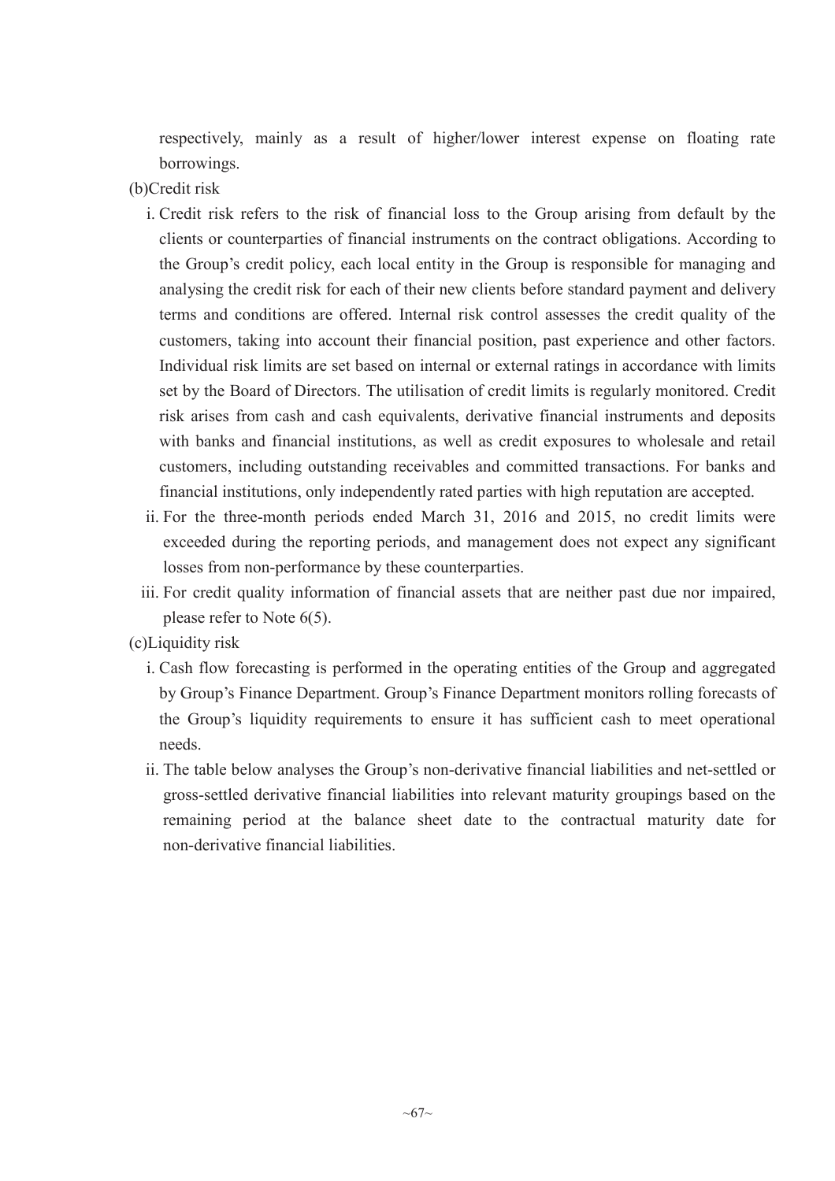respectively, mainly as a result of higher/lower interest expense on floating rate borrowings.

(b)Credit risk

i. Credit risk refers to the risk of financial loss to the Group arising from default by the clients or counterparties of financial instruments on the contract obligations. According to the Group's credit policy, each local entity in the Group is responsible for managing and analysing the credit risk for each of their new clients before standard payment and delivery terms and conditions are offered. Internal risk control assesses the credit quality of the customers, taking into account their financial position, past experience and other factors. Individual risk limits are set based on internal or external ratings in accordance with limits set by the Board of Directors. The utilisation of credit limits is regularly monitored. Credit risk arises from cash and cash equivalents, derivative financial instruments and deposits with banks and financial institutions, as well as credit exposures to wholesale and retail customers, including outstanding receivables and committed transactions. For banks and financial institutions, only independently rated parties with high reputation are accepted.

ii. For the three-month periods ended March 31, 2016 and 2015, no credit limits were exceeded during the reporting periods, and management does not expect any significant losses from non-performance by these counterparties.

iii. For credit quality information of financial assets that are neither past due nor impaired, please refer to Note 6(5).

(c)Liquidity risk

i. Cash flow forecasting is performed in the operating entities of the Group and aggregated by Group's Finance Department. Group's Finance Department monitors rolling forecasts of the Group's liquidity requirements to ensure it has sufficient cash to meet operational needs.

ii. The table below analyses the Group's non-derivative financial liabilities and net-settled or gross-settled derivative financial liabilities into relevant maturity groupings based on the remaining period at the balance sheet date to the contractual maturity date for non-derivative financial liabilities.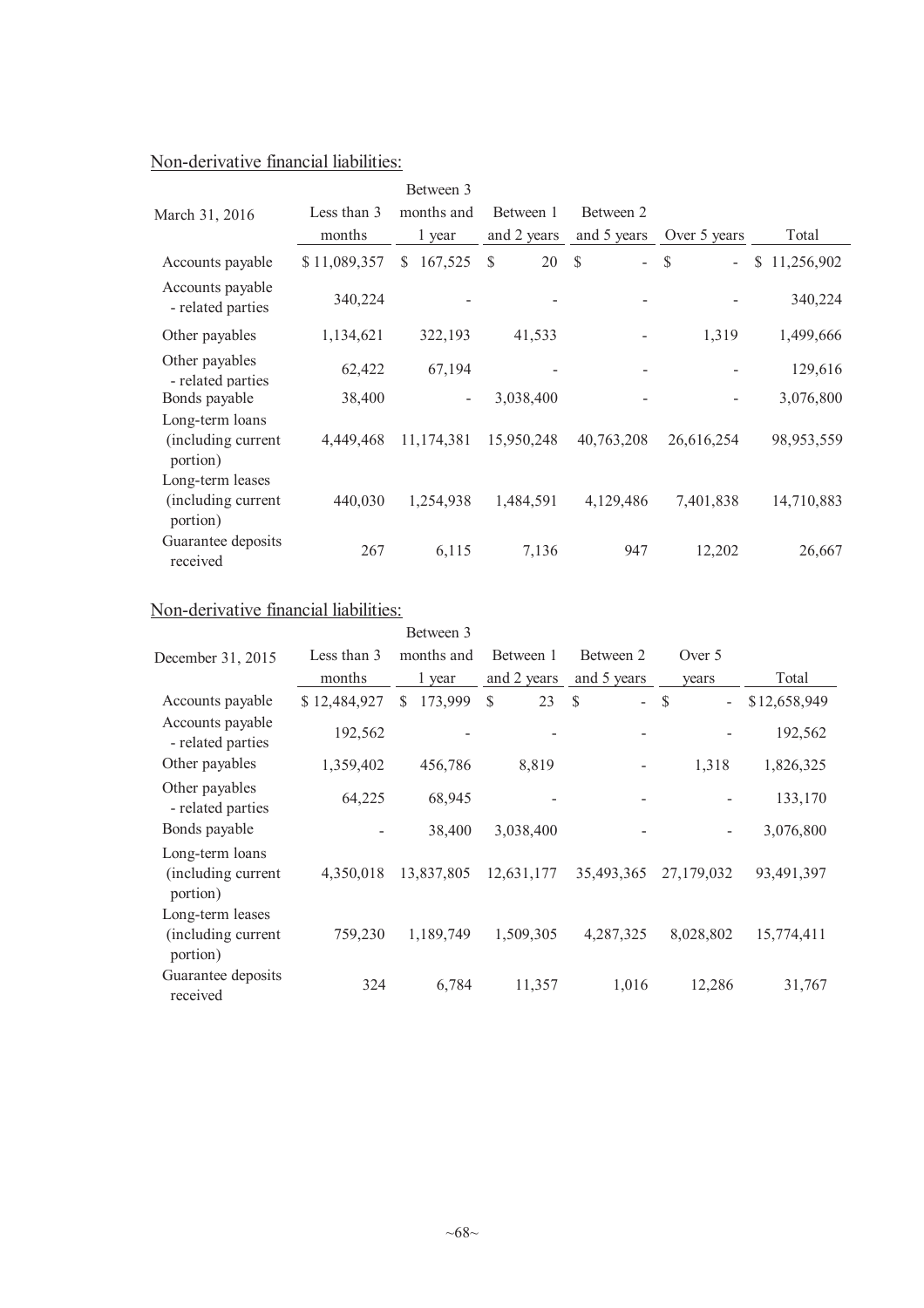Non-derivative financial liabilities:

| March 31, 2016 | Less than 3 months | Between 3 months and 1 year | Between 1 and 2 years | Between 2 and 5 years | Over 5 years | Total |
|---|---|---|---|---|---|---|
| Accounts payable | $ 11,089,357 | $ 167,525 | $ 20 | $ - | $ - | $ 11,256,902 |
| Accounts payable - related parties | 340,224 | - | - | - | - | 340,224 |
| Other payables | 1,134,621 | 322,193 | 41,533 | - | 1,319 | 1,499,666 |
| Other payables - related parties | 62,422 | 67,194 | - | - | - | 129,616 |
| Bonds payable | 38,400 | - | 3,038,400 | - | - | 3,076,800 |
| Long-term loans (including current portion) | 4,449,468 | 11,174,381 | 15,950,248 | 40,763,208 | 26,616,254 | 98,953,559 |
| Long-term leases (including current portion) | 440,030 | 1,254,938 | 1,484,591 | 4,129,486 | 7,401,838 | 14,710,883 |
| Guarantee deposits received | 267 | 6,115 | 7,136 | 947 | 12,202 | 26,667 |

Non-derivative financial liabilities:

| December 31, 2015 | Less than 3 months | Between 3 months and 1 year | Between 1 and 2 years | Between 2 and 5 years | Over 5 years | Total |
|---|---|---|---|---|---|---|
| Accounts payable | $ 12,484,927 | $ 173,999 | $ 23 | $ - | $ - | $12,658,949 |
| Accounts payable - related parties | 192,562 | - | - | - | - | 192,562 |
| Other payables | 1,359,402 | 456,786 | 8,819 | - | 1,318 | 1,826,325 |
| Other payables - related parties | 64,225 | 68,945 | - | - | - | 133,170 |
| Bonds payable | - | 38,400 | 3,038,400 | - | - | 3,076,800 |
| Long-term loans (including current portion) | 4,350,018 | 13,837,805 | 12,631,177 | 35,493,365 | 27,179,032 | 93,491,397 |
| Long-term leases (including current portion) | 759,230 | 1,189,749 | 1,509,305 | 4,287,325 | 8,028,802 | 15,774,411 |
| Guarantee deposits received | 324 | 6,784 | 11,357 | 1,016 | 12,286 | 31,767 |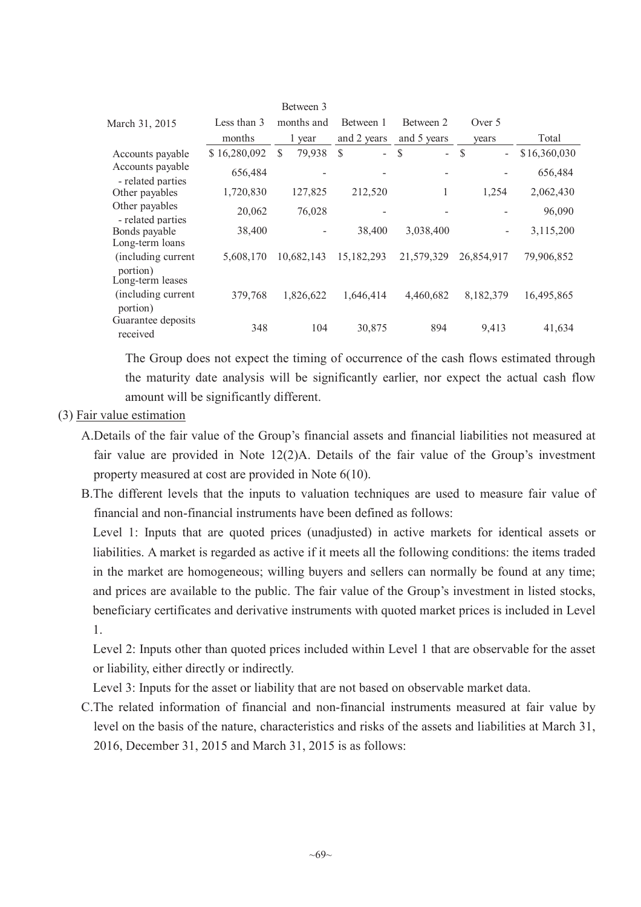| March 31, 2015 | Less than 3 months | Between 3 months and 1 year | Between 1 and 2 years | Between 2 and 5 years | Over 5 years | Total |
|---|---|---|---|---|---|---|
| Accounts payable | $ 16,280,092 | $ 79,938 | $ - | $ - | $ - | $16,360,030 |
| Accounts payable - related parties | 656,484 | - | - | - | - | 656,484 |
| Other payables | 1,720,830 | 127,825 | 212,520 | 1 | 1,254 | 2,062,430 |
| Other payables - related parties | 20,062 | 76,028 | - | - | - | 96,090 |
| Bonds payable | 38,400 | - | 38,400 | 3,038,400 | - | 3,115,200 |
| Long-term loans (including current portion) | 5,608,170 | 10,682,143 | 15,182,293 | 21,579,329 | 26,854,917 | 79,906,852 |
| Long-term leases (including current portion) | 379,768 | 1,826,622 | 1,646,414 | 4,460,682 | 8,182,379 | 16,495,865 |
| Guarantee deposits received | 348 | 104 | 30,875 | 894 | 9,413 | 41,634 |

The Group does not expect the timing of occurrence of the cash flows estimated through the maturity date analysis will be significantly earlier, nor expect the actual cash flow amount will be significantly different.

(3) Fair value estimation

A.Details of the fair value of the Group's financial assets and financial liabilities not measured at fair value are provided in Note 12(2)A. Details of the fair value of the Group's investment property measured at cost are provided in Note 6(10).

B.The different levels that the inputs to valuation techniques are used to measure fair value of financial and non-financial instruments have been defined as follows:

Level 1: Inputs that are quoted prices (unadjusted) in active markets for identical assets or liabilities. A market is regarded as active if it meets all the following conditions: the items traded in the market are homogeneous; willing buyers and sellers can normally be found at any time; and prices are available to the public. The fair value of the Group's investment in listed stocks, beneficiary certificates and derivative instruments with quoted market prices is included in Level 1.

Level 2: Inputs other than quoted prices included within Level 1 that are observable for the asset or liability, either directly or indirectly.

Level 3: Inputs for the asset or liability that are not based on observable market data.

C.The related information of financial and non-financial instruments measured at fair value by level on the basis of the nature, characteristics and risks of the assets and liabilities at March 31, 2016, December 31, 2015 and March 31, 2015 is as follows: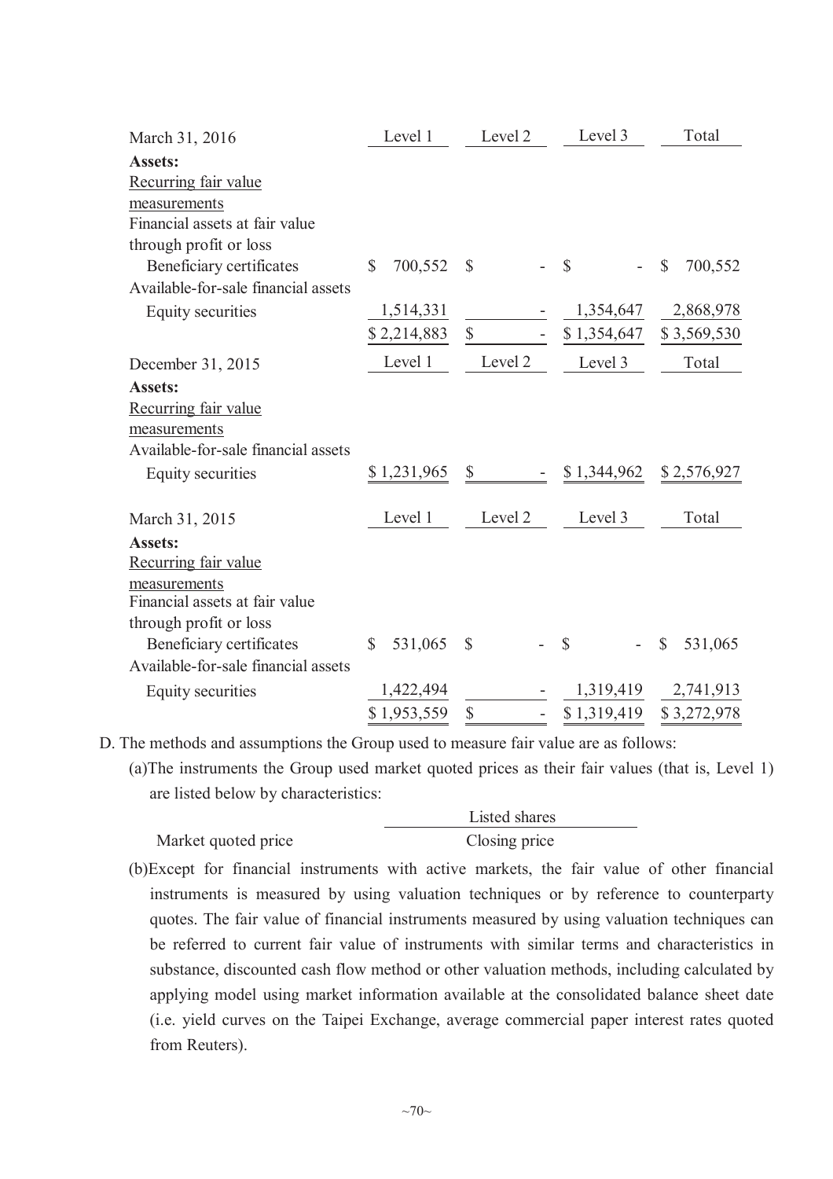| March 31, 2016 | Level 1 | Level 2 | Level 3 | Total |
|---|---|---|---|---|
| **Assets:** | | | | |
| Recurring fair value measurements | | | | |
| Financial assets at fair value through profit or loss | | | | |
| Beneficiary certificates | $ 700,552 | $ - | $ - | $ 700,552 |
| Available-for-sale financial assets | | | | |
| Equity securities | 1,514,331 | - | 1,354,647 | 2,868,978 |
| | $ 2,214,883 | $ - | $ 1,354,647 | $ 3,569,530 |

| December 31, 2015 | Level 1 | Level 2 | Level 3 | Total |
|---|---|---|---|---|
| **Assets:** | | | | |
| Recurring fair value measurements | | | | |
| Available-for-sale financial assets | | | | |
| Equity securities | $ 1,231,965 | $ - | $ 1,344,962 | $ 2,576,927 |

| March 31, 2015 | Level 1 | Level 2 | Level 3 | Total |
|---|---|---|---|---|
| **Assets:** | | | | |
| Recurring fair value measurements | | | | |
| Financial assets at fair value through profit or loss | | | | |
| Beneficiary certificates | $ 531,065 | $ - | $ - | $ 531,065 |
| Available-for-sale financial assets | | | | |
| Equity securities | 1,422,494 | - | 1,319,419 | 2,741,913 |
| | $ 1,953,559 | $ - | $ 1,319,419 | $ 3,272,978 |

D. The methods and assumptions the Group used to measure fair value are as follows:

(a)The instruments the Group used market quoted prices as their fair values (that is, Level 1) are listed below by characteristics:

| | Listed shares |
|---|---|
| Market quoted price | Closing price |

(b)Except for financial instruments with active markets, the fair value of other financial instruments is measured by using valuation techniques or by reference to counterparty quotes. The fair value of financial instruments measured by using valuation techniques can be referred to current fair value of instruments with similar terms and characteristics in substance, discounted cash flow method or other valuation methods, including calculated by applying model using market information available at the consolidated balance sheet date (i.e. yield curves on the Taipei Exchange, average commercial paper interest rates quoted from Reuters).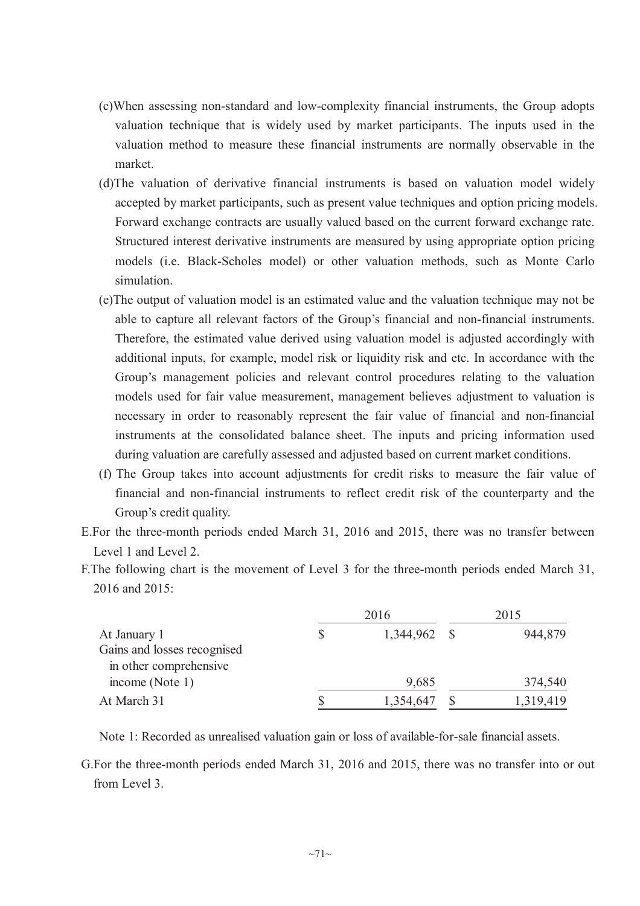(c) When assessing non-standard and low-complexity financial instruments, the Group adopts valuation technique that is widely used by market participants. The inputs used in the valuation method to measure these financial instruments are normally observable in the market.

(d) The valuation of derivative financial instruments is based on valuation model widely accepted by market participants, such as present value techniques and option pricing models. Forward exchange contracts are usually valued based on the current forward exchange rate. Structured interest derivative instruments are measured by using appropriate option pricing models (i.e. Black-Scholes model) or other valuation methods, such as Monte Carlo simulation.

(e) The output of valuation model is an estimated value and the valuation technique may not be able to capture all relevant factors of the Group's financial and non-financial instruments. Therefore, the estimated value derived using valuation model is adjusted accordingly with additional inputs, for example, model risk or liquidity risk and etc. In accordance with the Group's management policies and relevant control procedures relating to the valuation models used for fair value measurement, management believes adjustment to valuation is necessary in order to reasonably represent the fair value of financial and non-financial instruments at the consolidated balance sheet. The inputs and pricing information used during valuation are carefully assessed and adjusted based on current market conditions.

(f) The Group takes into account adjustments for credit risks to measure the fair value of financial and non-financial instruments to reflect credit risk of the counterparty and the Group's credit quality.

E. For the three-month periods ended March 31, 2016 and 2015, there was no transfer between Level 1 and Level 2.

F. The following chart is the movement of Level 3 for the three-month periods ended March 31, 2016 and 2015:

| | 2016 | 2015 |
|---|---|---|
| At January 1 | $ 1,344,962 | $ 944,879 |
| Gains and losses recognised in other comprehensive income (Note 1) | 9,685 | 374,540 |
| At March 31 | $ 1,354,647 | $ 1,319,419 |

Note 1: Recorded as unrealised valuation gain or loss of available-for-sale financial assets.

G. For the three-month periods ended March 31, 2016 and 2015, there was no transfer into or out from Level 3.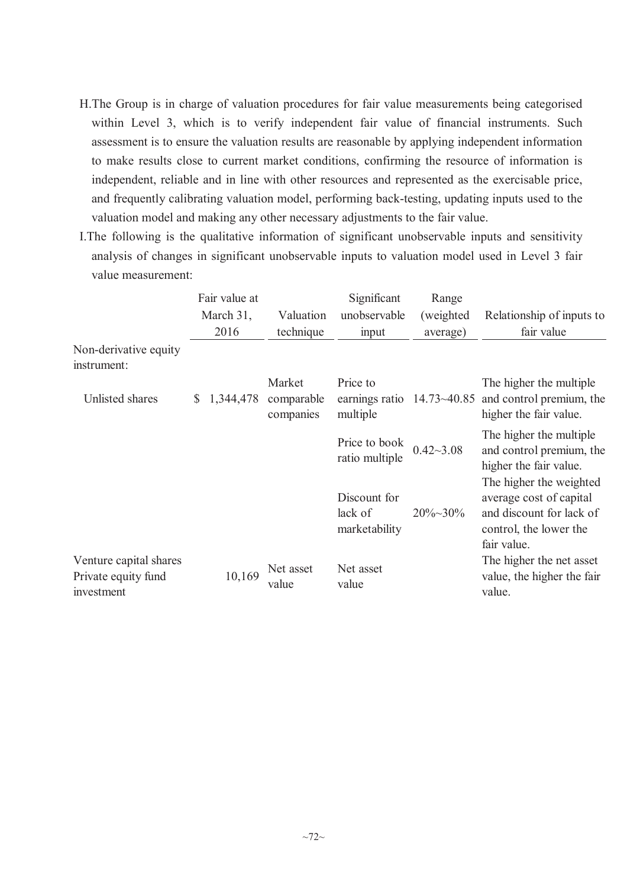H. The Group is in charge of valuation procedures for fair value measurements being categorised within Level 3, which is to verify independent fair value of financial instruments. Such assessment is to ensure the valuation results are reasonable by applying independent information to make results close to current market conditions, confirming the resource of information is independent, reliable and in line with other resources and represented as the exercisable price, and frequently calibrating valuation model, performing back-testing, updating inputs used to the valuation model and making any other necessary adjustments to the fair value.

I. The following is the qualitative information of significant unobservable inputs and sensitivity analysis of changes in significant unobservable inputs to valuation model used in Level 3 fair value measurement:

| | Fair value at March 31, 2016 | Valuation technique | Significant unobservable input | Range (weighted average) | Relationship of inputs to fair value |
|---|---|---|---|---|---|
| Non-derivative equity instrument: | | | | | |
| Unlisted shares | $ 1,344,478 | Market comparable companies | Price to earnings ratio multiple | 14.73~40.85 | The higher the multiple and control premium, the higher the fair value. |
| | | | Price to book ratio multiple | 0.42~3.08 | The higher the multiple and control premium, the higher the fair value. |
| | | | Discount for lack of marketability | 20%~30% | The higher the weighted average cost of capital and discount for lack of control, the lower the fair value. |
| Venture capital shares Private equity fund investment | 10,169 | Net asset value | Net asset value | | The higher the net asset value, the higher the fair value. |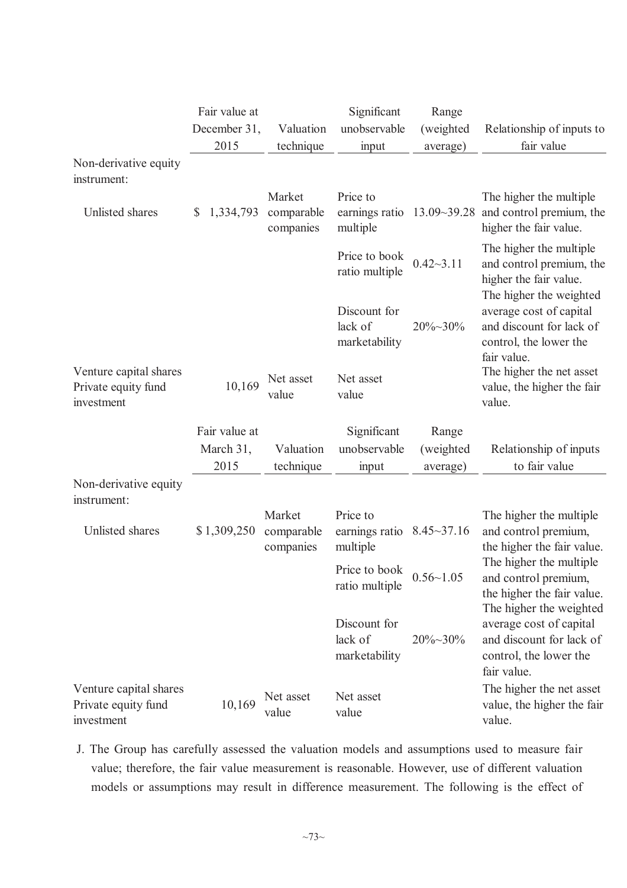|  | Fair value at December 31, 2015 | Valuation technique | Significant unobservable input | Range (weighted average) | Relationship of inputs to fair value |
|---|---|---|---|---|---|
| Non-derivative equity instrument: | | | | | |
| Unlisted shares | $ 1,334,793 | Market comparable companies | Price to earnings ratio multiple | 13.09~39.28 | The higher the multiple and control premium, the higher the fair value. |
| | | | Price to book ratio multiple | 0.42~3.11 | The higher the multiple and control premium, the higher the fair value. |
| | | | Discount for lack of marketability | 20%~30% | The higher the weighted average cost of capital and discount for lack of control, the lower the fair value. |
| Venture capital shares Private equity fund investment | 10,169 | Net asset value | Net asset value | | The higher the net asset value, the higher the fair value. |

|  | Fair value at March 31, 2015 | Valuation technique | Significant unobservable input | Range (weighted average) | Relationship of inputs to fair value |
|---|---|---|---|---|---|
| Non-derivative equity instrument: | | | | | |
| Unlisted shares | $1,309,250 | Market comparable companies | Price to earnings ratio multiple | 8.45~37.16 | The higher the multiple and control premium, the higher the fair value. |
| | | | Price to book ratio multiple | 0.56~1.05 | The higher the multiple and control premium, the higher the fair value. |
| | | | Discount for lack of marketability | 20%~30% | The higher the weighted average cost of capital and discount for lack of control, the lower the fair value. |
| Venture capital shares Private equity fund investment | 10,169 | Net asset value | Net asset value | | The higher the net asset value, the higher the fair value. |

J. The Group has carefully assessed the valuation models and assumptions used to measure fair value; therefore, the fair value measurement is reasonable. However, use of different valuation models or assumptions may result in difference measurement. The following is the effect of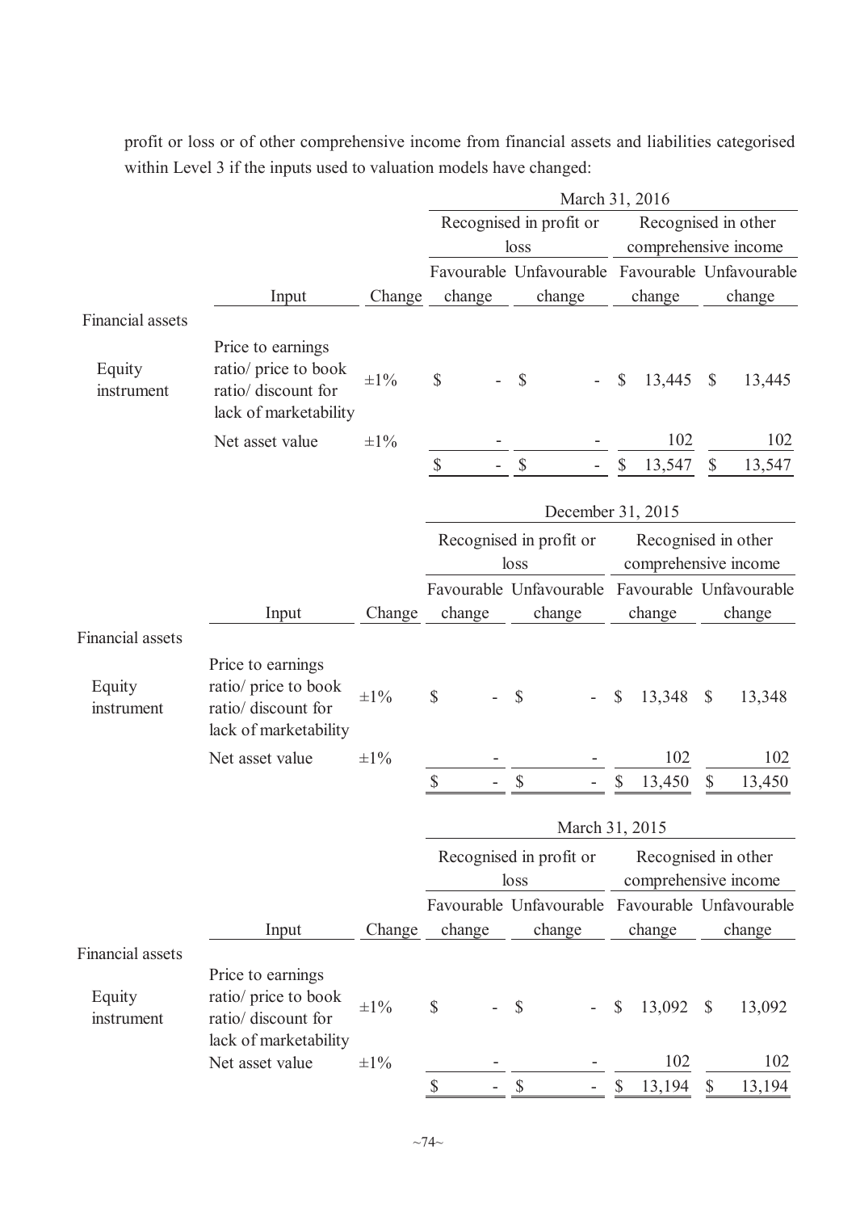profit or loss or of other comprehensive income from financial assets and liabilities categorised within Level 3 if the inputs used to valuation models have changed:

| | | | March 31, 2016 | | | |
|---|---|---|---|---|---|---|
| | | | Recognised in profit or loss | | Recognised in other comprehensive income | |
| | Input | Change | Favourable change | Unfavourable change | Favourable change | Unfavourable change |
| Financial assets | | | | | | |
| Equity instrument | Price to earnings ratio/ price to book ratio/ discount for lack of marketability | ±1% | $ - | $ - | $ 13,445 | $ 13,445 |
| | Net asset value | ±1% | - | - | 102 | 102 |
| | | | $ - | $ - | $ 13,547 | $ 13,547 |

| | | | December 31, 2015 | | | |
|---|---|---|---|---|---|---|
| | | | Recognised in profit or loss | | Recognised in other comprehensive income | |
| | Input | Change | Favourable change | Unfavourable change | Favourable change | Unfavourable change |
| Financial assets | | | | | | |
| Equity instrument | Price to earnings ratio/ price to book ratio/ discount for lack of marketability | ±1% | $ - | $ - | $ 13,348 | $ 13,348 |
| | Net asset value | ±1% | - | - | 102 | 102 |
| | | | $ - | $ - | $ 13,450 | $ 13,450 |

| | | | March 31, 2015 | | | |
|---|---|---|---|---|---|---|
| | | | Recognised in profit or loss | | Recognised in other comprehensive income | |
| | Input | Change | Favourable change | Unfavourable change | Favourable change | Unfavourable change |
| Financial assets | | | | | | |
| Equity instrument | Price to earnings ratio/ price to book ratio/ discount for lack of marketability | ±1% | $ - | $ - | $ 13,092 | $ 13,092 |
| | Net asset value | ±1% | - | - | 102 | 102 |
| | | | $ - | $ - | $ 13,194 | $ 13,194 |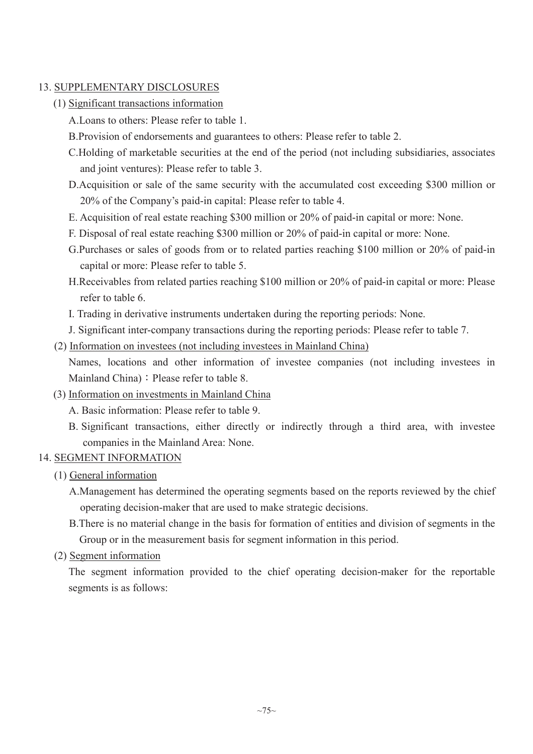## 13. SUPPLEMENTARY DISCLOSURES

### (1) Significant transactions information

A.Loans to others: Please refer to table 1.

B.Provision of endorsements and guarantees to others: Please refer to table 2.

C.Holding of marketable securities at the end of the period (not including subsidiaries, associates and joint ventures): Please refer to table 3.

D.Acquisition or sale of the same security with the accumulated cost exceeding $300 million or 20% of the Company's paid-in capital: Please refer to table 4.

E. Acquisition of real estate reaching $300 million or 20% of paid-in capital or more: None.

F. Disposal of real estate reaching $300 million or 20% of paid-in capital or more: None.

G.Purchases or sales of goods from or to related parties reaching $100 million or 20% of paid-in capital or more: Please refer to table 5.

H.Receivables from related parties reaching $100 million or 20% of paid-in capital or more: Please refer to table 6.

I. Trading in derivative instruments undertaken during the reporting periods: None.

J. Significant inter-company transactions during the reporting periods: Please refer to table 7.

### (2) Information on investees (not including investees in Mainland China)

Names, locations and other information of investee companies (not including investees in Mainland China)：Please refer to table 8.

### (3) Information on investments in Mainland China

A. Basic information: Please refer to table 9.

B. Significant transactions, either directly or indirectly through a third area, with investee companies in the Mainland Area: None.

## 14. SEGMENT INFORMATION

### (1) General information

A.Management has determined the operating segments based on the reports reviewed by the chief operating decision-maker that are used to make strategic decisions.

B.There is no material change in the basis for formation of entities and division of segments in the Group or in the measurement basis for segment information in this period.

### (2) Segment information

The segment information provided to the chief operating decision-maker for the reportable segments is as follows: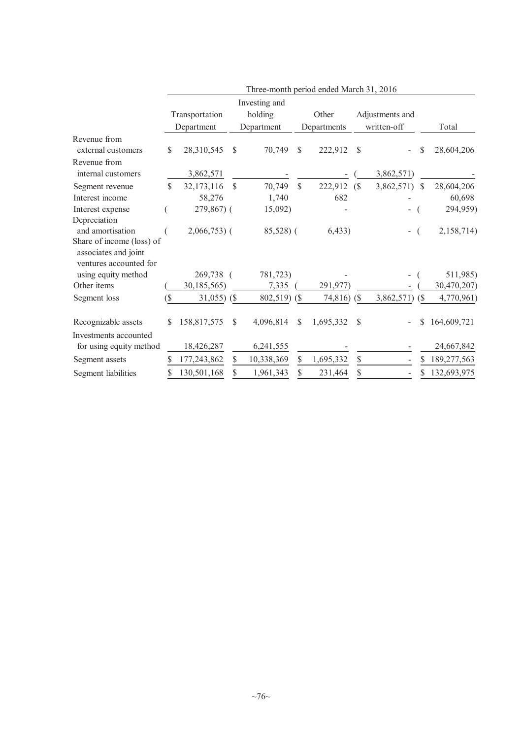| | Three-month period ended March 31, 2016 | | | | |
|---|---|---|---|---|---|
| | Transportation Department | Investing and holding Department | Other Departments | Adjustments and written-off | Total |
| Revenue from external customers | $ 28,310,545 | $ 70,749 | $ 222,912 | $ - | $ 28,604,206 |
| Revenue from internal customers | 3,862,571 | - | - | ( 3,862,571) | - |
| Segment revenue | $ 32,173,116 | $ 70,749 | $ 222,912 | ($ 3,862,571) | $ 28,604,206 |
| Interest income | 58,276 | 1,740 | 682 | - | 60,698 |
| Interest expense | ( 279,867) | ( 15,092) | - | - | ( 294,959) |
| Depreciation and amortisation | ( 2,066,753) | ( 85,528) | ( 6,433) | - | ( 2,158,714) |
| Share of income (loss) of associates and joint ventures accounted for using equity method | 269,738 | ( 781,723) | - | - | ( 511,985) |
| Other items | ( 30,185,565) | 7,335 | ( 291,977) | - | ( 30,470,207) |
| Segment loss | ($ 31,055) | ($ 802,519) | ($ 74,816) | ($ 3,862,571) | ($ 4,770,961) |
| Recognizable assets | $ 158,817,575 | $ 4,096,814 | $ 1,695,332 | $ - | $ 164,609,721 |
| Investments accounted for using equity method | 18,426,287 | 6,241,555 | - | - | 24,667,842 |
| Segment assets | $ 177,243,862 | $ 10,338,369 | $ 1,695,332 | $ - | $ 189,277,563 |
| Segment liabilities | $ 130,501,168 | $ 1,961,343 | $ 231,464 | $ - | $ 132,693,975 |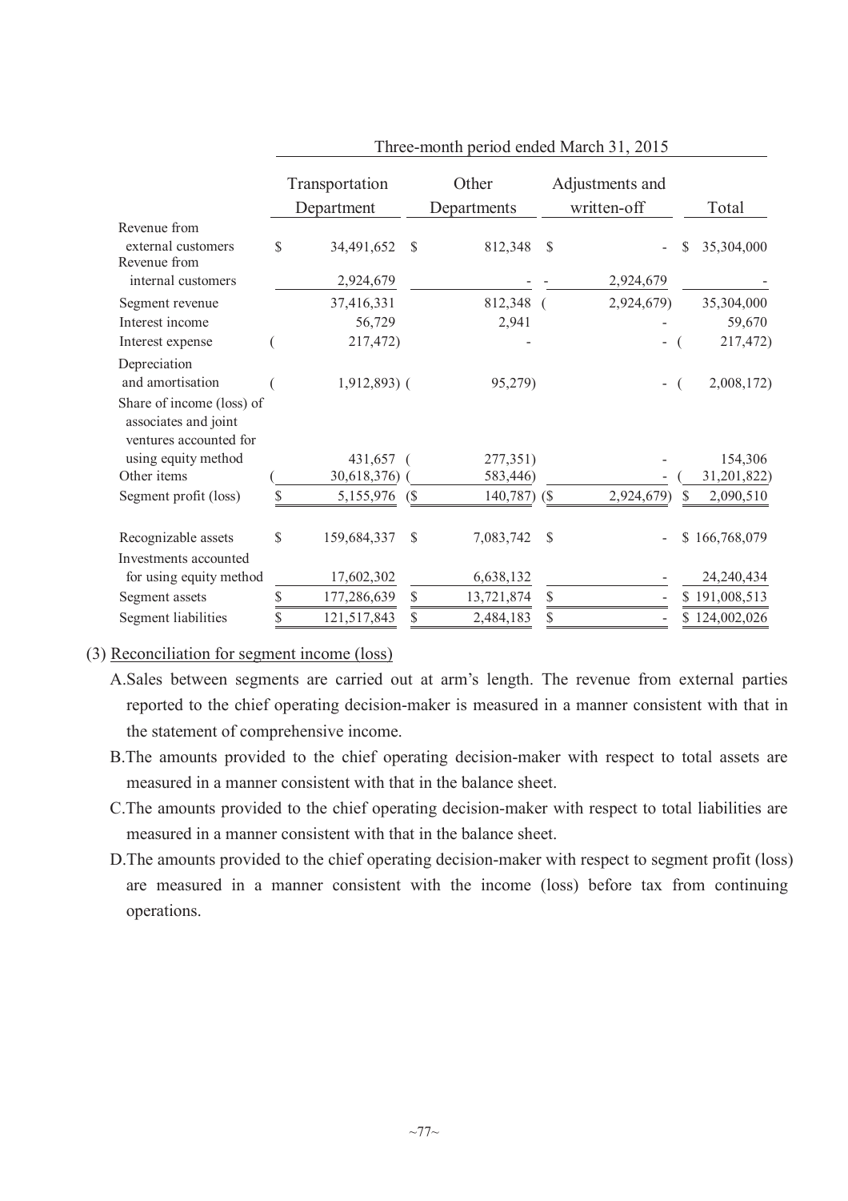| | Three-month period ended March 31, 2015 | | | |
|---|---|---|---|---|
| | Transportation Department | Other Departments | Adjustments and written-off | Total |
| Revenue from external customers | $ 34,491,652 | $ 812,348 | $ - | $ 35,304,000 |
| Revenue from internal customers | 2,924,679 | - | - 2,924,679 | - |
| Segment revenue | 37,416,331 | 812,348 | ( 2,924,679) | 35,304,000 |
| Interest income | 56,729 | 2,941 | - | 59,670 |
| Interest expense | ( 217,472) | - | - | ( 217,472) |
| Depreciation and amortisation | ( 1,912,893) | ( 95,279) | - | ( 2,008,172) |
| Share of income (loss) of associates and joint ventures accounted for using equity method | 431,657 | ( 277,351) | - | 154,306 |
| Other items | ( 30,618,376) | ( 583,446) | - | ( 31,201,822) |
| Segment profit (loss) | $ 5,155,976 | ($ 140,787) | ($ 2,924,679) | $ 2,090,510 |
| Recognizable assets | $ 159,684,337 | $ 7,083,742 | $ - | $ 166,768,079 |
| Investments accounted for using equity method | 17,602,302 | 6,638,132 | - | 24,240,434 |
| Segment assets | $ 177,286,639 | $ 13,721,874 | $ - | $ 191,008,513 |
| Segment liabilities | $ 121,517,843 | $ 2,484,183 | $ - | $ 124,002,026 |

(3) Reconciliation for segment income (loss)

A. Sales between segments are carried out at arm's length. The revenue from external parties reported to the chief operating decision-maker is measured in a manner consistent with that in the statement of comprehensive income.

B. The amounts provided to the chief operating decision-maker with respect to total assets are measured in a manner consistent with that in the balance sheet.

C. The amounts provided to the chief operating decision-maker with respect to total liabilities are measured in a manner consistent with that in the balance sheet.

D. The amounts provided to the chief operating decision-maker with respect to segment profit (loss) are measured in a manner consistent with the income (loss) before tax from continuing operations.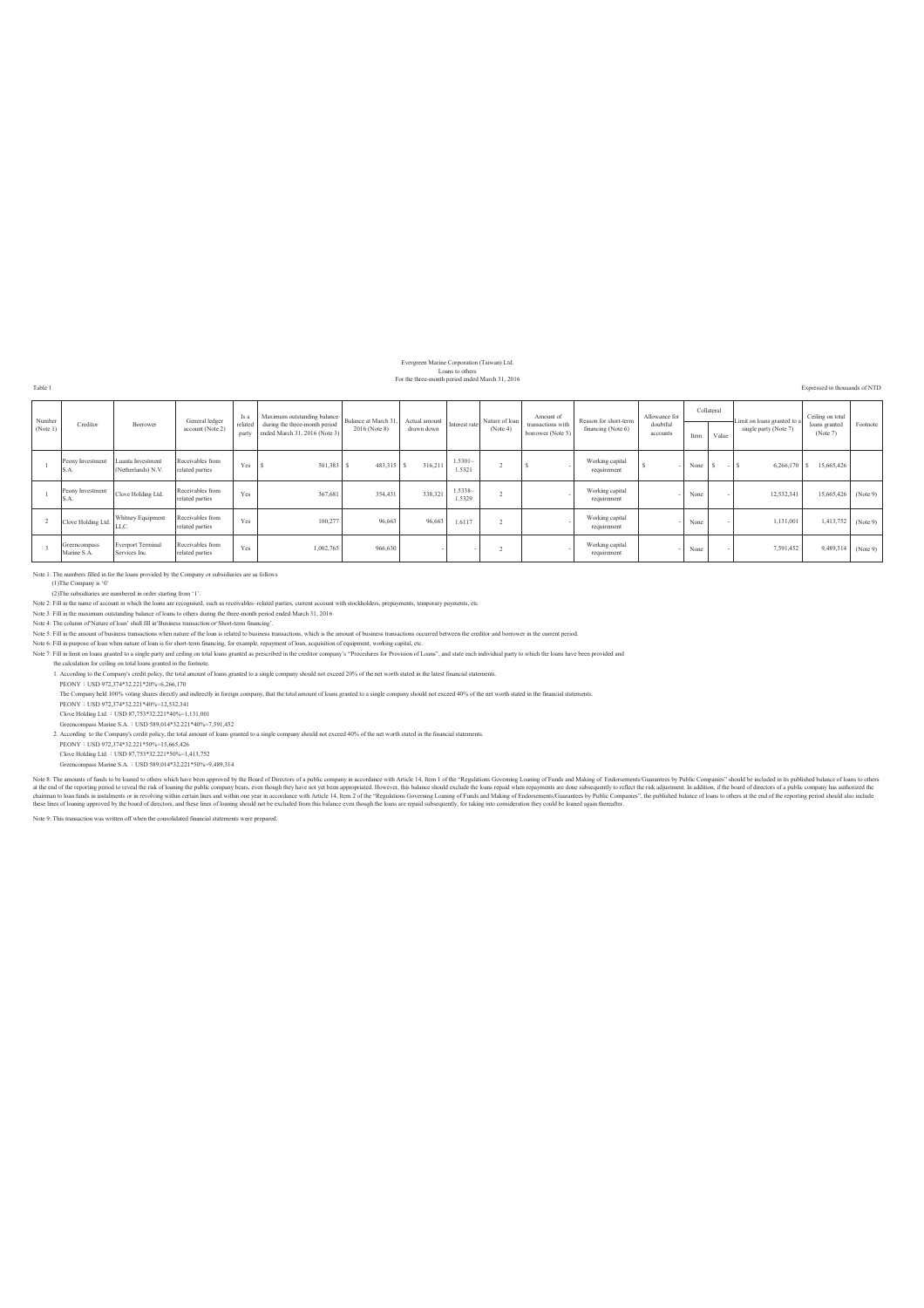Evergreen Marine Corporation (Taiwan) Ltd.
Loans to others
For the three-month period ended March 31, 2016

Table 1

Expressed in thousands of NTD

| Number (Note 1) | Creditor | Borrower | General ledger account (Note 2) | Is a related party | Maximum outstanding balance during the three-month period ended March 31, 2016 (Note 3) | Balance at March 31, 2016 (Note 8) | Actual amount drawn down | Interest rate | Nature of loan (Note 4) | Amount of transactions with borrower (Note 5) | Reason for short-term financing (Note 6) | Allowance for doubtful accounts | Collateral | | Limit on loans granted to a single party (Note 7) | Ceiling on total loans granted (Note 7) | Footnote |
|---|---|---|---|---|---|---|---|---|---|---|---|---|---|---|---|---|---|
| | | | | | | | | | | | | | Item | Value | | | |
| 1 | Peony Investment S.A. | Luanta Investment (Netherlands) N.V. | Receivables from related parties | Yes | $ 501,383 | $ 483,315 | $ 316,211 | 1.5301~1.5321 | 2 | $ - | Working capital requirement | $ - | None | $ - | $ 6,266,170 | $ 15,665,426 | |
| 1 | Peony Investment S.A. | Clove Holding Ltd. | Receivables from related parties | Yes | 367,681 | 354,431 | 338,321 | 1.5338~1.5329 | 2 | - | Working capital requirement | - | None | - | 12,532,341 | 15,665,426 | (Note 9) |
| 2 | Clove Holding Ltd. | Whitney Equipment LLC. | Receivables from related parties | Yes | 100,277 | 96,663 | 96,663 | 1.6117 | 2 | - | Working capital requirement | - | None | - | 1,131,001 | 1,413,752 | (Note 9) |
| 3 | Greencompass Marine S.A. | Everport Terminal Services Inc. | Receivables from related parties | Yes | 1,002,765 | 966,630 | - | - | 2 | - | Working capital requirement | - | None | - | 7,591,452 | 9,489,314 | (Note 9) |

Note 1: The numbers filled in for the loans provided by the Company or subsidiaries are as follows
(1)The Company is '0'
(2)The subsidiaries are numbered in order starting from '1'.

Note 2: Fill in the name of account in which the loans are recognised, such as receivables–related parties, current account with stockholders, prepayments, temporary payments, etc

Note 3: Fill in the maximum outstanding balance of loans to others during the three-month period ended March 31, 2016

Note 4: The column of'Nature of loan' shall fill in'Business transaction'or'Short-term financing'.

Note 5: Fill in the amount of business transactions when nature of the loan is related to business transactions, which is the amount of business transactions occurred between the creditor and borrower in the current period.

Note 6: Fill in purpose of loan when nature of loan is for short-term financing, for example, repayment of loan, acquisition of equipment, working capital, etc.

Note 7: Fill in limit on loans granted to a single party and ceiling on total loans granted as prescribed in the creditor company's "Procedures for Provision of Loans", and state each individual party to which the loans have been provided and the calculation for ceiling on total loans granted in the footnote.

1. According to the Company's credit policy, the total amount of loans granted to a single company should not exceed 20% of the net worth stated in the latest financial statements.
PEONY：USD 972,374\*32.221\*20%=6,266,170
The Company held 100% voting shares directly and indirectly in foreign company, that the total amount of loans granted to a single company should not exceed 40% of the net worth stated in the financial statements.
PEONY：USD 972,374\*32.221\*40%=12,532,341
Clove Holding Ltd.：USD 87,753\*32.221\*40%=1,131,001
Greencompass Marine S.A.：USD 589,014\*32.221\*40%=7,591,452

2. According to the Company's credit policy, the total amount of loans granted to a single company should not exceed 40% of the net worth stated in the financial statements.
PEONY：USD 972,374\*32.221\*50%=15,665,426
Clove Holding Ltd.：USD 87,753\*32.221\*50%=1,413,752
Greencompass Marine S.A.：USD 589,014\*32.221\*50%=9,489,314

Note 8: The amounts of funds to be loaned to others which have been approved by the Board of Directors of a public company in accordance with Article 14, Item 1 of the "Regulations Governing Loaning of Funds and Making of Endorsements/Guarantees by Public Companies" should be included in its published balance of loans to others at the end of the reporting period to reveal the risk of loaning the public company bears, even though they have not yet been appropriated. However, this balance should exclude the loans repaid when repayments are done subsequently to reflect the risk adjustment. In addition, if the board of directors of a public company has authorized the chairman to loan funds in instalments or in revolving within certain lines and within one year in accordance with Article 14, Item 2 of the "Regulations Governing Loaning of Funds and Making of Endorsements/Guarantees by Public Companies", the published balance of loans to others at the end of the reporting period should also include these lines of loaning approved by the board of directors, and these lines of loaning should not be excluded from this balance even though the loans are repaid subsequently, for taking into consideration they could be loaned again thereafter.

Note 9: This transaction was written off when the consolidated financial statements were prepared.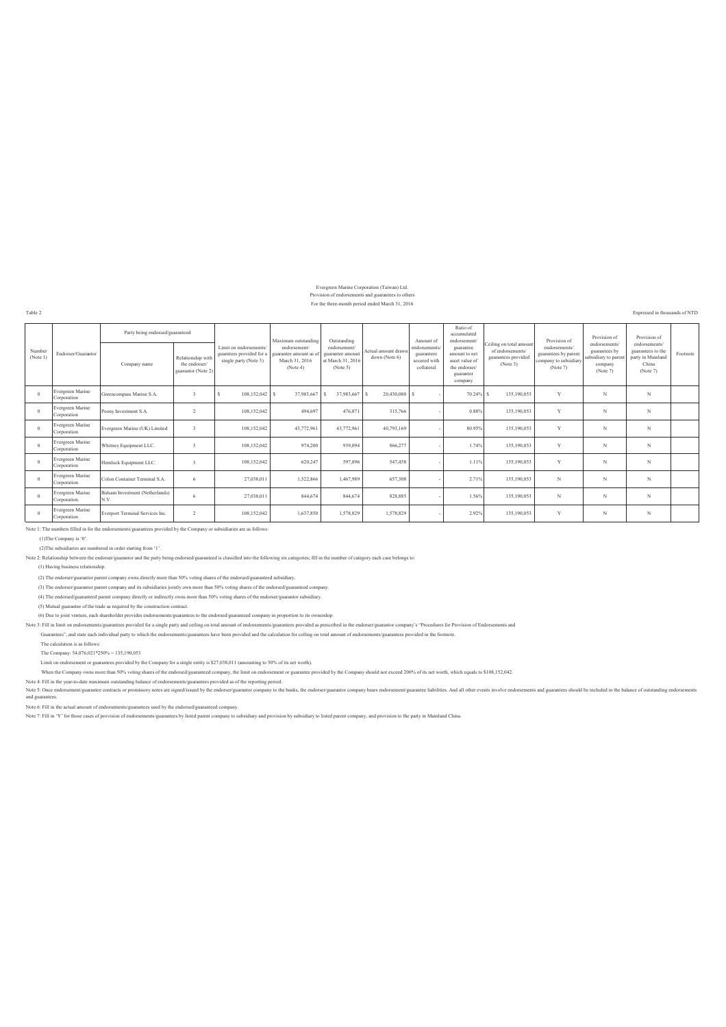Evergreen Marine Corporation (Taiwan) Ltd.
Provision of endorsements and guarantees to others
For the three-month period ended March 31, 2016

Table 2

Expressed in thousands of NTD

| Number (Note 1) | Endorser/Guarantor | Party being endorsed/guaranteed | | Limit on endorsements/ guarantees provided for a single party (Note 3) | Maximum outstanding endorsement/ guarantee amount as of March 31, 2016 (Note 4) | Outstanding endorsement/ guarantee amount at March 31, 2016 (Note 5) | Actual amount drawn down (Note 6) | Amount of endorsements/ guarantees secured with collateral | Ratio of accumulated endorsement/ guarantee amount to net asset value of the endorser/ guarantor company | Ceiling on total amount of endorsements/ guarantees provided (Note 3) | Provision of endorsements/ guarantees by parent company to subsidiary (Note 7) | Provision of endorsements/ guarantees by subsidiary to parent company (Note 7) | Provision of endorsements/ guarantees to the party in Mainland China (Note 7) | Footnote |
|---|---|---|---|---|---|---|---|---|---|---|---|---|---|---|
| | | Company name | Relationship with the endorser/ guarantor (Note 2) | | | | | | | | | | | |
| 0 | Evergreen Marine Corporation | Greencompass Marine S.A. | 3 | $ 108,152,042 | $ 37,983,667 | $ 37,983,667 | $ 20,430,080 | $ - | 70.24% | $ 135,190,053 | Y | N | N | |
| 0 | Evergreen Marine Corporation | Peony Investment S.A. | 2 | 108,152,042 | 494,697 | 476,871 | 315,766 | - | 0.88% | 135,190,053 | Y | N | N | |
| 0 | Evergreen Marine Corporation | Evergreen Marine (UK) Limited | 3 | 108,152,042 | 43,772,961 | 43,772,961 | 40,793,169 | - | 80.95% | 135,190,053 | Y | N | N | |
| 0 | Evergreen Marine Corporation | Whitney Equipment LLC. | 3 | 108,152,042 | 974,200 | 939,094 | 866,277 | - | 1.74% | 135,190,053 | Y | N | N | |
| 0 | Evergreen Marine Corporation | Hemlock Equipment LLC. | 3 | 108,152,042 | 620,247 | 597,896 | 547,458 | - | 1.11% | 135,190,053 | Y | N | N | |
| 0 | Evergreen Marine Corporation | Colon Container Terminal S.A. | 6 | 27,038,011 | 1,522,866 | 1,467,989 | 657,308 | - | 2.71% | 135,190,053 | N | N | N | |
| 0 | Evergreen Marine Corporation | Balsam Investment (Netherlands) N.V. | 6 | 27,038,011 | 844,674 | 844,674 | 828,885 | - | 1.56% | 135,190,053 | N | N | N | |
| 0 | Evergreen Marine Corporation | Everport Terminal Services Inc. | 2 | 108,152,042 | 1,637,850 | 1,578,829 | 1,578,829 | - | 2.92% | 135,190,053 | Y | N | N | |

Note 1: The numbers filled in for the endorsements/guarantees provided by the Company or subsidiaries are as follows:

(1)The Company is '0'.

(2)The subsidiaries are numbered in order starting from '1'.

Note 2: Relationship between the endorser/guarantor and the party being endorsed/guaranteed is classified into the following six categories; fill in the number of category each case belongs to:

(1) Having business relationship.

(2) The endorser/guarantor parent company owns directly more than 50% voting shares of the endorsed/guaranteed subsidiary.

(3) The endorser/guarantor parent company and its subsidiaries jointly own more than 50% voting shares of the endorsed/guaranteed company.

(4) The endorsed/guaranteed parent company directly or indirectly owns more than 50% voting shares of the endorser/guarantor subsidiary.

(5) Mutual guarantee of the trade as required by the construction contract.

(6) Due to joint venture, each shareholder provides endorsements/guarantees to the endorsed/guaranteed company in proportion to its ownership.

Note 3: Fill in limit on endorsements/guarantees provided for a single party and ceiling on total amount of endorsements/guarantees provided as prescribed in the endorser/guarantor company's "Procedures for Provision of Endorsements and Guarantees", and state each individual party to which the endorsements/guarantees have been provided and the calculation for ceiling on total amount of endorsements/guarantees provided in the footnote.

The calculation is as follows:

The Company: 54,076,021*250% = 135,190,053

Limit on endorsement or guarantees provided by the Company for a single entity is $27,038,011 (amounting to 50% of its net worth).

When the Company owns more than 50% voting shares of the endorsed/guaranteed company, the limit on endorsement or guarantee provided by the Company should not exceed 200% of its net worth, which equals to $108,152,042.

Note 4: Fill in the year-to-date maximum outstanding balance of endorsements/guarantees provided as of the reporting period.

Note 5: Once endorsement/guarantee contracts or promissory notes are signed/issued by the endorser/guarantor company to the banks, the endorser/guarantor company bears endorsement/guarantee liabilities. And all other events involve endorsements and guarantees should be included in the balance of outstanding endorsements and guarantees.

Note 6: Fill in the actual amount of endorsements/guarantees used by the endorsed/guaranteed company.

Note 7: Fill in 'Y' for those cases of provision of endorsements/guarantees by listed parent company to subsidiary and provision by subsidiary to listed parent company, and provision to the party in Mainland China.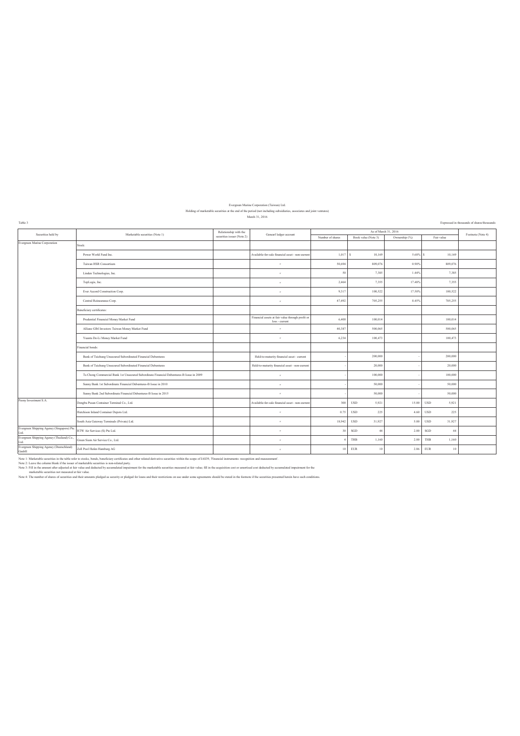Evergreen Marine Corporation (Taiwan) Ltd.

Holding of marketable securities at the end of the period (not including subsidiaries, associates and joint ventures)

March 31, 2016

Table 3

Expressed in thousands of shares/thousands

| Securities held by | Marketable securities (Note 1) | Relationship with the securities issuer (Note 2) | General ledger account | As of March 31, 2016 | | | | Footnote (Note 4) |
|---|---|---|---|---|---|---|---|---|
| | | | | Number of shares | Book value (Note 3) | Ownership (%) | Fair value | |
| Evergreen Marine Corporation | Stock: | | | | | | | |
| | Power World Fund Inc. | | Available-for-sale financial asset - non-current | 1,017 | $ 10,169 | 5.68% | $ 10,169 | |
| | Taiwan HSR Consortium | | 〃 | 50,694 | 809,076 | 0.90% | 809,076 | |
| | Linden Technologies, Inc. | | 〃 | 50 | 7,385 | 1.44% | 7,385 | |
| | TopLogis, Inc. | | 〃 | 2,464 | 7,355 | 17.48% | 7,355 | |
| | Ever Accord Construction Corp. | | 〃 | 9,317 | 100,522 | 17.50% | 100,522 | |
| | Central Reinsurance Corp. | | 〃 | 47,492 | 705,255 | 8.45% | 705,255 | |
| | Beneficiary certificates: | | | | | | | |
| | Prudential Financial Money Market Fund | | Financial assets at fair value through profit or loss - current | 6,400 | 100,014 | | 100,014 | |
| | Allianz Glbl Investors Taiwan Money Market Fund | | 〃 | 40,387 | 500,065 | | 500,065 | |
| | Yuanta De-Li Money Market Fund | | 〃 | 6,234 | 100,473 | | 100,473 | |
| | Financial bonds: | | | | | | | |
| | Bank of Taichung Unsecured Subordinated Financial Debentures | | Held-to-maturity financial asset - current | - | 200,000 | - | 200,000 | |
| | Bank of Taichung Unsecured Subordinated Financial Debentures | | Held-to-maturity financial asset - non-current | - | 20,000 | - | 20,000 | |
| | Ta Chong Commercial Bank 1st Unsecured Subordinate Financial Debentures-B Issue in 2009 | | 〃 | - | 100,000 | - | 100,000 | |
| | Sunny Bank 1st Subordinate Financial Debentures-B Issue in 2010 | | 〃 | - | 50,000 | - | 50,000 | |
| | Sunny Bank 2nd Subordinate Financial Debentures-B Issue in 2015 | | 〃 | - | 50,000 | - | 50,000 | |
| Peony Investment S.A. | Dongbu Pusan Container Terminal Co., Ltd. | | Available-for-sale financial asset - non-current | 300 | USD 5,921 | 15.00 | USD 5,921 | |
| | Hutchison Inland Container Depots Ltd. | | 〃 | 0.75 | USD 225 | 4.60 | USD 225 | |
| | South Asia Gateway Terminals (Private) Ltd. | | 〃 | 18,942 | USD 31,927 | 5.00 | USD 31,927 | |
| Evergreen Shipping Agency (Singapore) Pte. Ltd. | RTW Air Services (S) Pte Ltd. | | 〃 | 30 | SGD 44 | 2.00 | SGD 44 | |
| Evergreen Shipping Agency (Thailand) Co., Ltd. | Green Siam Air Service Co., Ltd. | | 〃 | 4 | THB 1,160 | 2.00 | THB 1,160 | |
| Evergreen Shipping Agency (Deutschland) GmbH | Zoll Pool Hafen Hamburg AG | | 〃 | 10 | EUR 10 | 2.86 | EUR 10 | |

Note 1: Marketable securities in the table refer to stocks, bonds, beneficiary certificates and other related derivative securities within the scope of IAS39, 'Financial instruments: recognition and measurement'.

Note 2: Leave the column blank if the issuer of marketable securities is non-related party.

Note 3: Fill in the amount after adjusted at fair value and deducted by accumulated impairment for the marketable securities measured at fair value; fill in the acquisition cost or amortised cost deducted by accumulated impairment for the marketable securities not measured at fair value.

Note 4: The number of shares of securities and their amounts pledged as security or pledged for loans and their restrictions on use under some agreements should be stated in the footnote if the securities presented herein have such conditions.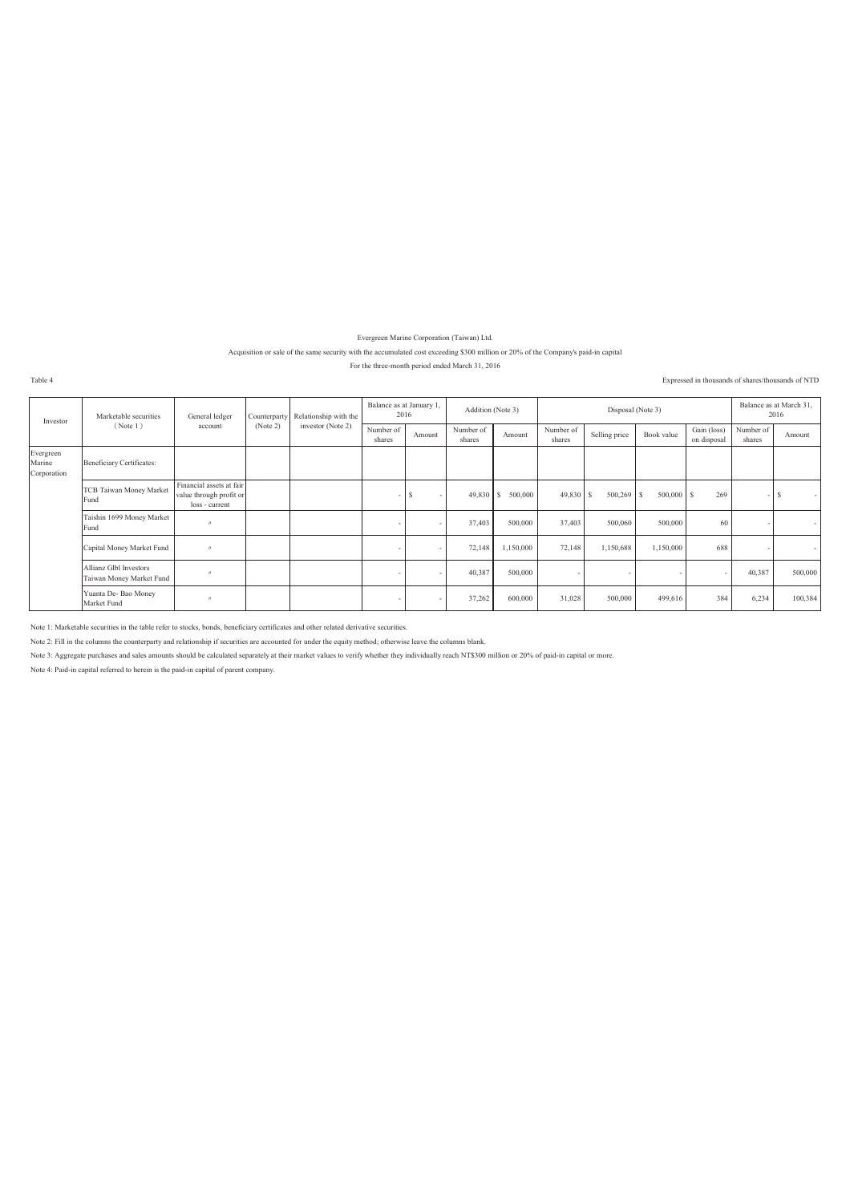Evergreen Marine Corporation (Taiwan) Ltd.

Acquisition or sale of the same security with the accumulated cost exceeding $300 million or 20% of the Company's paid-in capital

For the three-month period ended March 31, 2016

Table 4

Expressed in thousands of shares/thousands of NTD

| Investor | Marketable securities (Note 1) | General ledger account | Counterparty (Note 2) | Relationship with the investor (Note 2) | Balance as at January 1, 2016 | | Addition (Note 3) | | Disposal (Note 3) | | | | Balance as at March 31, 2016 | |
|---|---|---|---|---|---|---|---|---|---|---|---|---|---|---|
| | | | | | Number of shares | Amount | Number of shares | Amount | Number of shares | Selling price | Book value | Gain (loss) on disposal | Number of shares | Amount |
| Evergreen Marine Corporation | Beneficiary Certificates: | | | | | | | | | | | | | |
| | TCB Taiwan Money Market Fund | Financial assets at fair value through profit or loss - current | | | - | $ - | 49,830 | $ 500,000 | 49,830 | $ 500,269 | $ 500,000 | $ 269 | - | $ - |
| | Taishin 1699 Money Market Fund | 〃 | | | - | - | 37,403 | 500,000 | 37,403 | 500,060 | 500,000 | 60 | - | - |
| | Capital Money Market Fund | 〃 | | | - | - | 72,148 | 1,150,000 | 72,148 | 1,150,688 | 1,150,000 | 688 | - | - |
| | Allianz Glbl Investors Taiwan Money Market Fund | 〃 | | | - | - | 40,387 | 500,000 | - | - | - | - | 40,387 | 500,000 |
| | Yuanta De- Bao Money Market Fund | 〃 | | | - | - | 37,262 | 600,000 | 31,028 | 500,000 | 499,616 | 384 | 6,234 | 100,384 |

Note 1: Marketable securities in the table refer to stocks, bonds, beneficiary certificates and other related derivative securities.

Note 2: Fill in the columns the counterparty and relationship if securities are accounted for under the equity method; otherwise leave the columns blank.

Note 3: Aggregate purchases and sales amounts should be calculated separately at their market values to verify whether they individually reach NT$300 million or 20% of paid-in capital or more.

Note 4: Paid-in capital referred to herein is the paid-in capital of parent company.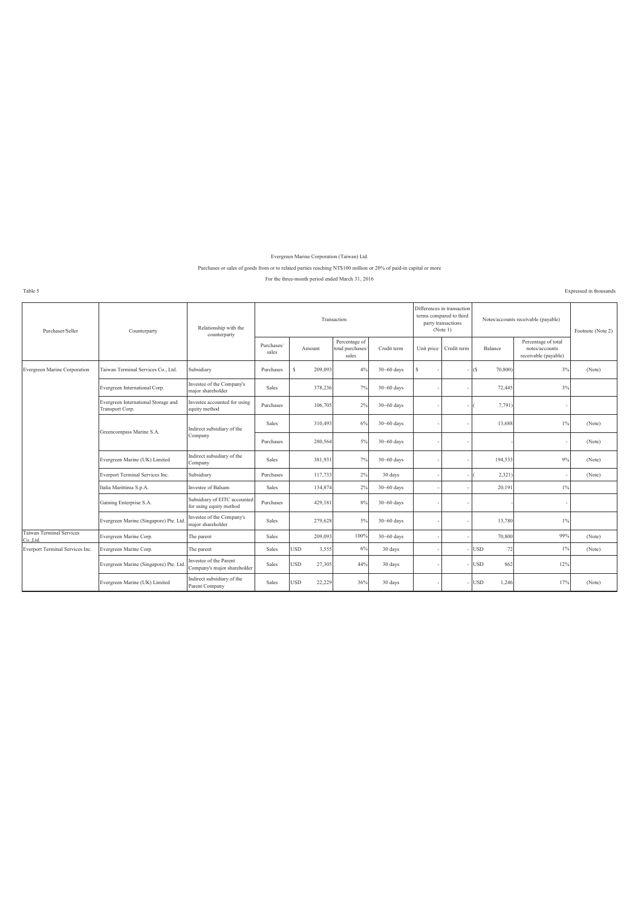Evergreen Marine Corporation (Taiwan) Ltd.

Purchases or sales of goods from or to related parties reaching NT$100 million or 20% of paid-in capital or more

For the three-month period ended March 31, 2016

Table 5

Expressed in thousands

| Purchaser/Seller | Counterparty | Relationship with the counterparty | Transaction | | | | Differences in transaction terms compared to third party transactions (Note 1) | | Notes/accounts receivable (payable) | | Footnote (Note 2) |
|---|---|---|---|---|---|---|---|---|---|---|---|
| | | | Purchases/ sales | Amount | Percentage of total purchases/ sales | Credit term | Unit price | Credit term | Balance | Percentage of total notes/accounts receivable (payable) | |
| Evergreen Marine Corporation | Taiwan Terminal Services Co., Ltd. | Subsidiary | Purchases | $ 209,093 | 4% | 30~60 days | $ - | - | ($ 70,800) | 3% | (Note) |
| | Evergreen International Corp. | Investee of the Company's major shareholder | Sales | 378,236 | 7% | 30~60 days | - | - | 72,445 | 3% | |
| | Evergreen International Storage and Transport Corp. | Investee accounted for using equity method | Purchases | 106,705 | 2% | 30~60 days | - | - | ( 7,791) | - | |
| | Greencompass Marine S.A. | Indirect subsidiary of the Company | Sales | 310,493 | 6% | 30~60 days | - | - | 13,688 | 1% | (Note) |
| | | | Purchases | 280,564 | 5% | 30~60 days | - | - | - | - | (Note) |
| | Evergreen Marine (UK) Limited | Indirect subsidiary of the Company | Sales | 381,931 | 7% | 30~60 days | - | - | 194,533 | 9% | (Note) |
| | Everport Terminal Services Inc. | Subsidiary | Purchases | 117,733 | 2% | 30 days | - | - | ( 2,321) | - | (Note) |
| | Italia Marittima S.p.A. | Investee of Balsam | Sales | 134,874 | 2% | 30~60 days | - | - | 20,191 | 1% | |
| | Gaining Enterprise S.A. | Subsidiary of EITC accounted for using equity method | Purchases | 429,181 | 8% | 30~60 days | - | - | - | - | |
| | Evergreen Marine (Singapore) Pte. Ltd. | Investee of the Company's major shareholder | Sales | 279,628 | 5% | 30~60 days | - | - | 13,780 | 1% | |
| Taiwan Terminal Services Co.,Ltd. | Evergreen Marine Corp. | The parent | Sales | 209,093 | 100% | 30~60 days | - | - | 70,800 | 99% | (Note) |
| Everport Terminal Services Inc. | Evergreen Marine Corp. | The parent | Sales | USD 3,555 | 6% | 30 days | - | - | USD 72 | 1% | (Note) |
| | Evergreen Marine (Singapore) Pte. Ltd. | Investee of the Parent Company's major shareholder | Sales | USD 27,305 | 44% | 30 days | - | - | USD 862 | 12% | |
| | Evergreen Marine (UK) Limited | Indirect subsidiary of the Parent Company | Sales | USD 22,229 | 36% | 30 days | - | - | USD 1,246 | 17% | (Note) |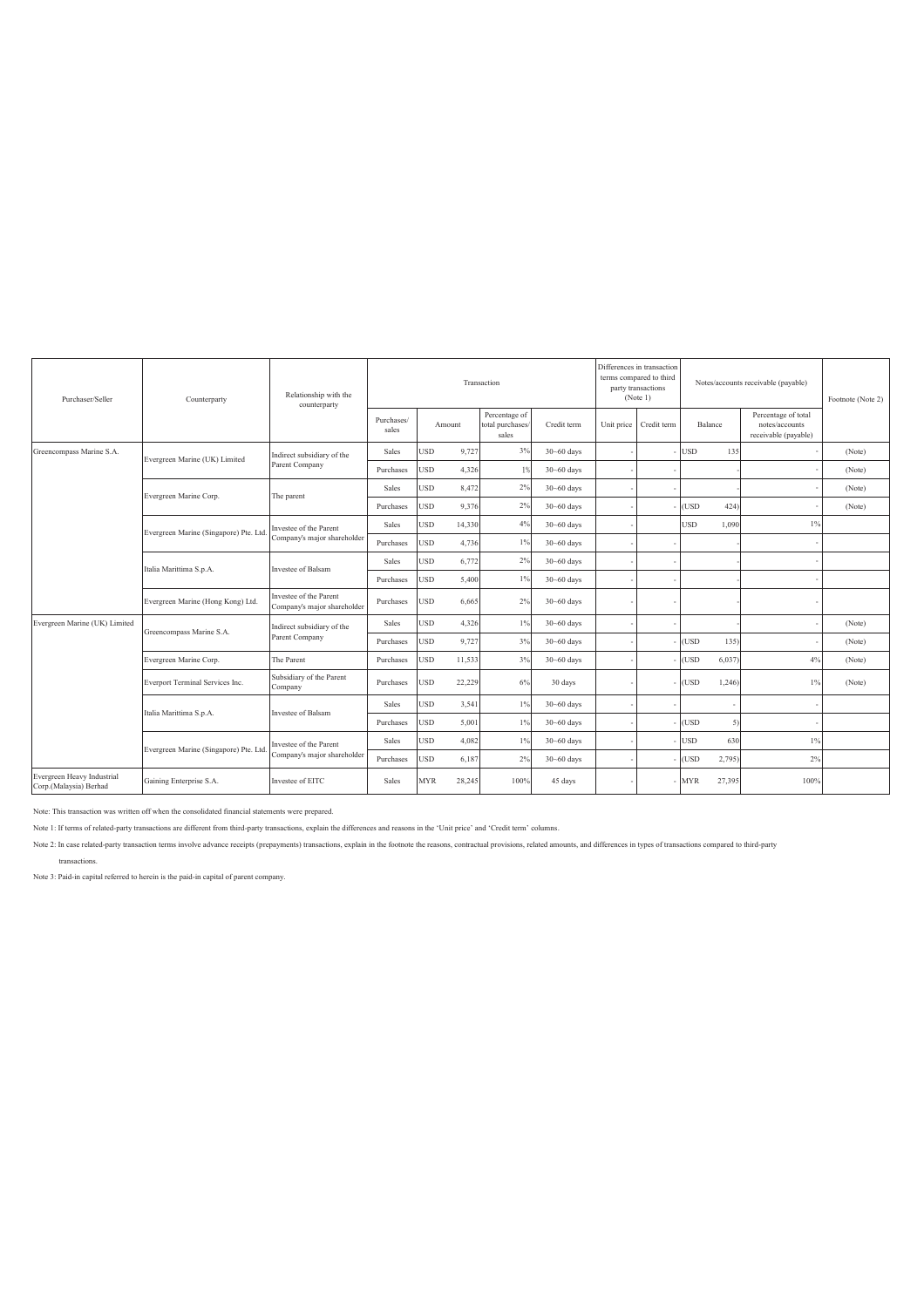| Purchaser/Seller | Counterparty | Relationship with the counterparty | Transaction | | | | Differences in transaction terms compared to third party transactions (Note 1) | | Notes/accounts receivable (payable) | | Footnote (Note 2) |
|---|---|---|---|---|---|---|---|---|---|---|---|
| | | | Purchases/ sales | Amount | Percentage of total purchases/ sales | Credit term | Unit price | Credit term | Balance | Percentage of total notes/accounts receivable (payable) | |
| Greencompass Marine S.A. | Evergreen Marine (UK) Limited | Indirect subsidiary of the Parent Company | Sales | USD 9,727 | 3% | 30~60 days | - | - | USD 135 | - | (Note) |
| | | | Purchases | USD 4,326 | 1% | 30~60 days | - | - | - | - | (Note) |
| | Evergreen Marine Corp. | The parent | Sales | USD 8,472 | 2% | 30~60 days | - | - | - | - | (Note) |
| | | | Purchases | USD 9,376 | 2% | 30~60 days | - | - | (USD 424) | - | (Note) |
| | Evergreen Marine (Singapore) Pte. Ltd. | Investee of the Parent Company's major shareholder | Sales | USD 14,330 | 4% | 30~60 days | - | | USD 1,090 | 1% | |
| | | | Purchases | USD 4,736 | 1% | 30~60 days | - | - | - | - | |
| | Italia Marittima S.p.A. | Investee of Balsam | Sales | USD 6,772 | 2% | 30~60 days | - | - | - | - | |
| | | | Purchases | USD 5,400 | 1% | 30~60 days | - | - | - | - | |
| | Evergreen Marine (Hong Kong) Ltd. | Investee of the Parent Company's major shareholder | Purchases | USD 6,665 | 2% | 30~60 days | - | - | - | - | |
| Evergreen Marine (UK) Limited | Greencompass Marine S.A. | Indirect subsidiary of the Parent Company | Sales | USD 4,326 | 1% | 30~60 days | - | - | - | - | (Note) |
| | | | Purchases | USD 9,727 | 3% | 30~60 days | - | - | (USD 135) | - | (Note) |
| | Evergreen Marine Corp. | The Parent | Purchases | USD 11,533 | 3% | 30~60 days | - | - | (USD 6,037) | 4% | (Note) |
| | Everport Terminal Services Inc. | Subsidiary of the Parent Company | Purchases | USD 22,229 | 6% | 30 days | - | - | (USD 1,246) | 1% | (Note) |
| | Italia Marittima S.p.A. | Investee of Balsam | Sales | USD 3,541 | 1% | 30~60 days | - | - | - | - | |
| | | | Purchases | USD 5,001 | 1% | 30~60 days | - | - | (USD 5) | - | |
| | Evergreen Marine (Singapore) Pte. Ltd. | Investee of the Parent Company's major shareholder | Sales | USD 4,082 | 1% | 30~60 days | - | - | USD 630 | 1% | |
| | | | Purchases | USD 6,187 | 2% | 30~60 days | - | - | (USD 2,795) | 2% | |
| Evergreen Heavy Industrial Corp.(Malaysia) Berhad | Gaining Enterprise S.A. | Investee of EITC | Sales | MYR 28,245 | 100% | 45 days | - | - | MYR 27,395 | 100% | |

Note: This transaction was written off when the consolidated financial statements were prepared.

Note 1: If terms of related-party transactions are different from third-party transactions, explain the differences and reasons in the 'Unit price' and 'Credit term' columns.

Note 2: In case related-party transaction terms involve advance receipts (prepayments) transactions, explain in the footnote the reasons, contractual provisions, related amounts, and differences in types of transactions compared to third-party transactions.

Note 3: Paid-in capital referred to herein is the paid-in capital of parent company.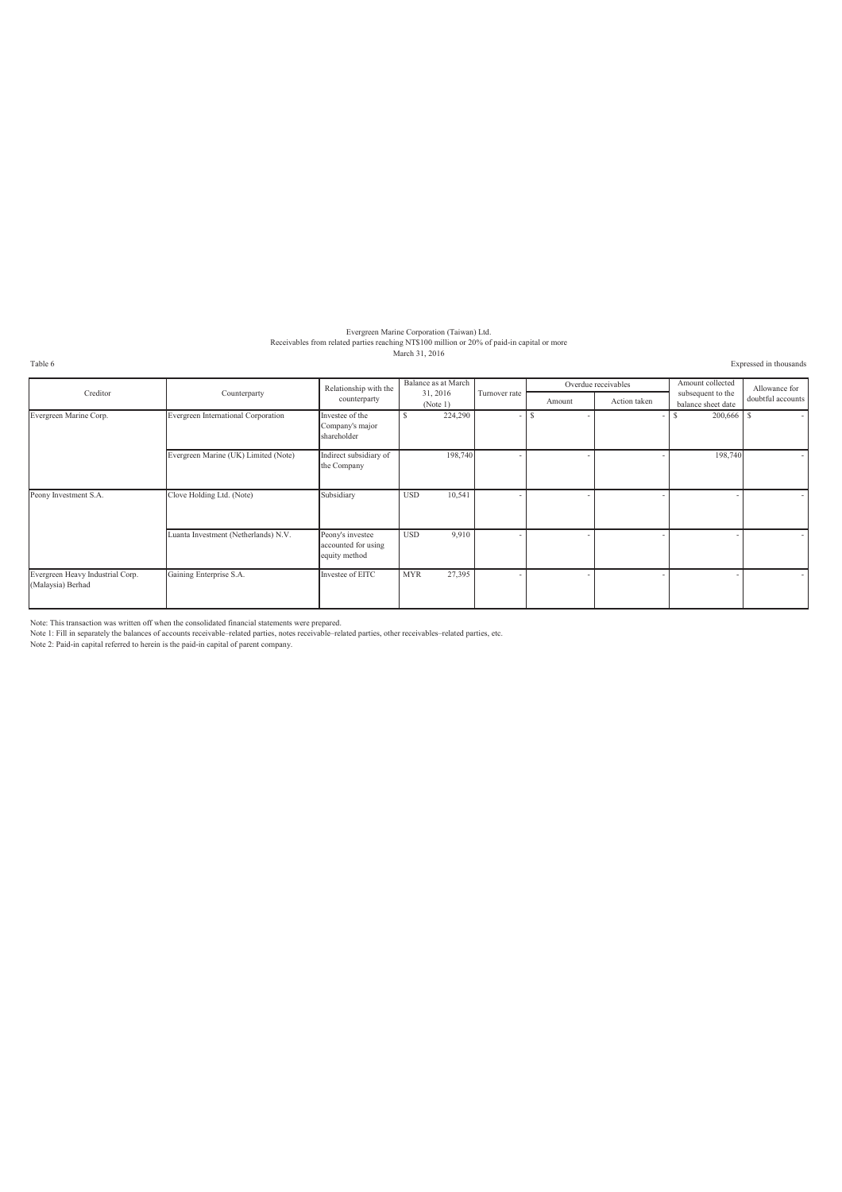Evergreen Marine Corporation (Taiwan) Ltd.
Receivables from related parties reaching NT$100 million or 20% of paid-in capital or more
March 31, 2016

Table 6

Expressed in thousands

| Creditor | Counterparty | Relationship with the counterparty | Balance as at March 31, 2016 (Note 1) | Turnover rate | Overdue receivables | | Amount collected subsequent to the balance sheet date | Allowance for doubtful accounts |
|---|---|---|---|---|---|---|---|---|
| | | | | | Amount | Action taken | | |
| Evergreen Marine Corp. | Evergreen International Corporation | Investee of the Company's major shareholder | $ 224,290 | - | $ - | - | $ 200,666 | $ - |
| | Evergreen Marine (UK) Limited (Note) | Indirect subsidiary of the Company | 198,740 | - | - | - | 198,740 | - |
| Peony Investment S.A. | Clove Holding Ltd. (Note) | Subsidiary | USD 10,541 | - | - | - | - | - |
| | Luanta Investment (Netherlands) N.V. | Peony's investee accounted for using equity method | USD 9,910 | - | - | - | - | - |
| Evergreen Heavy Industrial Corp. (Malaysia) Berhad | Gaining Enterprise S.A. | Investee of EITC | MYR 27,395 | - | - | - | - | - |

Note: This transaction was written off when the consolidated financial statements were prepared.

Note 1: Fill in separately the balances of accounts receivable–related parties, notes receivable–related parties, other receivables–related parties, etc.

Note 2: Paid-in capital referred to herein is the paid-in capital of parent company.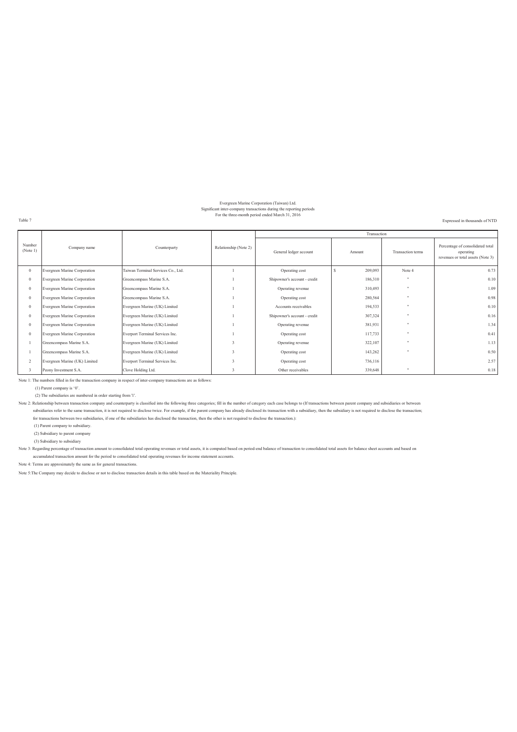Evergreen Marine Corporation (Taiwan) Ltd.
Significant inter-company transactions during the reporting periods
For the three-month period ended March 31, 2016

Table 7

Expressed in thousands of NTD

| Number (Note 1) | Company name | Counterparty | Relationship (Note 2) | Transaction | | | |
|---|---|---|---|---|---|---|---|
| | | | | General ledger account | Amount | Transaction terms | Percentage of consolidated total operating revenues or total assets (Note 3) |
| 0 | Evergreen Marine Corporation | Taiwan Terminal Services Co., Ltd. | 1 | Operating cost | $ 209,093 | Note 4 | 0.73 |
| 0 | Evergreen Marine Corporation | Greencompass Marine S.A. | 1 | Shipowner's account - credit | 186,310 | " | 0.10 |
| 0 | Evergreen Marine Corporation | Greencompass Marine S.A. | 1 | Operating revenue | 310,493 | " | 1.09 |
| 0 | Evergreen Marine Corporation | Greencompass Marine S.A. | 1 | Operating cost | 280,564 | " | 0.98 |
| 0 | Evergreen Marine Corporation | Evergreen Marine (UK) Limited | 1 | Accounts receivables | 194,533 | " | 0.10 |
| 0 | Evergreen Marine Corporation | Evergreen Marine (UK) Limited | 1 | Shipowner's account - credit | 307,324 | " | 0.16 |
| 0 | Evergreen Marine Corporation | Evergreen Marine (UK) Limited | 1 | Operating revenue | 381,931 | " | 1.34 |
| 0 | Evergreen Marine Corporation | Everport Terminal Services Inc. | 1 | Operating cost | 117,733 | " | 0.41 |
| 1 | Greencompass Marine S.A. | Evergreen Marine (UK) Limited | 3 | Operating revenue | 322,107 | " | 1.13 |
| 1 | Greencompass Marine S.A. | Evergreen Marine (UK) Limited | 3 | Operating cost | 143,262 | " | 0.50 |
| 2 | Evergreen Marine (UK) Limited | Everport Terminal Services Inc. | 3 | Operating cost | 736,116 | | 2.57 |
| 3 | Peony Investment S.A. | Clove Holding Ltd. | 3 | Other receivables | 339,648 | " | 0.18 |

Note 1: The numbers filled in for the transaction company in respect of inter-company transactions are as follows:

(1) Parent company is '0'.

(2) The subsidiaries are numbered in order starting from '1'.

Note 2: Relationship between transaction company and counterparty is classified into the following three categories; fill in the number of category each case belongs to (If transactions between parent company and subsidiaries or between subsidiaries refer to the same transaction, it is not required to disclose twice. For example, if the parent company has already disclosed its transaction with a subsidiary, then the subsidiary is not required to disclose the transaction; for transactions between two subsidiaries, if one of the subsidiaries has disclosed the transaction, then the other is not required to disclose the transaction.):

(1) Parent company to subsidiary.

(2) Subsidiary to parent company

(3) Subsidiary to subsidiary

Note 3: Regarding percentage of transaction amount to consolidated total operating revenues or total assets, it is computed based on period-end balance of transaction to consolidated total assets for balance sheet accounts and based on accumulated transaction amount for the period to consolidated total operating revenues for income statement accounts.

Note 4: Terms are approximately the same as for general transactions.

Note 5:The Company may decide to disclose or not to disclose transaction details in this table based on the Materiality Principle.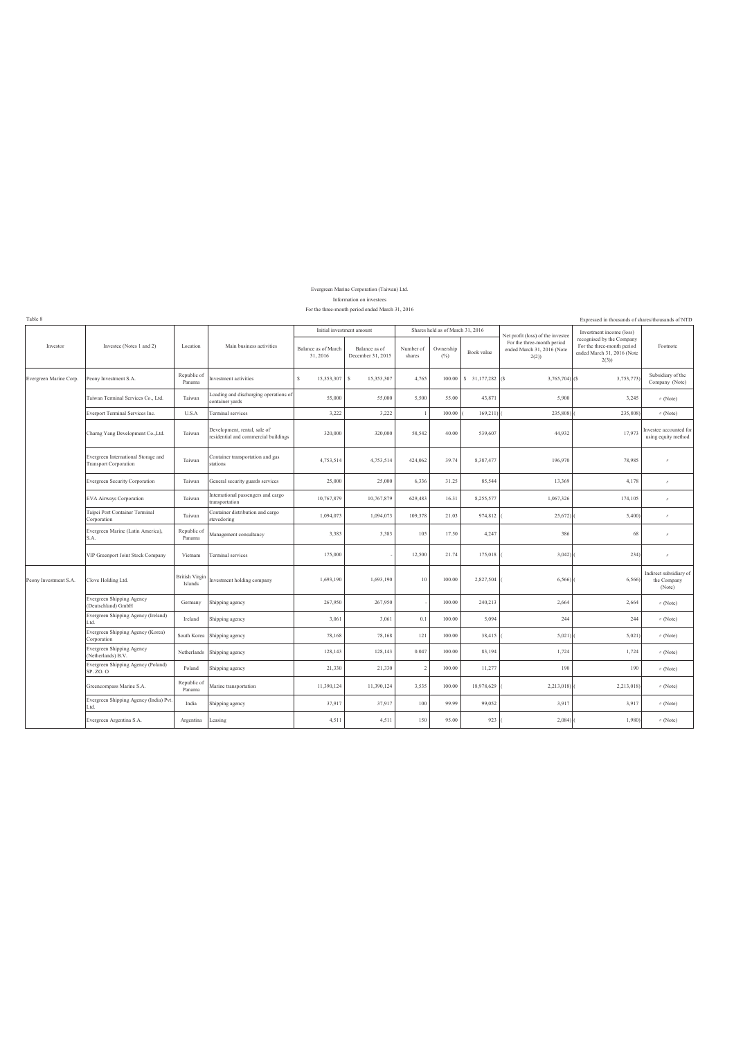Evergreen Marine Corporation (Taiwan) Ltd.

Information on investees

For the three-month period ended March 31, 2016

Table 8

Expressed in thousands of shares/thousands of NTD

| Investor | Investee (Notes 1 and 2) | Location | Main business activities | Initial investment amount | | Shares held as of March 31, 2016 | | | Net profit (loss) of the investee For the three-month period ended March 31, 2016 (Note 2(2)) | Investment income (loss) recognised by the Company For the three-month period ended March 31, 2016 (Note 2(3)) | Footnote |
|---|---|---|---|---|---|---|---|---|---|---|---|
| | | | | Balance as of March 31, 2016 | Balance as of December 31, 2015 | Number of shares | Ownership (%) | Book value | | | |
| Evergreen Marine Corp. | Peony Investment S.A. | Republic of Panama | Investment activities | $ 15,353,307 | $ 15,353,307 | 4,765 | 100.00 | $ 31,177,282 | ($ 3,765,704) | ($ 3,753,773) | Subsidiary of the Company (Note) |
| | Taiwan Terminal Services Co., Ltd. | Taiwan | Loading and discharging operations of container yards | 55,000 | 55,000 | 5,500 | 55.00 | 43,871 | 5,900 | 3,245 | 〃 (Note) |
| | Everport Terminal Services Inc. | U.S.A | Terminal services | 3,222 | 3,222 | 1 | 100.00 | 169,211 | ( 235,808) | ( 235,808) | 〃 (Note) |
| | Charng Yang Development Co.,Ltd. | Taiwan | Development, rental, sale of residential and commercial buildings | 320,000 | 320,000 | 58,542 | 40.00 | 539,607 | 44,932 | 17,973 | Investee accounted for using equity method |
| | Evergreen International Storage and Transport Corporation | Taiwan | Container transportation and gas stations | 4,753,514 | 4,753,514 | 424,062 | 39.74 | 8,387,477 | 196,970 | 78,985 | 〃 |
| | Evergreen Security Corporation | Taiwan | General security guards services | 25,000 | 25,000 | 6,336 | 31.25 | 85,544 | 13,369 | 4,178 | 〃 |
| | EVA Airways Corporation | Taiwan | International passengers and cargo transportation | 10,767,879 | 10,767,879 | 629,483 | 16.31 | 8,255,577 | 1,067,326 | 174,105 | 〃 |
| | Taipei Port Container Terminal Corporation | Taiwan | Container distribution and cargo stevedoring | 1,094,073 | 1,094,073 | 109,378 | 21.03 | 974,812 | ( 25,672) | ( 5,400) | 〃 |
| | Evergreen Marine (Latin America), S.A. | Republic of Panama | Management consultancy | 3,383 | 3,383 | 105 | 17.50 | 4,247 | 386 | 68 | 〃 |
| | VIP Greenport Joint Stock Company | Vietnam | Terminal services | 175,000 | - | 12,500 | 21.74 | 175,018 | ( 3,042) | ( 234) | 〃 |
| Peony Investment S.A. | Clove Holding Ltd. | British Virgin Islands | Investment holding company | 1,693,190 | 1,693,190 | 10 | 100.00 | 2,827,504 | ( 6,566) | ( 6,566) | Indirect subsidiary of the Company (Note) |
| | Evergreen Shipping Agency (Deutschland) GmbH | Germany | Shipping agency | 267,950 | 267,950 | - | 100.00 | 240,213 | 2,664 | 2,664 | 〃 (Note) |
| | Evergreen Shipping Agency (Ireland) Ltd. | Ireland | Shipping agency | 3,061 | 3,061 | 0.1 | 100.00 | 5,094 | 244 | 244 | 〃 (Note) |
| | Evergreen Shipping Agency (Korea) Corporation | South Korea | Shipping agency | 78,168 | 78,168 | 121 | 100.00 | 38,415 | ( 5,021) | ( 5,021) | 〃 (Note) |
| | Evergreen Shipping Agency (Netherlands) B.V. | Netherlands | Shipping agency | 128,143 | 128,143 | 0.047 | 100.00 | 83,194 | 1,724 | 1,724 | 〃 (Note) |
| | Evergreen Shipping Agency (Poland) SP. ZO. O | Poland | Shipping agency | 21,330 | 21,330 | 2 | 100.00 | 11,277 | 190 | 190 | 〃 (Note) |
| | Greencompass Marine S.A. | Republic of Panama | Marine transportation | 11,390,124 | 11,390,124 | 3,535 | 100.00 | 18,978,629 | ( 2,213,018) | ( 2,213,018) | 〃 (Note) |
| | Evergreen Shipping Agency (India) Pvt. Ltd. | India | Shipping agency | 37,917 | 37,917 | 100 | 99.99 | 99,052 | 3,917 | 3,917 | 〃 (Note) |
| | Evergreen Argentina S.A. | Argentina | Leasing | 4,511 | 4,511 | 150 | 95.00 | 923 | ( 2,084) | ( 1,980) | 〃 (Note) |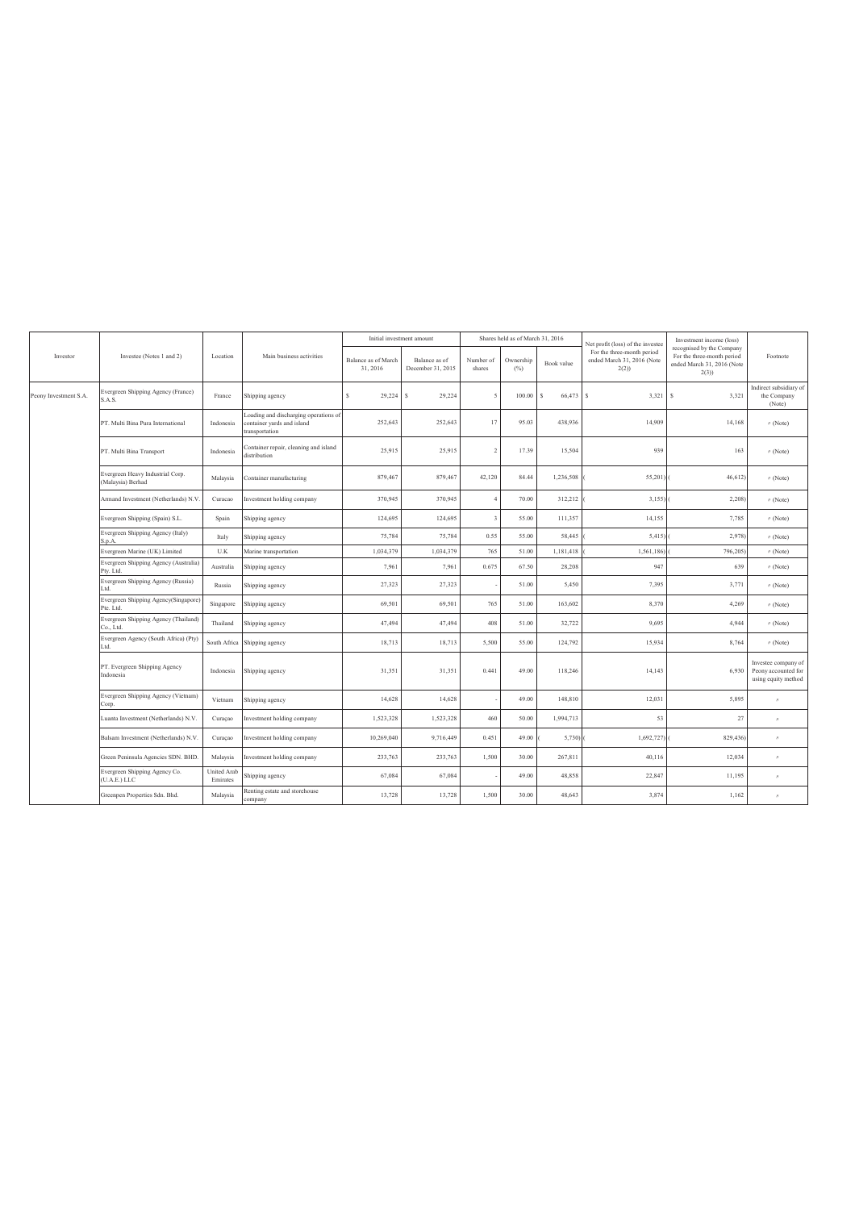| Investor | Investee (Notes 1 and 2) | Location | Main business activities | Initial investment amount | | Shares held as of March 31, 2016 | | | Net profit (loss) of the investee For the three-month period ended March 31, 2016 (Note 2(2)) | Investment income (loss) recognised by the Company For the three-month period ended March 31, 2016 (Note 2(3)) | Footnote |
|---|---|---|---|---|---|---|---|---|---|---|---|
| | | | | Balance as of March 31, 2016 | Balance as of December 31, 2015 | Number of shares | Ownership (%) | Book value | | | |
| Peony Investment S.A. | Evergreen Shipping Agency (France) S.A.S. | France | Shipping agency | $ 29,224 | $ 29,224 | 5 | 100.00 | $ 66,473 | $ 3,321 | $ 3,321 | Indirect subsidiary of the Company (Note) |
| | PT. Multi Bina Pura International | Indonesia | Loading and discharging operations of container yards and island transportation | 252,643 | 252,643 | 17 | 95.03 | 438,936 | 14,909 | 14,168 | 〃 (Note) |
| | PT. Multi Bina Transport | Indonesia | Container repair, cleaning and island distribution | 25,915 | 25,915 | 2 | 17.39 | 15,504 | 939 | 163 | 〃 (Note) |
| | Evergreen Heavy Industrial Corp. (Malaysia) Berhad | Malaysia | Container manufacturing | 879,467 | 879,467 | 42,120 | 84.44 | 1,236,508 | ( 55,201) | ( 46,612) | 〃 (Note) |
| | Armand Investment (Netherlands) N.V. | Curacao | Investment holding company | 370,945 | 370,945 | 4 | 70.00 | 312,212 | ( 3,155) | ( 2,208) | 〃 (Note) |
| | Evergreen Shipping (Spain) S.L. | Spain | Shipping agency | 124,695 | 124,695 | 3 | 55.00 | 111,357 | 14,155 | 7,785 | 〃 (Note) |
| | Evergreen Shipping Agency (Italy) S.p.A. | Italy | Shipping agency | 75,784 | 75,784 | 0.55 | 55.00 | 58,445 | ( 5,415) | ( 2,978) | 〃 (Note) |
| | Evergreen Marine (UK) Limited | U.K | Marine transportation | 1,034,379 | 1,034,379 | 765 | 51.00 | 1,181,418 | ( 1,561,186) | ( 796,205) | 〃 (Note) |
| | Evergreen Shipping Agency (Australia) Pty. Ltd. | Australia | Shipping agency | 7,961 | 7,961 | 0.675 | 67.50 | 28,208 | 947 | 639 | 〃 (Note) |
| | Evergreen Shipping Agency (Russia) Ltd. | Russia | Shipping agency | 27,323 | 27,323 | - | 51.00 | 5,450 | 7,395 | 3,771 | 〃 (Note) |
| | Evergreen Shipping Agency(Singapore) Pte. Ltd. | Singapore | Shipping agency | 69,501 | 69,501 | 765 | 51.00 | 163,602 | 8,370 | 4,269 | 〃 (Note) |
| | Evergreen Shipping Agency (Thailand) Co., Ltd. | Thailand | Shipping agency | 47,494 | 47,494 | 408 | 51.00 | 32,722 | 9,695 | 4,944 | 〃 (Note) |
| | Evergreen Agency (South Africa) (Pty) Ltd. | South Africa | Shipping agency | 18,713 | 18,713 | 5,500 | 55.00 | 124,792 | 15,934 | 8,764 | 〃 (Note) |
| | PT. Evergreen Shipping Agency Indonesia | Indonesia | Shipping agency | 31,351 | 31,351 | 0.441 | 49.00 | 118,246 | 14,143 | 6,930 | Investee company of Peony accounted for using equity method |
| | Evergreen Shipping Agency (Vietnam) Corp. | Vietnam | Shipping agency | 14,628 | 14,628 | - | 49.00 | 148,810 | 12,031 | 5,895 | 〃 |
| | Luanta Investment (Netherlands) N.V. | Curaçao | Investment holding company | 1,523,328 | 1,523,328 | 460 | 50.00 | 1,994,713 | 53 | 27 | 〃 |
| | Balsam Investment (Netherlands) N.V. | Curaçao | Investment holding company | 10,269,040 | 9,716,449 | 0.451 | 49.00 | ( 5,730) | ( 1,692,727) | ( 829,436) | 〃 |
| | Green Peninsula Agencies SDN. BHD. | Malaysia | Investment holding company | 233,763 | 233,763 | 1,500 | 30.00 | 267,811 | 40,116 | 12,034 | 〃 |
| | Evergreen Shipping Agency Co. (U.A.E.) LLC | United Arab Emirates | Shipping agency | 67,084 | 67,084 | - | 49.00 | 48,858 | 22,847 | 11,195 | 〃 |
| | Greenpen Properties Sdn. Bhd. | Malaysia | Renting estate and storehouse company | 13,728 | 13,728 | 1,500 | 30.00 | 48,643 | 3,874 | 1,162 | 〃 |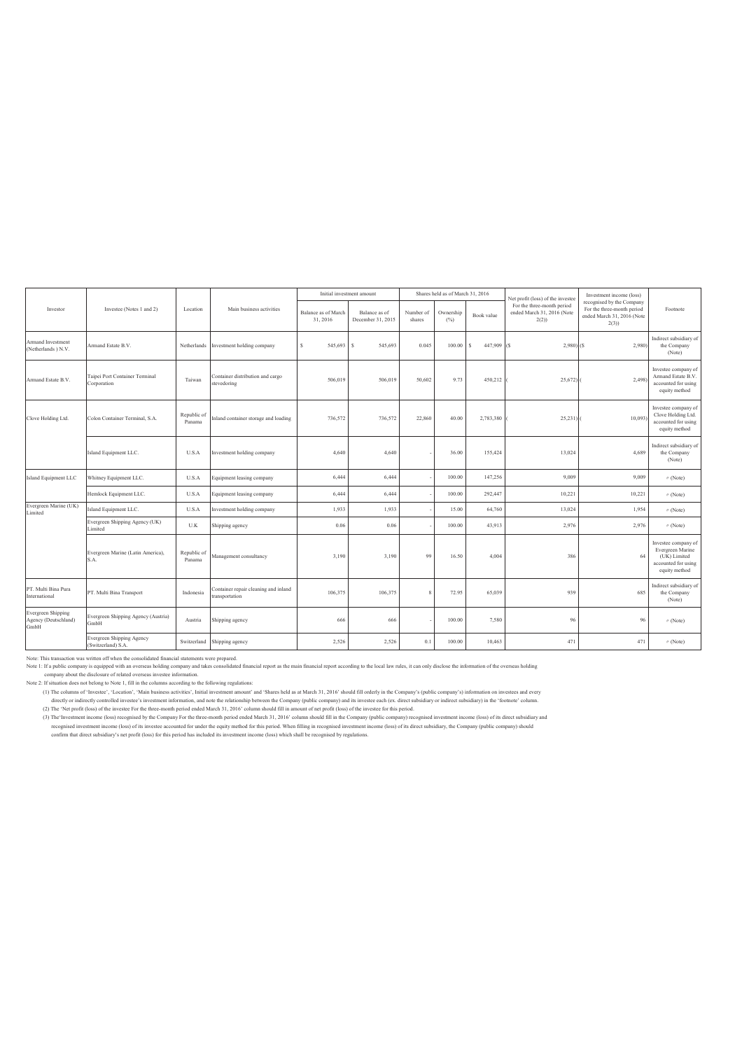| Investor | Investee (Notes 1 and 2) | Location | Main business activities | Initial investment amount | | Shares held as of March 31, 2016 | | | Net profit (loss) of the investee For the three-month period ended March 31, 2016 (Note 2(2)) | Investment income (loss) recognised by the Company For the three-month period ended March 31, 2016 (Note 2(3)) | Footnote |
|---|---|---|---|---|---|---|---|---|---|---|---|
| | | | | Balance as of March 31, 2016 | Balance as of December 31, 2015 | Number of shares | Ownership (%) | Book value | | | |
| Armand Investment (Netherlands ) N.V. | Armand Estate B.V. | Netherlands | Investment holding company | $ 545,693 | $ 545,693 | 0.045 | 100.00 | $ 447,909 | ($ 2,980) | ($ 2,980) | Indirect subsidiary of the Company (Note) |
| Armand Estate B.V. | Taipei Port Container Terminal Corporation | Taiwan | Container distribution and cargo stevedoring | 506,019 | 506,019 | 50,602 | 9.73 | 450,212 | ( 25,672) | ( 2,498) | Investee company of Armand Estate B.V. accounted for using equity method |
| Clove Holding Ltd. | Colon Container Terminal, S.A. | Republic of Panama | Inland container storage and loading | 736,572 | 736,572 | 22,860 | 40.00 | 2,783,380 | ( 25,231) | ( 10,093) | Investee company of Clove Holding Ltd. accounted for using equity method |
| | Island Equipment LLC. | U.S.A | Investment holding company | 4,640 | 4,640 | - | 36.00 | 155,424 | 13,024 | 4,689 | Indirect subsidiary of the Company (Note) |
| Island Equipment LLC | Whitney Equipment LLC. | U.S.A | Equipment leasing company | 6,444 | 6,444 | - | 100.00 | 147,256 | 9,009 | 9,009 | 〃 (Note) |
| | Hemlock Equipment LLC. | U.S.A | Equipment leasing company | 6,444 | 6,444 | - | 100.00 | 292,447 | 10,221 | 10,221 | 〃 (Note) |
| Evergreen Marine (UK) Limited | Island Equipment LLC. | U.S.A | Investment holding company | 1,933 | 1,933 | - | 15.00 | 64,760 | 13,024 | 1,954 | 〃 (Note) |
| | Evergreen Shipping Agency (UK) Limited | U.K | Shipping agency | 0.06 | 0.06 | - | 100.00 | 43,913 | 2,976 | 2,976 | 〃 (Note) |
| | Evergreen Marine (Latin America), S.A. | Republic of Panama | Management consultancy | 3,190 | 3,190 | 99 | 16.50 | 4,004 | 386 | 64 | Investee company of Evergreen Marine (UK) Limited accounted for using equity method |
| PT. Multi Bina Pura International | PT. Multi Bina Transport | Indonesia | Container repair cleaning and inland transportation | 106,375 | 106,375 | 8 | 72.95 | 65,039 | 939 | 685 | Indirect subsidiary of the Company (Note) |
| Evergreen Shipping Agency (Deutschland) GmbH | Evergreen Shipping Agency (Austria) GmbH | Austria | Shipping agency | 666 | 666 | - | 100.00 | 7,580 | 96 | 96 | 〃 (Note) |
| | Evergreen Shipping Agency (Switzerland) S.A. | Switzerland | Shipping agency | 2,526 | 2,526 | 0.1 | 100.00 | 10,463 | 471 | 471 | 〃 (Note) |

Note: This transaction was written off when the consolidated financial statements were prepared.

Note 1: If a public company is equipped with an overseas holding company and takes consolidated financial report as the main financial report according to the local law rules, it can only disclose the information of the overseas holding company about the disclosure of related overseas investee information.

Note 2: If situation does not belong to Note 1, fill in the columns according to the following regulations:

(1) The columns of 'Investee', 'Location', 'Main business activities', Initial investment amount' and 'Shares held as at March 31, 2016' should fill orderly in the Company's (public company's) information on investees and every directly or indirectly controlled investee's investment information, and note the relationship between the Company (public company) and its investee each (ex. direct subsidiary or indirect subsidiary) in the 'footnote' column.

(2) The 'Net profit (loss) of the investee For the three-month period ended March 31, 2016' column should fill in amount of net profit (loss) of the investee for this period.

(3) The'Investment income (loss) recognised by the Company For the three-month period ended March 31, 2016' column should fill in the Company (public company) recognised investment income (loss) of its direct subsidiary and recognised investment income (loss) of its investee accounted for under the equity method for this period. When filling in recognised investment income (loss) of its direct subsidiary, the Company (public company) should confirm that direct subsidiary's net profit (loss) for this period has included its investment income (loss) which shall be recognised by regulations.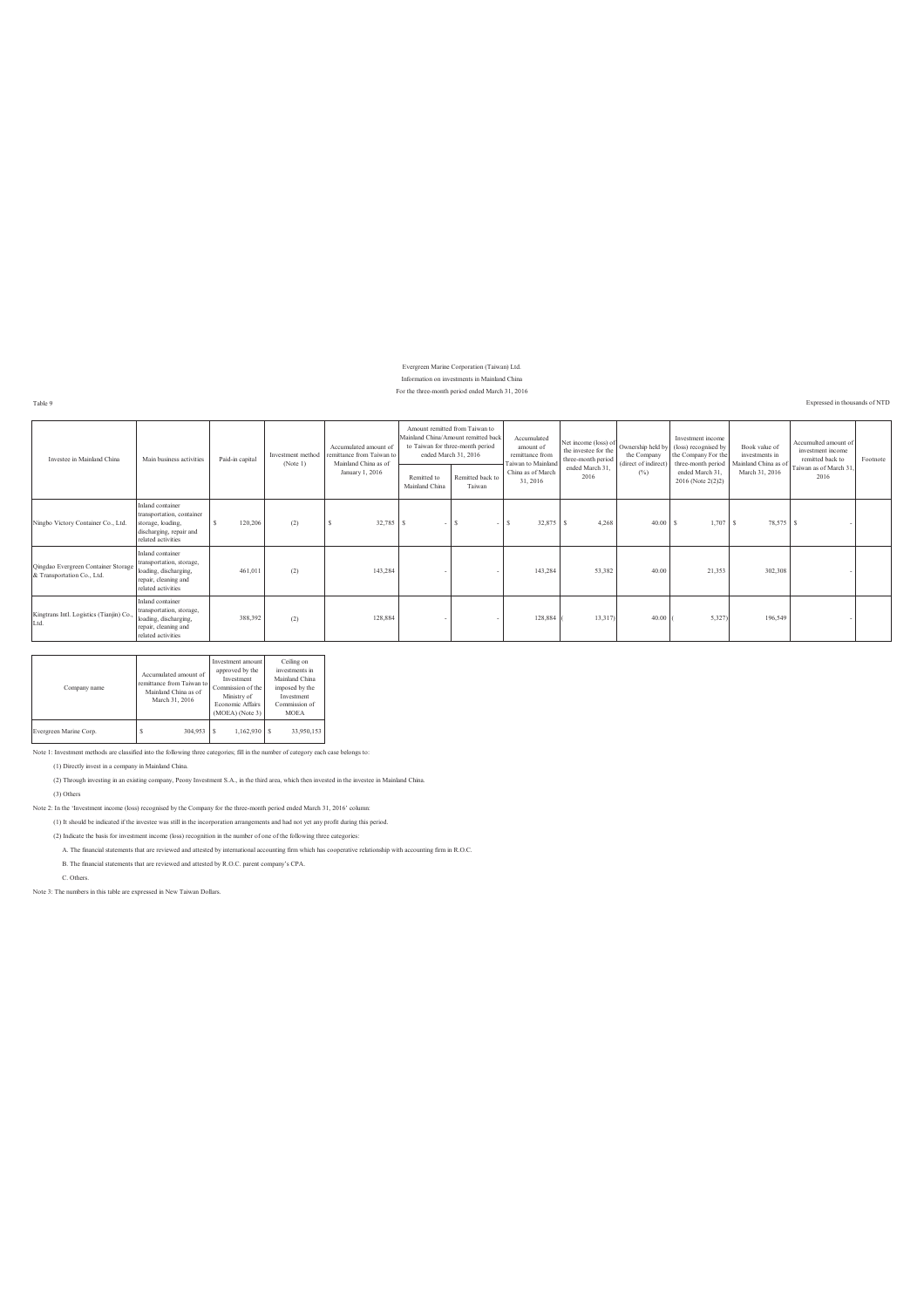Evergreen Marine Corporation (Taiwan) Ltd.

Information on investments in Mainland China

For the three-month period ended March 31, 2016

Table 9

Expressed in thousands of NTD

| Investee in Mainland China | Main business activities | Paid-in capital | Investment method (Note 1) | Accumulated amount of remittance from Taiwan to Mainland China as of January 1, 2016 | Amount remitted from Taiwan to Mainland China/Amount remitted back to Taiwan for three-month period ended March 31, 2016 | | Accumulated amount of remittance from Taiwan to Mainland China as of March 31, 2016 | Net income (loss) of the investee for the three-month period ended March 31, 2016 | Ownership held by the Company (direct of indirect) (%) | Investment income (loss) recognised by the Company For the three-month period ended March 31, 2016 (Note 2(2)2) | Book value of investments in Mainland China as of March 31, 2016 | Accumulted amount of investment income remitted back to Taiwan as of March 31, 2016 | Footnote |
|---|---|---|---|---|---|---|---|---|---|---|---|---|---|
| | | | | | Remitted to Mainland China | Remitted back to Taiwan | | | | | | | |
| Ningbo Victory Container Co., Ltd. | Inland container transportation, container storage, loading, discharging, repair and related activities | $ 120,206 | (2) | $ 32,785 | $ - | $ - | $ 32,875 | $ 4,268 | 40.00 | $ 1,707 | $ 78,575 | $ - | |
| Qingdao Evergreen Container Storage & Transportation Co., Ltd. | Inland container transportation, storage, loading, discharging, repair, cleaning and related activities | 461,011 | (2) | 143,284 | - | - | 143,284 | 53,382 | 40.00 | 21,353 | 302,308 | - | |
| Kingtrans Intl. Logistics (Tianjin) Co., Ltd. | Inland container transportation, storage, loading, discharging, repair, cleaning and related activities | 388,392 | (2) | 128,884 | - | - | 128,884 | ( 13,317) | 40.00 | ( 5,327) | 196,549 | - | |

| Company name | Accumulated amount of remittance from Taiwan to Mainland China as of March 31, 2016 | Investment amount approved by the Investment Commission of the Ministry of Economic Affairs (MOEA) (Note 3) | Ceiling on investments in Mainland China imposed by the Investment Commission of MOEA |
|---|---|---|---|
| Evergreen Marine Corp. | $ 304,953 | $ 1,162,930 | $ 33,950,153 |

Note 1: Investment methods are classified into the following three categories; fill in the number of category each case belongs to:

(1) Directly invest in a company in Mainland China.

(2) Through investing in an existing company, Peony Investment S.A., in the third area, which then invested in the investee in Mainland China.

(3) Others

Note 2: In the 'Investment income (loss) recognised by the Company for the three-month period ended March 31, 2016' column:

(1) It should be indicated if the investee was still in the incorporation arrangements and had not yet any profit during this period.

(2) Indicate the basis for investment income (loss) recognition in the number of one of the following three categories:

A. The financial statements that are reviewed and attested by international accounting firm which has cooperative relationship with accounting firm in R.O.C.

B. The financial statements that are reviewed and attested by R.O.C. parent company's CPA.

C. Others.

Note 3: The numbers in this table are expressed in New Taiwan Dollars.